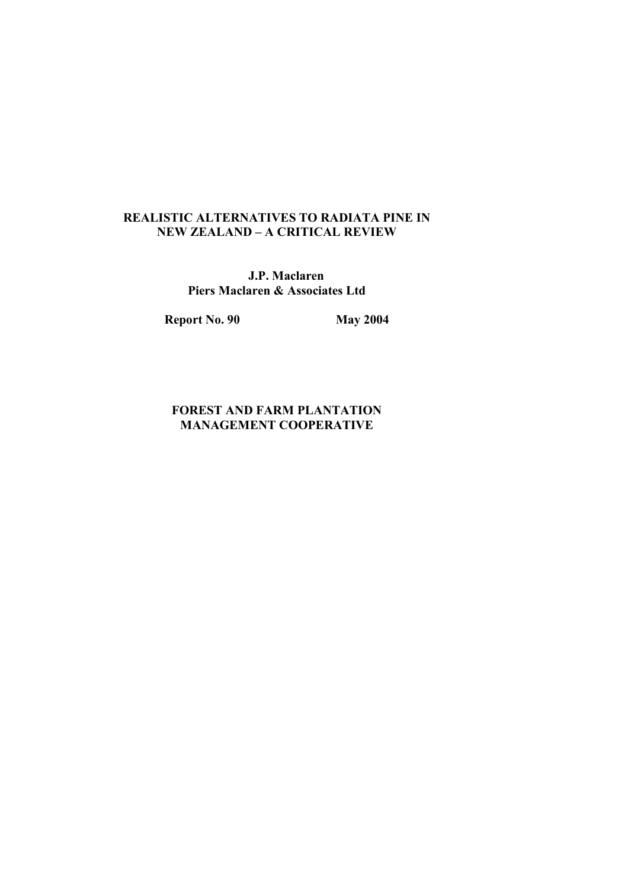# REALISTIC ALTERNATIVES TO RADIATA PINE IN NEW ZEALAND – A CRITICAL REVIEW

**J.P. Maclaren**
**Piers Maclaren & Associates Ltd**

**Report No. 90** **May 2004**

**FOREST AND FARM PLANTATION MANAGEMENT COOPERATIVE**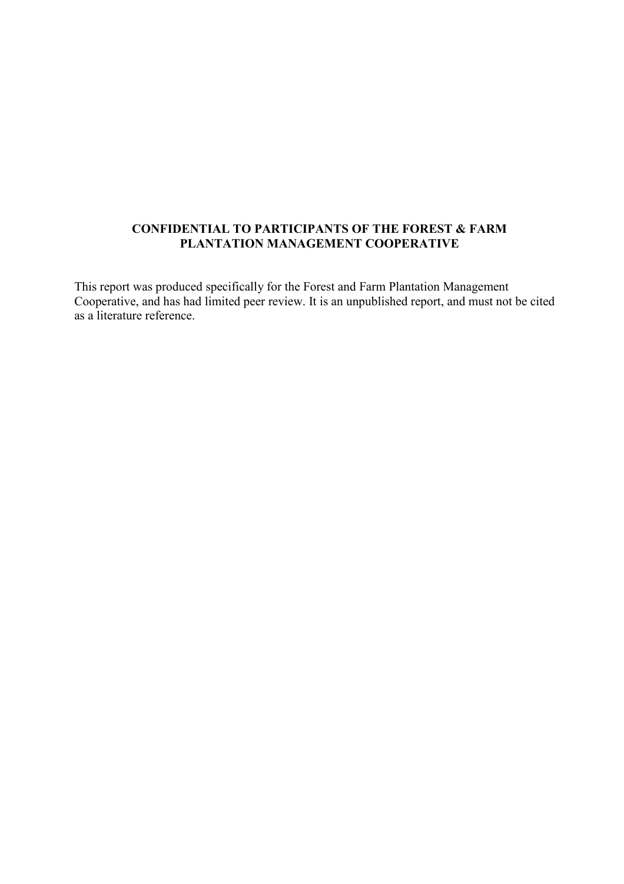**CONFIDENTIAL TO PARTICIPANTS OF THE FOREST & FARM PLANTATION MANAGEMENT COOPERATIVE**

This report was produced specifically for the Forest and Farm Plantation Management Cooperative, and has had limited peer review. It is an unpublished report, and must not be cited as a literature reference.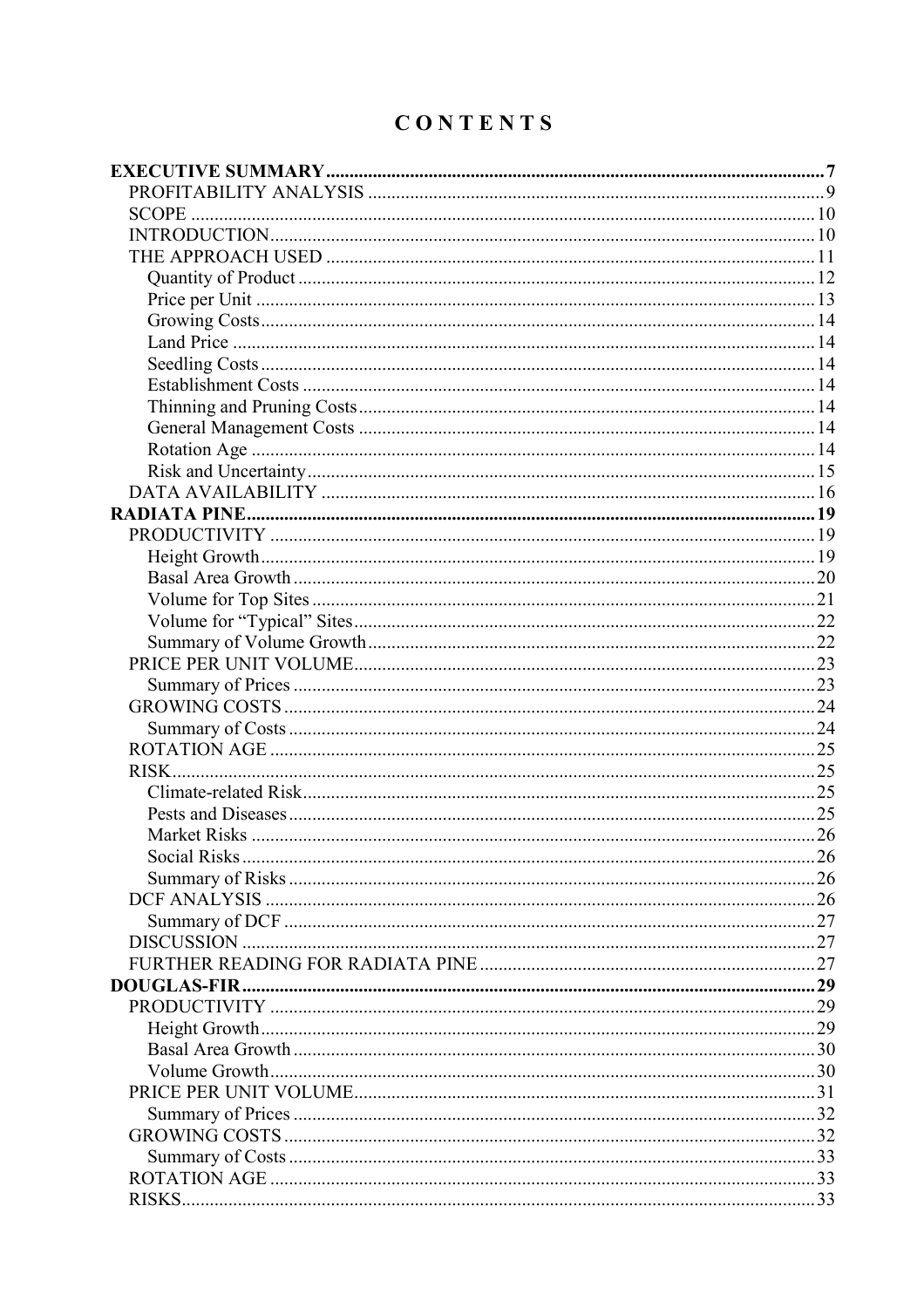# CONTENTS

**EXECUTIVE SUMMARY** .......... 7
- PROFITABILITY ANALYSIS .......... 9
- SCOPE .......... 10
- INTRODUCTION .......... 10
- THE APPROACH USED .......... 11
  - Quantity of Product .......... 12
  - Price per Unit .......... 13
  - Growing Costs .......... 14
  - Land Price .......... 14
  - Seedling Costs .......... 14
  - Establishment Costs .......... 14
  - Thinning and Pruning Costs .......... 14
  - General Management Costs .......... 14
  - Rotation Age .......... 14
  - Risk and Uncertainty .......... 15
- DATA AVAILABILITY .......... 16

**RADIATA PINE** .......... 19
- PRODUCTIVITY .......... 19
  - Height Growth .......... 19
  - Basal Area Growth .......... 20
  - Volume for Top Sites .......... 21
  - Volume for "Typical" Sites .......... 22
  - Summary of Volume Growth .......... 22
- PRICE PER UNIT VOLUME .......... 23
  - Summary of Prices .......... 23
- GROWING COSTS .......... 24
  - Summary of Costs .......... 24
- ROTATION AGE .......... 25
- RISK .......... 25
  - Climate-related Risk .......... 25
  - Pests and Diseases .......... 25
  - Market Risks .......... 26
  - Social Risks .......... 26
  - Summary of Risks .......... 26
- DCF ANALYSIS .......... 26
  - Summary of DCF .......... 27
- DISCUSSION .......... 27
- FURTHER READING FOR RADIATA PINE .......... 27

**DOUGLAS-FIR** .......... 29
- PRODUCTIVITY .......... 29
  - Height Growth .......... 29
  - Basal Area Growth .......... 30
  - Volume Growth .......... 30
- PRICE PER UNIT VOLUME .......... 31
  - Summary of Prices .......... 32
- GROWING COSTS .......... 32
  - Summary of Costs .......... 33
- ROTATION AGE .......... 33
- RISKS .......... 33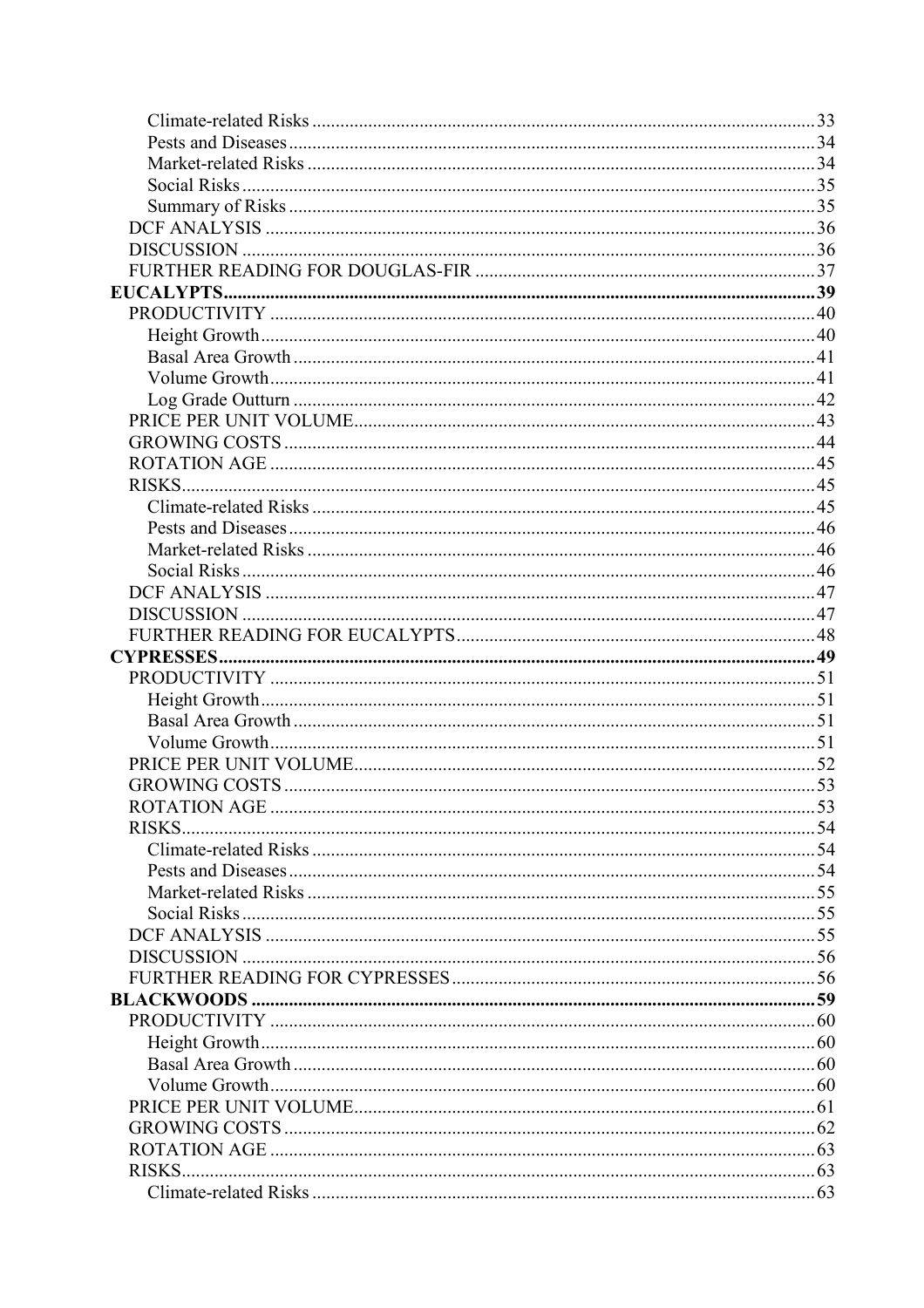Climate-related Risks .......... 33
Pests and Diseases .......... 34
Market-related Risks .......... 34
Social Risks .......... 35
Summary of Risks .......... 35
DCF ANALYSIS .......... 36
DISCUSSION .......... 36
FURTHER READING FOR DOUGLAS-FIR .......... 37

**EUCALYPTS .......... 39**

PRODUCTIVITY .......... 40
Height Growth .......... 40
Basal Area Growth .......... 41
Volume Growth .......... 41
Log Grade Outturn .......... 42
PRICE PER UNIT VOLUME .......... 43
GROWING COSTS .......... 44
ROTATION AGE .......... 45
RISKS .......... 45
Climate-related Risks .......... 45
Pests and Diseases .......... 46
Market-related Risks .......... 46
Social Risks .......... 46
DCF ANALYSIS .......... 47
DISCUSSION .......... 47
FURTHER READING FOR EUCALYPTS .......... 48

**CYPRESSES .......... 49**

PRODUCTIVITY .......... 51
Height Growth .......... 51
Basal Area Growth .......... 51
Volume Growth .......... 51
PRICE PER UNIT VOLUME .......... 52
GROWING COSTS .......... 53
ROTATION AGE .......... 53
RISKS .......... 54
Climate-related Risks .......... 54
Pests and Diseases .......... 54
Market-related Risks .......... 55
Social Risks .......... 55
DCF ANALYSIS .......... 55
DISCUSSION .......... 56
FURTHER READING FOR CYPRESSES .......... 56

**BLACKWOODS .......... 59**

PRODUCTIVITY .......... 60
Height Growth .......... 60
Basal Area Growth .......... 60
Volume Growth .......... 60
PRICE PER UNIT VOLUME .......... 61
GROWING COSTS .......... 62
ROTATION AGE .......... 63
RISKS .......... 63
Climate-related Risks .......... 63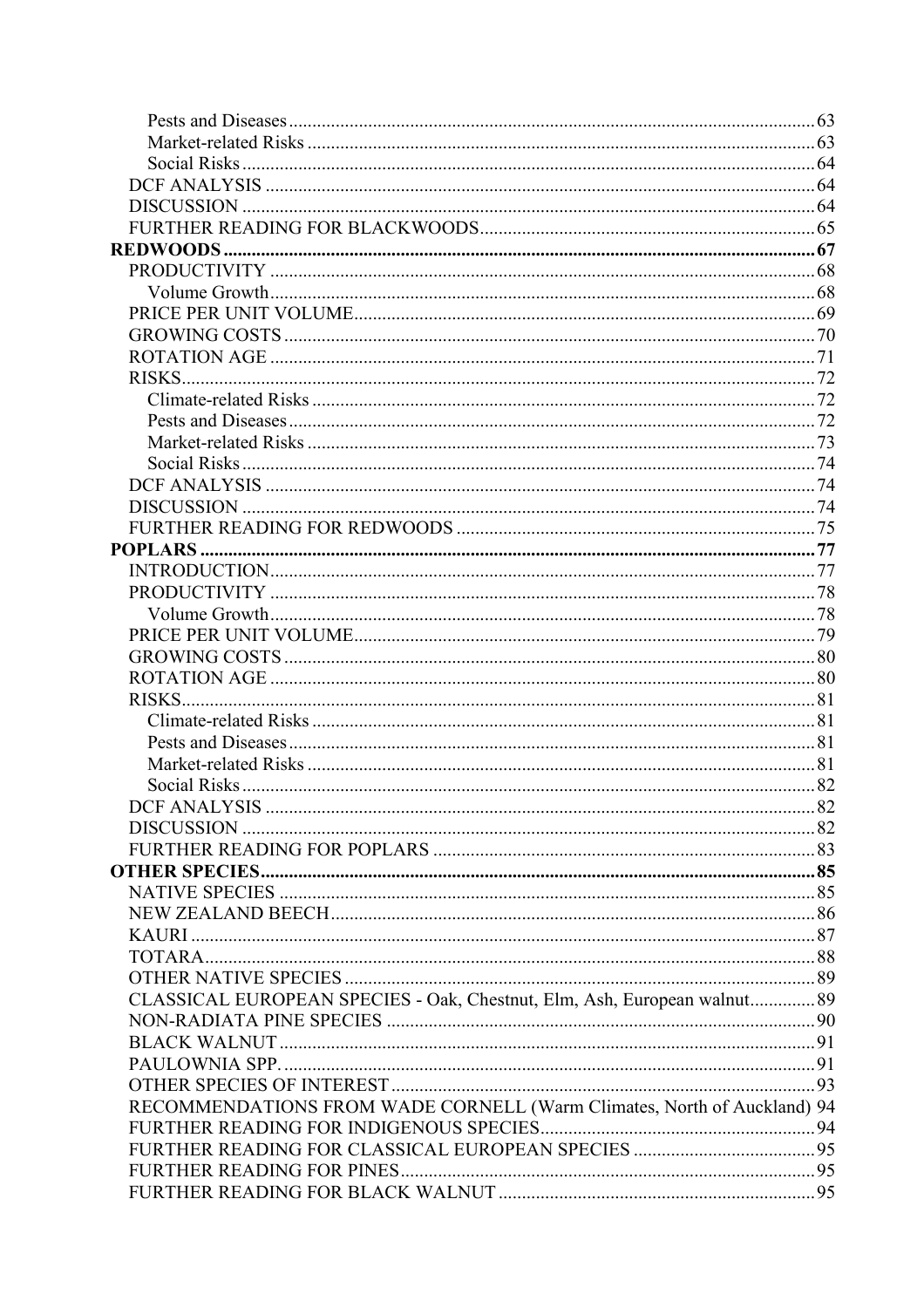- Pests and Diseases ........ 63
- Market-related Risks ........ 63
- Social Risks ........ 64

DCF ANALYSIS ........ 64
DISCUSSION ........ 64
FURTHER READING FOR BLACKWOODS ........ 65

**REDWOODS ........ 67**

PRODUCTIVITY ........ 68
- Volume Growth ........ 68

PRICE PER UNIT VOLUME ........ 69
GROWING COSTS ........ 70
ROTATION AGE ........ 71
RISKS ........ 72
- Climate-related Risks ........ 72
- Pests and Diseases ........ 72
- Market-related Risks ........ 73
- Social Risks ........ 74

DCF ANALYSIS ........ 74
DISCUSSION ........ 74
FURTHER READING FOR REDWOODS ........ 75

**POPLARS ........ 77**

INTRODUCTION ........ 77
PRODUCTIVITY ........ 78
- Volume Growth ........ 78

PRICE PER UNIT VOLUME ........ 79
GROWING COSTS ........ 80
ROTATION AGE ........ 80
RISKS ........ 81
- Climate-related Risks ........ 81
- Pests and Diseases ........ 81
- Market-related Risks ........ 81
- Social Risks ........ 82

DCF ANALYSIS ........ 82
DISCUSSION ........ 82
FURTHER READING FOR POPLARS ........ 83

**OTHER SPECIES ........ 85**

NATIVE SPECIES ........ 85
NEW ZEALAND BEECH ........ 86
KAURI ........ 87
TOTARA ........ 88
OTHER NATIVE SPECIES ........ 89
CLASSICAL EUROPEAN SPECIES - Oak, Chestnut, Elm, Ash, European walnut ........ 89
NON-RADIATA PINE SPECIES ........ 90
BLACK WALNUT ........ 91
PAULOWNIA SPP. ........ 91
OTHER SPECIES OF INTEREST ........ 93
RECOMMENDATIONS FROM WADE CORNELL (Warm Climates, North of Auckland) 94
FURTHER READING FOR INDIGENOUS SPECIES ........ 94
FURTHER READING FOR CLASSICAL EUROPEAN SPECIES ........ 95
FURTHER READING FOR PINES ........ 95
FURTHER READING FOR BLACK WALNUT ........ 95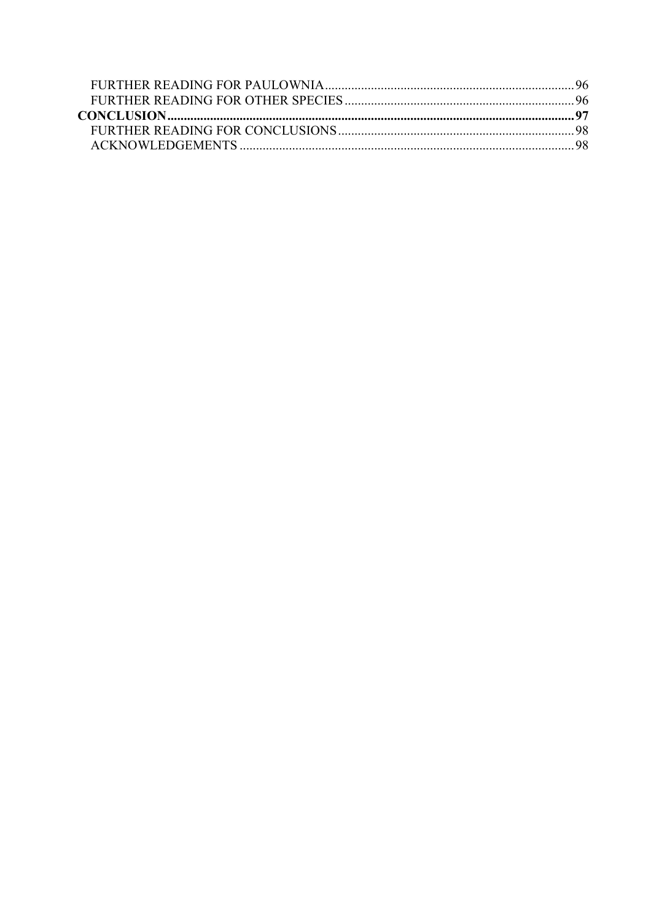FURTHER READING FOR PAULOWNIA ........................................................................ 96
FURTHER READING FOR OTHER SPECIES ................................................................... 96
**CONCLUSION ........................................................................................................................ 97**
FURTHER READING FOR CONCLUSIONS ..................................................................... 98
ACKNOWLEDGEMENTS ........................................................................................................ 98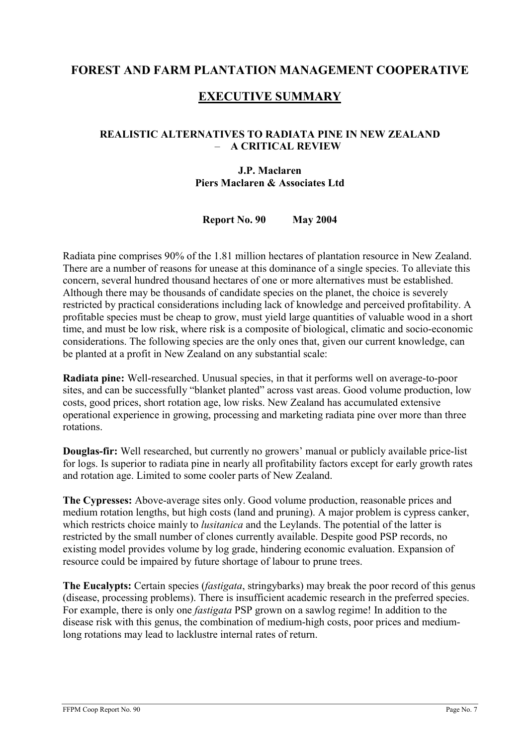# FOREST AND FARM PLANTATION MANAGEMENT COOPERATIVE

## EXECUTIVE SUMMARY

### REALISTIC ALTERNATIVES TO RADIATA PINE IN NEW ZEALAND – A CRITICAL REVIEW

**J.P. Maclaren**
**Piers Maclaren & Associates Ltd**

**Report No. 90 May 2004**

Radiata pine comprises 90% of the 1.81 million hectares of plantation resource in New Zealand. There are a number of reasons for unease at this dominance of a single species. To alleviate this concern, several hundred thousand hectares of one or more alternatives must be established. Although there may be thousands of candidate species on the planet, the choice is severely restricted by practical considerations including lack of knowledge and perceived profitability. A profitable species must be cheap to grow, must yield large quantities of valuable wood in a short time, and must be low risk, where risk is a composite of biological, climatic and socio-economic considerations. The following species are the only ones that, given our current knowledge, can be planted at a profit in New Zealand on any substantial scale:

**Radiata pine:** Well-researched. Unusual species, in that it performs well on average-to-poor sites, and can be successfully "blanket planted" across vast areas. Good volume production, low costs, good prices, short rotation age, low risks. New Zealand has accumulated extensive operational experience in growing, processing and marketing radiata pine over more than three rotations.

**Douglas-fir:** Well researched, but currently no growers' manual or publicly available price-list for logs. Is superior to radiata pine in nearly all profitability factors except for early growth rates and rotation age. Limited to some cooler parts of New Zealand.

**The Cypresses:** Above-average sites only. Good volume production, reasonable prices and medium rotation lengths, but high costs (land and pruning). A major problem is cypress canker, which restricts choice mainly to *lusitanica* and the Leylands. The potential of the latter is restricted by the small number of clones currently available. Despite good PSP records, no existing model provides volume by log grade, hindering economic evaluation. Expansion of resource could be impaired by future shortage of labour to prune trees.

**The Eucalypts:** Certain species (*fastigata*, stringybarks) may break the poor record of this genus (disease, processing problems). There is insufficient academic research in the preferred species. For example, there is only one *fastigata* PSP grown on a sawlog regime! In addition to the disease risk with this genus, the combination of medium-high costs, poor prices and medium-long rotations may lead to lacklustre internal rates of return.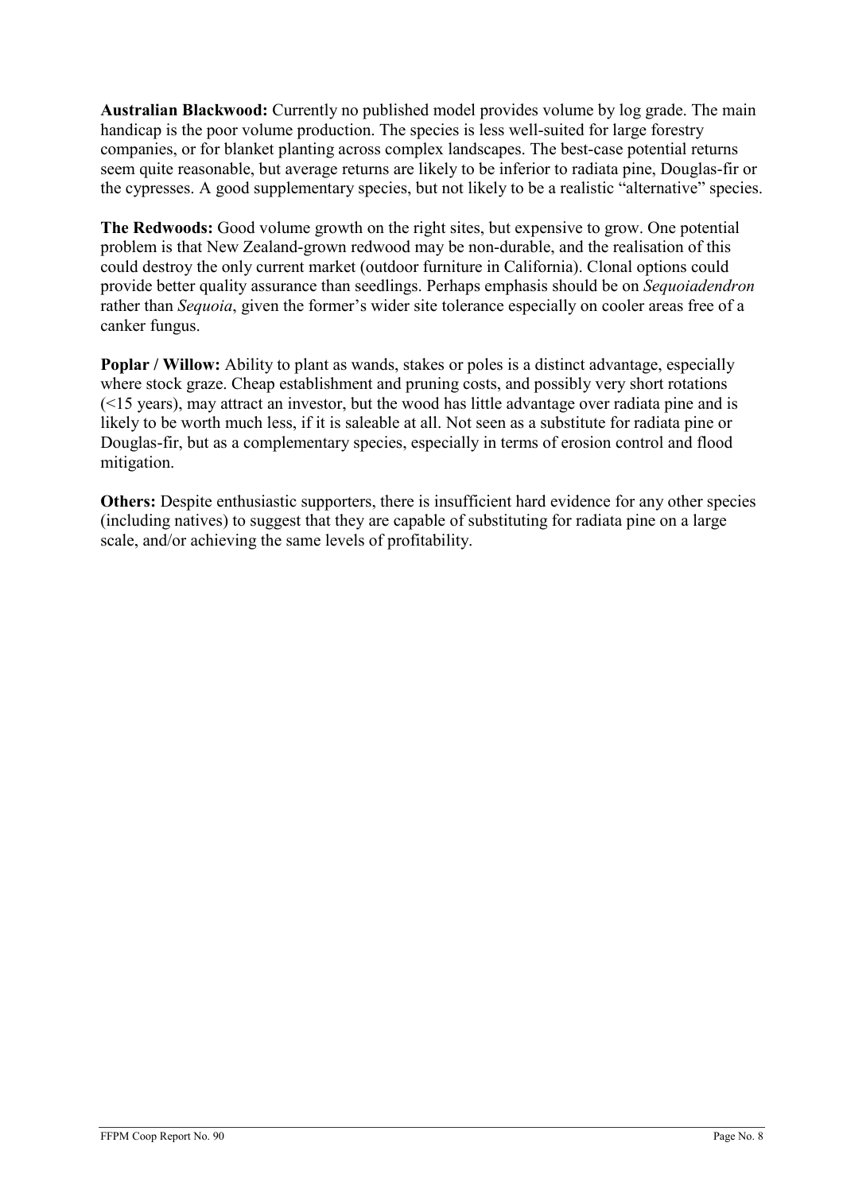**Australian Blackwood:** Currently no published model provides volume by log grade. The main handicap is the poor volume production. The species is less well-suited for large forestry companies, or for blanket planting across complex landscapes. The best-case potential returns seem quite reasonable, but average returns are likely to be inferior to radiata pine, Douglas-fir or the cypresses. A good supplementary species, but not likely to be a realistic "alternative" species.

**The Redwoods:** Good volume growth on the right sites, but expensive to grow. One potential problem is that New Zealand-grown redwood may be non-durable, and the realisation of this could destroy the only current market (outdoor furniture in California). Clonal options could provide better quality assurance than seedlings. Perhaps emphasis should be on *Sequoiadendron* rather than *Sequoia*, given the former's wider site tolerance especially on cooler areas free of a canker fungus.

**Poplar / Willow:** Ability to plant as wands, stakes or poles is a distinct advantage, especially where stock graze. Cheap establishment and pruning costs, and possibly very short rotations (<15 years), may attract an investor, but the wood has little advantage over radiata pine and is likely to be worth much less, if it is saleable at all. Not seen as a substitute for radiata pine or Douglas-fir, but as a complementary species, especially in terms of erosion control and flood mitigation.

**Others:** Despite enthusiastic supporters, there is insufficient hard evidence for any other species (including natives) to suggest that they are capable of substituting for radiata pine on a large scale, and/or achieving the same levels of profitability.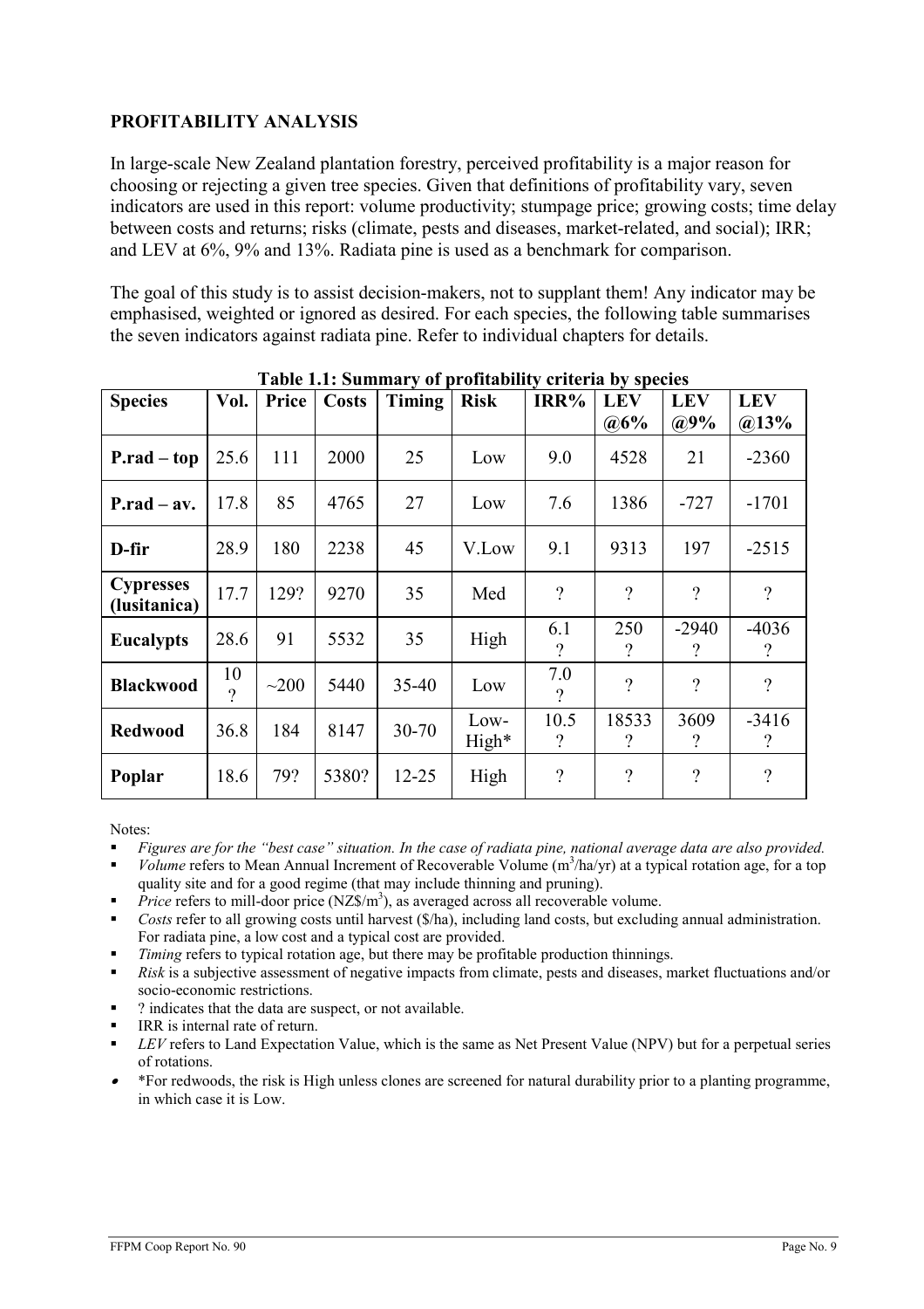## PROFITABILITY ANALYSIS

In large-scale New Zealand plantation forestry, perceived profitability is a major reason for choosing or rejecting a given tree species. Given that definitions of profitability vary, seven indicators are used in this report: volume productivity; stumpage price; growing costs; time delay between costs and returns; risks (climate, pests and diseases, market-related, and social); IRR; and LEV at 6%, 9% and 13%. Radiata pine is used as a benchmark for comparison.

The goal of this study is to assist decision-makers, not to supplant them! Any indicator may be emphasised, weighted or ignored as desired. For each species, the following table summarises the seven indicators against radiata pine. Refer to individual chapters for details.

**Table 1.1: Summary of profitability criteria by species**

| Species | Vol. | Price | Costs | Timing | Risk | IRR% | LEV @6% | LEV @9% | LEV @13% |
|---|---|---|---|---|---|---|---|---|---|
| **P.rad – top** | 25.6 | 111 | 2000 | 25 | Low | 9.0 | 4528 | 21 | -2360 |
| **P.rad – av.** | 17.8 | 85 | 4765 | 27 | Low | 7.6 | 1386 | -727 | -1701 |
| **D-fir** | 28.9 | 180 | 2238 | 45 | V.Low | 9.1 | 9313 | 197 | -2515 |
| **Cypresses (lusitanica)** | 17.7 | 129? | 9270 | 35 | Med | ? | ? | ? | ? |
| **Eucalypts** | 28.6 | 91 | 5532 | 35 | High | 6.1 ? | 250 ? | -2940 ? | -4036 ? |
| **Blackwood** | 10 ? | ~200 | 5440 | 35-40 | Low | 7.0 ? | ? | ? | ? |
| **Redwood** | 36.8 | 184 | 8147 | 30-70 | Low-High* | 10.5 ? | 18533 ? | 3609 ? | -3416 ? |
| **Poplar** | 18.6 | 79? | 5380? | 12-25 | High | ? | ? | ? | ? |

Notes:

- *Figures are for the "best case" situation. In the case of radiata pine, national average data are also provided.*
- *Volume* refers to Mean Annual Increment of Recoverable Volume ($m^3$/ha/yr) at a typical rotation age, for a top quality site and for a good regime (that may include thinning and pruning).
- *Price* refers to mill-door price (NZ\$/$m^3$), as averaged across all recoverable volume.
- *Costs* refer to all growing costs until harvest (\$/ha), including land costs, but excluding annual administration. For radiata pine, a low cost and a typical cost are provided.
- *Timing* refers to typical rotation age, but there may be profitable production thinnings.
- *Risk* is a subjective assessment of negative impacts from climate, pests and diseases, market fluctuations and/or socio-economic restrictions.
- ? indicates that the data are suspect, or not available.
- IRR is internal rate of return.
- *LEV* refers to Land Expectation Value, which is the same as Net Present Value (NPV) but for a perpetual series of rotations.
- *For redwoods, the risk is High unless clones are screened for natural durability prior to a planting programme, in which case it is Low.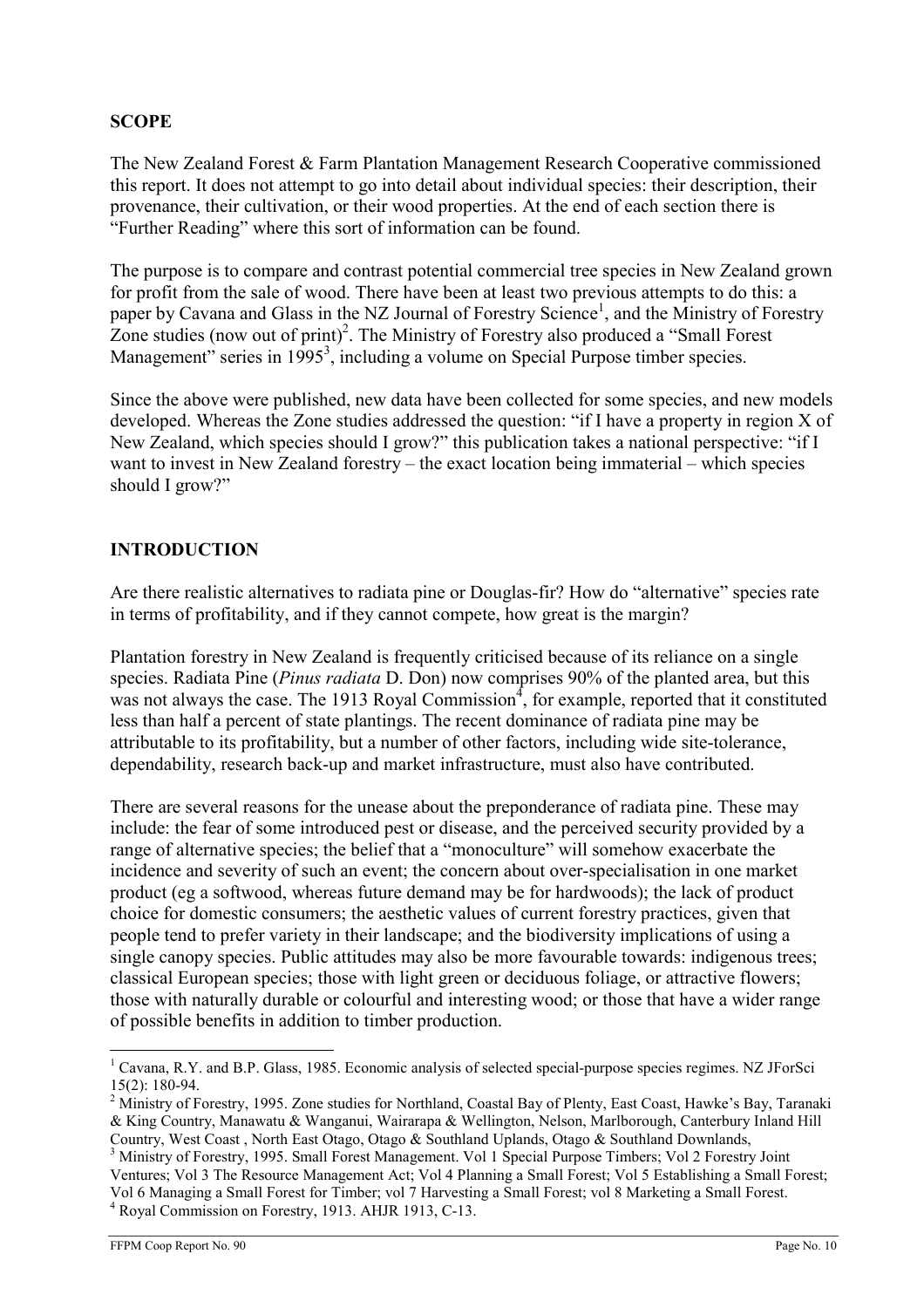## SCOPE

The New Zealand Forest & Farm Plantation Management Research Cooperative commissioned this report. It does not attempt to go into detail about individual species: their description, their provenance, their cultivation, or their wood properties. At the end of each section there is "Further Reading" where this sort of information can be found.

The purpose is to compare and contrast potential commercial tree species in New Zealand grown for profit from the sale of wood. There have been at least two previous attempts to do this: a paper by Cavana and Glass in the NZ Journal of Forestry Science[1], and the Ministry of Forestry Zone studies (now out of print)[2]. The Ministry of Forestry also produced a "Small Forest Management" series in 1995[3], including a volume on Special Purpose timber species.

Since the above were published, new data have been collected for some species, and new models developed. Whereas the Zone studies addressed the question: "if I have a property in region X of New Zealand, which species should I grow?" this publication takes a national perspective: "if I want to invest in New Zealand forestry – the exact location being immaterial – which species should I grow?"

## INTRODUCTION

Are there realistic alternatives to radiata pine or Douglas-fir? How do "alternative" species rate in terms of profitability, and if they cannot compete, how great is the margin?

Plantation forestry in New Zealand is frequently criticised because of its reliance on a single species. Radiata Pine (*Pinus radiata* D. Don) now comprises 90% of the planted area, but this was not always the case. The 1913 Royal Commission[4], for example, reported that it constituted less than half a percent of state plantings. The recent dominance of radiata pine may be attributable to its profitability, but a number of other factors, including wide site-tolerance, dependability, research back-up and market infrastructure, must also have contributed.

There are several reasons for the unease about the preponderance of radiata pine. These may include: the fear of some introduced pest or disease, and the perceived security provided by a range of alternative species; the belief that a "monoculture" will somehow exacerbate the incidence and severity of such an event; the concern about over-specialisation in one market product (eg a softwood, whereas future demand may be for hardwoods); the lack of product choice for domestic consumers; the aesthetic values of current forestry practices, given that people tend to prefer variety in their landscape; and the biodiversity implications of using a single canopy species. Public attitudes may also be more favourable towards: indigenous trees; classical European species; those with light green or deciduous foliage, or attractive flowers; those with naturally durable or colourful and interesting wood; or those that have a wider range of possible benefits in addition to timber production.

---

[1] Cavana, R.Y. and B.P. Glass, 1985. Economic analysis of selected special-purpose species regimes. NZ JForSci 15(2): 180-94.

[2] Ministry of Forestry, 1995. Zone studies for Northland, Coastal Bay of Plenty, East Coast, Hawke's Bay, Taranaki & King Country, Manawatu & Wanganui, Wairarapa & Wellington, Nelson, Marlborough, Canterbury Inland Hill Country, West Coast , North East Otago, Otago & Southland Uplands, Otago & Southland Downlands,

[3] Ministry of Forestry, 1995. Small Forest Management. Vol 1 Special Purpose Timbers; Vol 2 Forestry Joint Ventures; Vol 3 The Resource Management Act; Vol 4 Planning a Small Forest; Vol 5 Establishing a Small Forest; Vol 6 Managing a Small Forest for Timber; vol 7 Harvesting a Small Forest; vol 8 Marketing a Small Forest.

[4] Royal Commission on Forestry, 1913. AHJR 1913, C-13.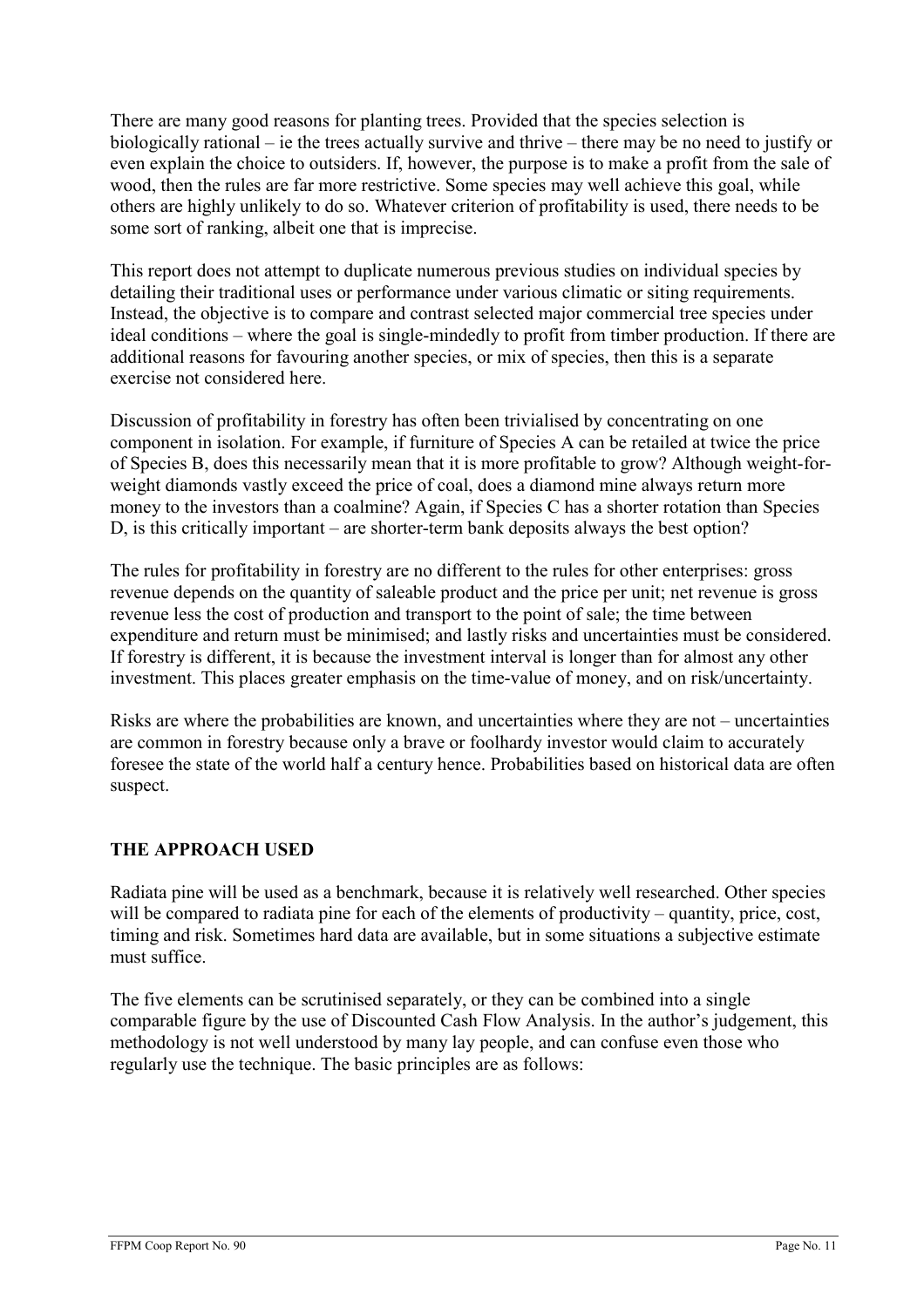There are many good reasons for planting trees. Provided that the species selection is biologically rational – ie the trees actually survive and thrive – there may be no need to justify or even explain the choice to outsiders. If, however, the purpose is to make a profit from the sale of wood, then the rules are far more restrictive. Some species may well achieve this goal, while others are highly unlikely to do so. Whatever criterion of profitability is used, there needs to be some sort of ranking, albeit one that is imprecise.

This report does not attempt to duplicate numerous previous studies on individual species by detailing their traditional uses or performance under various climatic or siting requirements. Instead, the objective is to compare and contrast selected major commercial tree species under ideal conditions – where the goal is single-mindedly to profit from timber production. If there are additional reasons for favouring another species, or mix of species, then this is a separate exercise not considered here.

Discussion of profitability in forestry has often been trivialised by concentrating on one component in isolation. For example, if furniture of Species A can be retailed at twice the price of Species B, does this necessarily mean that it is more profitable to grow? Although weight-for-weight diamonds vastly exceed the price of coal, does a diamond mine always return more money to the investors than a coalmine? Again, if Species C has a shorter rotation than Species D, is this critically important – are shorter-term bank deposits always the best option?

The rules for profitability in forestry are no different to the rules for other enterprises: gross revenue depends on the quantity of saleable product and the price per unit; net revenue is gross revenue less the cost of production and transport to the point of sale; the time between expenditure and return must be minimised; and lastly risks and uncertainties must be considered. If forestry is different, it is because the investment interval is longer than for almost any other investment. This places greater emphasis on the time-value of money, and on risk/uncertainty.

Risks are where the probabilities are known, and uncertainties where they are not – uncertainties are common in forestry because only a brave or foolhardy investor would claim to accurately foresee the state of the world half a century hence. Probabilities based on historical data are often suspect.

## THE APPROACH USED

Radiata pine will be used as a benchmark, because it is relatively well researched. Other species will be compared to radiata pine for each of the elements of productivity – quantity, price, cost, timing and risk. Sometimes hard data are available, but in some situations a subjective estimate must suffice.

The five elements can be scrutinised separately, or they can be combined into a single comparable figure by the use of Discounted Cash Flow Analysis. In the author's judgement, this methodology is not well understood by many lay people, and can confuse even those who regularly use the technique. The basic principles are as follows: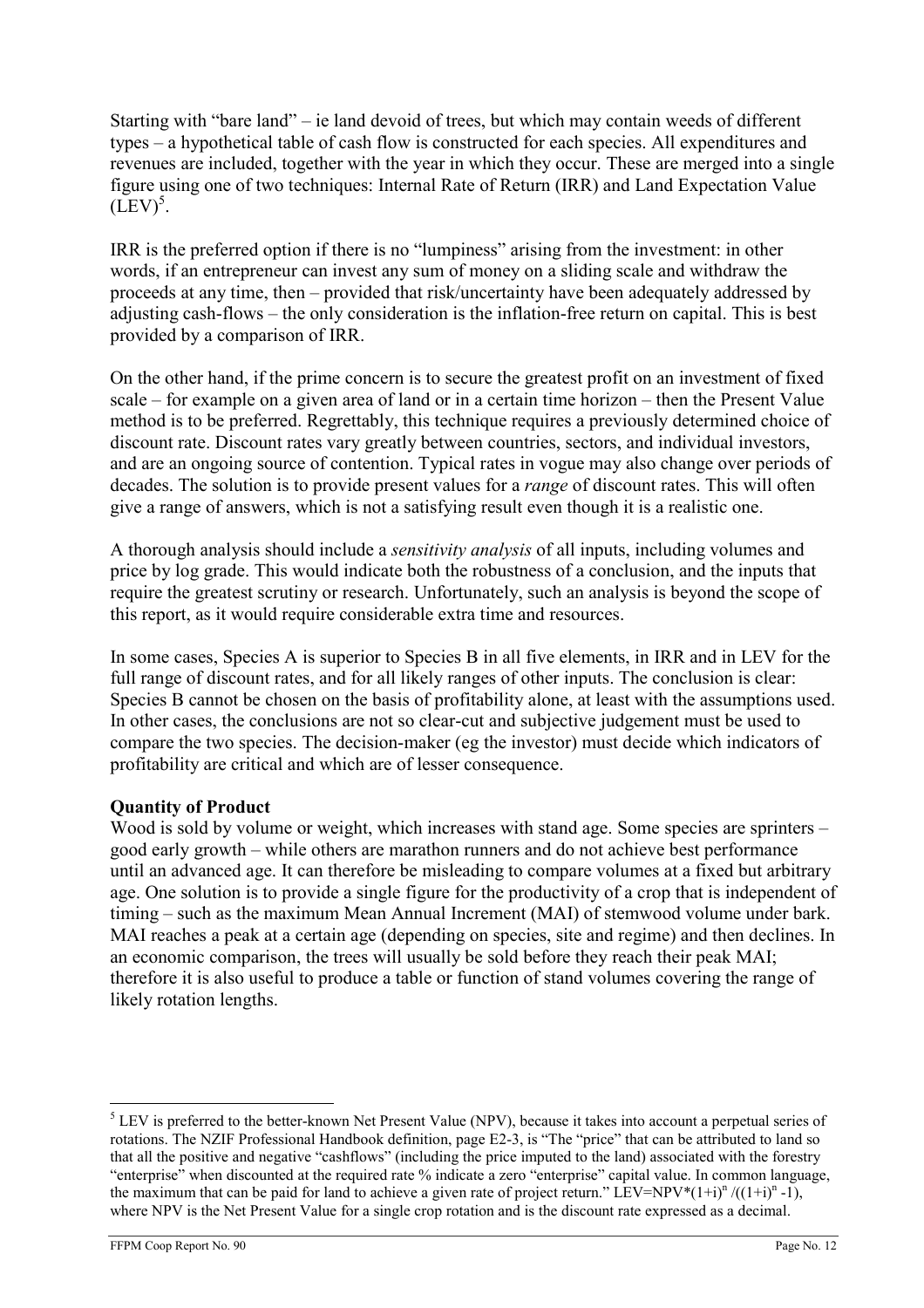Starting with "bare land" – ie land devoid of trees, but which may contain weeds of different types – a hypothetical table of cash flow is constructed for each species. All expenditures and revenues are included, together with the year in which they occur. These are merged into a single figure using one of two techniques: Internal Rate of Return (IRR) and Land Expectation Value (LEV)[5].

IRR is the preferred option if there is no "lumpiness" arising from the investment: in other words, if an entrepreneur can invest any sum of money on a sliding scale and withdraw the proceeds at any time, then – provided that risk/uncertainty have been adequately addressed by adjusting cash-flows – the only consideration is the inflation-free return on capital. This is best provided by a comparison of IRR.

On the other hand, if the prime concern is to secure the greatest profit on an investment of fixed scale – for example on a given area of land or in a certain time horizon – then the Present Value method is to be preferred. Regrettably, this technique requires a previously determined choice of discount rate. Discount rates vary greatly between countries, sectors, and individual investors, and are an ongoing source of contention. Typical rates in vogue may also change over periods of decades. The solution is to provide present values for a *range* of discount rates. This will often give a range of answers, which is not a satisfying result even though it is a realistic one.

A thorough analysis should include a *sensitivity analysis* of all inputs, including volumes and price by log grade. This would indicate both the robustness of a conclusion, and the inputs that require the greatest scrutiny or research. Unfortunately, such an analysis is beyond the scope of this report, as it would require considerable extra time and resources.

In some cases, Species A is superior to Species B in all five elements, in IRR and in LEV for the full range of discount rates, and for all likely ranges of other inputs. The conclusion is clear: Species B cannot be chosen on the basis of profitability alone, at least with the assumptions used. In other cases, the conclusions are not so clear-cut and subjective judgement must be used to compare the two species. The decision-maker (eg the investor) must decide which indicators of profitability are critical and which are of lesser consequence.

**Quantity of Product**

Wood is sold by volume or weight, which increases with stand age. Some species are sprinters – good early growth – while others are marathon runners and do not achieve best performance until an advanced age. It can therefore be misleading to compare volumes at a fixed but arbitrary age. One solution is to provide a single figure for the productivity of a crop that is independent of timing – such as the maximum Mean Annual Increment (MAI) of stemwood volume under bark. MAI reaches a peak at a certain age (depending on species, site and regime) and then declines. In an economic comparison, the trees will usually be sold before they reach their peak MAI; therefore it is also useful to produce a table or function of stand volumes covering the range of likely rotation lengths.

---

[5] LEV is preferred to the better-known Net Present Value (NPV), because it takes into account a perpetual series of rotations. The NZIF Professional Handbook definition, page E2-3, is "The "price" that can be attributed to land so that all the positive and negative "cashflows" (including the price imputed to the land) associated with the forestry "enterprise" when discounted at the required rate % indicate a zero "enterprise" capital value. In common language, the maximum that can be paid for land to achieve a given rate of project return." $LEV=NPV*(1+i)^n/((1+i)^n-1)$, where NPV is the Net Present Value for a single crop rotation and is the discount rate expressed as a decimal.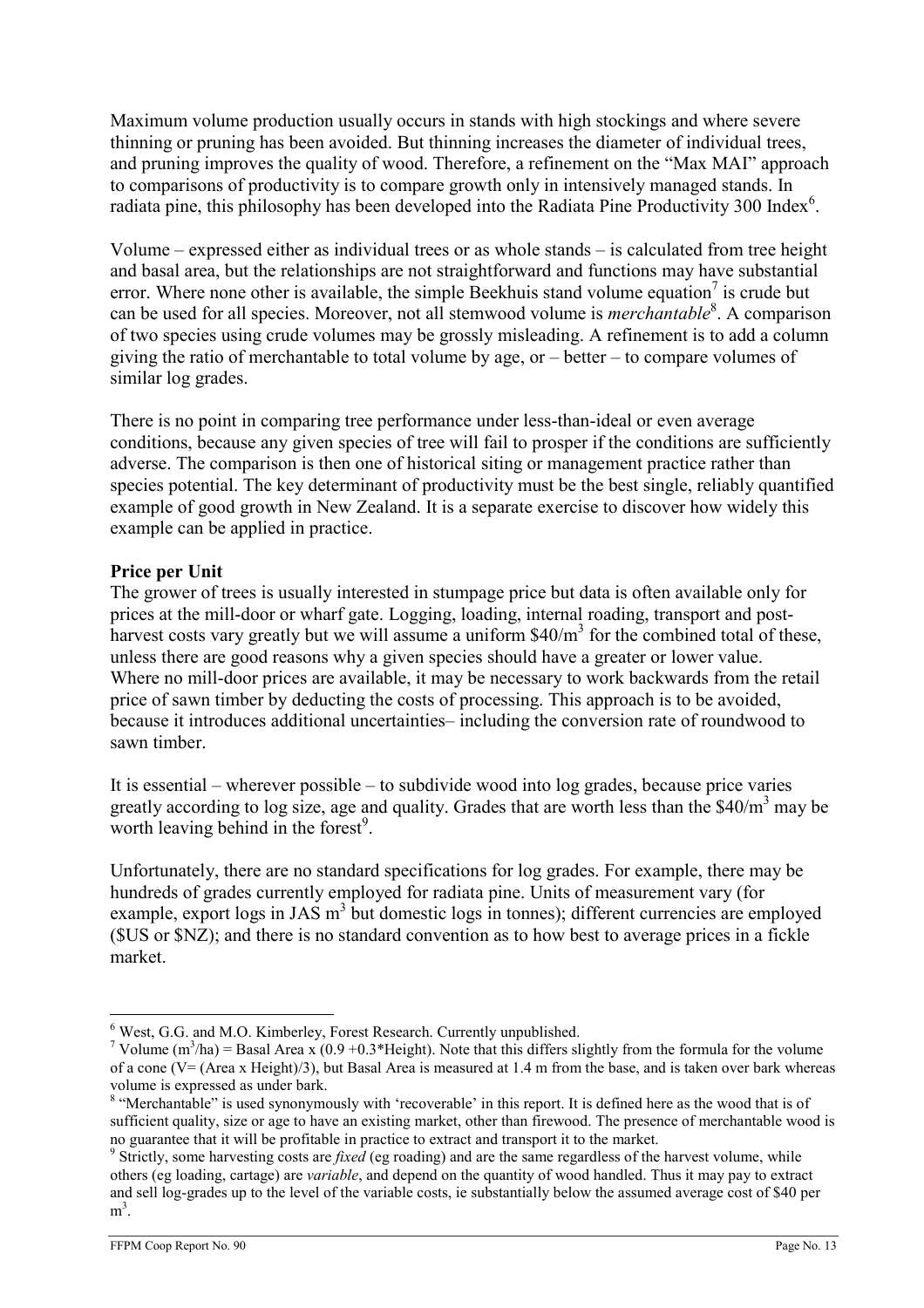Maximum volume production usually occurs in stands with high stockings and where severe thinning or pruning has been avoided. But thinning increases the diameter of individual trees, and pruning improves the quality of wood. Therefore, a refinement on the "Max MAI" approach to comparisons of productivity is to compare growth only in intensively managed stands. In radiata pine, this philosophy has been developed into the Radiata Pine Productivity 300 Index[6].

Volume – expressed either as individual trees or as whole stands – is calculated from tree height and basal area, but the relationships are not straightforward and functions may have substantial error. Where none other is available, the simple Beekhuis stand volume equation[7] is crude but can be used for all species. Moreover, not all stemwood volume is *merchantable*[8]. A comparison of two species using crude volumes may be grossly misleading. A refinement is to add a column giving the ratio of merchantable to total volume by age, or – better – to compare volumes of similar log grades.

There is no point in comparing tree performance under less-than-ideal or even average conditions, because any given species of tree will fail to prosper if the conditions are sufficiently adverse. The comparison is then one of historical siting or management practice rather than species potential. The key determinant of productivity must be the best single, reliably quantified example of good growth in New Zealand. It is a separate exercise to discover how widely this example can be applied in practice.

**Price per Unit**

The grower of trees is usually interested in stumpage price but data is often available only for prices at the mill-door or wharf gate. Logging, loading, internal roading, transport and post-harvest costs vary greatly but we will assume a uniform $\$40/m^3$ for the combined total of these, unless there are good reasons why a given species should have a greater or lower value. Where no mill-door prices are available, it may be necessary to work backwards from the retail price of sawn timber by deducting the costs of processing. This approach is to be avoided, because it introduces additional uncertainties– including the conversion rate of roundwood to sawn timber.

It is essential – wherever possible – to subdivide wood into log grades, because price varies greatly according to log size, age and quality. Grades that are worth less than the $\$40/m^3$ may be worth leaving behind in the forest[9].

Unfortunately, there are no standard specifications for log grades. For example, there may be hundreds of grades currently employed for radiata pine. Units of measurement vary (for example, export logs in JAS $m^3$ but domestic logs in tonnes); different currencies are employed (\$US or \$NZ); and there is no standard convention as to how best to average prices in a fickle market.

---

[6] West, G.G. and M.O. Kimberley, Forest Research. Currently unpublished.

[7] Volume ($m^3$/ha) = Basal Area x (0.9 +0.3*Height). Note that this differs slightly from the formula for the volume of a cone (V= (Area x Height)/3), but Basal Area is measured at 1.4 m from the base, and is taken over bark whereas volume is expressed as under bark.

[8] "Merchantable" is used synonymously with 'recoverable' in this report. It is defined here as the wood that is of sufficient quality, size or age to have an existing market, other than firewood. The presence of merchantable wood is no guarantee that it will be profitable in practice to extract and transport it to the market.

[9] Strictly, some harvesting costs are *fixed* (eg roading) and are the same regardless of the harvest volume, while others (eg loading, cartage) are *variable*, and depend on the quantity of wood handled. Thus it may pay to extract and sell log-grades up to the level of the variable costs, ie substantially below the assumed average cost of \$40 per $m^3$.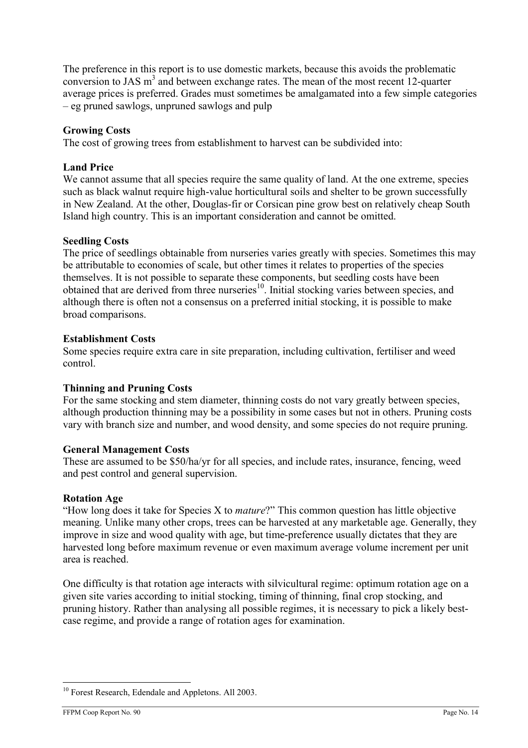The preference in this report is to use domestic markets, because this avoids the problematic conversion to JAS $m^3$ and between exchange rates. The mean of the most recent 12-quarter average prices is preferred. Grades must sometimes be amalgamated into a few simple categories – eg pruned sawlogs, unpruned sawlogs and pulp

**Growing Costs**

The cost of growing trees from establishment to harvest can be subdivided into:

**Land Price**

We cannot assume that all species require the same quality of land. At the one extreme, species such as black walnut require high-value horticultural soils and shelter to be grown successfully in New Zealand. At the other, Douglas-fir or Corsican pine grow best on relatively cheap South Island high country. This is an important consideration and cannot be omitted.

**Seedling Costs**

The price of seedlings obtainable from nurseries varies greatly with species. Sometimes this may be attributable to economies of scale, but other times it relates to properties of the species themselves. It is not possible to separate these components, but seedling costs have been obtained that are derived from three nurseries[10]. Initial stocking varies between species, and although there is often not a consensus on a preferred initial stocking, it is possible to make broad comparisons.

**Establishment Costs**

Some species require extra care in site preparation, including cultivation, fertiliser and weed control.

**Thinning and Pruning Costs**

For the same stocking and stem diameter, thinning costs do not vary greatly between species, although production thinning may be a possibility in some cases but not in others. Pruning costs vary with branch size and number, and wood density, and some species do not require pruning.

**General Management Costs**

These are assumed to be \$50/ha/yr for all species, and include rates, insurance, fencing, weed and pest control and general supervision.

**Rotation Age**

"How long does it take for Species X to *mature*?" This common question has little objective meaning. Unlike many other crops, trees can be harvested at any marketable age. Generally, they improve in size and wood quality with age, but time-preference usually dictates that they are harvested long before maximum revenue or even maximum average volume increment per unit area is reached.

One difficulty is that rotation age interacts with silvicultural regime: optimum rotation age on a given site varies according to initial stocking, timing of thinning, final crop stocking, and pruning history. Rather than analysing all possible regimes, it is necessary to pick a likely best-case regime, and provide a range of rotation ages for examination.

[10] Forest Research, Edendale and Appletons. All 2003.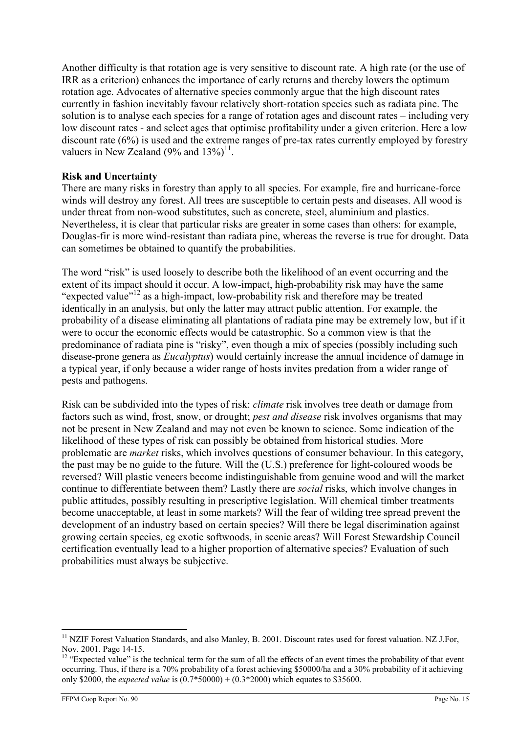Another difficulty is that rotation age is very sensitive to discount rate. A high rate (or the use of IRR as a criterion) enhances the importance of early returns and thereby lowers the optimum rotation age. Advocates of alternative species commonly argue that the high discount rates currently in fashion inevitably favour relatively short-rotation species such as radiata pine. The solution is to analyse each species for a range of rotation ages and discount rates – including very low discount rates - and select ages that optimise profitability under a given criterion. Here a low discount rate (6%) is used and the extreme ranges of pre-tax rates currently employed by forestry valuers in New Zealand (9% and 13%)[11].

**Risk and Uncertainty**

There are many risks in forestry than apply to all species. For example, fire and hurricane-force winds will destroy any forest. All trees are susceptible to certain pests and diseases. All wood is under threat from non-wood substitutes, such as concrete, steel, aluminium and plastics. Nevertheless, it is clear that particular risks are greater in some cases than others: for example, Douglas-fir is more wind-resistant than radiata pine, whereas the reverse is true for drought. Data can sometimes be obtained to quantify the probabilities.

The word "risk" is used loosely to describe both the likelihood of an event occurring and the extent of its impact should it occur. A low-impact, high-probability risk may have the same "expected value"[12] as a high-impact, low-probability risk and therefore may be treated identically in an analysis, but only the latter may attract public attention. For example, the probability of a disease eliminating all plantations of radiata pine may be extremely low, but if it were to occur the economic effects would be catastrophic. So a common view is that the predominance of radiata pine is "risky", even though a mix of species (possibly including such disease-prone genera as *Eucalyptus*) would certainly increase the annual incidence of damage in a typical year, if only because a wider range of hosts invites predation from a wider range of pests and pathogens.

Risk can be subdivided into the types of risk: *climate* risk involves tree death or damage from factors such as wind, frost, snow, or drought; *pest and disease* risk involves organisms that may not be present in New Zealand and may not even be known to science. Some indication of the likelihood of these types of risk can possibly be obtained from historical studies. More problematic are *market* risks, which involves questions of consumer behaviour. In this category, the past may be no guide to the future. Will the (U.S.) preference for light-coloured woods be reversed? Will plastic veneers become indistinguishable from genuine wood and will the market continue to differentiate between them? Lastly there are *social* risks, which involve changes in public attitudes, possibly resulting in prescriptive legislation. Will chemical timber treatments become unacceptable, at least in some markets? Will the fear of wilding tree spread prevent the development of an industry based on certain species? Will there be legal discrimination against growing certain species, eg exotic softwoods, in scenic areas? Will Forest Stewardship Council certification eventually lead to a higher proportion of alternative species? Evaluation of such probabilities must always be subjective.

---

[11] NZIF Forest Valuation Standards, and also Manley, B. 2001. Discount rates used for forest valuation. NZ J.For, Nov. 2001. Page 14-15.

[12] "Expected value" is the technical term for the sum of all the effects of an event times the probability of that event occurring. Thus, if there is a 70% probability of a forest achieving \$50000/ha and a 30% probability of it achieving only \$2000, the *expected value* is $(0.7*50000) + (0.3*2000)$ which equates to \$35600.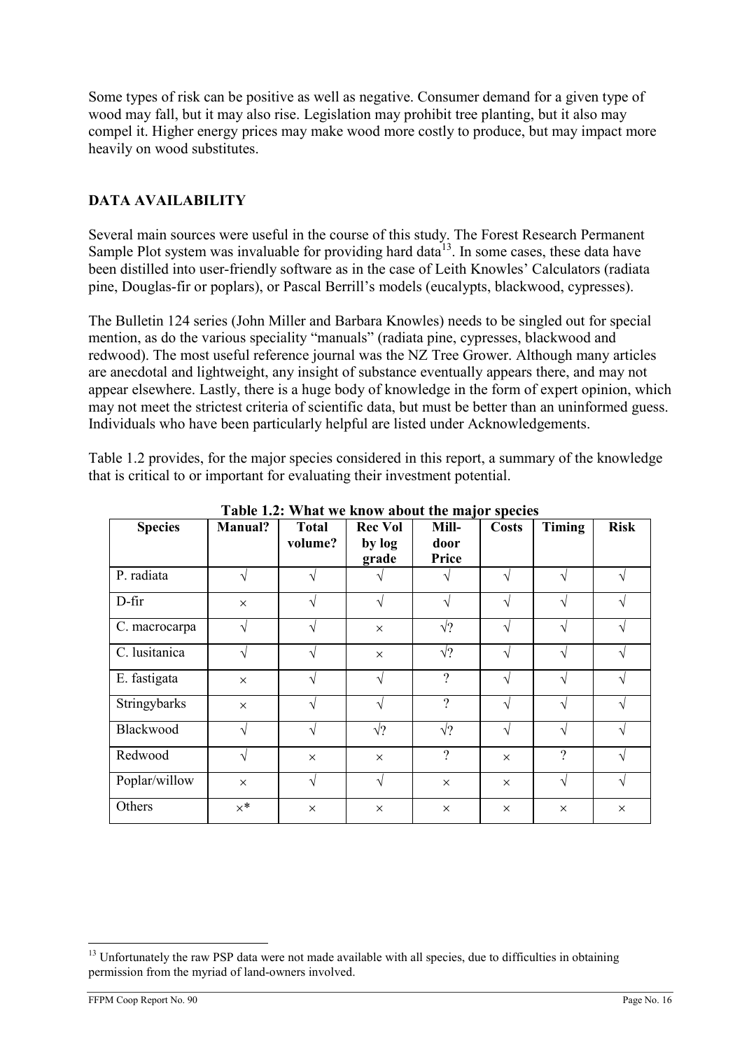Some types of risk can be positive as well as negative. Consumer demand for a given type of wood may fall, but it may also rise. Legislation may prohibit tree planting, but it also may compel it. Higher energy prices may make wood more costly to produce, but may impact more heavily on wood substitutes.

## DATA AVAILABILITY

Several main sources were useful in the course of this study. The Forest Research Permanent Sample Plot system was invaluable for providing hard data[13]. In some cases, these data have been distilled into user-friendly software as in the case of Leith Knowles' Calculators (radiata pine, Douglas-fir or poplars), or Pascal Berrill's models (eucalypts, blackwood, cypresses).

The Bulletin 124 series (John Miller and Barbara Knowles) needs to be singled out for special mention, as do the various speciality "manuals" (radiata pine, cypresses, blackwood and redwood). The most useful reference journal was the NZ Tree Grower. Although many articles are anecdotal and lightweight, any insight of substance eventually appears there, and may not appear elsewhere. Lastly, there is a huge body of knowledge in the form of expert opinion, which may not meet the strictest criteria of scientific data, but must be better than an uninformed guess. Individuals who have been particularly helpful are listed under Acknowledgements.

Table 1.2 provides, for the major species considered in this report, a summary of the knowledge that is critical to or important for evaluating their investment potential.

**Table 1.2: What we know about the major species**

| Species | Manual? | Total volume? | Rec Vol by log grade | Mill-door Price | Costs | Timing | Risk |
|---|---|---|---|---|---|---|---|
| P. radiata | √ | √ | √ | √ | √ | √ | √ |
| D-fir | × | √ | √ | √ | √ | √ | √ |
| C. macrocarpa | √ | √ | × | √? | √ | √ | √ |
| C. lusitanica | √ | √ | × | √? | √ | √ | √ |
| E. fastigata | × | √ | √ | ? | √ | √ | √ |
| Stringybarks | × | √ | √ | ? | √ | √ | √ |
| Blackwood | √ | √ | √? | √? | √ | √ | √ |
| Redwood | √ | × | × | ? | × | ? | √ |
| Poplar/willow | × | √ | √ | × | × | √ | √ |
| Others | ×* | × | × | × | × | × | × |

[13] Unfortunately the raw PSP data were not made available with all species, due to difficulties in obtaining permission from the myriad of land-owners involved.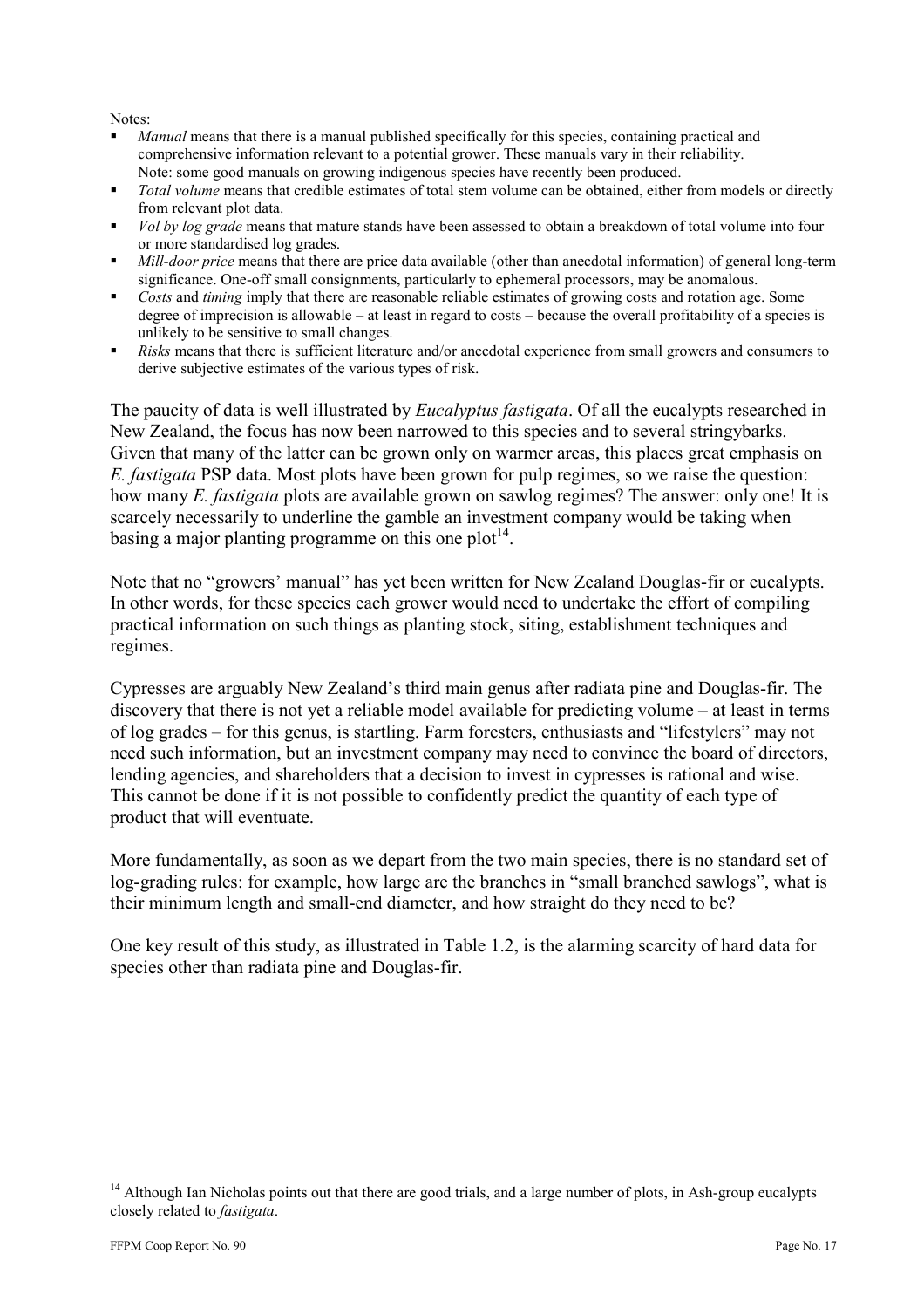Notes:

- *Manual* means that there is a manual published specifically for this species, containing practical and comprehensive information relevant to a potential grower. These manuals vary in their reliability. Note: some good manuals on growing indigenous species have recently been produced.
- *Total volume* means that credible estimates of total stem volume can be obtained, either from models or directly from relevant plot data.
- *Vol by log grade* means that mature stands have been assessed to obtain a breakdown of total volume into four or more standardised log grades.
- *Mill-door price* means that there are price data available (other than anecdotal information) of general long-term significance. One-off small consignments, particularly to ephemeral processors, may be anomalous.
- *Costs* and *timing* imply that there are reasonable reliable estimates of growing costs and rotation age. Some degree of imprecision is allowable – at least in regard to costs – because the overall profitability of a species is unlikely to be sensitive to small changes.
- *Risks* means that there is sufficient literature and/or anecdotal experience from small growers and consumers to derive subjective estimates of the various types of risk.

The paucity of data is well illustrated by *Eucalyptus fastigata*. Of all the eucalypts researched in New Zealand, the focus has now been narrowed to this species and to several stringybarks. Given that many of the latter can be grown only on warmer areas, this places great emphasis on *E. fastigata* PSP data. Most plots have been grown for pulp regimes, so we raise the question: how many *E. fastigata* plots are available grown on sawlog regimes? The answer: only one! It is scarcely necessarily to underline the gamble an investment company would be taking when basing a major planting programme on this one plot[14].

Note that no "growers' manual" has yet been written for New Zealand Douglas-fir or eucalypts. In other words, for these species each grower would need to undertake the effort of compiling practical information on such things as planting stock, siting, establishment techniques and regimes.

Cypresses are arguably New Zealand's third main genus after radiata pine and Douglas-fir. The discovery that there is not yet a reliable model available for predicting volume – at least in terms of log grades – for this genus, is startling. Farm foresters, enthusiasts and "lifestylers" may not need such information, but an investment company may need to convince the board of directors, lending agencies, and shareholders that a decision to invest in cypresses is rational and wise. This cannot be done if it is not possible to confidently predict the quantity of each type of product that will eventuate.

More fundamentally, as soon as we depart from the two main species, there is no standard set of log-grading rules: for example, how large are the branches in "small branched sawlogs", what is their minimum length and small-end diameter, and how straight do they need to be?

One key result of this study, as illustrated in Table 1.2, is the alarming scarcity of hard data for species other than radiata pine and Douglas-fir.

[14] Although Ian Nicholas points out that there are good trials, and a large number of plots, in Ash-group eucalypts closely related to *fastigata*.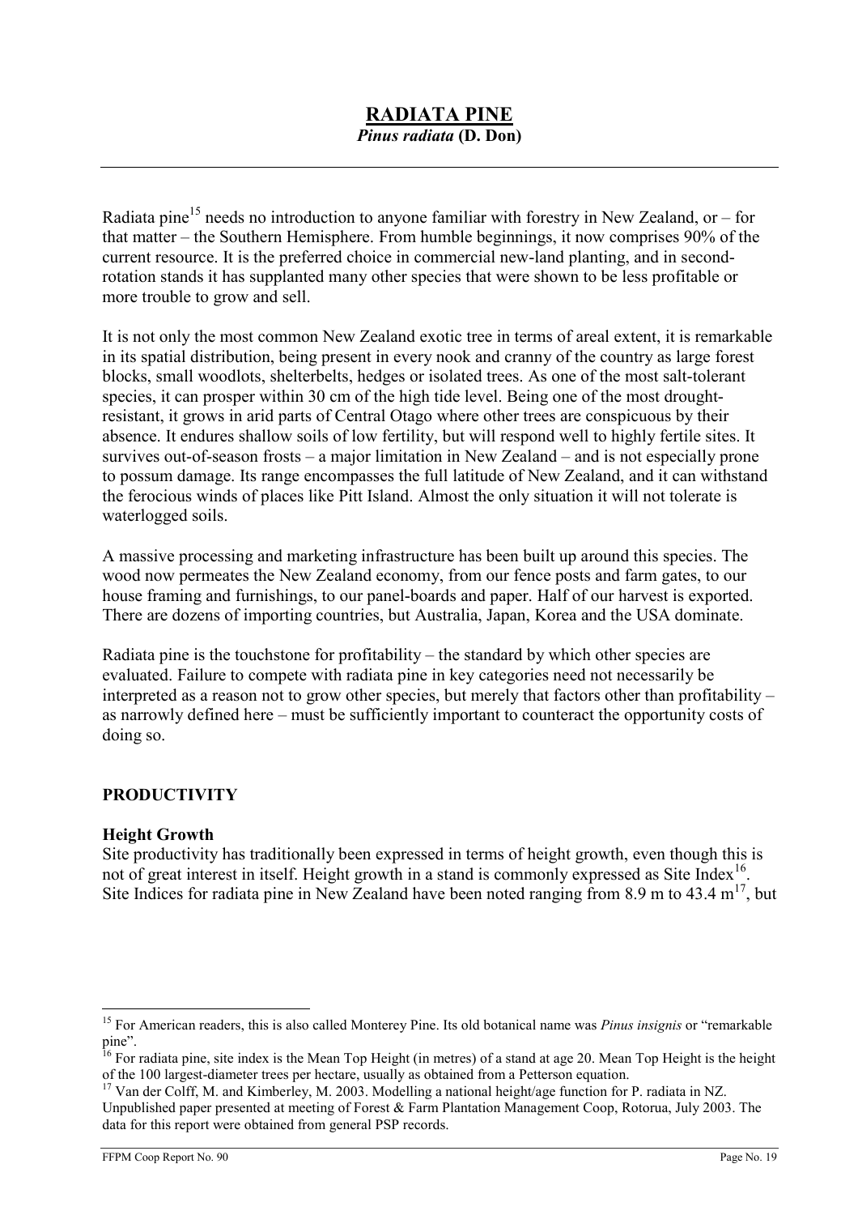# RADIATA PINE

***Pinus radiata*** **(D. Don)**

Radiata pine[15] needs no introduction to anyone familiar with forestry in New Zealand, or – for that matter – the Southern Hemisphere. From humble beginnings, it now comprises 90% of the current resource. It is the preferred choice in commercial new-land planting, and in second-rotation stands it has supplanted many other species that were shown to be less profitable or more trouble to grow and sell.

It is not only the most common New Zealand exotic tree in terms of areal extent, it is remarkable in its spatial distribution, being present in every nook and cranny of the country as large forest blocks, small woodlots, shelterbelts, hedges or isolated trees. As one of the most salt-tolerant species, it can prosper within 30 cm of the high tide level. Being one of the most drought-resistant, it grows in arid parts of Central Otago where other trees are conspicuous by their absence. It endures shallow soils of low fertility, but will respond well to highly fertile sites. It survives out-of-season frosts – a major limitation in New Zealand – and is not especially prone to possum damage. Its range encompasses the full latitude of New Zealand, and it can withstand the ferocious winds of places like Pitt Island. Almost the only situation it will not tolerate is waterlogged soils.

A massive processing and marketing infrastructure has been built up around this species. The wood now permeates the New Zealand economy, from our fence posts and farm gates, to our house framing and furnishings, to our panel-boards and paper. Half of our harvest is exported. There are dozens of importing countries, but Australia, Japan, Korea and the USA dominate.

Radiata pine is the touchstone for profitability – the standard by which other species are evaluated. Failure to compete with radiata pine in key categories need not necessarily be interpreted as a reason not to grow other species, but merely that factors other than profitability – as narrowly defined here – must be sufficiently important to counteract the opportunity costs of doing so.

## PRODUCTIVITY

### Height Growth

Site productivity has traditionally been expressed in terms of height growth, even though this is not of great interest in itself. Height growth in a stand is commonly expressed as Site Index[16]. Site Indices for radiata pine in New Zealand have been noted ranging from 8.9 m to 43.4 m[17], but

---

[15] For American readers, this is also called Monterey Pine. Its old botanical name was *Pinus insignis* or "remarkable pine".

[16] For radiata pine, site index is the Mean Top Height (in metres) of a stand at age 20. Mean Top Height is the height of the 100 largest-diameter trees per hectare, usually as obtained from a Petterson equation.

[17] Van der Colff, M. and Kimberley, M. 2003. Modelling a national height/age function for P. radiata in NZ. Unpublished paper presented at meeting of Forest & Farm Plantation Management Coop, Rotorua, July 2003. The data for this report were obtained from general PSP records.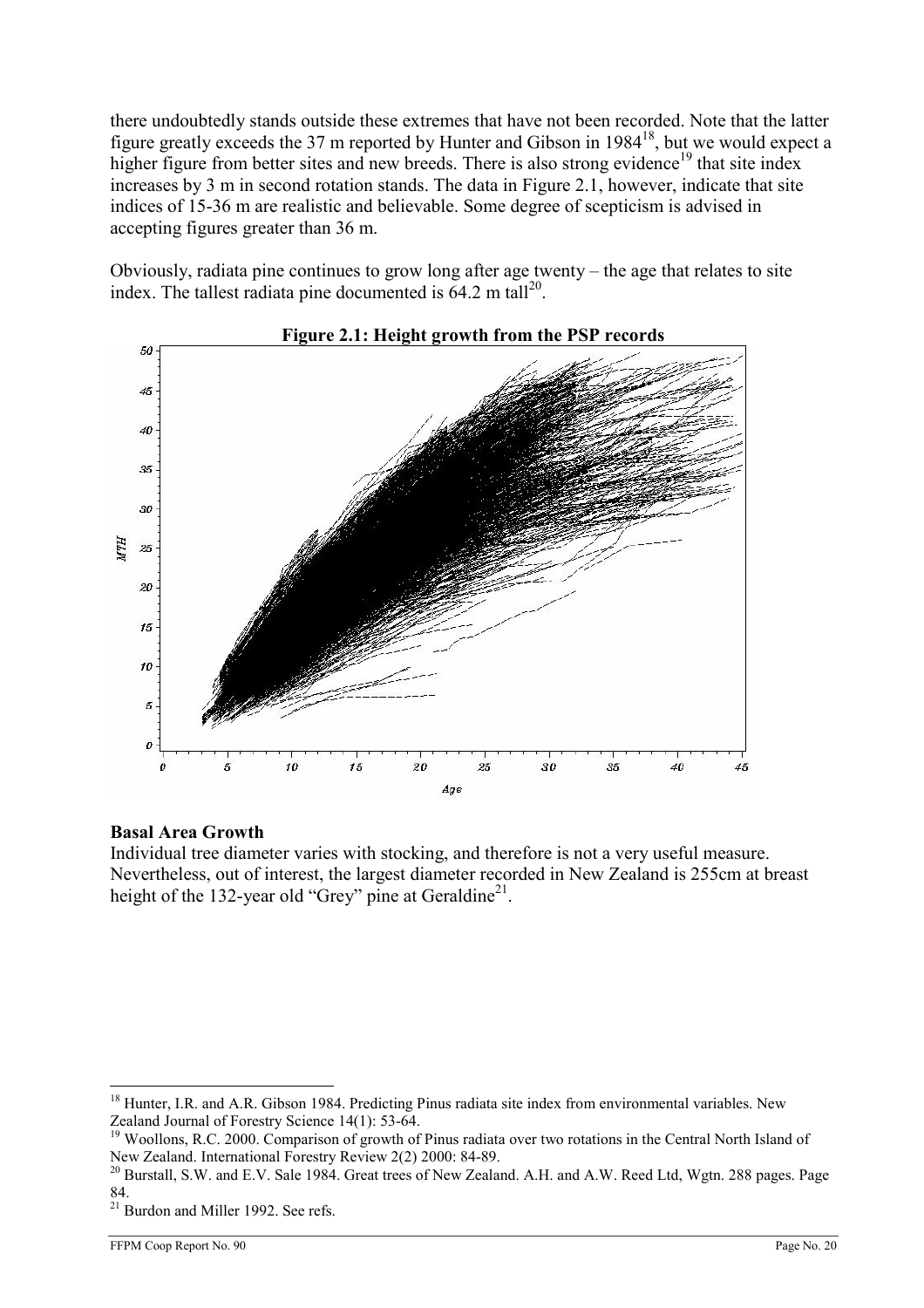there undoubtedly stands outside these extremes that have not been recorded. Note that the latter figure greatly exceeds the 37 m reported by Hunter and Gibson in 1984[18], but we would expect a higher figure from better sites and new breeds. There is also strong evidence[19] that site index increases by 3 m in second rotation stands. The data in Figure 2.1, however, indicate that site indices of 15-36 m are realistic and believable. Some degree of scepticism is advised in accepting figures greater than 36 m.

Obviously, radiata pine continues to grow long after age twenty – the age that relates to site index. The tallest radiata pine documented is 64.2 m tall[20].

**Figure 2.1: Height growth from the PSP records**

### Basal Area Growth

Individual tree diameter varies with stocking, and therefore is not a very useful measure. Nevertheless, out of interest, the largest diameter recorded in New Zealand is 255cm at breast height of the 132-year old "Grey" pine at Geraldine[21].

---

[18] Hunter, I.R. and A.R. Gibson 1984. Predicting Pinus radiata site index from environmental variables. New Zealand Journal of Forestry Science 14(1): 53-64.

[19] Woollons, R.C. 2000. Comparison of growth of Pinus radiata over two rotations in the Central North Island of New Zealand. International Forestry Review 2(2) 2000: 84-89.

[20] Burstall, S.W. and E.V. Sale 1984. Great trees of New Zealand. A.H. and A.W. Reed Ltd, Wgtn. 288 pages. Page 84.

[21] Burdon and Miller 1992. See refs.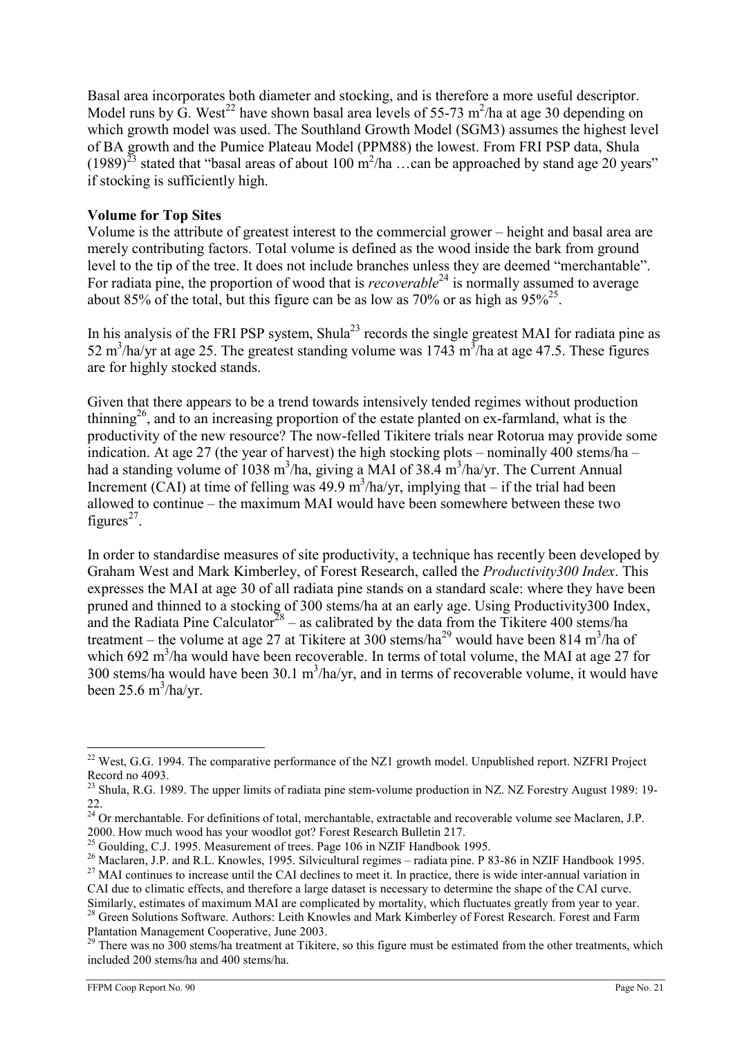Basal area incorporates both diameter and stocking, and is therefore a more useful descriptor. Model runs by G. West[22] have shown basal area levels of 55-73 $m^2$/ha at age 30 depending on which growth model was used. The Southland Growth Model (SGM3) assumes the highest level of BA growth and the Pumice Plateau Model (PPM88) the lowest. From FRI PSP data, Shula (1989)[23] stated that "basal areas of about 100 $m^2$/ha …can be approached by stand age 20 years" if stocking is sufficiently high.

**Volume for Top Sites**

Volume is the attribute of greatest interest to the commercial grower – height and basal area are merely contributing factors. Total volume is defined as the wood inside the bark from ground level to the tip of the tree. It does not include branches unless they are deemed "merchantable". For radiata pine, the proportion of wood that is *recoverable*[24] is normally assumed to average about 85% of the total, but this figure can be as low as 70% or as high as 95%[25].

In his analysis of the FRI PSP system, Shula[23] records the single greatest MAI for radiata pine as 52 $m^3$/ha/yr at age 25. The greatest standing volume was 1743 $m^3$/ha at age 47.5. These figures are for highly stocked stands.

Given that there appears to be a trend towards intensively tended regimes without production thinning[26], and to an increasing proportion of the estate planted on ex-farmland, what is the productivity of the new resource? The now-felled Tikitere trials near Rotorua may provide some indication. At age 27 (the year of harvest) the high stocking plots – nominally 400 stems/ha – had a standing volume of 1038 $m^3$/ha, giving a MAI of 38.4 $m^3$/ha/yr. The Current Annual Increment (CAI) at time of felling was 49.9 $m^3$/ha/yr, implying that – if the trial had been allowed to continue – the maximum MAI would have been somewhere between these two figures[27].

In order to standardise measures of site productivity, a technique has recently been developed by Graham West and Mark Kimberley, of Forest Research, called the *Productivity300 Index*. This expresses the MAI at age 30 of all radiata pine stands on a standard scale: where they have been pruned and thinned to a stocking of 300 stems/ha at an early age. Using Productivity300 Index, and the Radiata Pine Calculator[28] – as calibrated by the data from the Tikitere 400 stems/ha treatment – the volume at age 27 at Tikitere at 300 stems/ha[29] would have been 814 $m^3$/ha of which 692 $m^3$/ha would have been recoverable. In terms of total volume, the MAI at age 27 for 300 stems/ha would have been 30.1 $m^3$/ha/yr, and in terms of recoverable volume, it would have been 25.6 $m^3$/ha/yr.

---

[22] West, G.G. 1994. The comparative performance of the NZ1 growth model. Unpublished report. NZFRI Project Record no 4093.

[23] Shula, R.G. 1989. The upper limits of radiata pine stem-volume production in NZ. NZ Forestry August 1989: 19-22.

[24] Or merchantable. For definitions of total, merchantable, extractable and recoverable volume see Maclaren, J.P. 2000. How much wood has your woodlot got? Forest Research Bulletin 217.

[25] Goulding, C.J. 1995. Measurement of trees. Page 106 in NZIF Handbook 1995.

[26] Maclaren, J.P. and R.L. Knowles, 1995. Silvicultural regimes – radiata pine. P 83-86 in NZIF Handbook 1995.

[27] MAI continues to increase until the CAI declines to meet it. In practice, there is wide inter-annual variation in CAI due to climatic effects, and therefore a large dataset is necessary to determine the shape of the CAI curve. Similarly, estimates of maximum MAI are complicated by mortality, which fluctuates greatly from year to year.

[28] Green Solutions Software. Authors: Leith Knowles and Mark Kimberley of Forest Research. Forest and Farm Plantation Management Cooperative, June 2003.

[29] There was no 300 stems/ha treatment at Tikitere, so this figure must be estimated from the other treatments, which included 200 stems/ha and 400 stems/ha.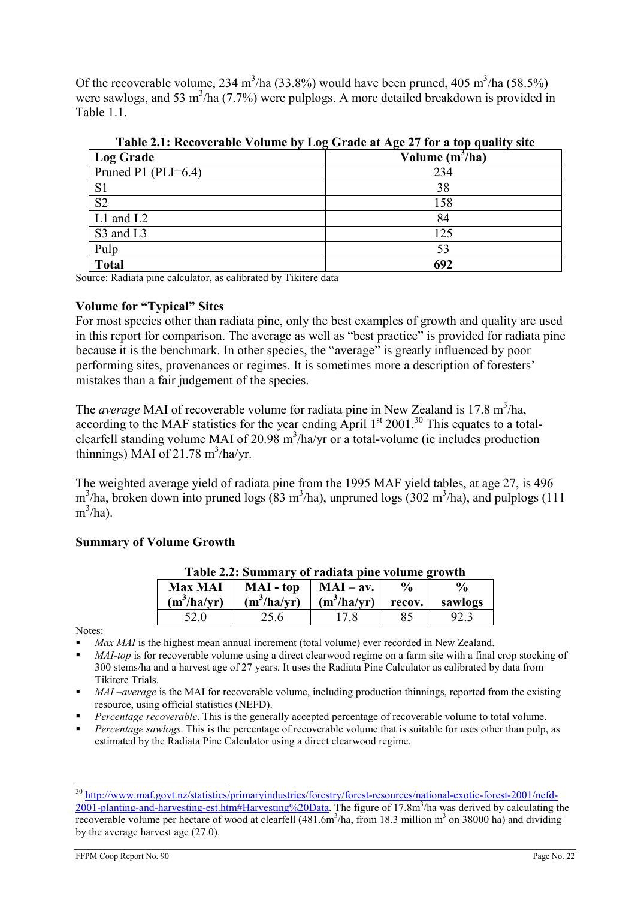Of the recoverable volume, 234 $m^3$/ha (33.8%) would have been pruned, 405 $m^3$/ha (58.5%) were sawlogs, and 53 $m^3$/ha (7.7%) were pulplogs. A more detailed breakdown is provided in Table 1.1.

**Table 2.1: Recoverable Volume by Log Grade at Age 27 for a top quality site**

| Log Grade | Volume ($m^3$/ha) |
|---|---|
| Pruned P1 (PLI=6.4) | 234 |
| S1 | 38 |
| S2 | 158 |
| L1 and L2 | 84 |
| S3 and L3 | 125 |
| Pulp | 53 |
| **Total** | **692** |

Source: Radiata pine calculator, as calibrated by Tikitere data

**Volume for "Typical" Sites**

For most species other than radiata pine, only the best examples of growth and quality are used in this report for comparison. The average as well as "best practice" is provided for radiata pine because it is the benchmark. In other species, the "average" is greatly influenced by poor performing sites, provenances or regimes. It is sometimes more a description of foresters' mistakes than a fair judgement of the species.

The *average* MAI of recoverable volume for radiata pine in New Zealand is 17.8 $m^3$/ha, according to the MAF statistics for the year ending April 1st 2001.[30] This equates to a total-clearfell standing volume MAI of 20.98 $m^3$/ha/yr or a total-volume (ie includes production thinnings) MAI of 21.78 $m^3$/ha/yr.

The weighted average yield of radiata pine from the 1995 MAF yield tables, at age 27, is 496 $m^3$/ha, broken down into pruned logs (83 $m^3$/ha), unpruned logs (302 $m^3$/ha), and pulplogs (111 $m^3$/ha).

**Summary of Volume Growth**

**Table 2.2: Summary of radiata pine volume growth**

| Max MAI ($m^3$/ha/yr) | MAI - top ($m^3$/ha/yr) | MAI – av. ($m^3$/ha/yr) | % recov. | % sawlogs |
|---|---|---|---|---|
| 52.0 | 25.6 | 17.8 | 85 | 92.3 |

Notes:

- *Max MAI* is the highest mean annual increment (total volume) ever recorded in New Zealand.
- *MAI-top* is for recoverable volume using a direct clearwood regime on a farm site with a final crop stocking of 300 stems/ha and a harvest age of 27 years. It uses the Radiata Pine Calculator as calibrated by data from Tikitere Trials.
- *MAI –average* is the MAI for recoverable volume, including production thinnings, reported from the existing resource, using official statistics (NEFD).
- *Percentage recoverable*. This is the generally accepted percentage of recoverable volume to total volume.
- *Percentage sawlogs*. This is the percentage of recoverable volume that is suitable for uses other than pulp, as estimated by the Radiata Pine Calculator using a direct clearwood regime.

[30] http://www.maf.govt.nz/statistics/primaryindustries/forestry/forest-resources/national-exotic-forest-2001/nefd-2001-planting-and-harvesting-est.htm#Harvesting%20Data. The figure of 17.8$m^3$/ha was derived by calculating the recoverable volume per hectare of wood at clearfell (481.6$m^3$/ha, from 18.3 million $m^3$ on 38000 ha) and dividing by the average harvest age (27.0).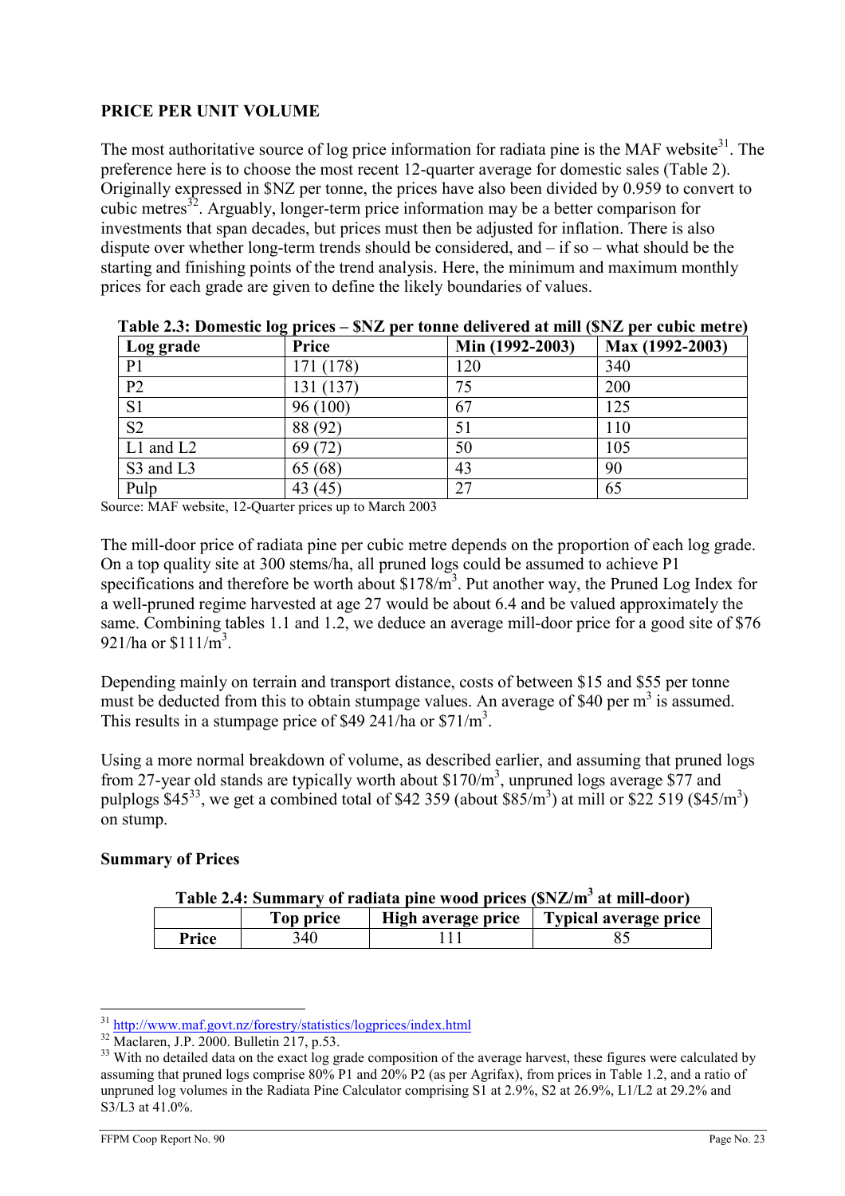## PRICE PER UNIT VOLUME

The most authoritative source of log price information for radiata pine is the MAF website[31]. The preference here is to choose the most recent 12-quarter average for domestic sales (Table 2). Originally expressed in $NZ per tonne, the prices have also been divided by 0.959 to convert to cubic metres[32]. Arguably, longer-term price information may be a better comparison for investments that span decades, but prices must then be adjusted for inflation. There is also dispute over whether long-term trends should be considered, and – if so – what should be the starting and finishing points of the trend analysis. Here, the minimum and maximum monthly prices for each grade are given to define the likely boundaries of values.

**Table 2.3: Domestic log prices – $NZ per tonne delivered at mill ($NZ per cubic metre)**

| Log grade | Price | Min (1992-2003) | Max (1992-2003) |
|---|---|---|---|
| P1 | 171 (178) | 120 | 340 |
| P2 | 131 (137) | 75 | 200 |
| S1 | 96 (100) | 67 | 125 |
| S2 | 88 (92) | 51 | 110 |
| L1 and L2 | 69 (72) | 50 | 105 |
| S3 and L3 | 65 (68) | 43 | 90 |
| Pulp | 43 (45) | 27 | 65 |

Source: MAF website, 12-Quarter prices up to March 2003

The mill-door price of radiata pine per cubic metre depends on the proportion of each log grade. On a top quality site at 300 stems/ha, all pruned logs could be assumed to achieve P1 specifications and therefore be worth about $178/m$^3$. Put another way, the Pruned Log Index for a well-pruned regime harvested at age 27 would be about 6.4 and be valued approximately the same. Combining tables 1.1 and 1.2, we deduce an average mill-door price for a good site of $76 921/ha or $111/m$^3$.

Depending mainly on terrain and transport distance, costs of between $15 and $55 per tonne must be deducted from this to obtain stumpage values. An average of $40 per m$^3$ is assumed. This results in a stumpage price of $49 241/ha or $71/m$^3$.

Using a more normal breakdown of volume, as described earlier, and assuming that pruned logs from 27-year old stands are typically worth about $170/m$^3$, unpruned logs average $77 and pulplogs $45[33], we get a combined total of $42 359 (about $85/m$^3$) at mill or $22 519 ($45/m$^3$) on stump.

### Summary of Prices

**Table 2.4: Summary of radiata pine wood prices ($NZ/m$^3$ at mill-door)**

| | Top price | High average price | Typical average price |
|---|---|---|---|
| **Price** | 340 | 111 | 85 |

---

[31] http://www.maf.govt.nz/forestry/statistics/logprices/index.html

[32] Maclaren, J.P. 2000. Bulletin 217, p.53.

[33] With no detailed data on the exact log grade composition of the average harvest, these figures were calculated by assuming that pruned logs comprise 80% P1 and 20% P2 (as per Agrifax), from prices in Table 1.2, and a ratio of unpruned log volumes in the Radiata Pine Calculator comprising S1 at 2.9%, S2 at 26.9%, L1/L2 at 29.2% and S3/L3 at 41.0%.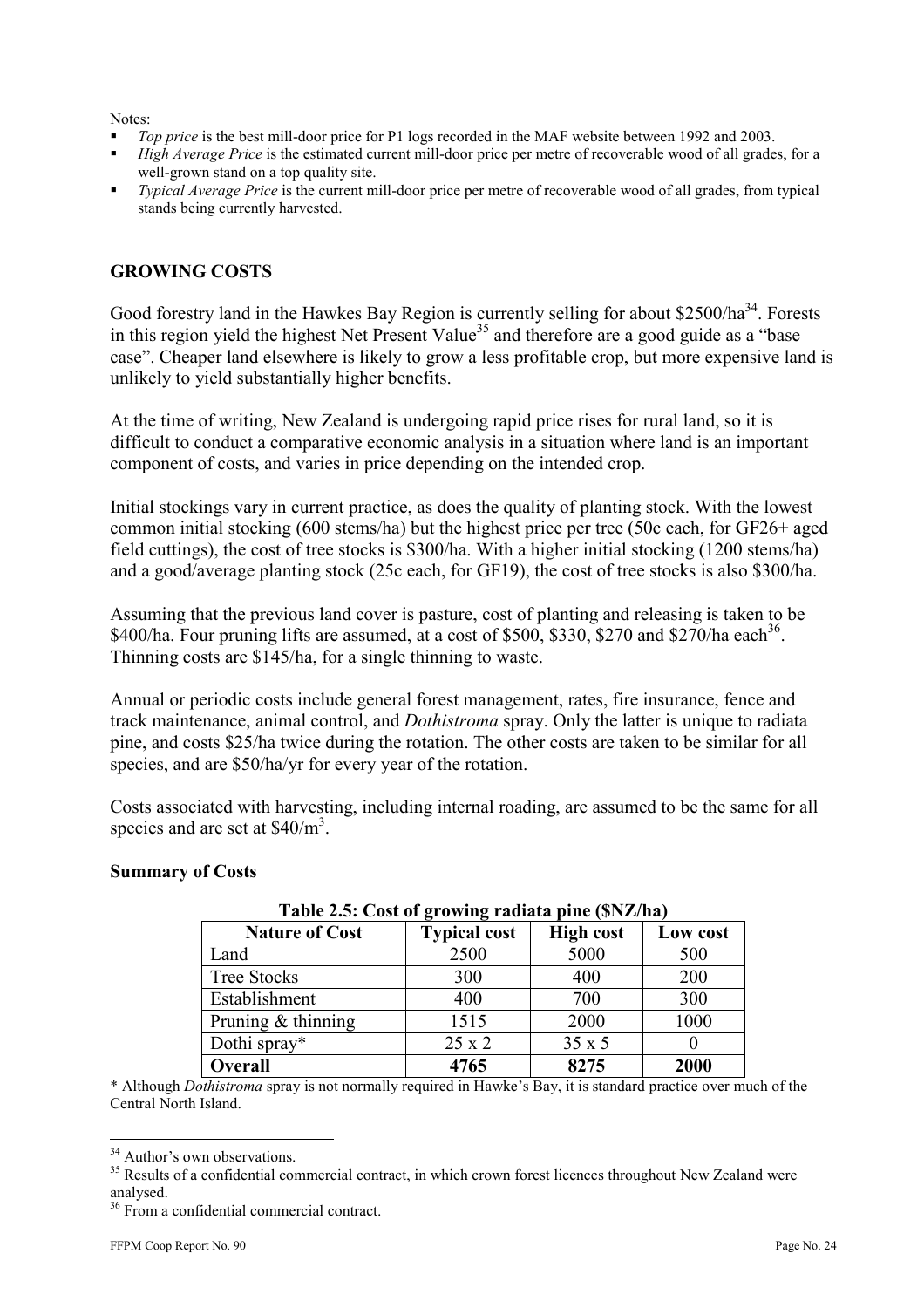Notes:

- *Top price* is the best mill-door price for P1 logs recorded in the MAF website between 1992 and 2003.
- *High Average Price* is the estimated current mill-door price per metre of recoverable wood of all grades, for a well-grown stand on a top quality site.
- *Typical Average Price* is the current mill-door price per metre of recoverable wood of all grades, from typical stands being currently harvested.

## GROWING COSTS

Good forestry land in the Hawkes Bay Region is currently selling for about \$2500/ha[34]. Forests in this region yield the highest Net Present Value[35] and therefore are a good guide as a "base case". Cheaper land elsewhere is likely to grow a less profitable crop, but more expensive land is unlikely to yield substantially higher benefits.

At the time of writing, New Zealand is undergoing rapid price rises for rural land, so it is difficult to conduct a comparative economic analysis in a situation where land is an important component of costs, and varies in price depending on the intended crop.

Initial stockings vary in current practice, as does the quality of planting stock. With the lowest common initial stocking (600 stems/ha) but the highest price per tree (50c each, for GF26+ aged field cuttings), the cost of tree stocks is \$300/ha. With a higher initial stocking (1200 stems/ha) and a good/average planting stock (25c each, for GF19), the cost of tree stocks is also \$300/ha.

Assuming that the previous land cover is pasture, cost of planting and releasing is taken to be \$400/ha. Four pruning lifts are assumed, at a cost of \$500, \$330, \$270 and \$270/ha each[36]. Thinning costs are \$145/ha, for a single thinning to waste.

Annual or periodic costs include general forest management, rates, fire insurance, fence and track maintenance, animal control, and *Dothistroma* spray. Only the latter is unique to radiata pine, and costs \$25/ha twice during the rotation. The other costs are taken to be similar for all species, and are \$50/ha/yr for every year of the rotation.

Costs associated with harvesting, including internal roading, are assumed to be the same for all species and are set at $\$40/m^3$.

### Summary of Costs

**Table 2.5: Cost of growing radiata pine (\$NZ/ha)**

| Nature of Cost | Typical cost | High cost | Low cost |
|---|---|---|---|
| Land | 2500 | 5000 | 500 |
| Tree Stocks | 300 | 400 | 200 |
| Establishment | 400 | 700 | 300 |
| Pruning & thinning | 1515 | 2000 | 1000 |
| Dothi spray* | 25 x 2 | 35 x 5 | 0 |
| **Overall** | **4765** | **8275** | **2000** |

\* Although *Dothistroma* spray is not normally required in Hawke's Bay, it is standard practice over much of the Central North Island.

---

[34] Author's own observations.

[35] Results of a confidential commercial contract, in which crown forest licences throughout New Zealand were analysed.

[36] From a confidential commercial contract.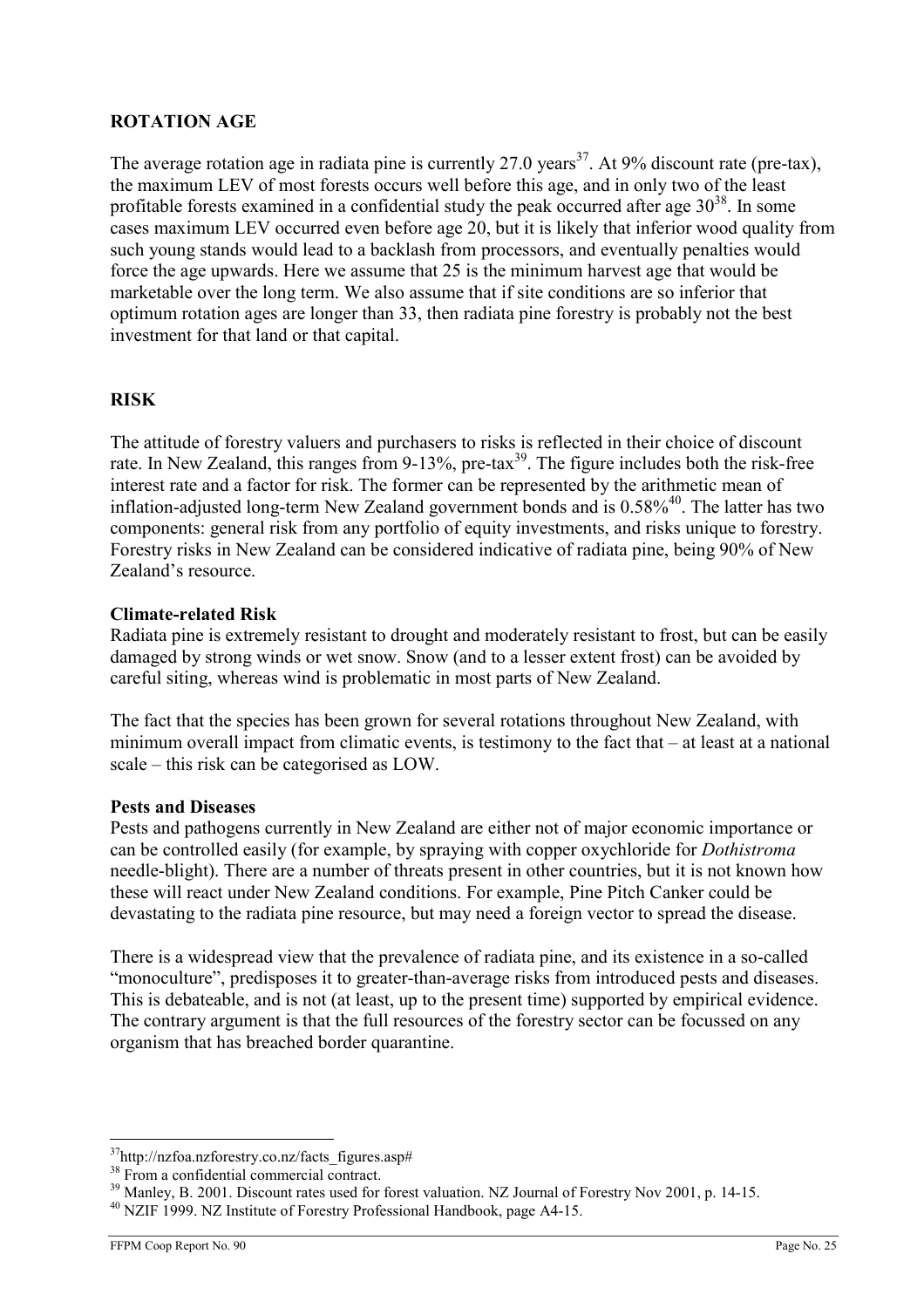## ROTATION AGE

The average rotation age in radiata pine is currently 27.0 years[37]. At 9% discount rate (pre-tax), the maximum LEV of most forests occurs well before this age, and in only two of the least profitable forests examined in a confidential study the peak occurred after age 30[38]. In some cases maximum LEV occurred even before age 20, but it is likely that inferior wood quality from such young stands would lead to a backlash from processors, and eventually penalties would force the age upwards. Here we assume that 25 is the minimum harvest age that would be marketable over the long term. We also assume that if site conditions are so inferior that optimum rotation ages are longer than 33, then radiata pine forestry is probably not the best investment for that land or that capital.

## RISK

The attitude of forestry valuers and purchasers to risks is reflected in their choice of discount rate. In New Zealand, this ranges from 9-13%, pre-tax[39]. The figure includes both the risk-free interest rate and a factor for risk. The former can be represented by the arithmetic mean of inflation-adjusted long-term New Zealand government bonds and is 0.58%[40]. The latter has two components: general risk from any portfolio of equity investments, and risks unique to forestry. Forestry risks in New Zealand can be considered indicative of radiata pine, being 90% of New Zealand's resource.

### Climate-related Risk

Radiata pine is extremely resistant to drought and moderately resistant to frost, but can be easily damaged by strong winds or wet snow. Snow (and to a lesser extent frost) can be avoided by careful siting, whereas wind is problematic in most parts of New Zealand.

The fact that the species has been grown for several rotations throughout New Zealand, with minimum overall impact from climatic events, is testimony to the fact that – at least at a national scale – this risk can be categorised as LOW.

### Pests and Diseases

Pests and pathogens currently in New Zealand are either not of major economic importance or can be controlled easily (for example, by spraying with copper oxychloride for *Dothistroma* needle-blight). There are a number of threats present in other countries, but it is not known how these will react under New Zealand conditions. For example, Pine Pitch Canker could be devastating to the radiata pine resource, but may need a foreign vector to spread the disease.

There is a widespread view that the prevalence of radiata pine, and its existence in a so-called "monoculture", predisposes it to greater-than-average risks from introduced pests and diseases. This is debateable, and is not (at least, up to the present time) supported by empirical evidence. The contrary argument is that the full resources of the forestry sector can be focussed on any organism that has breached border quarantine.

---

[37] http://nzfoa.nzforestry.co.nz/facts_figures.asp#

[38] From a confidential commercial contract.

[39] Manley, B. 2001. Discount rates used for forest valuation. NZ Journal of Forestry Nov 2001, p. 14-15.

[40] NZIF 1999. NZ Institute of Forestry Professional Handbook, page A4-15.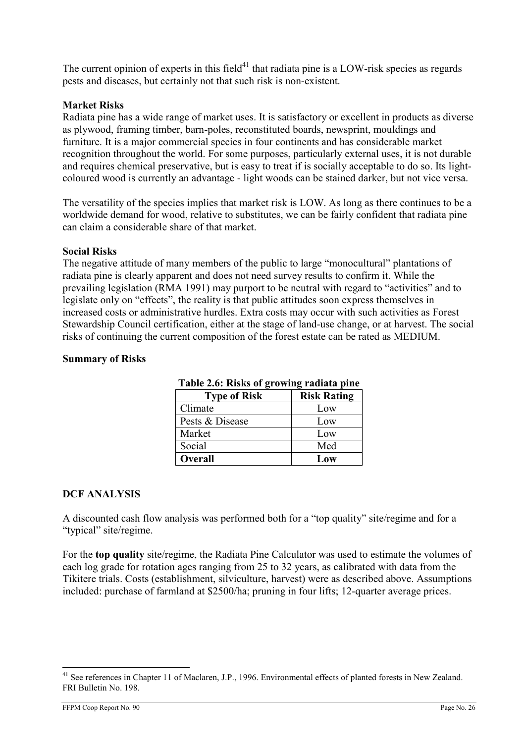The current opinion of experts in this field[41] that radiata pine is a LOW-risk species as regards pests and diseases, but certainly not that such risk is non-existent.

**Market Risks**

Radiata pine has a wide range of market uses. It is satisfactory or excellent in products as diverse as plywood, framing timber, barn-poles, reconstituted boards, newsprint, mouldings and furniture. It is a major commercial species in four continents and has considerable market recognition throughout the world. For some purposes, particularly external uses, it is not durable and requires chemical preservative, but is easy to treat if is socially acceptable to do so. Its light-coloured wood is currently an advantage - light woods can be stained darker, but not vice versa.

The versatility of the species implies that market risk is LOW. As long as there continues to be a worldwide demand for wood, relative to substitutes, we can be fairly confident that radiata pine can claim a considerable share of that market.

**Social Risks**

The negative attitude of many members of the public to large "monocultural" plantations of radiata pine is clearly apparent and does not need survey results to confirm it. While the prevailing legislation (RMA 1991) may purport to be neutral with regard to "activities" and to legislate only on "effects", the reality is that public attitudes soon express themselves in increased costs or administrative hurdles. Extra costs may occur with such activities as Forest Stewardship Council certification, either at the stage of land-use change, or at harvest. The social risks of continuing the current composition of the forest estate can be rated as MEDIUM.

**Summary of Risks**

**Table 2.6: Risks of growing radiata pine**

| Type of Risk | Risk Rating |
|---|---|
| Climate | Low |
| Pests & Disease | Low |
| Market | Low |
| Social | Med |
| **Overall** | **Low** |

## DCF ANALYSIS

A discounted cash flow analysis was performed both for a "top quality" site/regime and for a "typical" site/regime.

For the **top quality** site/regime, the Radiata Pine Calculator was used to estimate the volumes of each log grade for rotation ages ranging from 25 to 32 years, as calibrated with data from the Tikitere trials. Costs (establishment, silviculture, harvest) were as described above. Assumptions included: purchase of farmland at $2500/ha; pruning in four lifts; 12-quarter average prices.

[41] See references in Chapter 11 of Maclaren, J.P., 1996. Environmental effects of planted forests in New Zealand. FRI Bulletin No. 198.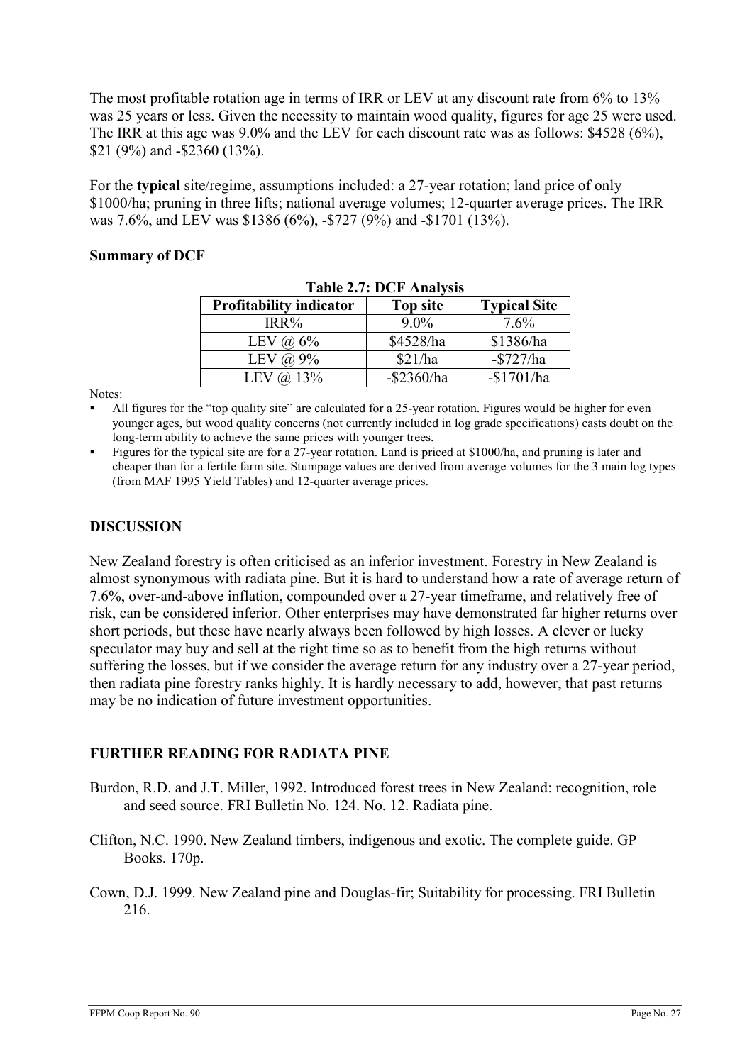The most profitable rotation age in terms of IRR or LEV at any discount rate from 6% to 13% was 25 years or less. Given the necessity to maintain wood quality, figures for age 25 were used. The IRR at this age was 9.0% and the LEV for each discount rate was as follows: $4528 (6%), $21 (9%) and -$2360 (13%).

For the **typical** site/regime, assumptions included: a 27-year rotation; land price of only $1000/ha; pruning in three lifts; national average volumes; 12-quarter average prices. The IRR was 7.6%, and LEV was $1386 (6%), -$727 (9%) and -$1701 (13%).

**Summary of DCF**

**Table 2.7: DCF Analysis**

| Profitability indicator | Top site | Typical Site |
|---|---|---|
| IRR% | 9.0% | 7.6% |
| LEV @ 6% | $4528/ha | $1386/ha |
| LEV @ 9% | $21/ha | -$727/ha |
| LEV @ 13% | -$2360/ha | -$1701/ha |

Notes:

- All figures for the "top quality site" are calculated for a 25-year rotation. Figures would be higher for even younger ages, but wood quality concerns (not currently included in log grade specifications) casts doubt on the long-term ability to achieve the same prices with younger trees.
- Figures for the typical site are for a 27-year rotation. Land is priced at $1000/ha, and pruning is later and cheaper than for a fertile farm site. Stumpage values are derived from average volumes for the 3 main log types (from MAF 1995 Yield Tables) and 12-quarter average prices.

## DISCUSSION

New Zealand forestry is often criticised as an inferior investment. Forestry in New Zealand is almost synonymous with radiata pine. But it is hard to understand how a rate of average return of 7.6%, over-and-above inflation, compounded over a 27-year timeframe, and relatively free of risk, can be considered inferior. Other enterprises may have demonstrated far higher returns over short periods, but these have nearly always been followed by high losses. A clever or lucky speculator may buy and sell at the right time so as to benefit from the high returns without suffering the losses, but if we consider the average return for any industry over a 27-year period, then radiata pine forestry ranks highly. It is hardly necessary to add, however, that past returns may be no indication of future investment opportunities.

## FURTHER READING FOR RADIATA PINE

Burdon, R.D. and J.T. Miller, 1992. Introduced forest trees in New Zealand: recognition, role and seed source. FRI Bulletin No. 124. No. 12. Radiata pine.

Clifton, N.C. 1990. New Zealand timbers, indigenous and exotic. The complete guide. GP Books. 170p.

Cown, D.J. 1999. New Zealand pine and Douglas-fir; Suitability for processing. FRI Bulletin 216.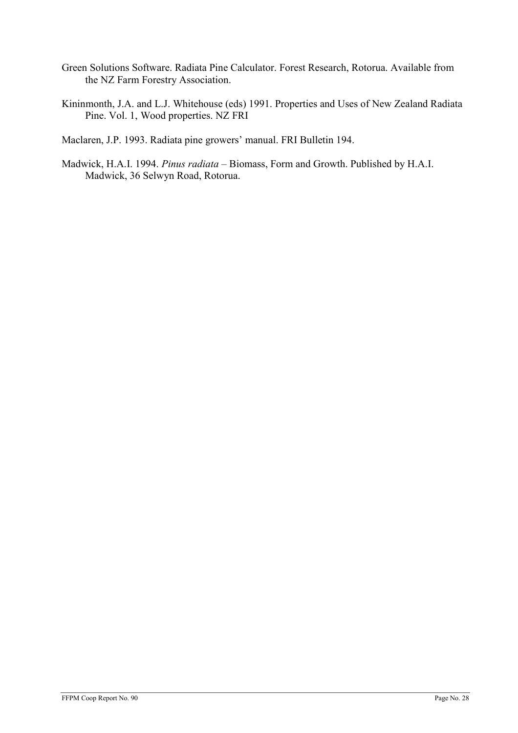Green Solutions Software. Radiata Pine Calculator. Forest Research, Rotorua. Available from the NZ Farm Forestry Association.

Kininmonth, J.A. and L.J. Whitehouse (eds) 1991. Properties and Uses of New Zealand Radiata Pine. Vol. 1, Wood properties. NZ FRI

Maclaren, J.P. 1993. Radiata pine growers' manual. FRI Bulletin 194.

Madwick, H.A.I. 1994. *Pinus radiata* – Biomass, Form and Growth. Published by H.A.I. Madwick, 36 Selwyn Road, Rotorua.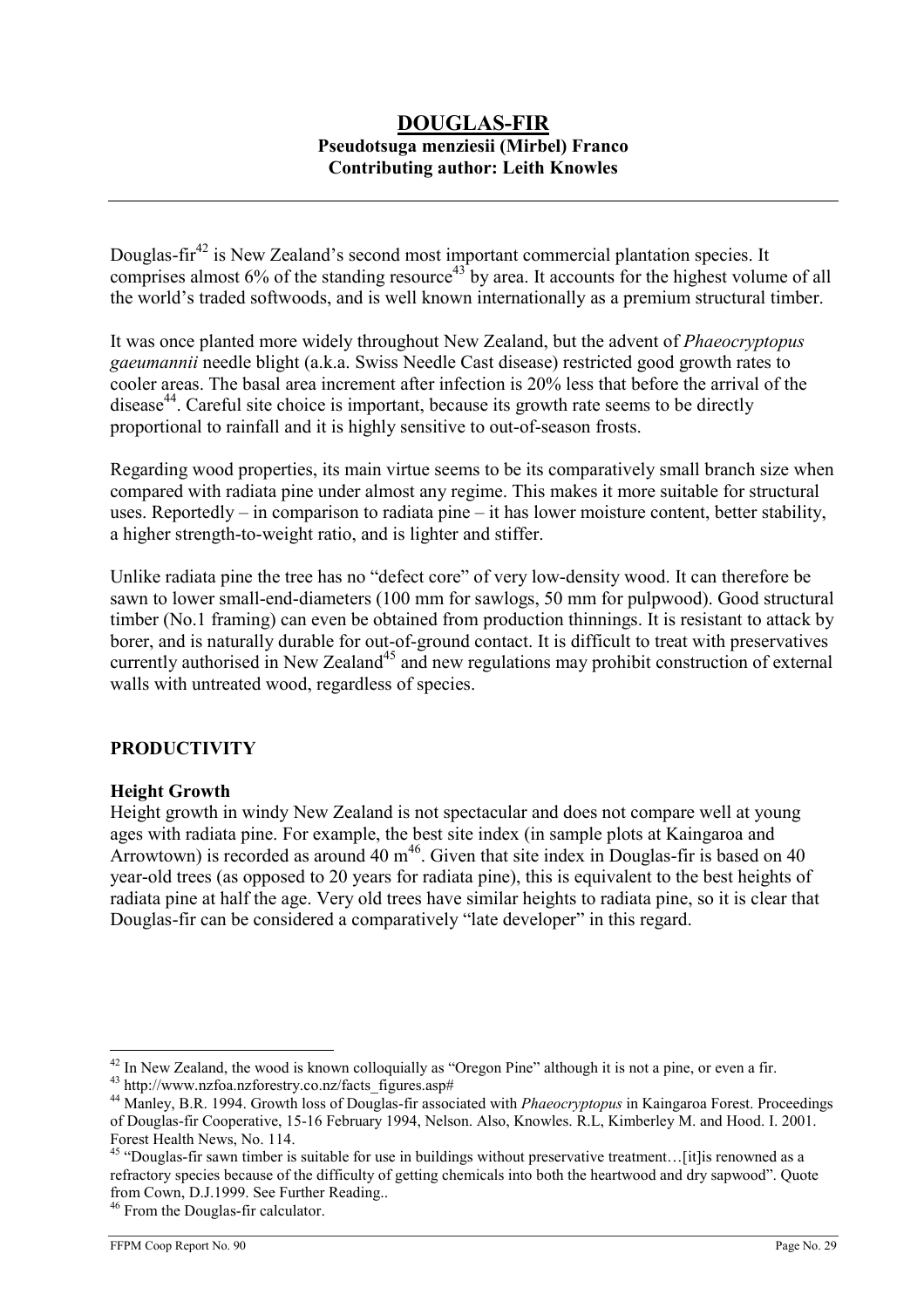# DOUGLAS-FIR

**Pseudotsuga menziesii (Mirbel) Franco**

**Contributing author: Leith Knowles**

---

Douglas-fir[42] is New Zealand's second most important commercial plantation species. It comprises almost 6% of the standing resource[43] by area. It accounts for the highest volume of all the world's traded softwoods, and is well known internationally as a premium structural timber.

It was once planted more widely throughout New Zealand, but the advent of *Phaeocryptopus gaeumannii* needle blight (a.k.a. Swiss Needle Cast disease) restricted good growth rates to cooler areas. The basal area increment after infection is 20% less that before the arrival of the disease[44]. Careful site choice is important, because its growth rate seems to be directly proportional to rainfall and it is highly sensitive to out-of-season frosts.

Regarding wood properties, its main virtue seems to be its comparatively small branch size when compared with radiata pine under almost any regime. This makes it more suitable for structural uses. Reportedly – in comparison to radiata pine – it has lower moisture content, better stability, a higher strength-to-weight ratio, and is lighter and stiffer.

Unlike radiata pine the tree has no "defect core" of very low-density wood. It can therefore be sawn to lower small-end-diameters (100 mm for sawlogs, 50 mm for pulpwood). Good structural timber (No.1 framing) can even be obtained from production thinnings. It is resistant to attack by borer, and is naturally durable for out-of-ground contact. It is difficult to treat with preservatives currently authorised in New Zealand[45] and new regulations may prohibit construction of external walls with untreated wood, regardless of species.

## PRODUCTIVITY

### Height Growth

Height growth in windy New Zealand is not spectacular and does not compare well at young ages with radiata pine. For example, the best site index (in sample plots at Kaingaroa and Arrowtown) is recorded as around 40 m[46]. Given that site index in Douglas-fir is based on 40 year-old trees (as opposed to 20 years for radiata pine), this is equivalent to the best heights of radiata pine at half the age. Very old trees have similar heights to radiata pine, so it is clear that Douglas-fir can be considered a comparatively "late developer" in this regard.

---

[42] In New Zealand, the wood is known colloquially as "Oregon Pine" although it is not a pine, or even a fir.

[43] http://www.nzfoa.nzforestry.co.nz/facts_figures.asp#

[44] Manley, B.R. 1994. Growth loss of Douglas-fir associated with *Phaeocryptopus* in Kaingaroa Forest. Proceedings of Douglas-fir Cooperative, 15-16 February 1994, Nelson. Also, Knowles. R.L, Kimberley M. and Hood. I. 2001. Forest Health News, No. 114.

[45] "Douglas-fir sawn timber is suitable for use in buildings without preservative treatment…[it]is renowned as a refractory species because of the difficulty of getting chemicals into both the heartwood and dry sapwood". Quote from Cown, D.J.1999. See Further Reading..

[46] From the Douglas-fir calculator.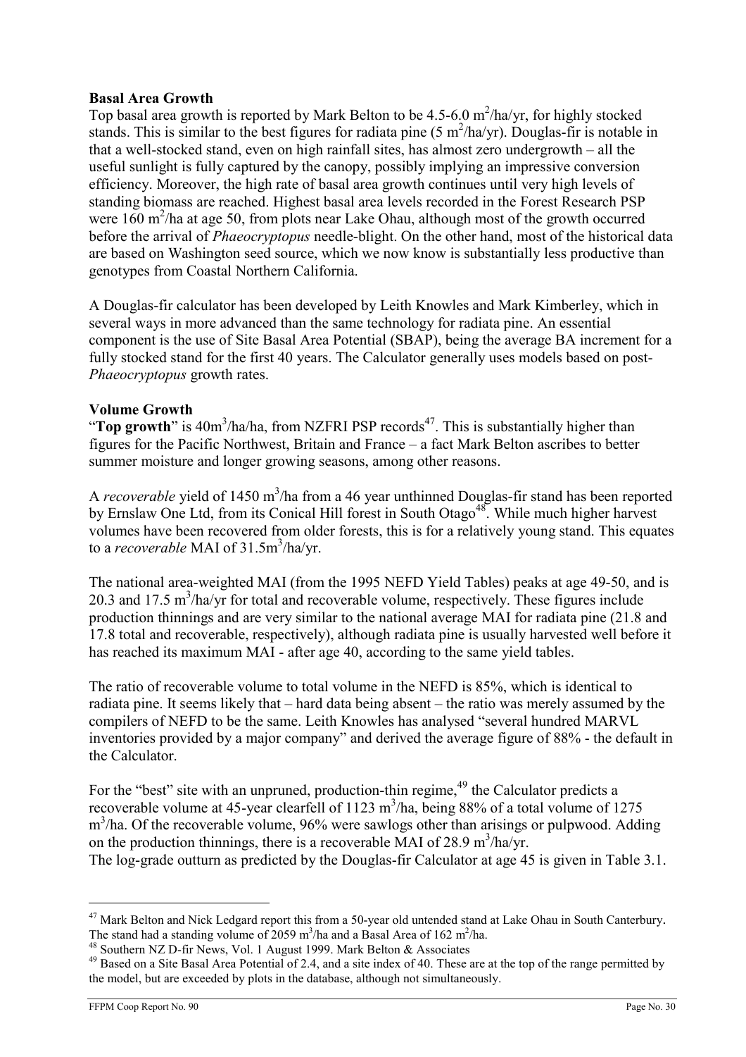**Basal Area Growth**

Top basal area growth is reported by Mark Belton to be 4.5-6.0 $m^2$/ha/yr, for highly stocked stands. This is similar to the best figures for radiata pine (5 $m^2$/ha/yr). Douglas-fir is notable in that a well-stocked stand, even on high rainfall sites, has almost zero undergrowth – all the useful sunlight is fully captured by the canopy, possibly implying an impressive conversion efficiency. Moreover, the high rate of basal area growth continues until very high levels of standing biomass are reached. Highest basal area levels recorded in the Forest Research PSP were 160 $m^2$/ha at age 50, from plots near Lake Ohau, although most of the growth occurred before the arrival of *Phaeocryptopus* needle-blight. On the other hand, most of the historical data are based on Washington seed source, which we now know is substantially less productive than genotypes from Coastal Northern California.

A Douglas-fir calculator has been developed by Leith Knowles and Mark Kimberley, which in several ways in more advanced than the same technology for radiata pine. An essential component is the use of Site Basal Area Potential (SBAP), being the average BA increment for a fully stocked stand for the first 40 years. The Calculator generally uses models based on post-*Phaeocryptopus* growth rates.

**Volume Growth**

"**Top growth**" is 40$m^3$/ha/ha, from NZFRI PSP records[47]. This is substantially higher than figures for the Pacific Northwest, Britain and France – a fact Mark Belton ascribes to better summer moisture and longer growing seasons, among other reasons.

A *recoverable* yield of 1450 $m^3$/ha from a 46 year unthinned Douglas-fir stand has been reported by Ernslaw One Ltd, from its Conical Hill forest in South Otago[48]. While much higher harvest volumes have been recovered from older forests, this is for a relatively young stand. This equates to a *recoverable* MAI of 31.5$m^3$/ha/yr.

The national area-weighted MAI (from the 1995 NEFD Yield Tables) peaks at age 49-50, and is 20.3 and 17.5 $m^3$/ha/yr for total and recoverable volume, respectively. These figures include production thinnings and are very similar to the national average MAI for radiata pine (21.8 and 17.8 total and recoverable, respectively), although radiata pine is usually harvested well before it has reached its maximum MAI - after age 40, according to the same yield tables.

The ratio of recoverable volume to total volume in the NEFD is 85%, which is identical to radiata pine. It seems likely that – hard data being absent – the ratio was merely assumed by the compilers of NEFD to be the same. Leith Knowles has analysed "several hundred MARVL inventories provided by a major company" and derived the average figure of 88% - the default in the Calculator.

For the "best" site with an unpruned, production-thin regime,[49] the Calculator predicts a recoverable volume at 45-year clearfell of 1123 $m^3$/ha, being 88% of a total volume of 1275 $m^3$/ha. Of the recoverable volume, 96% were sawlogs other than arisings or pulpwood. Adding on the production thinnings, there is a recoverable MAI of 28.9 $m^3$/ha/yr.
The log-grade outturn as predicted by the Douglas-fir Calculator at age 45 is given in Table 3.1.

---

[47] Mark Belton and Nick Ledgard report this from a 50-year old untended stand at Lake Ohau in South Canterbury. The stand had a standing volume of 2059 $m^3$/ha and a Basal Area of 162 $m^2$/ha.

[48] Southern NZ D-fir News, Vol. 1 August 1999. Mark Belton & Associates

[49] Based on a Site Basal Area Potential of 2.4, and a site index of 40. These are at the top of the range permitted by the model, but are exceeded by plots in the database, although not simultaneously.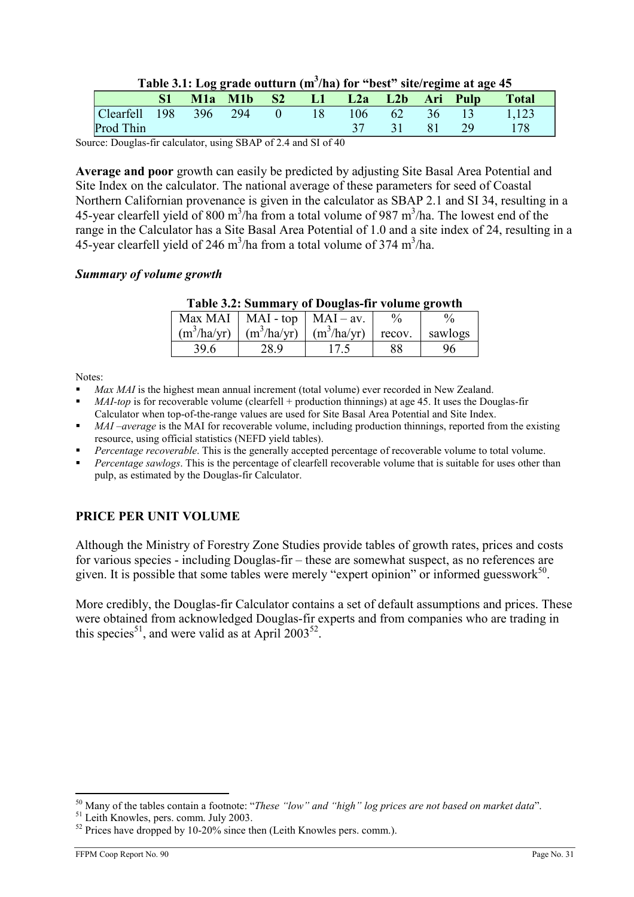**Table 3.1: Log grade outturn ($m^3$/ha) for "best" site/regime at age 45**

| | S1 | M1a | M1b | S2 | L1 | L2a | L2b | Ari | Pulp | Total |
|---|---|---|---|---|---|---|---|---|---|---|
| Clearfell | 198 | 396 | 294 | 0 | 18 | 106 | 62 | 36 | 13 | 1,123 |
| Prod Thin | | | | | | 37 | 31 | 81 | 29 | 178 |

Source: Douglas-fir calculator, using SBAP of 2.4 and SI of 40

**Average and poor** growth can easily be predicted by adjusting Site Basal Area Potential and Site Index on the calculator. The national average of these parameters for seed of Coastal Northern Californian provenance is given in the calculator as SBAP 2.1 and SI 34, resulting in a 45-year clearfell yield of 800 $m^3$/ha from a total volume of 987 $m^3$/ha. The lowest end of the range in the Calculator has a Site Basal Area Potential of 1.0 and a site index of 24, resulting in a 45-year clearfell yield of 246 $m^3$/ha from a total volume of 374 $m^3$/ha.

### *Summary of volume growth*

**Table 3.2: Summary of Douglas-fir volume growth**

| Max MAI ($m^3$/ha/yr) | MAI - top ($m^3$/ha/yr) | MAI – av. ($m^3$/ha/yr) | % recov. | % sawlogs |
|---|---|---|---|---|
| 39.6 | 28.9 | 17.5 | 88 | 96 |

Notes:

- *Max MAI* is the highest mean annual increment (total volume) ever recorded in New Zealand.
- *MAI-top* is for recoverable volume (clearfell + production thinnings) at age 45. It uses the Douglas-fir Calculator when top-of-the-range values are used for Site Basal Area Potential and Site Index.
- *MAI –average* is the MAI for recoverable volume, including production thinnings, reported from the existing resource, using official statistics (NEFD yield tables).
- *Percentage recoverable*. This is the generally accepted percentage of recoverable volume to total volume.
- *Percentage sawlogs*. This is the percentage of clearfell recoverable volume that is suitable for uses other than pulp, as estimated by the Douglas-fir Calculator.

## PRICE PER UNIT VOLUME

Although the Ministry of Forestry Zone Studies provide tables of growth rates, prices and costs for various species - including Douglas-fir – these are somewhat suspect, as no references are given. It is possible that some tables were merely "expert opinion" or informed guesswork[50].

More credibly, the Douglas-fir Calculator contains a set of default assumptions and prices. These were obtained from acknowledged Douglas-fir experts and from companies who are trading in this species[51], and were valid as at April 2003[52].

---

[50] Many of the tables contain a footnote: "*These "low" and "high" log prices are not based on market data*".

[51] Leith Knowles, pers. comm. July 2003.

[52] Prices have dropped by 10-20% since then (Leith Knowles pers. comm.).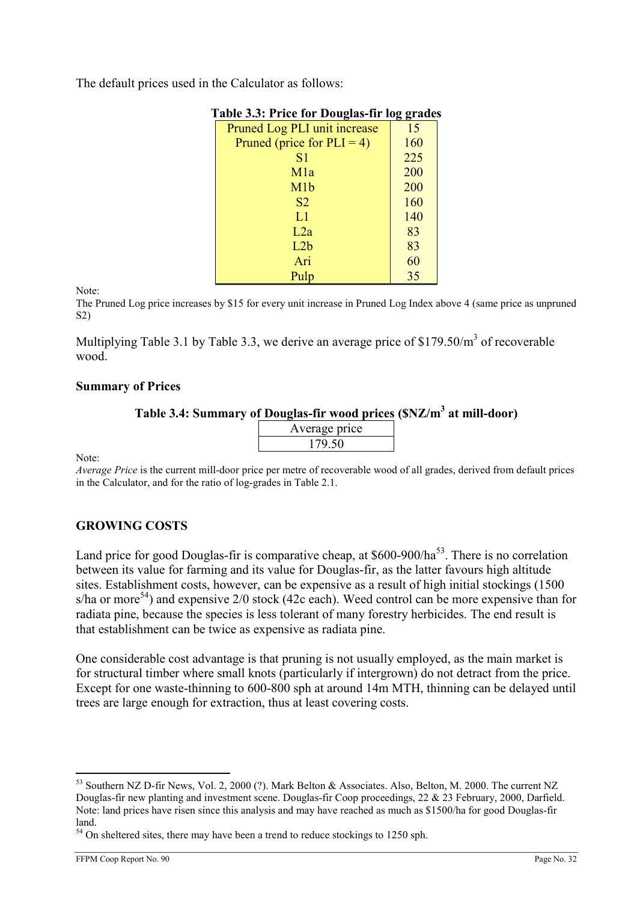The default prices used in the Calculator as follows:

**Table 3.3: Price for Douglas-fir log grades**

| Grade | Price |
|---|---|
| Pruned Log PLI unit increase | 15 |
| Pruned (price for PLI = 4) | 160 |
| S1 | 225 |
| M1a | 200 |
| M1b | 200 |
| S2 | 160 |
| L1 | 140 |
| L2a | 83 |
| L2b | 83 |
| Ari | 60 |
| Pulp | 35 |

Note:
The Pruned Log price increases by $15 for every unit increase in Pruned Log Index above 4 (same price as unpruned S2)

Multiplying Table 3.1 by Table 3.3, we derive an average price of $179.50/m$^3$ of recoverable wood.

**Summary of Prices**

**Table 3.4: Summary of Douglas-fir wood prices ($NZ/m$^3$ at mill-door)**

| Average price |
|---|
| 179.50 |

Note:
*Average Price* is the current mill-door price per metre of recoverable wood of all grades, derived from default prices in the Calculator, and for the ratio of log-grades in Table 2.1.

## GROWING COSTS

Land price for good Douglas-fir is comparative cheap, at $600-900/ha[53]. There is no correlation between its value for farming and its value for Douglas-fir, as the latter favours high altitude sites. Establishment costs, however, can be expensive as a result of high initial stockings (1500 s/ha or more[54]) and expensive 2/0 stock (42c each). Weed control can be more expensive than for radiata pine, because the species is less tolerant of many forestry herbicides. The end result is that establishment can be twice as expensive as radiata pine.

One considerable cost advantage is that pruning is not usually employed, as the main market is for structural timber where small knots (particularly if intergrown) do not detract from the price. Except for one waste-thinning to 600-800 sph at around 14m MTH, thinning can be delayed until trees are large enough for extraction, thus at least covering costs.

---

[53] Southern NZ D-fir News, Vol. 2, 2000 (?). Mark Belton & Associates. Also, Belton, M. 2000. The current NZ Douglas-fir new planting and investment scene. Douglas-fir Coop proceedings, 22 & 23 February, 2000, Darfield. Note: land prices have risen since this analysis and may have reached as much as $1500/ha for good Douglas-fir land.

[54] On sheltered sites, there may have been a trend to reduce stockings to 1250 sph.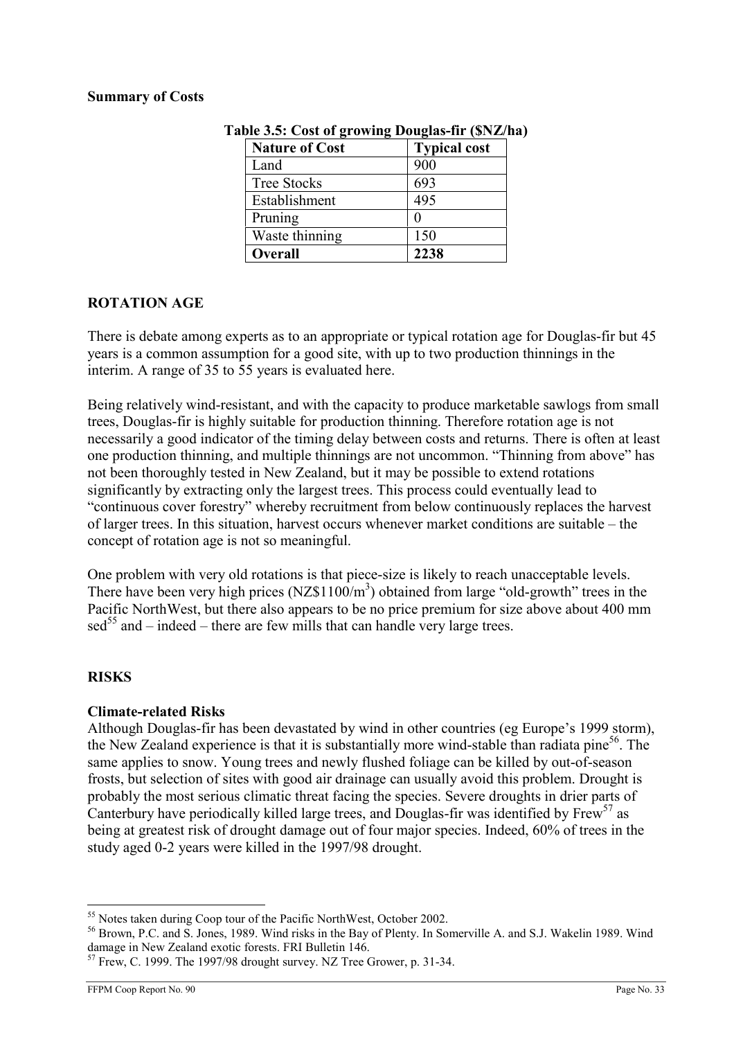**Summary of Costs**

**Table 3.5: Cost of growing Douglas-fir ($NZ/ha)**

| Nature of Cost | Typical cost |
|---|---|
| Land | 900 |
| Tree Stocks | 693 |
| Establishment | 495 |
| Pruning | 0 |
| Waste thinning | 150 |
| **Overall** | **2238** |

## ROTATION AGE

There is debate among experts as to an appropriate or typical rotation age for Douglas-fir but 45 years is a common assumption for a good site, with up to two production thinnings in the interim. A range of 35 to 55 years is evaluated here.

Being relatively wind-resistant, and with the capacity to produce marketable sawlogs from small trees, Douglas-fir is highly suitable for production thinning. Therefore rotation age is not necessarily a good indicator of the timing delay between costs and returns. There is often at least one production thinning, and multiple thinnings are not uncommon. "Thinning from above" has not been thoroughly tested in New Zealand, but it may be possible to extend rotations significantly by extracting only the largest trees. This process could eventually lead to "continuous cover forestry" whereby recruitment from below continuously replaces the harvest of larger trees. In this situation, harvest occurs whenever market conditions are suitable – the concept of rotation age is not so meaningful.

One problem with very old rotations is that piece-size is likely to reach unacceptable levels. There have been very high prices (NZ$1100/m$^3$) obtained from large "old-growth" trees in the Pacific NorthWest, but there also appears to be no price premium for size above about 400 mm sed[55] and – indeed – there are few mills that can handle very large trees.

## RISKS

**Climate-related Risks**

Although Douglas-fir has been devastated by wind in other countries (eg Europe's 1999 storm), the New Zealand experience is that it is substantially more wind-stable than radiata pine[56]. The same applies to snow. Young trees and newly flushed foliage can be killed by out-of-season frosts, but selection of sites with good air drainage can usually avoid this problem. Drought is probably the most serious climatic threat facing the species. Severe droughts in drier parts of Canterbury have periodically killed large trees, and Douglas-fir was identified by Frew[57] as being at greatest risk of drought damage out of four major species. Indeed, 60% of trees in the study aged 0-2 years were killed in the 1997/98 drought.

---

[55] Notes taken during Coop tour of the Pacific NorthWest, October 2002.

[56] Brown, P.C. and S. Jones, 1989. Wind risks in the Bay of Plenty. In Somerville A. and S.J. Wakelin 1989. Wind damage in New Zealand exotic forests. FRI Bulletin 146.

[57] Frew, C. 1999. The 1997/98 drought survey. NZ Tree Grower, p. 31-34.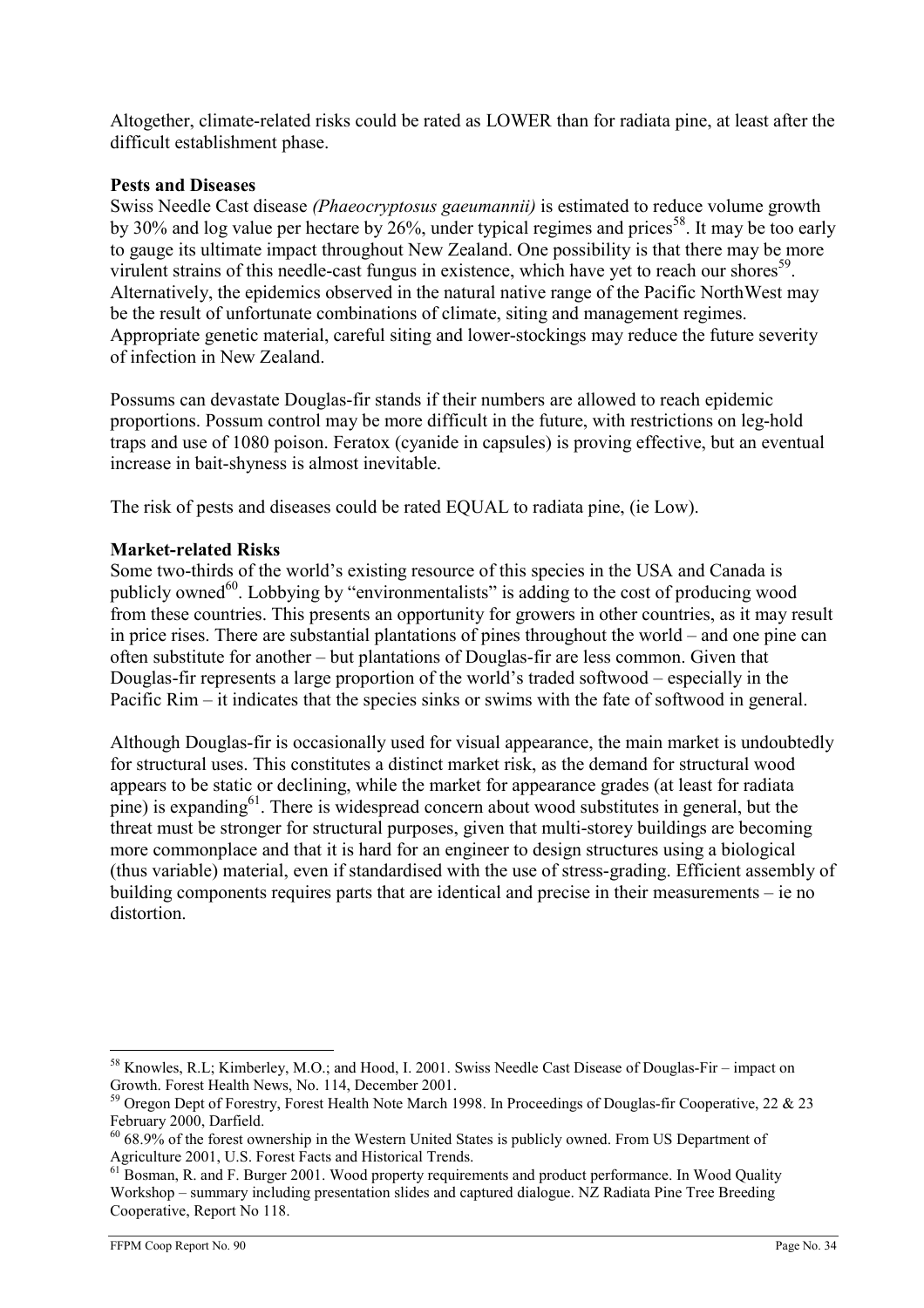Altogether, climate-related risks could be rated as LOWER than for radiata pine, at least after the difficult establishment phase.

**Pests and Diseases**

Swiss Needle Cast disease *(Phaeocryptosus gaeumannii)* is estimated to reduce volume growth by 30% and log value per hectare by 26%, under typical regimes and prices[58]. It may be too early to gauge its ultimate impact throughout New Zealand. One possibility is that there may be more virulent strains of this needle-cast fungus in existence, which have yet to reach our shores[59]. Alternatively, the epidemics observed in the natural native range of the Pacific NorthWest may be the result of unfortunate combinations of climate, siting and management regimes. Appropriate genetic material, careful siting and lower-stockings may reduce the future severity of infection in New Zealand.

Possums can devastate Douglas-fir stands if their numbers are allowed to reach epidemic proportions. Possum control may be more difficult in the future, with restrictions on leg-hold traps and use of 1080 poison. Feratox (cyanide in capsules) is proving effective, but an eventual increase in bait-shyness is almost inevitable.

The risk of pests and diseases could be rated EQUAL to radiata pine, (ie Low).

**Market-related Risks**

Some two-thirds of the world's existing resource of this species in the USA and Canada is publicly owned[60]. Lobbying by "environmentalists" is adding to the cost of producing wood from these countries. This presents an opportunity for growers in other countries, as it may result in price rises. There are substantial plantations of pines throughout the world – and one pine can often substitute for another – but plantations of Douglas-fir are less common. Given that Douglas-fir represents a large proportion of the world's traded softwood – especially in the Pacific Rim – it indicates that the species sinks or swims with the fate of softwood in general.

Although Douglas-fir is occasionally used for visual appearance, the main market is undoubtedly for structural uses. This constitutes a distinct market risk, as the demand for structural wood appears to be static or declining, while the market for appearance grades (at least for radiata pine) is expanding[61]. There is widespread concern about wood substitutes in general, but the threat must be stronger for structural purposes, given that multi-storey buildings are becoming more commonplace and that it is hard for an engineer to design structures using a biological (thus variable) material, even if standardised with the use of stress-grading. Efficient assembly of building components requires parts that are identical and precise in their measurements – ie no distortion.

---

[58] Knowles, R.L; Kimberley, M.O.; and Hood, I. 2001. Swiss Needle Cast Disease of Douglas-Fir – impact on Growth. Forest Health News, No. 114, December 2001.

[59] Oregon Dept of Forestry, Forest Health Note March 1998. In Proceedings of Douglas-fir Cooperative, 22 & 23 February 2000, Darfield.

[60] 68.9% of the forest ownership in the Western United States is publicly owned. From US Department of Agriculture 2001, U.S. Forest Facts and Historical Trends.

[61] Bosman, R. and F. Burger 2001. Wood property requirements and product performance. In Wood Quality Workshop – summary including presentation slides and captured dialogue. NZ Radiata Pine Tree Breeding Cooperative, Report No 118.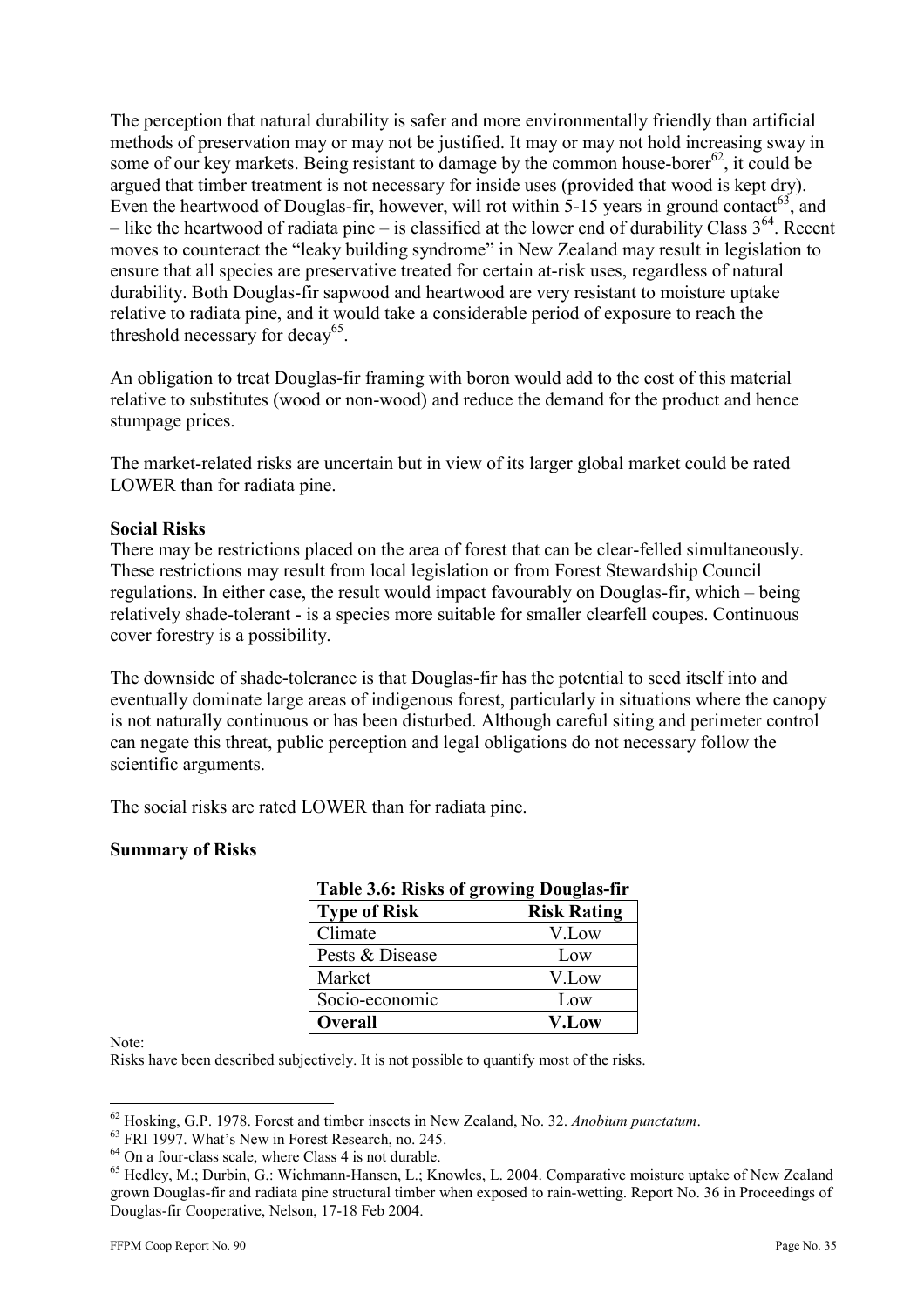The perception that natural durability is safer and more environmentally friendly than artificial methods of preservation may or may not be justified. It may or may not hold increasing sway in some of our key markets. Being resistant to damage by the common house-borer[62], it could be argued that timber treatment is not necessary for inside uses (provided that wood is kept dry). Even the heartwood of Douglas-fir, however, will rot within 5-15 years in ground contact[63], and – like the heartwood of radiata pine – is classified at the lower end of durability Class 3[64]. Recent moves to counteract the "leaky building syndrome" in New Zealand may result in legislation to ensure that all species are preservative treated for certain at-risk uses, regardless of natural durability. Both Douglas-fir sapwood and heartwood are very resistant to moisture uptake relative to radiata pine, and it would take a considerable period of exposure to reach the threshold necessary for decay[65].

An obligation to treat Douglas-fir framing with boron would add to the cost of this material relative to substitutes (wood or non-wood) and reduce the demand for the product and hence stumpage prices.

The market-related risks are uncertain but in view of its larger global market could be rated LOWER than for radiata pine.

**Social Risks**

There may be restrictions placed on the area of forest that can be clear-felled simultaneously. These restrictions may result from local legislation or from Forest Stewardship Council regulations. In either case, the result would impact favourably on Douglas-fir, which – being relatively shade-tolerant - is a species more suitable for smaller clearfell coupes. Continuous cover forestry is a possibility.

The downside of shade-tolerance is that Douglas-fir has the potential to seed itself into and eventually dominate large areas of indigenous forest, particularly in situations where the canopy is not naturally continuous or has been disturbed. Although careful siting and perimeter control can negate this threat, public perception and legal obligations do not necessary follow the scientific arguments.

The social risks are rated LOWER than for radiata pine.

**Summary of Risks**

**Table 3.6: Risks of growing Douglas-fir**

| Type of Risk | Risk Rating |
|---|---|
| Climate | V.Low |
| Pests & Disease | Low |
| Market | V.Low |
| Socio-economic | Low |
| **Overall** | **V.Low** |

Note:
Risks have been described subjectively. It is not possible to quantify most of the risks.

---

[62] Hosking, G.P. 1978. Forest and timber insects in New Zealand, No. 32. *Anobium punctatum*.

[63] FRI 1997. What's New in Forest Research, no. 245.

[64] On a four-class scale, where Class 4 is not durable.

[65] Hedley, M.; Durbin, G.: Wichmann-Hansen, L.; Knowles, L. 2004. Comparative moisture uptake of New Zealand grown Douglas-fir and radiata pine structural timber when exposed to rain-wetting. Report No. 36 in Proceedings of Douglas-fir Cooperative, Nelson, 17-18 Feb 2004.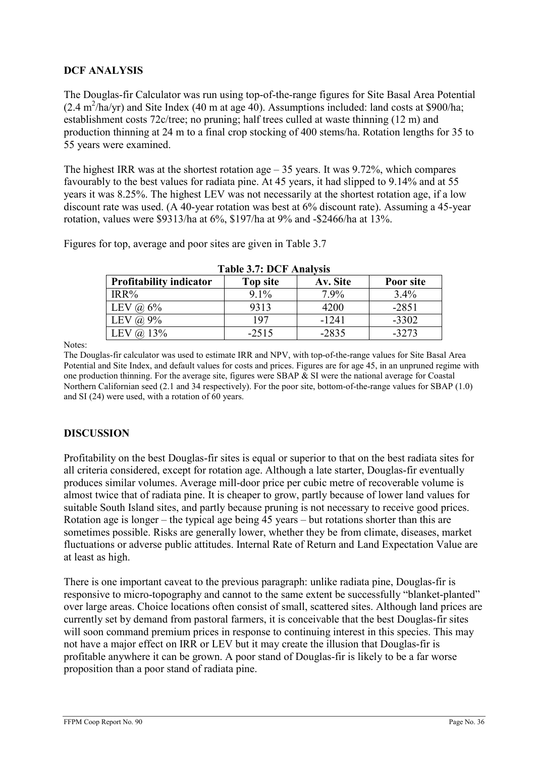## DCF ANALYSIS

The Douglas-fir Calculator was run using top-of-the-range figures for Site Basal Area Potential (2.4 $m^2$/ha/yr) and Site Index (40 m at age 40). Assumptions included: land costs at $900/ha; establishment costs 72c/tree; no pruning; half trees culled at waste thinning (12 m) and production thinning at 24 m to a final crop stocking of 400 stems/ha. Rotation lengths for 35 to 55 years were examined.

The highest IRR was at the shortest rotation age – 35 years. It was 9.72%, which compares favourably to the best values for radiata pine. At 45 years, it had slipped to 9.14% and at 55 years it was 8.25%. The highest LEV was not necessarily at the shortest rotation age, if a low discount rate was used. (A 40-year rotation was best at 6% discount rate). Assuming a 45-year rotation, values were $9313/ha at 6%, $197/ha at 9% and -$2466/ha at 13%.

Figures for top, average and poor sites are given in Table 3.7

**Table 3.7: DCF Analysis**

| Profitability indicator | Top site | Av. Site | Poor site |
|---|---|---|---|
| IRR% | 9.1% | 7.9% | 3.4% |
| LEV @ 6% | 9313 | 4200 | -2851 |
| LEV @ 9% | 197 | -1241 | -3302 |
| LEV @ 13% | -2515 | -2835 | -3273 |

Notes:
The Douglas-fir calculator was used to estimate IRR and NPV, with top-of-the-range values for Site Basal Area Potential and Site Index, and default values for costs and prices. Figures are for age 45, in an unpruned regime with one production thinning. For the average site, figures were SBAP & SI were the national average for Coastal Northern Californian seed (2.1 and 34 respectively). For the poor site, bottom-of-the-range values for SBAP (1.0) and SI (24) were used, with a rotation of 60 years.

## DISCUSSION

Profitability on the best Douglas-fir sites is equal or superior to that on the best radiata sites for all criteria considered, except for rotation age. Although a late starter, Douglas-fir eventually produces similar volumes. Average mill-door price per cubic metre of recoverable volume is almost twice that of radiata pine. It is cheaper to grow, partly because of lower land values for suitable South Island sites, and partly because pruning is not necessary to receive good prices. Rotation age is longer – the typical age being 45 years – but rotations shorter than this are sometimes possible. Risks are generally lower, whether they be from climate, diseases, market fluctuations or adverse public attitudes. Internal Rate of Return and Land Expectation Value are at least as high.

There is one important caveat to the previous paragraph: unlike radiata pine, Douglas-fir is responsive to micro-topography and cannot to the same extent be successfully "blanket-planted" over large areas. Choice locations often consist of small, scattered sites. Although land prices are currently set by demand from pastoral farmers, it is conceivable that the best Douglas-fir sites will soon command premium prices in response to continuing interest in this species. This may not have a major effect on IRR or LEV but it may create the illusion that Douglas-fir is profitable anywhere it can be grown. A poor stand of Douglas-fir is likely to be a far worse proposition than a poor stand of radiata pine.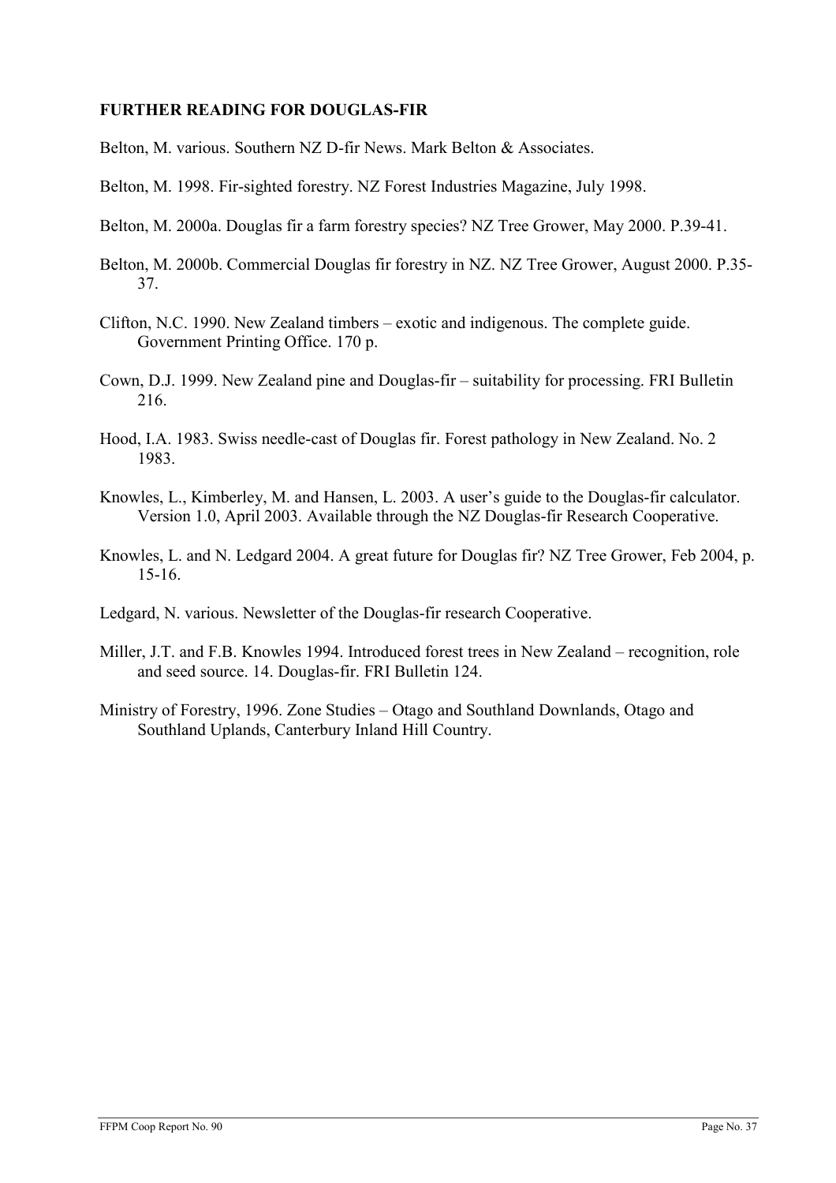## FURTHER READING FOR DOUGLAS-FIR

Belton, M. various. Southern NZ D-fir News. Mark Belton & Associates.

Belton, M. 1998. Fir-sighted forestry. NZ Forest Industries Magazine, July 1998.

Belton, M. 2000a. Douglas fir a farm forestry species? NZ Tree Grower, May 2000. P.39-41.

Belton, M. 2000b. Commercial Douglas fir forestry in NZ. NZ Tree Grower, August 2000. P.35-37.

Clifton, N.C. 1990. New Zealand timbers – exotic and indigenous. The complete guide. Government Printing Office. 170 p.

Cown, D.J. 1999. New Zealand pine and Douglas-fir – suitability for processing. FRI Bulletin 216.

Hood, I.A. 1983. Swiss needle-cast of Douglas fir. Forest pathology in New Zealand. No. 2 1983.

Knowles, L., Kimberley, M. and Hansen, L. 2003. A user's guide to the Douglas-fir calculator. Version 1.0, April 2003. Available through the NZ Douglas-fir Research Cooperative.

Knowles, L. and N. Ledgard 2004. A great future for Douglas fir? NZ Tree Grower, Feb 2004, p. 15-16.

Ledgard, N. various. Newsletter of the Douglas-fir research Cooperative.

Miller, J.T. and F.B. Knowles 1994. Introduced forest trees in New Zealand – recognition, role and seed source. 14. Douglas-fir. FRI Bulletin 124.

Ministry of Forestry, 1996. Zone Studies – Otago and Southland Downlands, Otago and Southland Uplands, Canterbury Inland Hill Country.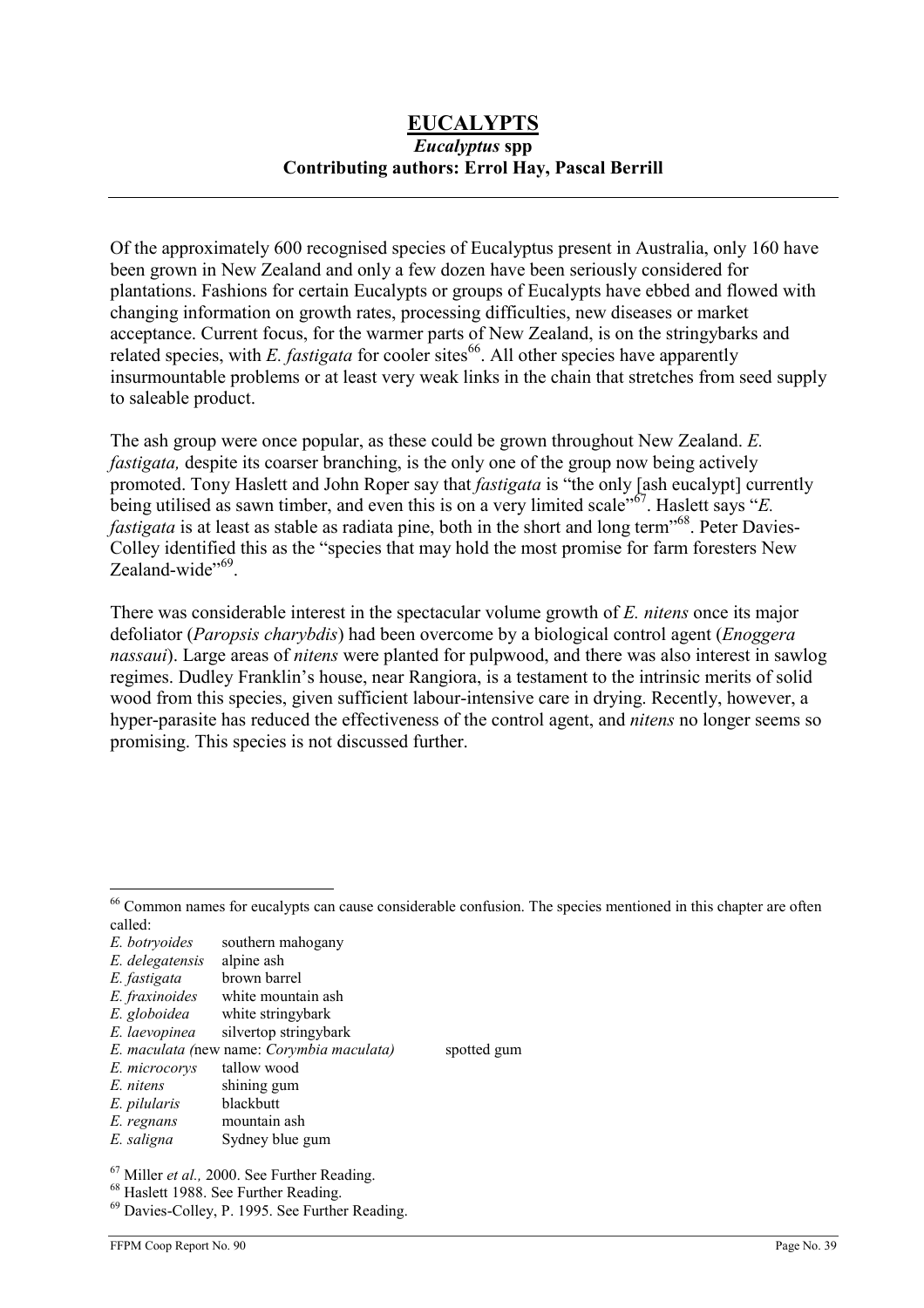# EUCALYPTS

## *Eucalyptus* spp

**Contributing authors: Errol Hay, Pascal Berrill**

Of the approximately 600 recognised species of Eucalyptus present in Australia, only 160 have been grown in New Zealand and only a few dozen have been seriously considered for plantations. Fashions for certain Eucalypts or groups of Eucalypts have ebbed and flowed with changing information on growth rates, processing difficulties, new diseases or market acceptance. Current focus, for the warmer parts of New Zealand, is on the stringybarks and related species, with *E. fastigata* for cooler sites[66]. All other species have apparently insurmountable problems or at least very weak links in the chain that stretches from seed supply to saleable product.

The ash group were once popular, as these could be grown throughout New Zealand. *E. fastigata,* despite its coarser branching, is the only one of the group now being actively promoted. Tony Haslett and John Roper say that *fastigata* is "the only [ash eucalypt] currently being utilised as sawn timber, and even this is on a very limited scale"[67]. Haslett says "*E. fastigata* is at least as stable as radiata pine, both in the short and long term"[68]. Peter Davies-Colley identified this as the "species that may hold the most promise for farm foresters New Zealand-wide"[69].

There was considerable interest in the spectacular volume growth of *E. nitens* once its major defoliator (*Paropsis charybdis*) had been overcome by a biological control agent (*Enoggera nassaui*). Large areas of *nitens* were planted for pulpwood, and there was also interest in sawlog regimes. Dudley Franklin's house, near Rangiora, is a testament to the intrinsic merits of solid wood from this species, given sufficient labour-intensive care in drying. Recently, however, a hyper-parasite has reduced the effectiveness of the control agent, and *nitens* no longer seems so promising. This species is not discussed further.

---

[66] Common names for eucalypts can cause considerable confusion. The species mentioned in this chapter are often called:

| | |
|---|---|
| *E. botryoides* | southern mahogany |
| *E. delegatensis* | alpine ash |
| *E. fastigata* | brown barrel |
| *E. fraxinoides* | white mountain ash |
| *E. globoidea* | white stringybark |
| *E. laevopinea* | silvertop stringybark |
| *E. maculata (*new name: *Corymbia maculata)* | spotted gum |
| *E. microcorys* | tallow wood |
| *E. nitens* | shining gum |
| *E. pilularis* | blackbutt |
| *E. regnans* | mountain ash |
| *E. saligna* | Sydney blue gum |

[67] Miller *et al.,* 2000. See Further Reading.

[68] Haslett 1988. See Further Reading.

[69] Davies-Colley, P. 1995. See Further Reading.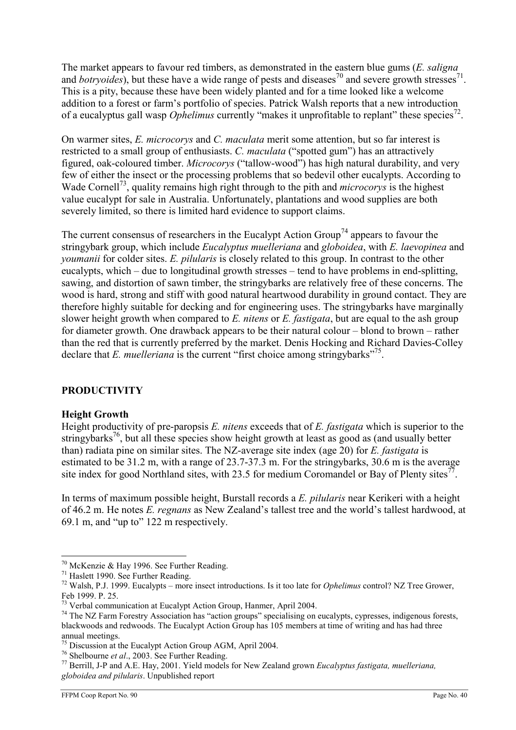The market appears to favour red timbers, as demonstrated in the eastern blue gums (*E. saligna* and *botryoides*), but these have a wide range of pests and diseases[70] and severe growth stresses[71]. This is a pity, because these have been widely planted and for a time looked like a welcome addition to a forest or farm's portfolio of species. Patrick Walsh reports that a new introduction of a eucalyptus gall wasp *Ophelimus* currently "makes it unprofitable to replant" these species[72].

On warmer sites, *E. microcorys* and *C. maculata* merit some attention, but so far interest is restricted to a small group of enthusiasts. *C. maculata* ("spotted gum") has an attractively figured, oak-coloured timber. *Microcorys* ("tallow-wood") has high natural durability, and very few of either the insect or the processing problems that so bedevil other eucalypts. According to Wade Cornell[73], quality remains high right through to the pith and *microcorys* is the highest value eucalypt for sale in Australia. Unfortunately, plantations and wood supplies are both severely limited, so there is limited hard evidence to support claims.

The current consensus of researchers in the Eucalypt Action Group[74] appears to favour the stringybark group, which include *Eucalyptus muelleriana* and *globoidea*, with *E. laevopinea* and *youmanii* for colder sites. *E. pilularis* is closely related to this group. In contrast to the other eucalypts, which – due to longitudinal growth stresses – tend to have problems in end-splitting, sawing, and distortion of sawn timber, the stringybarks are relatively free of these concerns. The wood is hard, strong and stiff with good natural heartwood durability in ground contact. They are therefore highly suitable for decking and for engineering uses. The stringybarks have marginally slower height growth when compared to *E. nitens* or *E. fastigata*, but are equal to the ash group for diameter growth. One drawback appears to be their natural colour – blond to brown – rather than the red that is currently preferred by the market. Denis Hocking and Richard Davies-Colley declare that *E. muelleriana* is the current "first choice among stringybarks"[75].

## PRODUCTIVITY

### Height Growth

Height productivity of pre-paropsis *E. nitens* exceeds that of *E. fastigata* which is superior to the stringybarks[76], but all these species show height growth at least as good as (and usually better than) radiata pine on similar sites. The NZ-average site index (age 20) for *E. fastigata* is estimated to be 31.2 m, with a range of 23.7-37.3 m. For the stringybarks, 30.6 m is the average site index for good Northland sites, with 23.5 for medium Coromandel or Bay of Plenty sites[77].

In terms of maximum possible height, Burstall records a *E. pilularis* near Kerikeri with a height of 46.2 m. He notes *E. regnans* as New Zealand's tallest tree and the world's tallest hardwood, at 69.1 m, and "up to" 122 m respectively.

---

[70] McKenzie & Hay 1996. See Further Reading.

[71] Haslett 1990. See Further Reading.

[72] Walsh, P.J. 1999. Eucalypts – more insect introductions. Is it too late for *Ophelimus* control? NZ Tree Grower, Feb 1999. P. 25.

[73] Verbal communication at Eucalypt Action Group, Hanmer, April 2004.

[74] The NZ Farm Forestry Association has "action groups" specialising on eucalypts, cypresses, indigenous forests, blackwoods and redwoods. The Eucalypt Action Group has 105 members at time of writing and has had three annual meetings.

[75] Discussion at the Eucalypt Action Group AGM, April 2004.

[76] Shelbourne *et al*., 2003. See Further Reading.

[77] Berrill, J-P and A.E. Hay, 2001. Yield models for New Zealand grown *Eucalyptus fastigata, muelleriana, globoidea and pilularis*. Unpublished report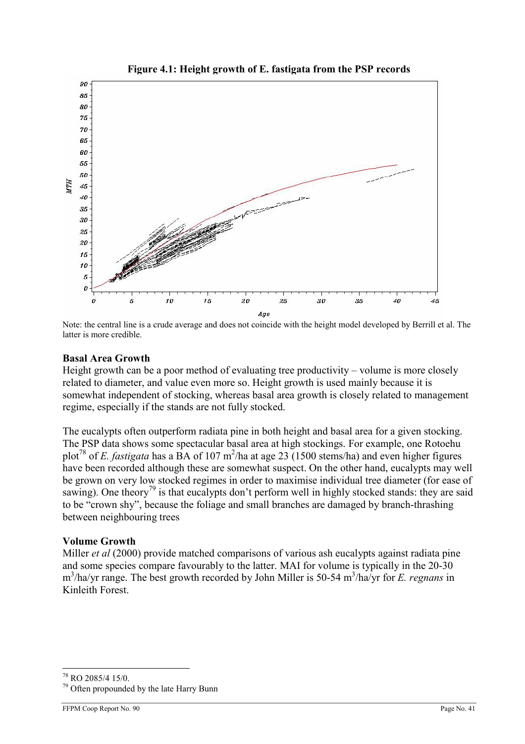**Figure 4.1: Height growth of E. fastigata from the PSP records**

Note: the central line is a crude average and does not coincide with the height model developed by Berrill et al. The latter is more credible.

### Basal Area Growth

Height growth can be a poor method of evaluating tree productivity – volume is more closely related to diameter, and value even more so. Height growth is used mainly because it is somewhat independent of stocking, whereas basal area growth is closely related to management regime, especially if the stands are not fully stocked.

The eucalypts often outperform radiata pine in both height and basal area for a given stocking. The PSP data shows some spectacular basal area at high stockings. For example, one Rotoehu plot[78] of *E. fastigata* has a BA of 107 $m^2$/ha at age 23 (1500 stems/ha) and even higher figures have been recorded although these are somewhat suspect. On the other hand, eucalypts may well be grown on very low stocked regimes in order to maximise individual tree diameter (for ease of sawing). One theory[79] is that eucalypts don't perform well in highly stocked stands: they are said to be "crown shy", because the foliage and small branches are damaged by branch-thrashing between neighbouring trees

### Volume Growth

Miller *et al* (2000) provide matched comparisons of various ash eucalypts against radiata pine and some species compare favourably to the latter. MAI for volume is typically in the 20-30 $m^3$/ha/yr range. The best growth recorded by John Miller is 50-54 $m^3$/ha/yr for *E. regnans* in Kinleith Forest.

---

[78] RO 2085/4 15/0.

[79] Often propounded by the late Harry Bunn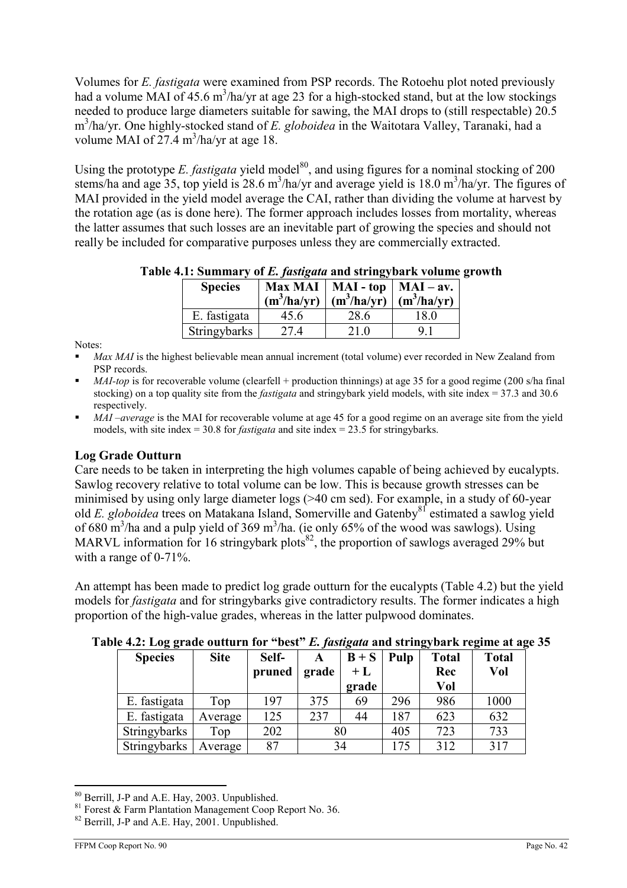Volumes for *E. fastigata* were examined from PSP records. The Rotoehu plot noted previously had a volume MAI of 45.6 $m^3$/ha/yr at age 23 for a high-stocked stand, but at the low stockings needed to produce large diameters suitable for sawing, the MAI drops to (still respectable) 20.5 $m^3$/ha/yr. One highly-stocked stand of *E. globoidea* in the Waitotara Valley, Taranaki, had a volume MAI of 27.4 $m^3$/ha/yr at age 18.

Using the prototype *E. fastigata* yield model[80], and using figures for a nominal stocking of 200 stems/ha and age 35, top yield is 28.6 $m^3$/ha/yr and average yield is 18.0 $m^3$/ha/yr. The figures of MAI provided in the yield model average the CAI, rather than dividing the volume at harvest by the rotation age (as is done here). The former approach includes losses from mortality, whereas the latter assumes that such losses are an inevitable part of growing the species and should not really be included for comparative purposes unless they are commercially extracted.

**Table 4.1: Summary of *E. fastigata* and stringybark volume growth**

| Species | Max MAI ($m^3$/ha/yr) | MAI - top ($m^3$/ha/yr) | MAI – av. ($m^3$/ha/yr) |
|---|---|---|---|
| E. fastigata | 45.6 | 28.6 | 18.0 |
| Stringybarks | 27.4 | 21.0 | 9.1 |

Notes:

- *Max MAI* is the highest believable mean annual increment (total volume) ever recorded in New Zealand from PSP records.
- *MAI-top* is for recoverable volume (clearfell + production thinnings) at age 35 for a good regime (200 s/ha final stocking) on a top quality site from the *fastigata* and stringybark yield models, with site index = 37.3 and 30.6 respectively.
- *MAI –average* is the MAI for recoverable volume at age 45 for a good regime on an average site from the yield models, with site index = 30.8 for *fastigata* and site index = 23.5 for stringybarks.

**Log Grade Outturn**

Care needs to be taken in interpreting the high volumes capable of being achieved by eucalypts. Sawlog recovery relative to total volume can be low. This is because growth stresses can be minimised by using only large diameter logs (>40 cm sed). For example, in a study of 60-year old *E. globoidea* trees on Matakana Island, Somerville and Gatenby[81] estimated a sawlog yield of 680 $m^3$/ha and a pulp yield of 369 $m^3$/ha. (ie only 65% of the wood was sawlogs). Using MARVL information for 16 stringybark plots[82], the proportion of sawlogs averaged 29% but with a range of 0-71%.

An attempt has been made to predict log grade outturn for the eucalypts (Table 4.2) but the yield models for *fastigata* and for stringybarks give contradictory results. The former indicates a high proportion of the high-value grades, whereas in the latter pulpwood dominates.

**Table 4.2: Log grade outturn for "best" *E. fastigata* and stringybark regime at age 35**

| Species | Site | Self-pruned | A grade | B + S + L grade | Pulp | Total Rec Vol | Total Vol |
|---|---|---|---|---|---|---|---|
| E. fastigata | Top | 197 | 375 | 69 | 296 | 986 | 1000 |
| E. fastigata | Average | 125 | 237 | 44 | 187 | 623 | 632 |
| Stringybarks | Top | 202 | 80 | | 405 | 723 | 733 |
| Stringybarks | Average | 87 | 34 | | 175 | 312 | 317 |

[80] Berrill, J-P and A.E. Hay, 2003. Unpublished.

[81] Forest & Farm Plantation Management Coop Report No. 36.

[82] Berrill, J-P and A.E. Hay, 2001. Unpublished.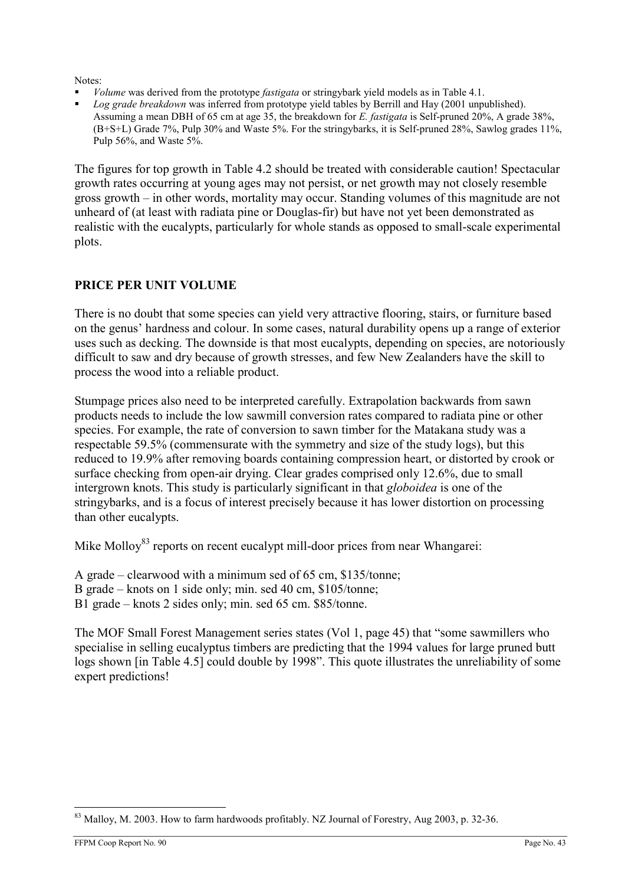Notes:

- *Volume* was derived from the prototype *fastigata* or stringybark yield models as in Table 4.1.
- *Log grade breakdown* was inferred from prototype yield tables by Berrill and Hay (2001 unpublished). Assuming a mean DBH of 65 cm at age 35, the breakdown for *E. fastigata* is Self-pruned 20%, A grade 38%, (B+S+L) Grade 7%, Pulp 30% and Waste 5%. For the stringybarks, it is Self-pruned 28%, Sawlog grades 11%, Pulp 56%, and Waste 5%.

The figures for top growth in Table 4.2 should be treated with considerable caution! Spectacular growth rates occurring at young ages may not persist, or net growth may not closely resemble gross growth – in other words, mortality may occur. Standing volumes of this magnitude are not unheard of (at least with radiata pine or Douglas-fir) but have not yet been demonstrated as realistic with the eucalypts, particularly for whole stands as opposed to small-scale experimental plots.

## PRICE PER UNIT VOLUME

There is no doubt that some species can yield very attractive flooring, stairs, or furniture based on the genus' hardness and colour. In some cases, natural durability opens up a range of exterior uses such as decking. The downside is that most eucalypts, depending on species, are notoriously difficult to saw and dry because of growth stresses, and few New Zealanders have the skill to process the wood into a reliable product.

Stumpage prices also need to be interpreted carefully. Extrapolation backwards from sawn products needs to include the low sawmill conversion rates compared to radiata pine or other species. For example, the rate of conversion to sawn timber for the Matakana study was a respectable 59.5% (commensurate with the symmetry and size of the study logs), but this reduced to 19.9% after removing boards containing compression heart, or distorted by crook or surface checking from open-air drying. Clear grades comprised only 12.6%, due to small intergrown knots. This study is particularly significant in that *globoidea* is one of the stringybarks, and is a focus of interest precisely because it has lower distortion on processing than other eucalypts.

Mike Molloy[83] reports on recent eucalypt mill-door prices from near Whangarei:

A grade – clearwood with a minimum sed of 65 cm, $135/tonne;
B grade – knots on 1 side only; min. sed 40 cm, $105/tonne;
B1 grade – knots 2 sides only; min. sed 65 cm. $85/tonne.

The MOF Small Forest Management series states (Vol 1, page 45) that "some sawmillers who specialise in selling eucalyptus timbers are predicting that the 1994 values for large pruned butt logs shown [in Table 4.5] could double by 1998". This quote illustrates the unreliability of some expert predictions!

[83] Malloy, M. 2003. How to farm hardwoods profitably. NZ Journal of Forestry, Aug 2003, p. 32-36.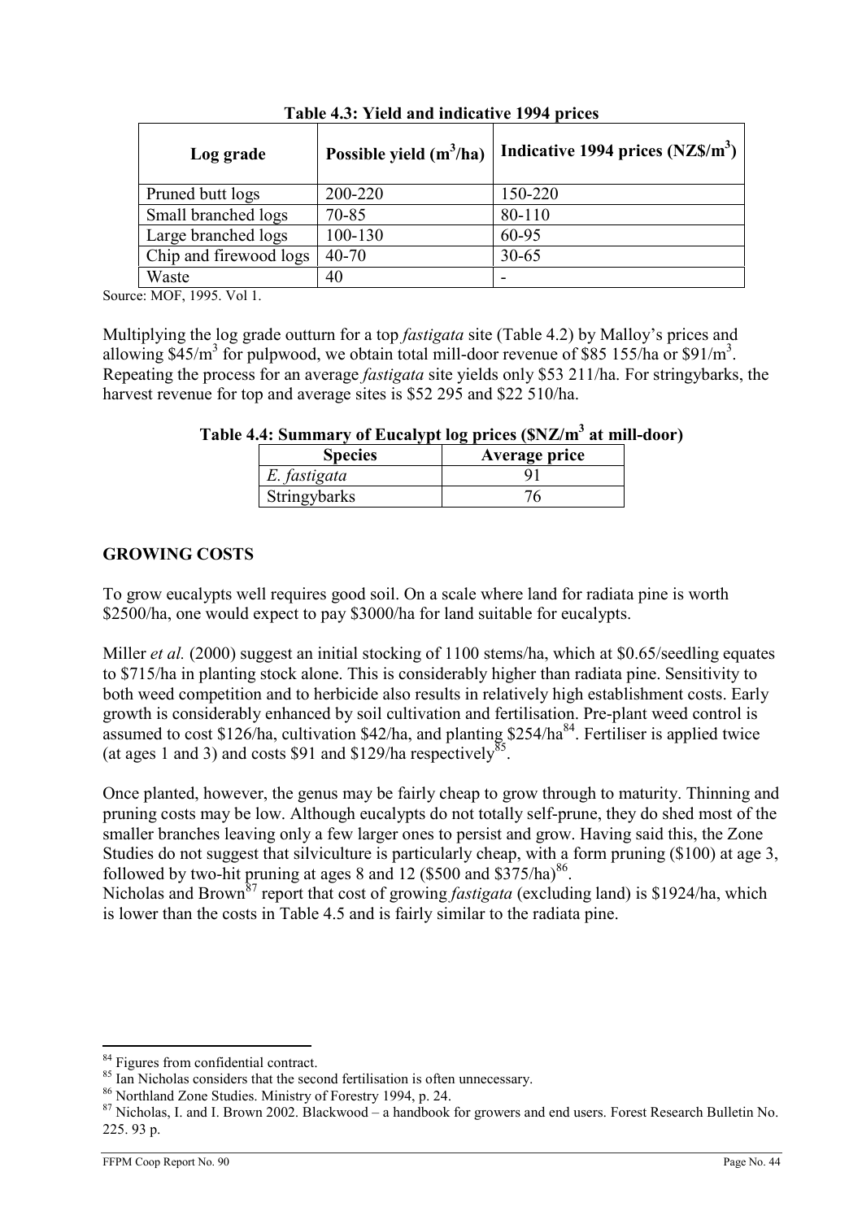**Table 4.3: Yield and indicative 1994 prices**

| Log grade | Possible yield ($m^3$/ha) | Indicative 1994 prices (NZ\$/$m^3$) |
|---|---|---|
| Pruned butt logs | 200-220 | 150-220 |
| Small branched logs | 70-85 | 80-110 |
| Large branched logs | 100-130 | 60-95 |
| Chip and firewood logs | 40-70 | 30-65 |
| Waste | 40 | - |

Source: MOF, 1995. Vol 1.

Multiplying the log grade outturn for a top *fastigata* site (Table 4.2) by Malloy's prices and allowing \$45/$m^3$ for pulpwood, we obtain total mill-door revenue of \$85 155/ha or \$91/$m^3$. Repeating the process for an average *fastigata* site yields only \$53 211/ha. For stringybarks, the harvest revenue for top and average sites is \$52 295 and \$22 510/ha.

**Table 4.4: Summary of Eucalypt log prices (\$NZ/$m^3$ at mill-door)**

| Species | Average price |
|---|---|
| *E. fastigata* | 91 |
| Stringybarks | 76 |

## GROWING COSTS

To grow eucalypts well requires good soil. On a scale where land for radiata pine is worth \$2500/ha, one would expect to pay \$3000/ha for land suitable for eucalypts.

Miller *et al.* (2000) suggest an initial stocking of 1100 stems/ha, which at \$0.65/seedling equates to \$715/ha in planting stock alone. This is considerably higher than radiata pine. Sensitivity to both weed competition and to herbicide also results in relatively high establishment costs. Early growth is considerably enhanced by soil cultivation and fertilisation. Pre-plant weed control is assumed to cost \$126/ha, cultivation \$42/ha, and planting \$254/ha[84]. Fertiliser is applied twice (at ages 1 and 3) and costs \$91 and \$129/ha respectively[85].

Once planted, however, the genus may be fairly cheap to grow through to maturity. Thinning and pruning costs may be low. Although eucalypts do not totally self-prune, they do shed most of the smaller branches leaving only a few larger ones to persist and grow. Having said this, the Zone Studies do not suggest that silviculture is particularly cheap, with a form pruning (\$100) at age 3, followed by two-hit pruning at ages 8 and 12 (\$500 and \$375/ha)[86].

Nicholas and Brown[87] report that cost of growing *fastigata* (excluding land) is \$1924/ha, which is lower than the costs in Table 4.5 and is fairly similar to the radiata pine.

---

[84] Figures from confidential contract.

[85] Ian Nicholas considers that the second fertilisation is often unnecessary.

[86] Northland Zone Studies. Ministry of Forestry 1994, p. 24.

[87] Nicholas, I. and I. Brown 2002. Blackwood – a handbook for growers and end users. Forest Research Bulletin No. 225. 93 p.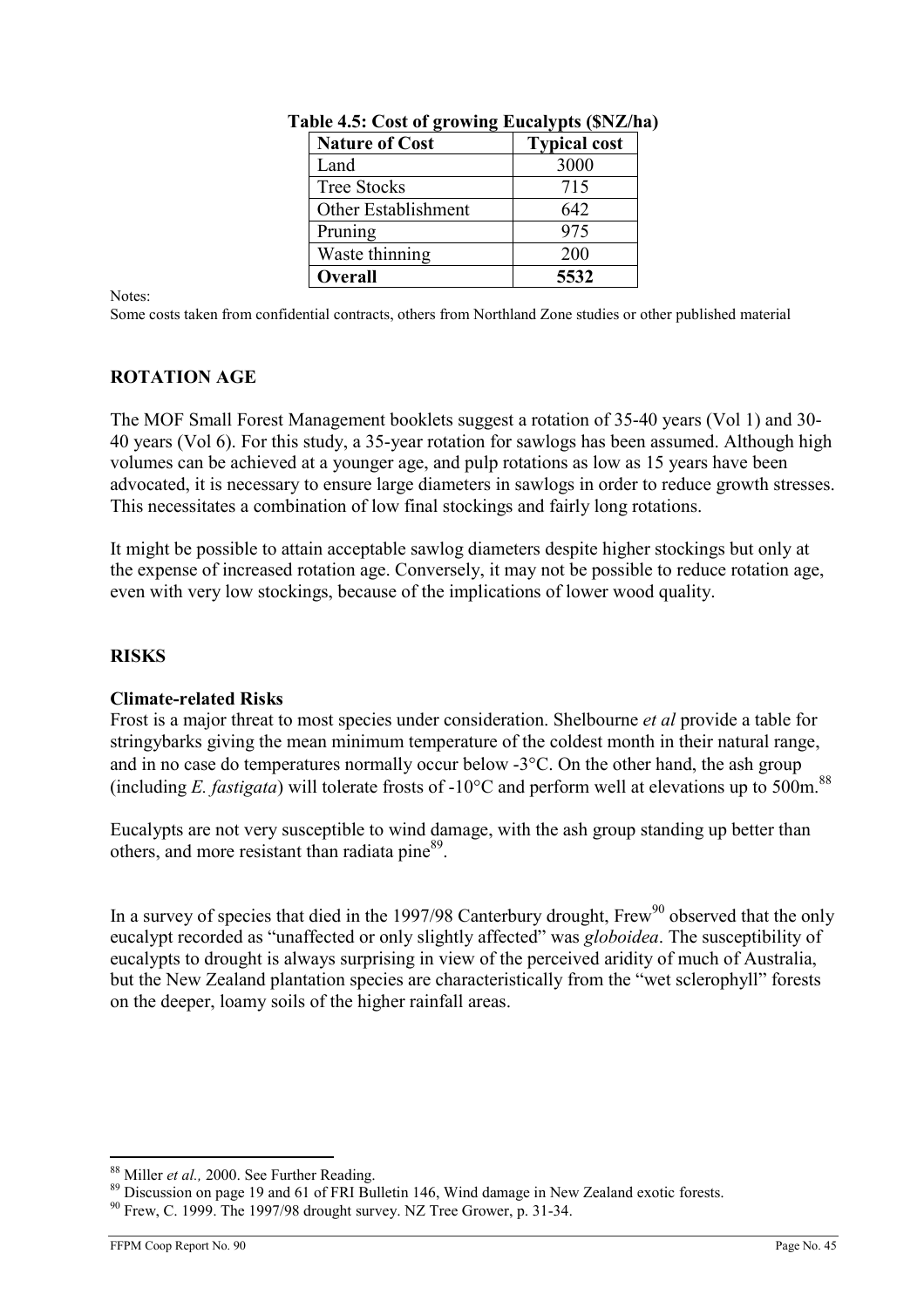**Table 4.5: Cost of growing Eucalypts ($NZ/ha)**

| Nature of Cost | Typical cost |
|---|---|
| Land | 3000 |
| Tree Stocks | 715 |
| Other Establishment | 642 |
| Pruning | 975 |
| Waste thinning | 200 |
| **Overall** | **5532** |

Notes:
Some costs taken from confidential contracts, others from Northland Zone studies or other published material

## ROTATION AGE

The MOF Small Forest Management booklets suggest a rotation of 35-40 years (Vol 1) and 30-40 years (Vol 6). For this study, a 35-year rotation for sawlogs has been assumed. Although high volumes can be achieved at a younger age, and pulp rotations as low as 15 years have been advocated, it is necessary to ensure large diameters in sawlogs in order to reduce growth stresses. This necessitates a combination of low final stockings and fairly long rotations.

It might be possible to attain acceptable sawlog diameters despite higher stockings but only at the expense of increased rotation age. Conversely, it may not be possible to reduce rotation age, even with very low stockings, because of the implications of lower wood quality.

## RISKS

### Climate-related Risks

Frost is a major threat to most species under consideration. Shelbourne *et al* provide a table for stringybarks giving the mean minimum temperature of the coldest month in their natural range, and in no case do temperatures normally occur below -3°C. On the other hand, the ash group (including *E. fastigata*) will tolerate frosts of -10°C and perform well at elevations up to 500m.[88]

Eucalypts are not very susceptible to wind damage, with the ash group standing up better than others, and more resistant than radiata pine[89].

In a survey of species that died in the 1997/98 Canterbury drought, Frew[90] observed that the only eucalypt recorded as "unaffected or only slightly affected" was *globoidea*. The susceptibility of eucalypts to drought is always surprising in view of the perceived aridity of much of Australia, but the New Zealand plantation species are characteristically from the "wet sclerophyll" forests on the deeper, loamy soils of the higher rainfall areas.

---

[88] Miller *et al.,* 2000. See Further Reading.

[89] Discussion on page 19 and 61 of FRI Bulletin 146, Wind damage in New Zealand exotic forests.

[90] Frew, C. 1999. The 1997/98 drought survey. NZ Tree Grower, p. 31-34.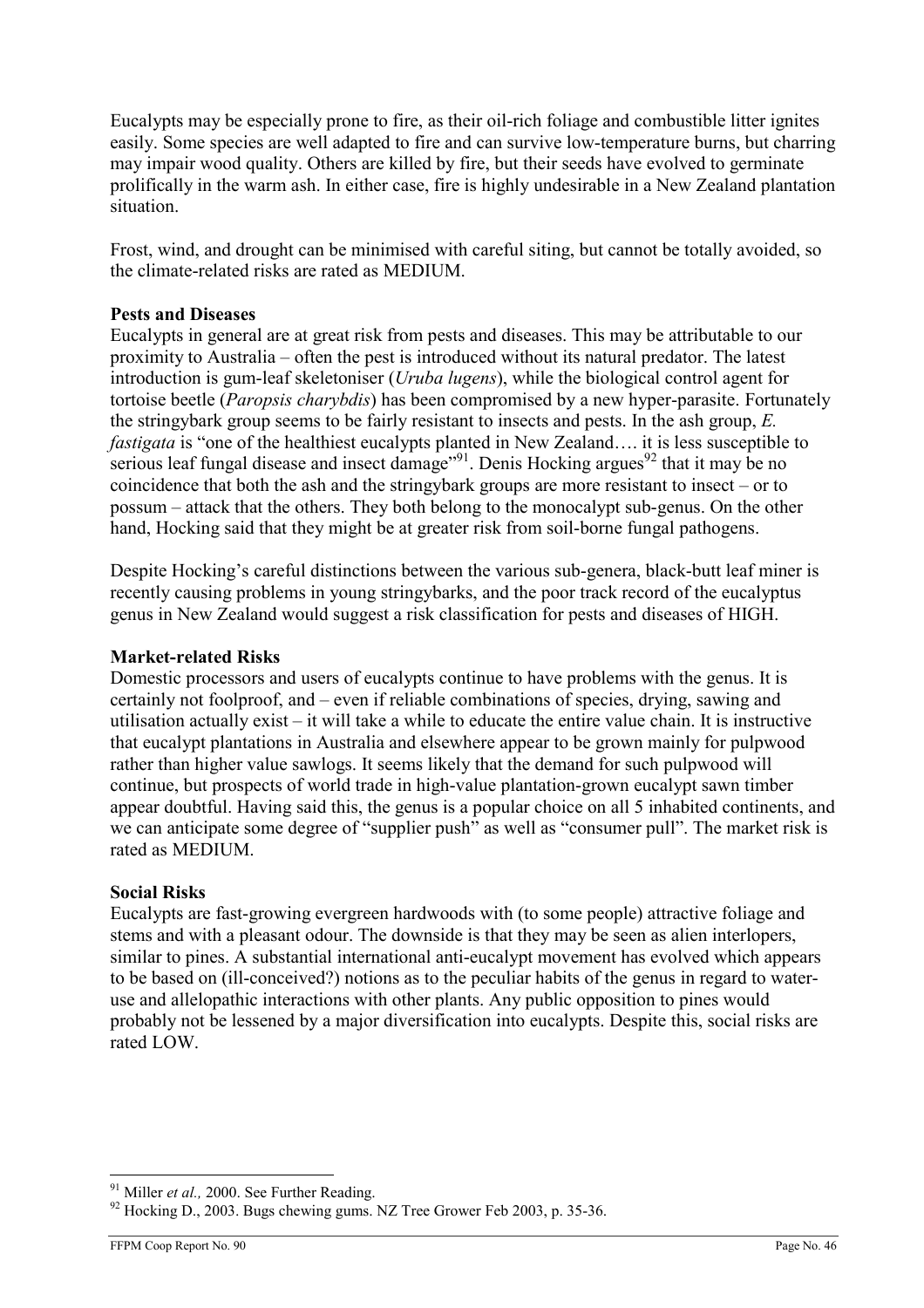Eucalypts may be especially prone to fire, as their oil-rich foliage and combustible litter ignites easily. Some species are well adapted to fire and can survive low-temperature burns, but charring may impair wood quality. Others are killed by fire, but their seeds have evolved to germinate prolifically in the warm ash. In either case, fire is highly undesirable in a New Zealand plantation situation.

Frost, wind, and drought can be minimised with careful siting, but cannot be totally avoided, so the climate-related risks are rated as MEDIUM.

**Pests and Diseases**

Eucalypts in general are at great risk from pests and diseases. This may be attributable to our proximity to Australia – often the pest is introduced without its natural predator. The latest introduction is gum-leaf skeletoniser (*Uruba lugens*), while the biological control agent for tortoise beetle (*Paropsis charybdis*) has been compromised by a new hyper-parasite. Fortunately the stringybark group seems to be fairly resistant to insects and pests. In the ash group, *E. fastigata* is "one of the healthiest eucalypts planted in New Zealand…. it is less susceptible to serious leaf fungal disease and insect damage"[91]. Denis Hocking argues[92] that it may be no coincidence that both the ash and the stringybark groups are more resistant to insect – or to possum – attack that the others. They both belong to the monocalypt sub-genus. On the other hand, Hocking said that they might be at greater risk from soil-borne fungal pathogens.

Despite Hocking's careful distinctions between the various sub-genera, black-butt leaf miner is recently causing problems in young stringybarks, and the poor track record of the eucalyptus genus in New Zealand would suggest a risk classification for pests and diseases of HIGH.

**Market-related Risks**

Domestic processors and users of eucalypts continue to have problems with the genus. It is certainly not foolproof, and – even if reliable combinations of species, drying, sawing and utilisation actually exist – it will take a while to educate the entire value chain. It is instructive that eucalypt plantations in Australia and elsewhere appear to be grown mainly for pulpwood rather than higher value sawlogs. It seems likely that the demand for such pulpwood will continue, but prospects of world trade in high-value plantation-grown eucalypt sawn timber appear doubtful. Having said this, the genus is a popular choice on all 5 inhabited continents, and we can anticipate some degree of "supplier push" as well as "consumer pull". The market risk is rated as MEDIUM.

**Social Risks**

Eucalypts are fast-growing evergreen hardwoods with (to some people) attractive foliage and stems and with a pleasant odour. The downside is that they may be seen as alien interlopers, similar to pines. A substantial international anti-eucalypt movement has evolved which appears to be based on (ill-conceived?) notions as to the peculiar habits of the genus in regard to water-use and allelopathic interactions with other plants. Any public opposition to pines would probably not be lessened by a major diversification into eucalypts. Despite this, social risks are rated LOW.

---

[91] Miller *et al.,* 2000. See Further Reading.

[92] Hocking D., 2003. Bugs chewing gums. NZ Tree Grower Feb 2003, p. 35-36.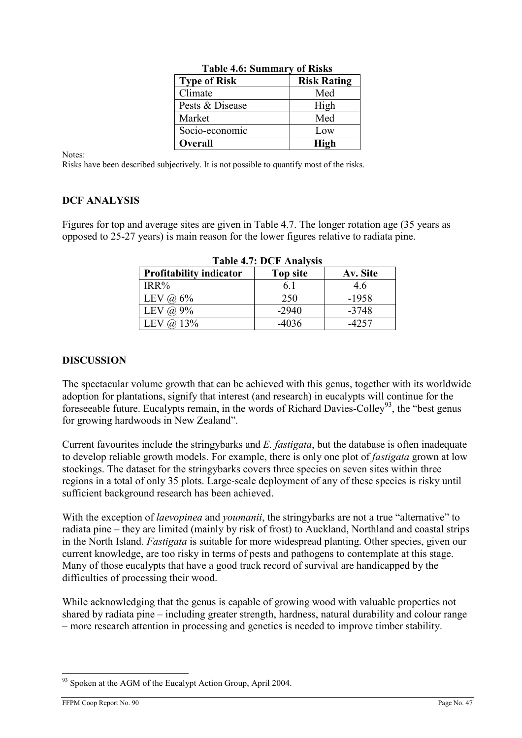**Table 4.6: Summary of Risks**

| Type of Risk | Risk Rating |
|---|---|
| Climate | Med |
| Pests & Disease | High |
| Market | Med |
| Socio-economic | Low |
| **Overall** | **High** |

Notes:
Risks have been described subjectively. It is not possible to quantify most of the risks.

## DCF ANALYSIS

Figures for top and average sites are given in Table 4.7. The longer rotation age (35 years as opposed to 25-27 years) is main reason for the lower figures relative to radiata pine.

**Table 4.7: DCF Analysis**

| Profitability indicator | Top site | Av. Site |
|---|---|---|
| IRR% | 6.1 | 4.6 |
| LEV @ 6% | 250 | -1958 |
| LEV @ 9% | -2940 | -3748 |
| LEV @ 13% | -4036 | -4257 |

## DISCUSSION

The spectacular volume growth that can be achieved with this genus, together with its worldwide adoption for plantations, signify that interest (and research) in eucalypts will continue for the foreseeable future. Eucalypts remain, in the words of Richard Davies-Colley[93], the "best genus for growing hardwoods in New Zealand".

Current favourites include the stringybarks and *E. fastigata*, but the database is often inadequate to develop reliable growth models. For example, there is only one plot of *fastigata* grown at low stockings. The dataset for the stringybarks covers three species on seven sites within three regions in a total of only 35 plots. Large-scale deployment of any of these species is risky until sufficient background research has been achieved.

With the exception of *laevopinea* and *youmanii*, the stringybarks are not a true "alternative" to radiata pine – they are limited (mainly by risk of frost) to Auckland, Northland and coastal strips in the North Island. *Fastigata* is suitable for more widespread planting. Other species, given our current knowledge, are too risky in terms of pests and pathogens to contemplate at this stage. Many of those eucalypts that have a good track record of survival are handicapped by the difficulties of processing their wood.

While acknowledging that the genus is capable of growing wood with valuable properties not shared by radiata pine – including greater strength, hardness, natural durability and colour range – more research attention in processing and genetics is needed to improve timber stability.

[93] Spoken at the AGM of the Eucalypt Action Group, April 2004.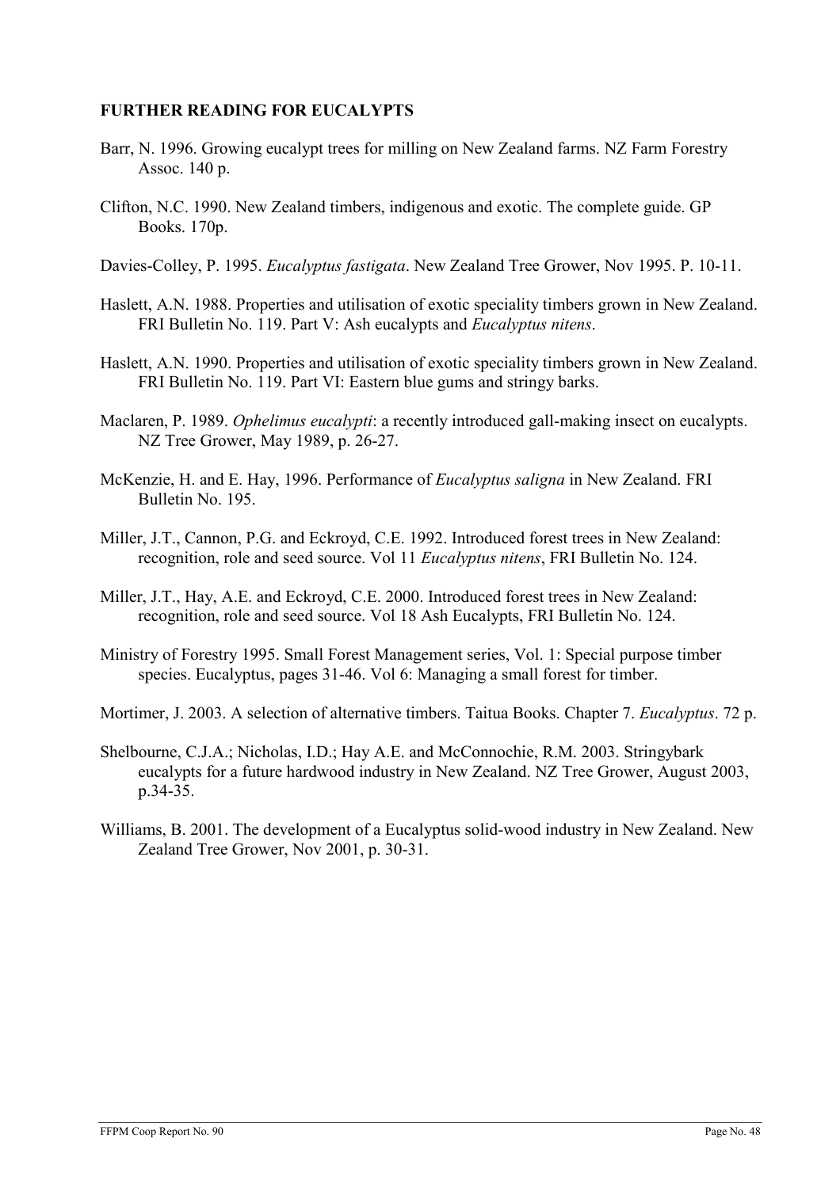## FURTHER READING FOR EUCALYPTS

Barr, N. 1996. Growing eucalypt trees for milling on New Zealand farms. NZ Farm Forestry Assoc. 140 p.

Clifton, N.C. 1990. New Zealand timbers, indigenous and exotic. The complete guide. GP Books. 170p.

Davies-Colley, P. 1995. *Eucalyptus fastigata*. New Zealand Tree Grower, Nov 1995. P. 10-11.

Haslett, A.N. 1988. Properties and utilisation of exotic speciality timbers grown in New Zealand. FRI Bulletin No. 119. Part V: Ash eucalypts and *Eucalyptus nitens*.

Haslett, A.N. 1990. Properties and utilisation of exotic speciality timbers grown in New Zealand. FRI Bulletin No. 119. Part VI: Eastern blue gums and stringy barks.

Maclaren, P. 1989. *Ophelimus eucalypti*: a recently introduced gall-making insect on eucalypts. NZ Tree Grower, May 1989, p. 26-27.

McKenzie, H. and E. Hay, 1996. Performance of *Eucalyptus saligna* in New Zealand. FRI Bulletin No. 195.

Miller, J.T., Cannon, P.G. and Eckroyd, C.E. 1992. Introduced forest trees in New Zealand: recognition, role and seed source. Vol 11 *Eucalyptus nitens*, FRI Bulletin No. 124.

Miller, J.T., Hay, A.E. and Eckroyd, C.E. 2000. Introduced forest trees in New Zealand: recognition, role and seed source. Vol 18 Ash Eucalypts, FRI Bulletin No. 124.

Ministry of Forestry 1995. Small Forest Management series, Vol. 1: Special purpose timber species. Eucalyptus, pages 31-46. Vol 6: Managing a small forest for timber.

Mortimer, J. 2003. A selection of alternative timbers. Taitua Books. Chapter 7. *Eucalyptus*. 72 p.

Shelbourne, C.J.A.; Nicholas, I.D.; Hay A.E. and McConnochie, R.M. 2003. Stringybark eucalypts for a future hardwood industry in New Zealand. NZ Tree Grower, August 2003, p.34-35.

Williams, B. 2001. The development of a Eucalyptus solid-wood industry in New Zealand. New Zealand Tree Grower, Nov 2001, p. 30-31.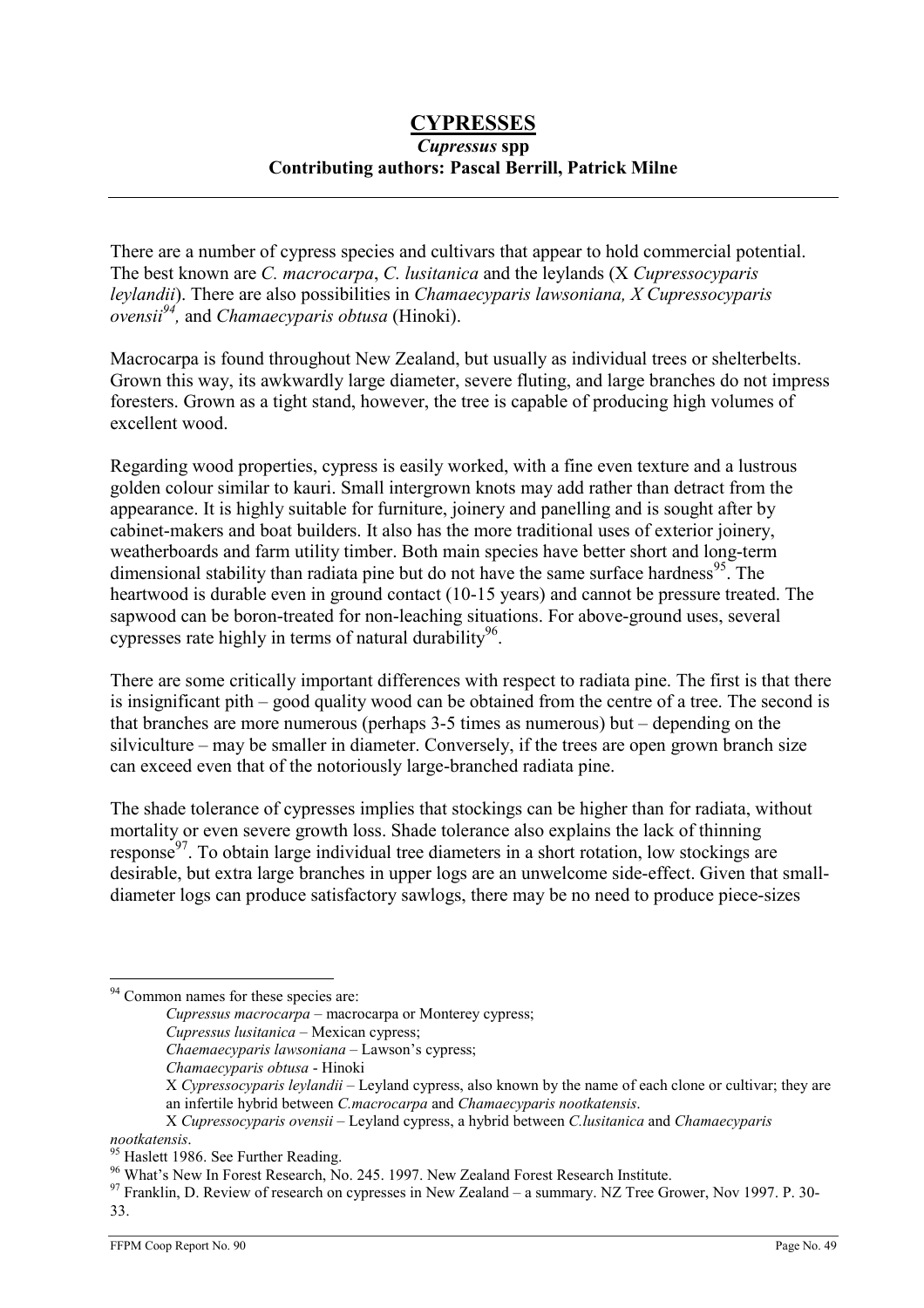# CYPRESSES

### *Cupressus* spp

**Contributing authors: Pascal Berrill, Patrick Milne**

There are a number of cypress species and cultivars that appear to hold commercial potential. The best known are *C. macrocarpa*, *C. lusitanica* and the leylands (X *Cupressocyparis leylandii*). There are also possibilities in *Chamaecyparis lawsoniana, X Cupressocyparis ovensii*[94], and *Chamaecyparis obtusa* (Hinoki).

Macrocarpa is found throughout New Zealand, but usually as individual trees or shelterbelts. Grown this way, its awkwardly large diameter, severe fluting, and large branches do not impress foresters. Grown as a tight stand, however, the tree is capable of producing high volumes of excellent wood.

Regarding wood properties, cypress is easily worked, with a fine even texture and a lustrous golden colour similar to kauri. Small intergrown knots may add rather than detract from the appearance. It is highly suitable for furniture, joinery and panelling and is sought after by cabinet-makers and boat builders. It also has the more traditional uses of exterior joinery, weatherboards and farm utility timber. Both main species have better short and long-term dimensional stability than radiata pine but do not have the same surface hardness[95]. The heartwood is durable even in ground contact (10-15 years) and cannot be pressure treated. The sapwood can be boron-treated for non-leaching situations. For above-ground uses, several cypresses rate highly in terms of natural durability[96].

There are some critically important differences with respect to radiata pine. The first is that there is insignificant pith – good quality wood can be obtained from the centre of a tree. The second is that branches are more numerous (perhaps 3-5 times as numerous) but – depending on the silviculture – may be smaller in diameter. Conversely, if the trees are open grown branch size can exceed even that of the notoriously large-branched radiata pine.

The shade tolerance of cypresses implies that stockings can be higher than for radiata, without mortality or even severe growth loss. Shade tolerance also explains the lack of thinning response[97]. To obtain large individual tree diameters in a short rotation, low stockings are desirable, but extra large branches in upper logs are an unwelcome side-effect. Given that small-diameter logs can produce satisfactory sawlogs, there may be no need to produce piece-sizes

---

[94] Common names for these species are:

*Cupressus macrocarpa* – macrocarpa or Monterey cypress;

*Cupressus lusitanica* – Mexican cypress;

*Chaemaecyparis lawsoniana* – Lawson's cypress;

*Chamaecyparis obtusa* - Hinoki

X *Cypressocyparis leylandii* – Leyland cypress, also known by the name of each clone or cultivar; they are an infertile hybrid between *C.macrocarpa* and *Chamaecyparis nootkatensis*.

X *Cupressocyparis ovensii* – Leyland cypress, a hybrid between *C.lusitanica* and *Chamaecyparis nootkatensis*.

[95] Haslett 1986. See Further Reading.

[96] What's New In Forest Research, No. 245. 1997. New Zealand Forest Research Institute.

[97] Franklin, D. Review of research on cypresses in New Zealand – a summary. NZ Tree Grower, Nov 1997. P. 30-33.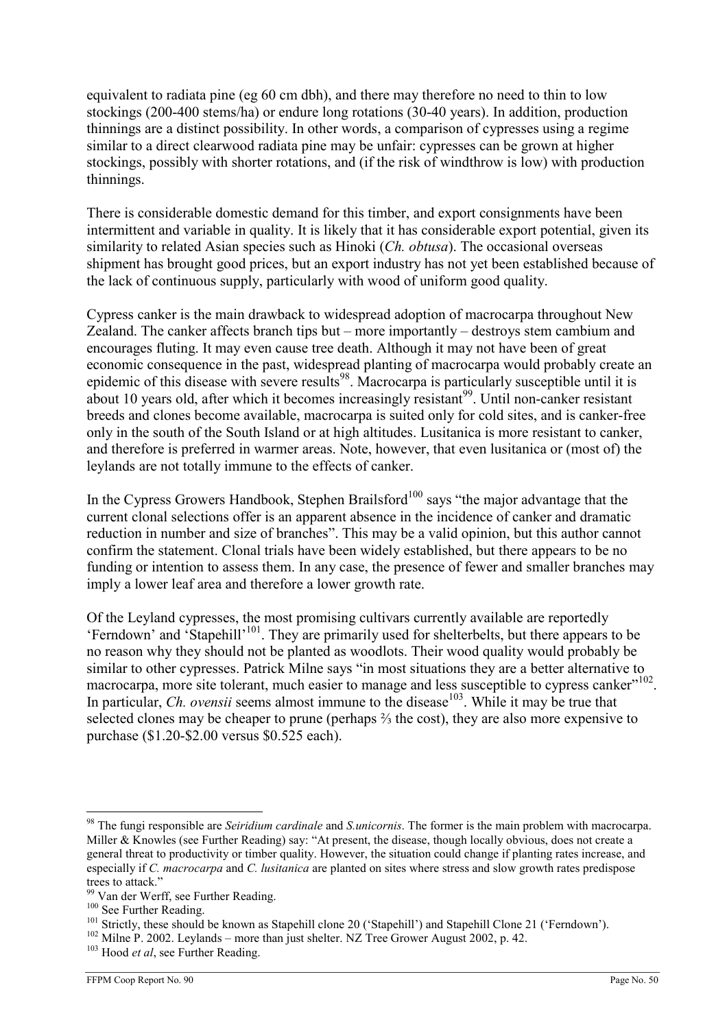equivalent to radiata pine (eg 60 cm dbh), and there may therefore no need to thin to low stockings (200-400 stems/ha) or endure long rotations (30-40 years). In addition, production thinnings are a distinct possibility. In other words, a comparison of cypresses using a regime similar to a direct clearwood radiata pine may be unfair: cypresses can be grown at higher stockings, possibly with shorter rotations, and (if the risk of windthrow is low) with production thinnings.

There is considerable domestic demand for this timber, and export consignments have been intermittent and variable in quality. It is likely that it has considerable export potential, given its similarity to related Asian species such as Hinoki (*Ch. obtusa*). The occasional overseas shipment has brought good prices, but an export industry has not yet been established because of the lack of continuous supply, particularly with wood of uniform good quality.

Cypress canker is the main drawback to widespread adoption of macrocarpa throughout New Zealand. The canker affects branch tips but – more importantly – destroys stem cambium and encourages fluting. It may even cause tree death. Although it may not have been of great economic consequence in the past, widespread planting of macrocarpa would probably create an epidemic of this disease with severe results[98]. Macrocarpa is particularly susceptible until it is about 10 years old, after which it becomes increasingly resistant[99]. Until non-canker resistant breeds and clones become available, macrocarpa is suited only for cold sites, and is canker-free only in the south of the South Island or at high altitudes. Lusitanica is more resistant to canker, and therefore is preferred in warmer areas. Note, however, that even lusitanica or (most of) the leylands are not totally immune to the effects of canker.

In the Cypress Growers Handbook, Stephen Brailsford[100] says "the major advantage that the current clonal selections offer is an apparent absence in the incidence of canker and dramatic reduction in number and size of branches". This may be a valid opinion, but this author cannot confirm the statement. Clonal trials have been widely established, but there appears to be no funding or intention to assess them. In any case, the presence of fewer and smaller branches may imply a lower leaf area and therefore a lower growth rate.

Of the Leyland cypresses, the most promising cultivars currently available are reportedly 'Ferndown' and 'Stapehill'[101]. They are primarily used for shelterbelts, but there appears to be no reason why they should not be planted as woodlots. Their wood quality would probably be similar to other cypresses. Patrick Milne says "in most situations they are a better alternative to macrocarpa, more site tolerant, much easier to manage and less susceptible to cypress canker"[102]. In particular, *Ch. ovensii* seems almost immune to the disease[103]. While it may be true that selected clones may be cheaper to prune (perhaps ⅔ the cost), they are also more expensive to purchase ($1.20-$2.00 versus $0.525 each).

---

[98] The fungi responsible are *Seiridium cardinale* and *S.unicornis*. The former is the main problem with macrocarpa. Miller & Knowles (see Further Reading) say: "At present, the disease, though locally obvious, does not create a general threat to productivity or timber quality. However, the situation could change if planting rates increase, and especially if *C. macrocarpa* and *C. lusitanica* are planted on sites where stress and slow growth rates predispose trees to attack."

[99] Van der Werff, see Further Reading.

[100] See Further Reading.

[101] Strictly, these should be known as Stapehill clone 20 ('Stapehill') and Stapehill Clone 21 ('Ferndown').

[102] Milne P. 2002. Leylands – more than just shelter. NZ Tree Grower August 2002, p. 42.

[103] Hood *et al*, see Further Reading.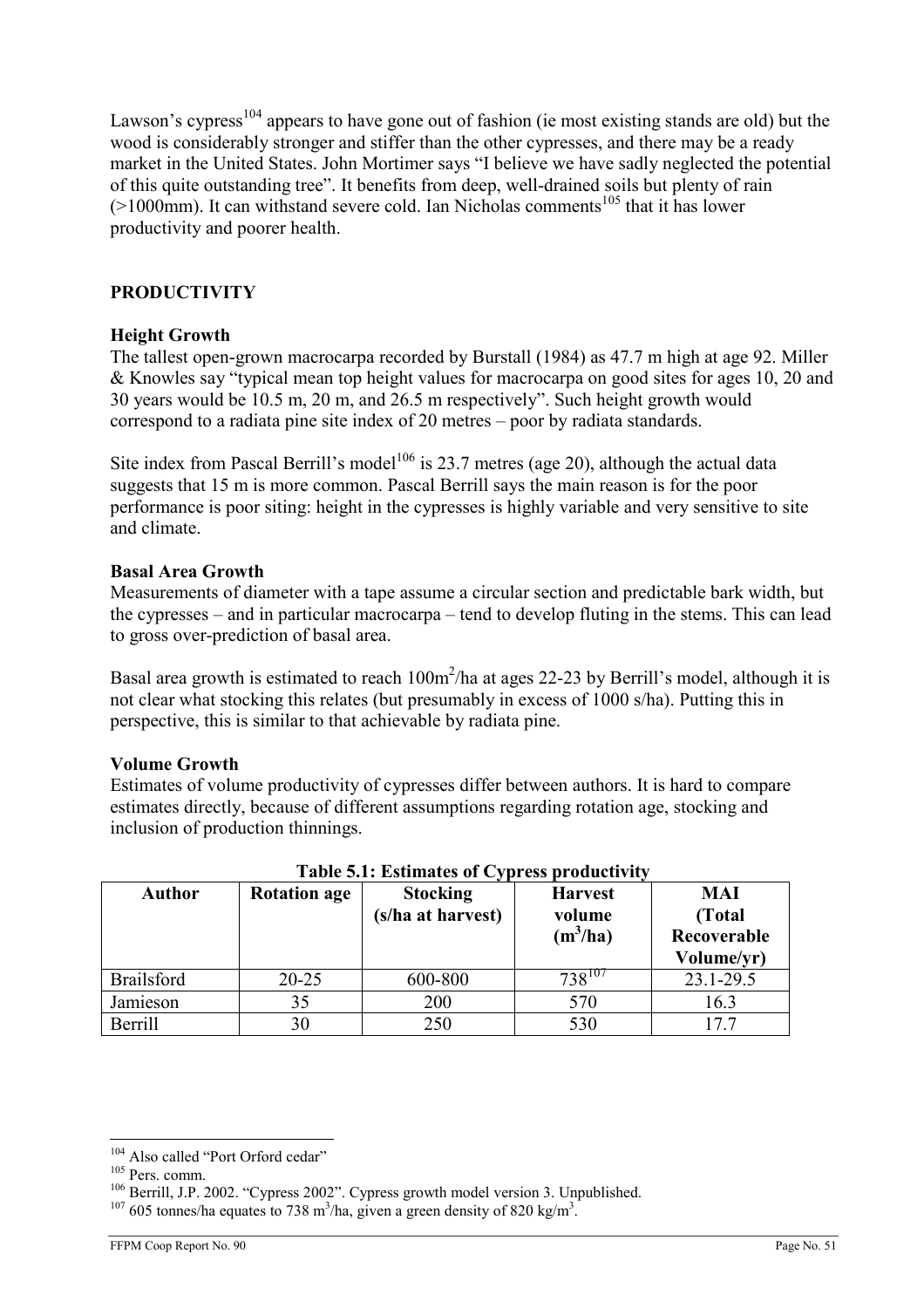Lawson's cypress[104] appears to have gone out of fashion (ie most existing stands are old) but the wood is considerably stronger and stiffer than the other cypresses, and there may be a ready market in the United States. John Mortimer says "I believe we have sadly neglected the potential of this quite outstanding tree". It benefits from deep, well-drained soils but plenty of rain (>1000mm). It can withstand severe cold. Ian Nicholas comments[105] that it has lower productivity and poorer health.

## PRODUCTIVITY

### Height Growth

The tallest open-grown macrocarpa recorded by Burstall (1984) as 47.7 m high at age 92. Miller & Knowles say "typical mean top height values for macrocarpa on good sites for ages 10, 20 and 30 years would be 10.5 m, 20 m, and 26.5 m respectively". Such height growth would correspond to a radiata pine site index of 20 metres – poor by radiata standards.

Site index from Pascal Berrill's model[106] is 23.7 metres (age 20), although the actual data suggests that 15 m is more common. Pascal Berrill says the main reason is for the poor performance is poor siting: height in the cypresses is highly variable and very sensitive to site and climate.

### Basal Area Growth

Measurements of diameter with a tape assume a circular section and predictable bark width, but the cypresses – and in particular macrocarpa – tend to develop fluting in the stems. This can lead to gross over-prediction of basal area.

Basal area growth is estimated to reach 100m$^2$/ha at ages 22-23 by Berrill's model, although it is not clear what stocking this relates (but presumably in excess of 1000 s/ha). Putting this in perspective, this is similar to that achievable by radiata pine.

### Volume Growth

Estimates of volume productivity of cypresses differ between authors. It is hard to compare estimates directly, because of different assumptions regarding rotation age, stocking and inclusion of production thinnings.

**Table 5.1: Estimates of Cypress productivity**

| Author | Rotation age | Stocking (s/ha at harvest) | Harvest volume (m$^3$/ha) | MAI (Total Recoverable Volume/yr) |
|---|---|---|---|---|
| Brailsford | 20-25 | 600-800 | 738[107] | 23.1-29.5 |
| Jamieson | 35 | 200 | 570 | 16.3 |
| Berrill | 30 | 250 | 530 | 17.7 |

---

[104] Also called "Port Orford cedar"

[105] Pers. comm.

[106] Berrill, J.P. 2002. "Cypress 2002". Cypress growth model version 3. Unpublished.

[107] 605 tonnes/ha equates to 738 m$^3$/ha, given a green density of 820 kg/m$^3$.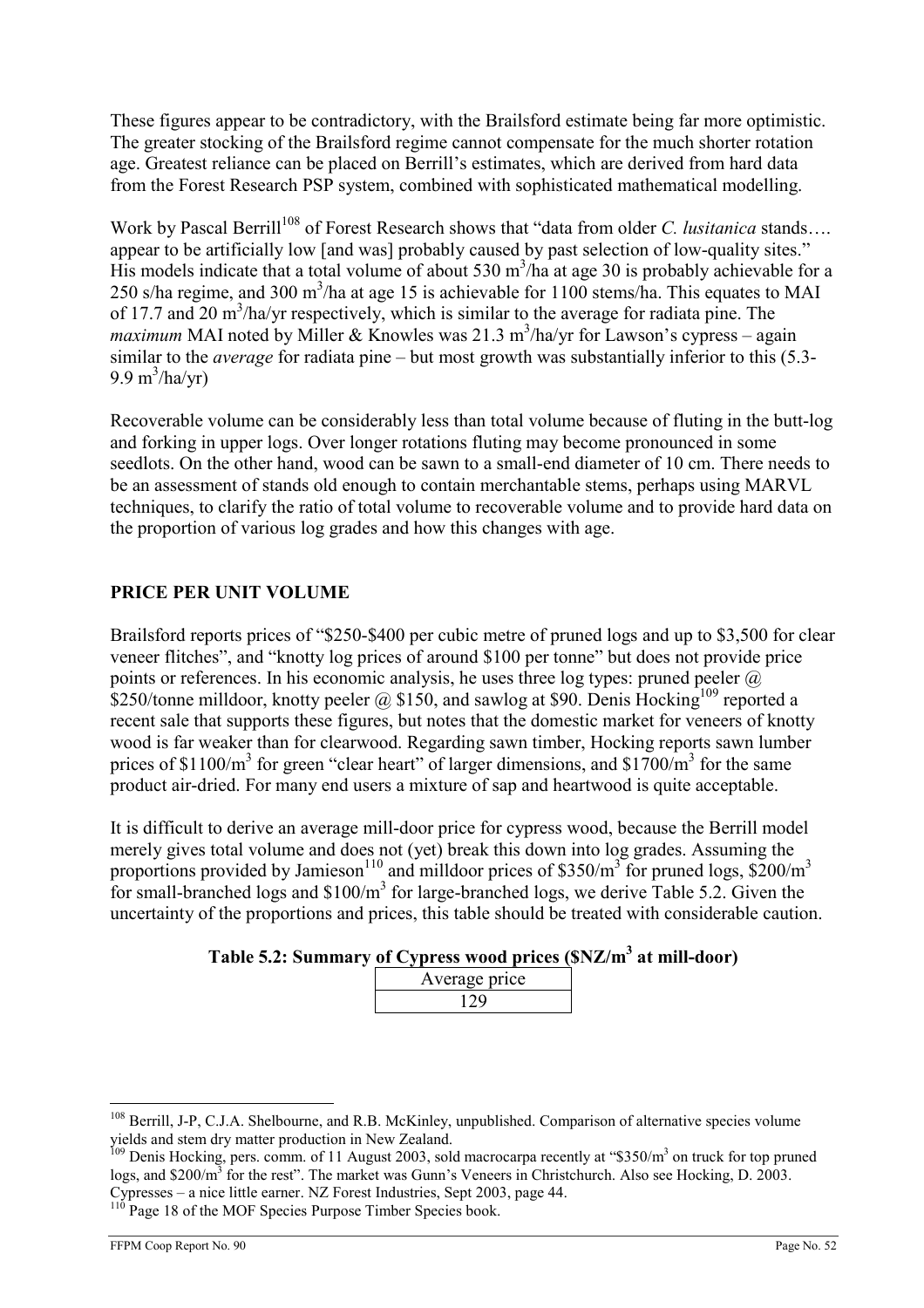These figures appear to be contradictory, with the Brailsford estimate being far more optimistic. The greater stocking of the Brailsford regime cannot compensate for the much shorter rotation age. Greatest reliance can be placed on Berrill's estimates, which are derived from hard data from the Forest Research PSP system, combined with sophisticated mathematical modelling.

Work by Pascal Berrill[108] of Forest Research shows that "data from older *C. lusitanica* stands…. appear to be artificially low [and was] probably caused by past selection of low-quality sites." His models indicate that a total volume of about 530 $m^3$/ha at age 30 is probably achievable for a 250 s/ha regime, and 300 $m^3$/ha at age 15 is achievable for 1100 stems/ha. This equates to MAI of 17.7 and 20 $m^3$/ha/yr respectively, which is similar to the average for radiata pine. The *maximum* MAI noted by Miller & Knowles was 21.3 $m^3$/ha/yr for Lawson's cypress – again similar to the *average* for radiata pine – but most growth was substantially inferior to this (5.3-9.9 $m^3$/ha/yr)

Recoverable volume can be considerably less than total volume because of fluting in the butt-log and forking in upper logs. Over longer rotations fluting may become pronounced in some seedlots. On the other hand, wood can be sawn to a small-end diameter of 10 cm. There needs to be an assessment of stands old enough to contain merchantable stems, perhaps using MARVL techniques, to clarify the ratio of total volume to recoverable volume and to provide hard data on the proportion of various log grades and how this changes with age.

## PRICE PER UNIT VOLUME

Brailsford reports prices of "$250-$400 per cubic metre of pruned logs and up to $3,500 for clear veneer flitches", and "knotty log prices of around $100 per tonne" but does not provide price points or references. In his economic analysis, he uses three log types: pruned peeler @ $250/tonne milldoor, knotty peeler @ $150, and sawlog at $90. Denis Hocking[109] reported a recent sale that supports these figures, but notes that the domestic market for veneers of knotty wood is far weaker than for clearwood. Regarding sawn timber, Hocking reports sawn lumber prices of $1100/$m^3$ for green "clear heart" of larger dimensions, and $1700/$m^3$ for the same product air-dried. For many end users a mixture of sap and heartwood is quite acceptable.

It is difficult to derive an average mill-door price for cypress wood, because the Berrill model merely gives total volume and does not (yet) break this down into log grades. Assuming the proportions provided by Jamieson[110] and milldoor prices of $350/$m^3$ for pruned logs, $200/$m^3$ for small-branched logs and $100/$m^3$ for large-branched logs, we derive Table 5.2. Given the uncertainty of the proportions and prices, this table should be treated with considerable caution.

**Table 5.2: Summary of Cypress wood prices ($NZ/$m^3$ at mill-door)**

| Average price |
|---|
| 129 |

---

[108] Berrill, J-P, C.J.A. Shelbourne, and R.B. McKinley, unpublished. Comparison of alternative species volume yields and stem dry matter production in New Zealand.

[109] Denis Hocking, pers. comm. of 11 August 2003, sold macrocarpa recently at "$350/$m^3$ on truck for top pruned logs, and $200/$m^3$ for the rest". The market was Gunn's Veneers in Christchurch. Also see Hocking, D. 2003. Cypresses – a nice little earner. NZ Forest Industries, Sept 2003, page 44.

[110] Page 18 of the MOF Species Purpose Timber Species book.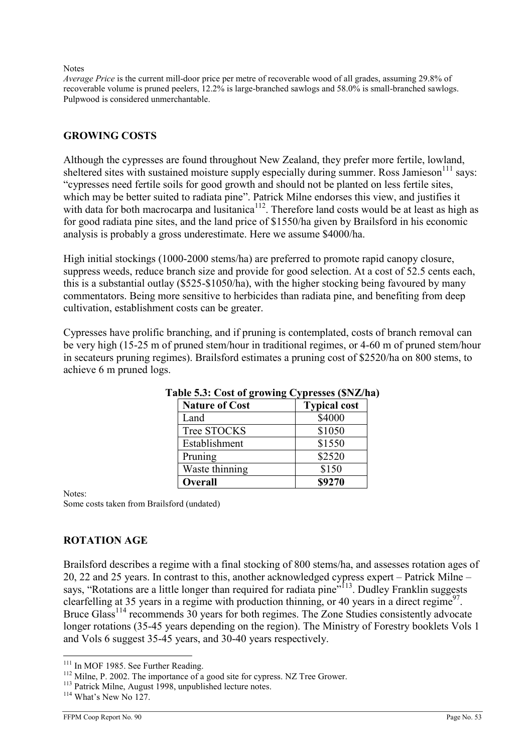Notes

*Average Price* is the current mill-door price per metre of recoverable wood of all grades, assuming 29.8% of recoverable volume is pruned peelers, 12.2% is large-branched sawlogs and 58.0% is small-branched sawlogs. Pulpwood is considered unmerchantable.

## GROWING COSTS

Although the cypresses are found throughout New Zealand, they prefer more fertile, lowland, sheltered sites with sustained moisture supply especially during summer. Ross Jamieson[111] says: "cypresses need fertile soils for good growth and should not be planted on less fertile sites, which may be better suited to radiata pine". Patrick Milne endorses this view, and justifies it with data for both macrocarpa and lusitanica[112]. Therefore land costs would be at least as high as for good radiata pine sites, and the land price of $1550/ha given by Brailsford in his economic analysis is probably a gross underestimate. Here we assume $4000/ha.

High initial stockings (1000-2000 stems/ha) are preferred to promote rapid canopy closure, suppress weeds, reduce branch size and provide for good selection. At a cost of 52.5 cents each, this is a substantial outlay ($525-$1050/ha), with the higher stocking being favoured by many commentators. Being more sensitive to herbicides than radiata pine, and benefiting from deep cultivation, establishment costs can be greater.

Cypresses have prolific branching, and if pruning is contemplated, costs of branch removal can be very high (15-25 m of pruned stem/hour in traditional regimes, or 4-60 m of pruned stem/hour in secateurs pruning regimes). Brailsford estimates a pruning cost of $2520/ha on 800 stems, to achieve 6 m pruned logs.

**Table 5.3: Cost of growing Cypresses ($NZ/ha)**

| Nature of Cost | Typical cost |
|---|---|
| Land | $4000 |
| Tree STOCKS | $1050 |
| Establishment | $1550 |
| Pruning | $2520 |
| Waste thinning | $150 |
| **Overall** | **$9270** |

Notes:
Some costs taken from Brailsford (undated)

## ROTATION AGE

Brailsford describes a regime with a final stocking of 800 stems/ha, and assesses rotation ages of 20, 22 and 25 years. In contrast to this, another acknowledged cypress expert – Patrick Milne – says, "Rotations are a little longer than required for radiata pine"[113]. Dudley Franklin suggests clearfelling at 35 years in a regime with production thinning, or 40 years in a direct regime[97]. Bruce Glass[114] recommends 30 years for both regimes. The Zone Studies consistently advocate longer rotations (35-45 years depending on the region). The Ministry of Forestry booklets Vols 1 and Vols 6 suggest 35-45 years, and 30-40 years respectively.

---

[111] In MOF 1985. See Further Reading.
[112] Milne, P. 2002. The importance of a good site for cypress. NZ Tree Grower.
[113] Patrick Milne, August 1998, unpublished lecture notes.
[114] What's New No 127.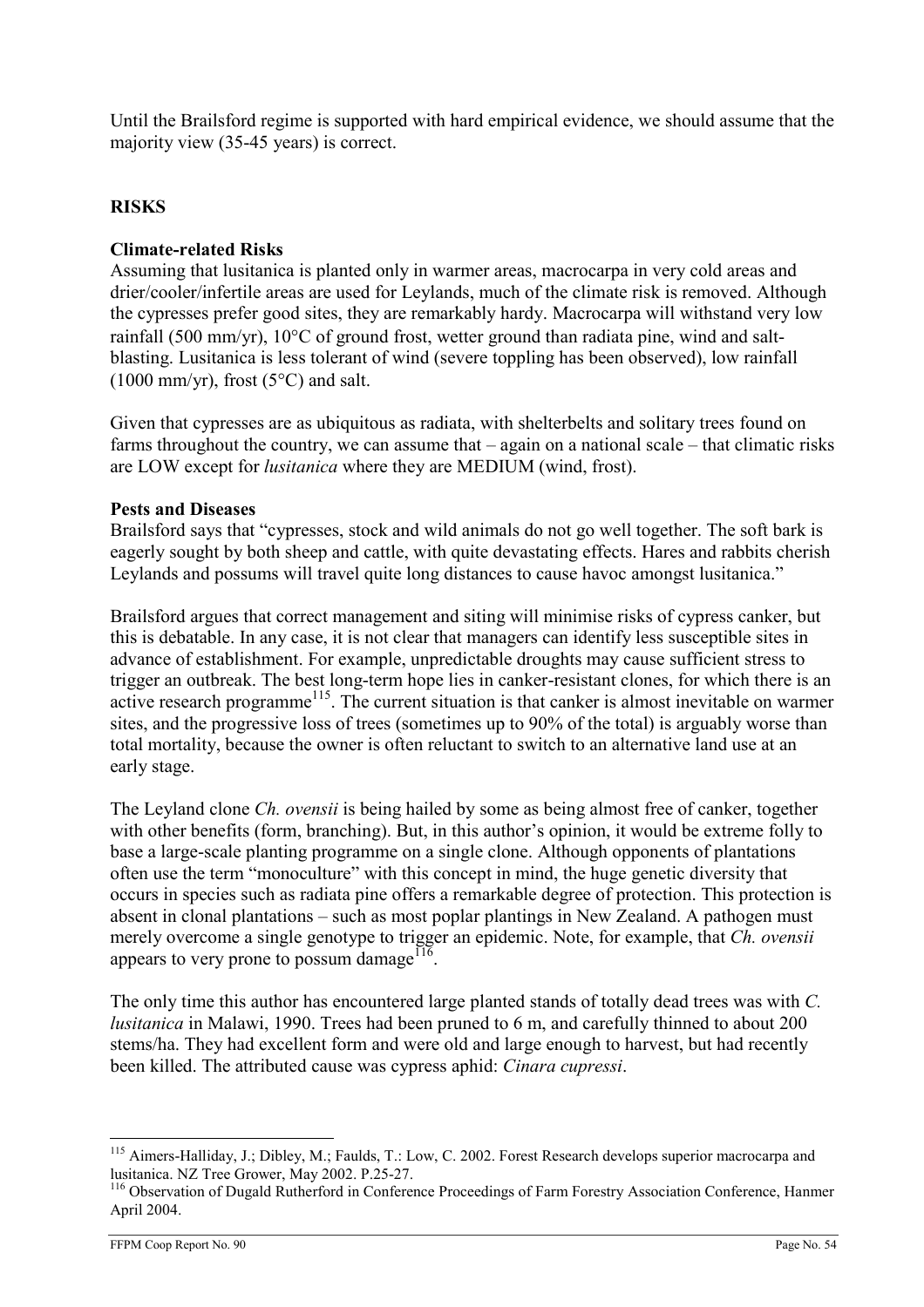Until the Brailsford regime is supported with hard empirical evidence, we should assume that the majority view (35-45 years) is correct.

## RISKS

### Climate-related Risks

Assuming that lusitanica is planted only in warmer areas, macrocarpa in very cold areas and drier/cooler/infertile areas are used for Leylands, much of the climate risk is removed. Although the cypresses prefer good sites, they are remarkably hardy. Macrocarpa will withstand very low rainfall (500 mm/yr), 10°C of ground frost, wetter ground than radiata pine, wind and salt-blasting. Lusitanica is less tolerant of wind (severe toppling has been observed), low rainfall (1000 mm/yr), frost (5°C) and salt.

Given that cypresses are as ubiquitous as radiata, with shelterbelts and solitary trees found on farms throughout the country, we can assume that – again on a national scale – that climatic risks are LOW except for *lusitanica* where they are MEDIUM (wind, frost).

### Pests and Diseases

Brailsford says that "cypresses, stock and wild animals do not go well together. The soft bark is eagerly sought by both sheep and cattle, with quite devastating effects. Hares and rabbits cherish Leylands and possums will travel quite long distances to cause havoc amongst lusitanica."

Brailsford argues that correct management and siting will minimise risks of cypress canker, but this is debatable. In any case, it is not clear that managers can identify less susceptible sites in advance of establishment. For example, unpredictable droughts may cause sufficient stress to trigger an outbreak. The best long-term hope lies in canker-resistant clones, for which there is an active research programme[115]. The current situation is that canker is almost inevitable on warmer sites, and the progressive loss of trees (sometimes up to 90% of the total) is arguably worse than total mortality, because the owner is often reluctant to switch to an alternative land use at an early stage.

The Leyland clone *Ch. ovensii* is being hailed by some as being almost free of canker, together with other benefits (form, branching). But, in this author's opinion, it would be extreme folly to base a large-scale planting programme on a single clone. Although opponents of plantations often use the term "monoculture" with this concept in mind, the huge genetic diversity that occurs in species such as radiata pine offers a remarkable degree of protection. This protection is absent in clonal plantations – such as most poplar plantings in New Zealand. A pathogen must merely overcome a single genotype to trigger an epidemic. Note, for example, that *Ch. ovensii* appears to very prone to possum damage[116].

The only time this author has encountered large planted stands of totally dead trees was with *C. lusitanica* in Malawi, 1990. Trees had been pruned to 6 m, and carefully thinned to about 200 stems/ha. They had excellent form and were old and large enough to harvest, but had recently been killed. The attributed cause was cypress aphid: *Cinara cupressi*.

---

[115] Aimers-Halliday, J.; Dibley, M.; Faulds, T.: Low, C. 2002. Forest Research develops superior macrocarpa and lusitanica. NZ Tree Grower, May 2002. P.25-27.

[116] Observation of Dugald Rutherford in Conference Proceedings of Farm Forestry Association Conference, Hanmer April 2004.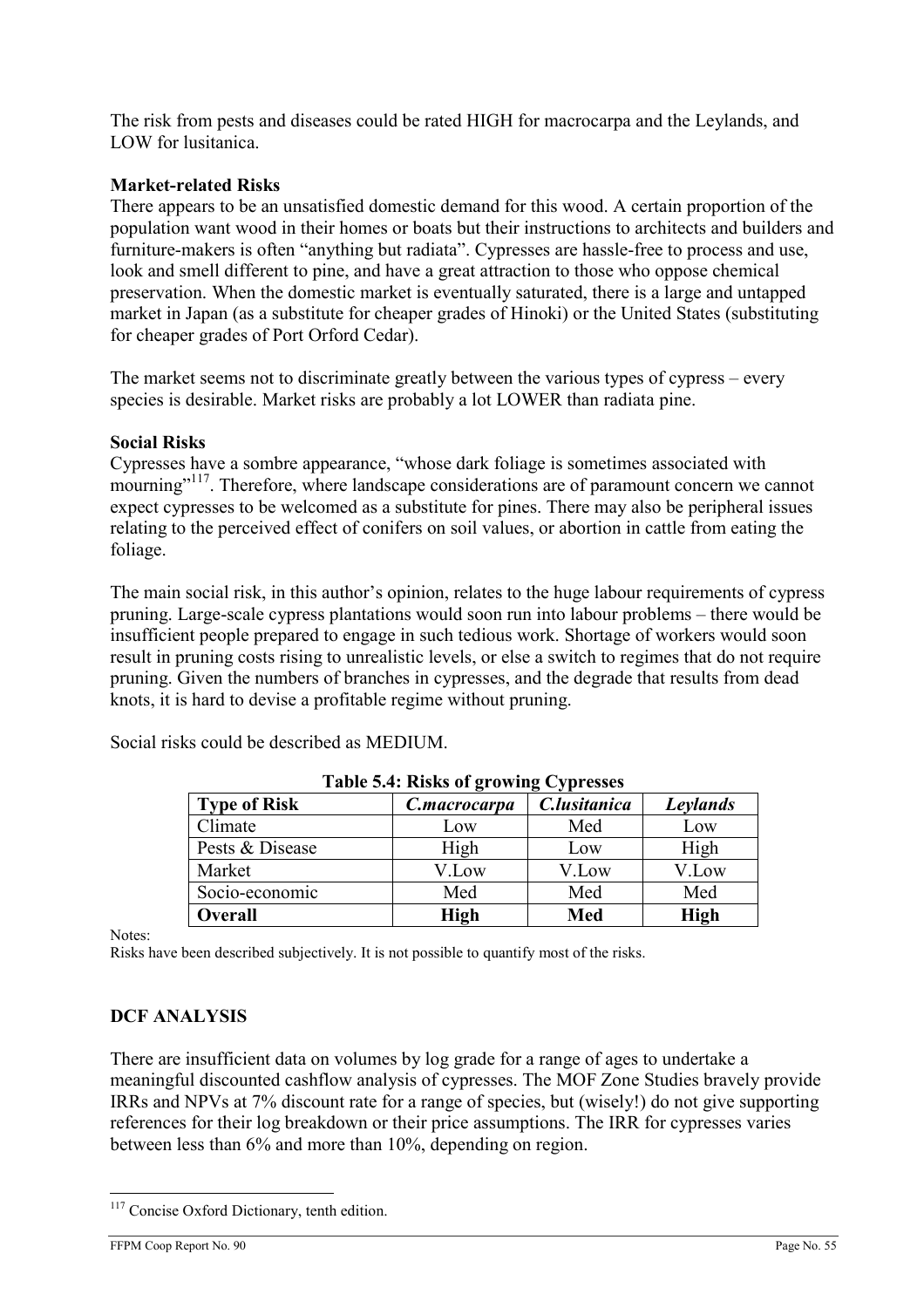The risk from pests and diseases could be rated HIGH for macrocarpa and the Leylands, and LOW for lusitanica.

**Market-related Risks**

There appears to be an unsatisfied domestic demand for this wood. A certain proportion of the population want wood in their homes or boats but their instructions to architects and builders and furniture-makers is often "anything but radiata". Cypresses are hassle-free to process and use, look and smell different to pine, and have a great attraction to those who oppose chemical preservation. When the domestic market is eventually saturated, there is a large and untapped market in Japan (as a substitute for cheaper grades of Hinoki) or the United States (substituting for cheaper grades of Port Orford Cedar).

The market seems not to discriminate greatly between the various types of cypress – every species is desirable. Market risks are probably a lot LOWER than radiata pine.

**Social Risks**

Cypresses have a sombre appearance, "whose dark foliage is sometimes associated with mourning"[117]. Therefore, where landscape considerations are of paramount concern we cannot expect cypresses to be welcomed as a substitute for pines. There may also be peripheral issues relating to the perceived effect of conifers on soil values, or abortion in cattle from eating the foliage.

The main social risk, in this author's opinion, relates to the huge labour requirements of cypress pruning. Large-scale cypress plantations would soon run into labour problems – there would be insufficient people prepared to engage in such tedious work. Shortage of workers would soon result in pruning costs rising to unrealistic levels, or else a switch to regimes that do not require pruning. Given the numbers of branches in cypresses, and the degrade that results from dead knots, it is hard to devise a profitable regime without pruning.

Social risks could be described as MEDIUM.

**Table 5.4: Risks of growing Cypresses**

| **Type of Risk** | ***C.macrocarpa*** | ***C.lusitanica*** | ***Leylands*** |
|---|---|---|---|
| Climate | Low | Med | Low |
| Pests & Disease | High | Low | High |
| Market | V.Low | V.Low | V.Low |
| Socio-economic | Med | Med | Med |
| **Overall** | **High** | **Med** | **High** |

Notes:
Risks have been described subjectively. It is not possible to quantify most of the risks.

## DCF ANALYSIS

There are insufficient data on volumes by log grade for a range of ages to undertake a meaningful discounted cashflow analysis of cypresses. The MOF Zone Studies bravely provide IRRs and NPVs at 7% discount rate for a range of species, but (wisely!) do not give supporting references for their log breakdown or their price assumptions. The IRR for cypresses varies between less than 6% and more than 10%, depending on region.

[117] Concise Oxford Dictionary, tenth edition.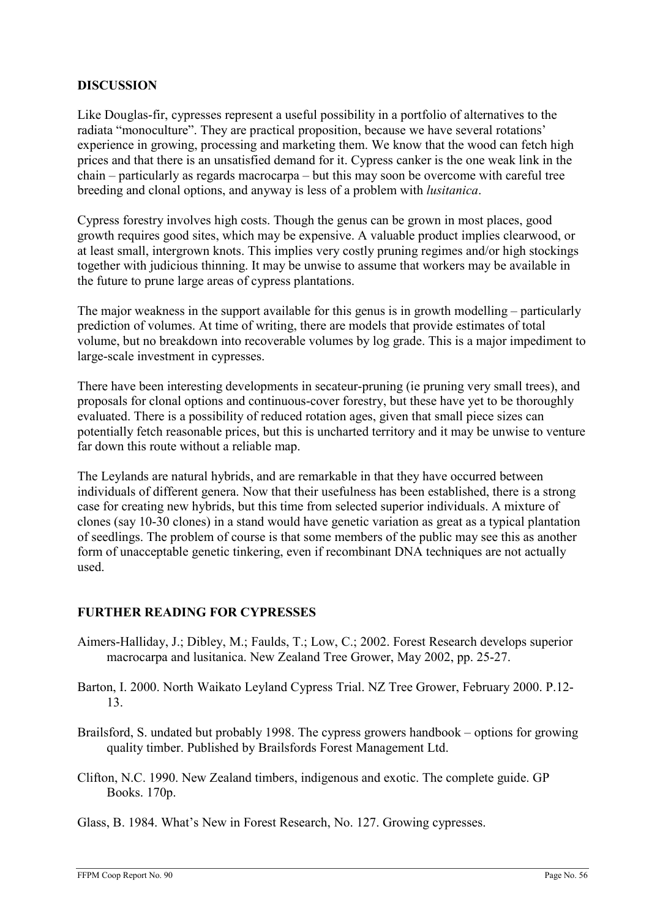## DISCUSSION

Like Douglas-fir, cypresses represent a useful possibility in a portfolio of alternatives to the radiata "monoculture". They are practical proposition, because we have several rotations' experience in growing, processing and marketing them. We know that the wood can fetch high prices and that there is an unsatisfied demand for it. Cypress canker is the one weak link in the chain – particularly as regards macrocarpa – but this may soon be overcome with careful tree breeding and clonal options, and anyway is less of a problem with *lusitanica*.

Cypress forestry involves high costs. Though the genus can be grown in most places, good growth requires good sites, which may be expensive. A valuable product implies clearwood, or at least small, intergrown knots. This implies very costly pruning regimes and/or high stockings together with judicious thinning. It may be unwise to assume that workers may be available in the future to prune large areas of cypress plantations.

The major weakness in the support available for this genus is in growth modelling – particularly prediction of volumes. At time of writing, there are models that provide estimates of total volume, but no breakdown into recoverable volumes by log grade. This is a major impediment to large-scale investment in cypresses.

There have been interesting developments in secateur-pruning (ie pruning very small trees), and proposals for clonal options and continuous-cover forestry, but these have yet to be thoroughly evaluated. There is a possibility of reduced rotation ages, given that small piece sizes can potentially fetch reasonable prices, but this is uncharted territory and it may be unwise to venture far down this route without a reliable map.

The Leylands are natural hybrids, and are remarkable in that they have occurred between individuals of different genera. Now that their usefulness has been established, there is a strong case for creating new hybrids, but this time from selected superior individuals. A mixture of clones (say 10-30 clones) in a stand would have genetic variation as great as a typical plantation of seedlings. The problem of course is that some members of the public may see this as another form of unacceptable genetic tinkering, even if recombinant DNA techniques are not actually used.

## FURTHER READING FOR CYPRESSES

Aimers-Halliday, J.; Dibley, M.; Faulds, T.; Low, C.; 2002. Forest Research develops superior macrocarpa and lusitanica. New Zealand Tree Grower, May 2002, pp. 25-27.

Barton, I. 2000. North Waikato Leyland Cypress Trial. NZ Tree Grower, February 2000. P.12-13.

Brailsford, S. undated but probably 1998. The cypress growers handbook – options for growing quality timber. Published by Brailsfords Forest Management Ltd.

Clifton, N.C. 1990. New Zealand timbers, indigenous and exotic. The complete guide. GP Books. 170p.

Glass, B. 1984. What's New in Forest Research, No. 127. Growing cypresses.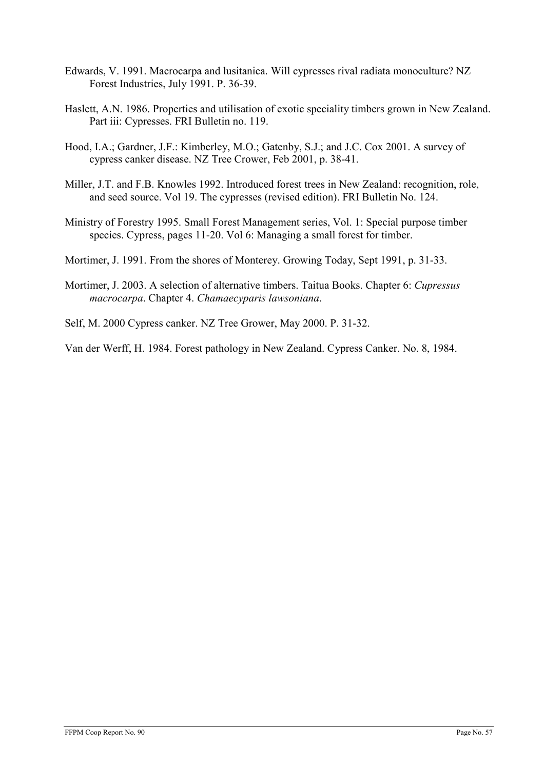Edwards, V. 1991. Macrocarpa and lusitanica. Will cypresses rival radiata monoculture? NZ Forest Industries, July 1991. P. 36-39.

Haslett, A.N. 1986. Properties and utilisation of exotic speciality timbers grown in New Zealand. Part iii: Cypresses. FRI Bulletin no. 119.

Hood, I.A.; Gardner, J.F.: Kimberley, M.O.; Gatenby, S.J.; and J.C. Cox 2001. A survey of cypress canker disease. NZ Tree Crower, Feb 2001, p. 38-41.

Miller, J.T. and F.B. Knowles 1992. Introduced forest trees in New Zealand: recognition, role, and seed source. Vol 19. The cypresses (revised edition). FRI Bulletin No. 124.

Ministry of Forestry 1995. Small Forest Management series, Vol. 1: Special purpose timber species. Cypress, pages 11-20. Vol 6: Managing a small forest for timber.

Mortimer, J. 1991. From the shores of Monterey. Growing Today, Sept 1991, p. 31-33.

Mortimer, J. 2003. A selection of alternative timbers. Taitua Books. Chapter 6: *Cupressus macrocarpa*. Chapter 4. *Chamaecyparis lawsoniana*.

Self, M. 2000 Cypress canker. NZ Tree Grower, May 2000. P. 31-32.

Van der Werff, H. 1984. Forest pathology in New Zealand. Cypress Canker. No. 8, 1984.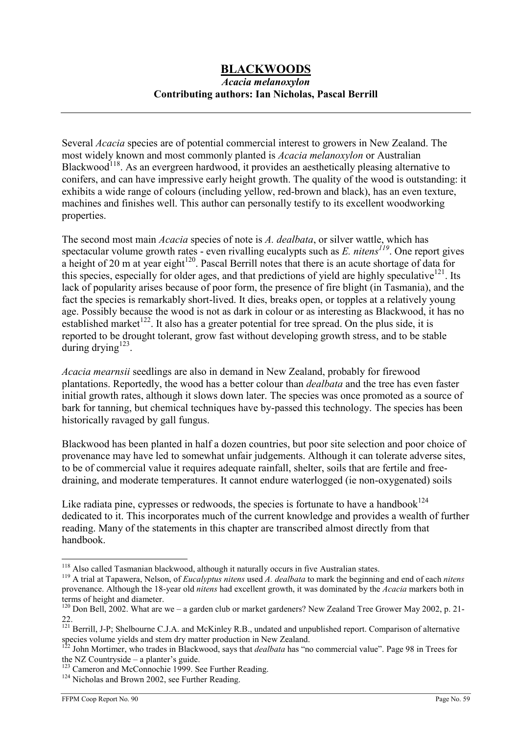# BLACKWOODS

***Acacia melanoxylon***

**Contributing authors: Ian Nicholas, Pascal Berrill**

Several *Acacia* species are of potential commercial interest to growers in New Zealand. The most widely known and most commonly planted is *Acacia melanoxylon* or Australian Blackwood[118]. As an evergreen hardwood, it provides an aesthetically pleasing alternative to conifers, and can have impressive early height growth. The quality of the wood is outstanding: it exhibits a wide range of colours (including yellow, red-brown and black), has an even texture, machines and finishes well. This author can personally testify to its excellent woodworking properties.

The second most main *Acacia* species of note is *A. dealbata*, or silver wattle, which has spectacular volume growth rates - even rivalling eucalypts such as *E. nitens*[119]. One report gives a height of 20 m at year eight[120]. Pascal Berrill notes that there is an acute shortage of data for this species, especially for older ages, and that predictions of yield are highly speculative[121]. Its lack of popularity arises because of poor form, the presence of fire blight (in Tasmania), and the fact the species is remarkably short-lived. It dies, breaks open, or topples at a relatively young age. Possibly because the wood is not as dark in colour or as interesting as Blackwood, it has no established market[122]. It also has a greater potential for tree spread. On the plus side, it is reported to be drought tolerant, grow fast without developing growth stress, and to be stable during drying[123].

*Acacia mearnsii* seedlings are also in demand in New Zealand, probably for firewood plantations. Reportedly, the wood has a better colour than *dealbata* and the tree has even faster initial growth rates, although it slows down later. The species was once promoted as a source of bark for tanning, but chemical techniques have by-passed this technology. The species has been historically ravaged by gall fungus.

Blackwood has been planted in half a dozen countries, but poor site selection and poor choice of provenance may have led to somewhat unfair judgements. Although it can tolerate adverse sites, to be of commercial value it requires adequate rainfall, shelter, soils that are fertile and free-draining, and moderate temperatures. It cannot endure waterlogged (ie non-oxygenated) soils

Like radiata pine, cypresses or redwoods, the species is fortunate to have a handbook[124] dedicated to it. This incorporates much of the current knowledge and provides a wealth of further reading. Many of the statements in this chapter are transcribed almost directly from that handbook.

---

[118] Also called Tasmanian blackwood, although it naturally occurs in five Australian states.

[119] A trial at Tapawera, Nelson, of *Eucalyptus nitens* used *A. dealbata* to mark the beginning and end of each *nitens* provenance. Although the 18-year old *nitens* had excellent growth, it was dominated by the *Acacia* markers both in terms of height and diameter.

[120] Don Bell, 2002. What are we – a garden club or market gardeners? New Zealand Tree Grower May 2002, p. 21-22.

[121] Berrill, J-P; Shelbourne C.J.A. and McKinley R.B., undated and unpublished report. Comparison of alternative species volume yields and stem dry matter production in New Zealand.

[122] John Mortimer, who trades in Blackwood, says that *dealbata* has "no commercial value". Page 98 in Trees for the NZ Countryside – a planter's guide.

[123] Cameron and McConnochie 1999. See Further Reading.

[124] Nicholas and Brown 2002, see Further Reading.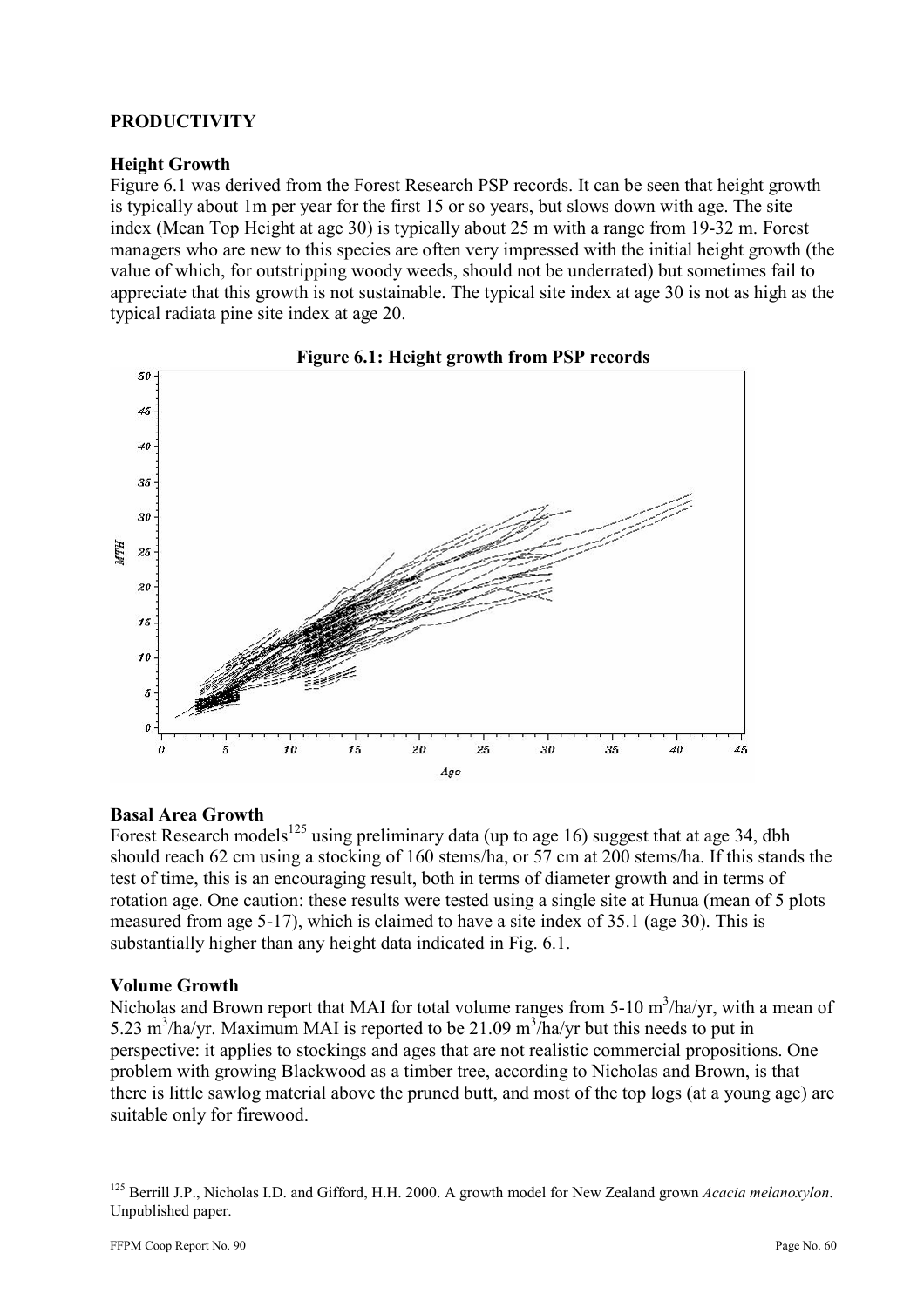## PRODUCTIVITY

### Height Growth

Figure 6.1 was derived from the Forest Research PSP records. It can be seen that height growth is typically about 1m per year for the first 15 or so years, but slows down with age. The site index (Mean Top Height at age 30) is typically about 25 m with a range from 19-32 m. Forest managers who are new to this species are often very impressed with the initial height growth (the value of which, for outstripping woody weeds, should not be underrated) but sometimes fail to appreciate that this growth is not sustainable. The typical site index at age 30 is not as high as the typical radiata pine site index at age 20.

**Figure 6.1: Height growth from PSP records**

### Basal Area Growth

Forest Research models[125] using preliminary data (up to age 16) suggest that at age 34, dbh should reach 62 cm using a stocking of 160 stems/ha, or 57 cm at 200 stems/ha. If this stands the test of time, this is an encouraging result, both in terms of diameter growth and in terms of rotation age. One caution: these results were tested using a single site at Hunua (mean of 5 plots measured from age 5-17), which is claimed to have a site index of 35.1 (age 30). This is substantially higher than any height data indicated in Fig. 6.1.

### Volume Growth

Nicholas and Brown report that MAI for total volume ranges from 5-10 $m^3$/ha/yr, with a mean of 5.23 $m^3$/ha/yr. Maximum MAI is reported to be 21.09 $m^3$/ha/yr but this needs to put in perspective: it applies to stockings and ages that are not realistic commercial propositions. One problem with growing Blackwood as a timber tree, according to Nicholas and Brown, is that there is little sawlog material above the pruned butt, and most of the top logs (at a young age) are suitable only for firewood.

---

[125] Berrill J.P., Nicholas I.D. and Gifford, H.H. 2000. A growth model for New Zealand grown *Acacia melanoxylon*. Unpublished paper.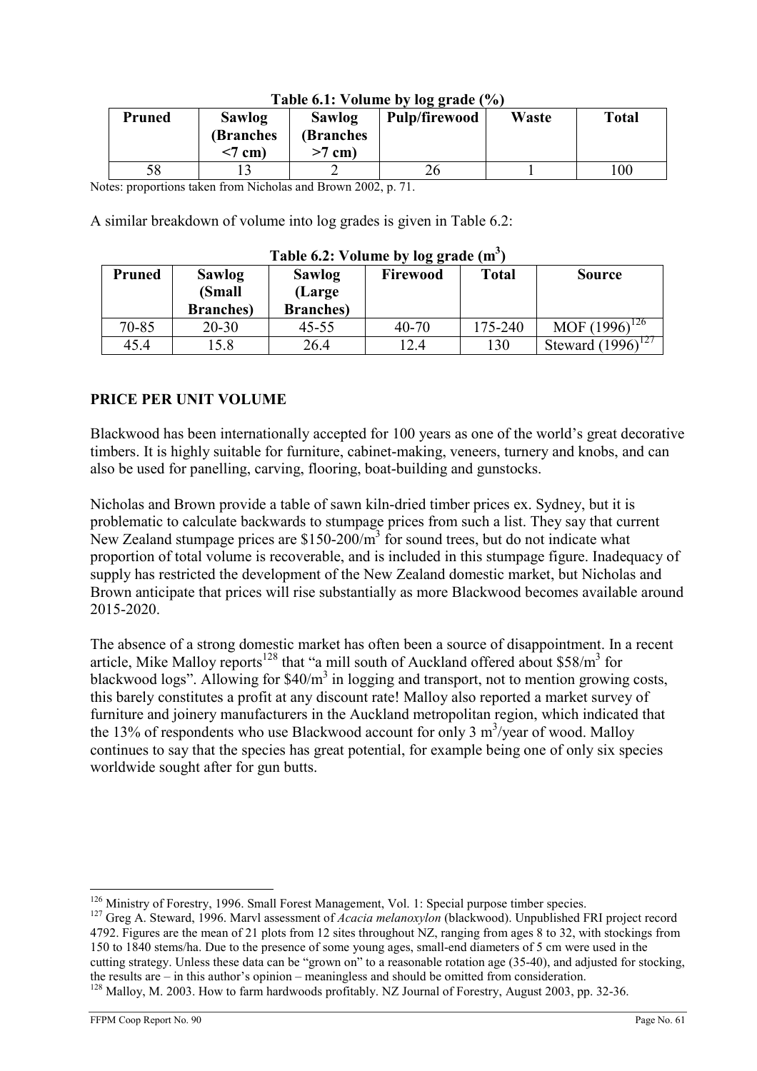**Table 6.1: Volume by log grade (%)**

| Pruned | Sawlog (Branches <7 cm) | Sawlog (Branches >7 cm) | Pulp/firewood | Waste | Total |
|---|---|---|---|---|---|
| 58 | 13 | 2 | 26 | 1 | 100 |

Notes: proportions taken from Nicholas and Brown 2002, p. 71.

A similar breakdown of volume into log grades is given in Table 6.2:

**Table 6.2: Volume by log grade ($m^3$)**

| Pruned | Sawlog (Small Branches) | Sawlog (Large Branches) | Firewood | Total | Source |
|---|---|---|---|---|---|
| 70-85 | 20-30 | 45-55 | 40-70 | 175-240 | MOF (1996)[126] |
| 45.4 | 15.8 | 26.4 | 12.4 | 130 | Steward (1996)[127] |

## PRICE PER UNIT VOLUME

Blackwood has been internationally accepted for 100 years as one of the world's great decorative timbers. It is highly suitable for furniture, cabinet-making, veneers, turnery and knobs, and can also be used for panelling, carving, flooring, boat-building and gunstocks.

Nicholas and Brown provide a table of sawn kiln-dried timber prices ex. Sydney, but it is problematic to calculate backwards to stumpage prices from such a list. They say that current New Zealand stumpage prices are \$150-200/$m^3$ for sound trees, but do not indicate what proportion of total volume is recoverable, and is included in this stumpage figure. Inadequacy of supply has restricted the development of the New Zealand domestic market, but Nicholas and Brown anticipate that prices will rise substantially as more Blackwood becomes available around 2015-2020.

The absence of a strong domestic market has often been a source of disappointment. In a recent article, Mike Malloy reports[128] that "a mill south of Auckland offered about \$58/$m^3$ for blackwood logs". Allowing for \$40/$m^3$ in logging and transport, not to mention growing costs, this barely constitutes a profit at any discount rate! Malloy also reported a market survey of furniture and joinery manufacturers in the Auckland metropolitan region, which indicated that the 13% of respondents who use Blackwood account for only 3 $m^3$/year of wood. Malloy continues to say that the species has great potential, for example being one of only six species worldwide sought after for gun butts.

[126] Ministry of Forestry, 1996. Small Forest Management, Vol. 1: Special purpose timber species.

[127] Greg A. Steward, 1996. Marvl assessment of *Acacia melanoxylon* (blackwood). Unpublished FRI project record 4792. Figures are the mean of 21 plots from 12 sites throughout NZ, ranging from ages 8 to 32, with stockings from 150 to 1840 stems/ha. Due to the presence of some young ages, small-end diameters of 5 cm were used in the cutting strategy. Unless these data can be "grown on" to a reasonable rotation age (35-40), and adjusted for stocking, the results are – in this author's opinion – meaningless and should be omitted from consideration.

[128] Malloy, M. 2003. How to farm hardwoods profitably. NZ Journal of Forestry, August 2003, pp. 32-36.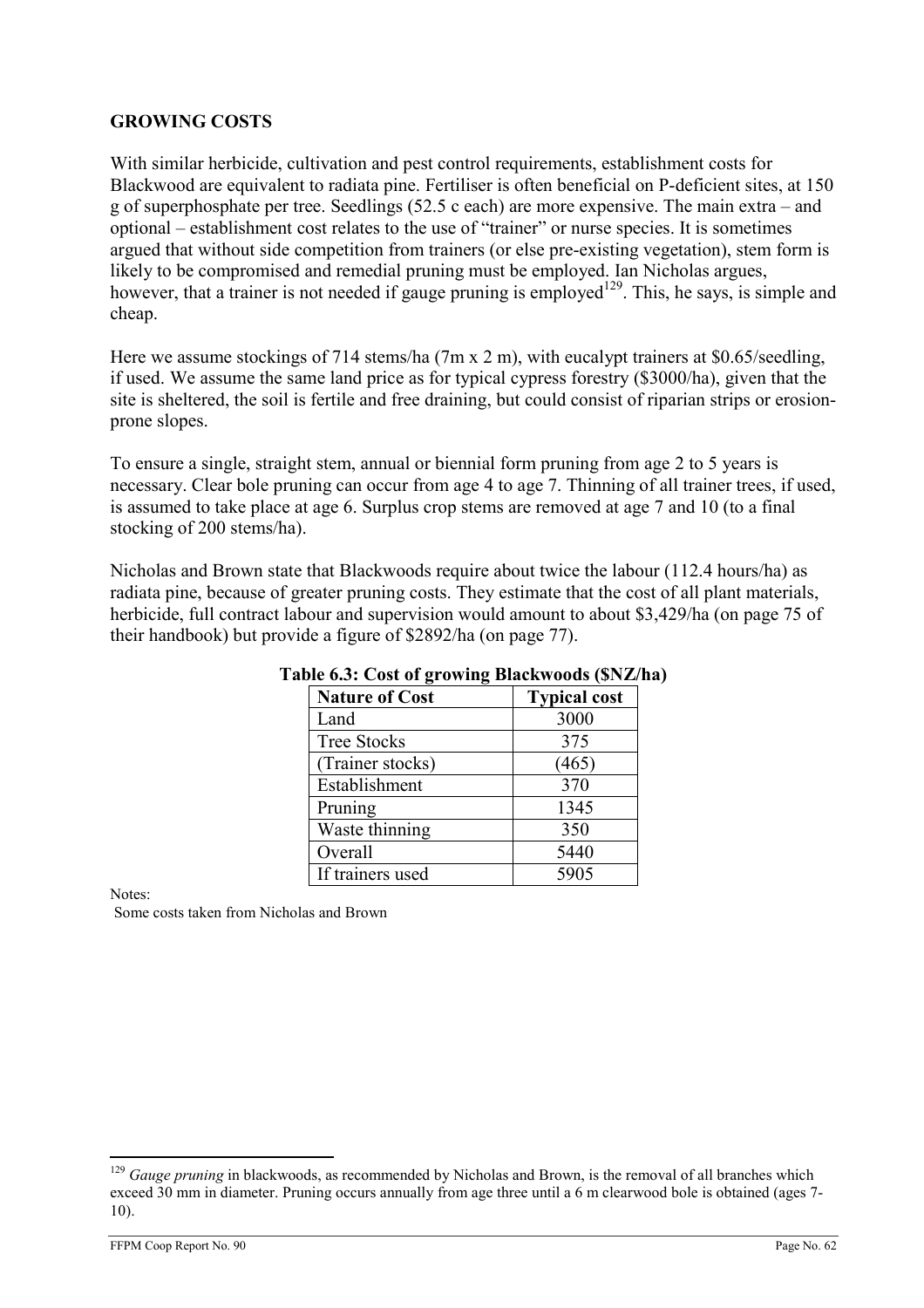**GROWING COSTS**

With similar herbicide, cultivation and pest control requirements, establishment costs for Blackwood are equivalent to radiata pine. Fertiliser is often beneficial on P-deficient sites, at 150 g of superphosphate per tree. Seedlings (52.5 c each) are more expensive. The main extra – and optional – establishment cost relates to the use of "trainer" or nurse species. It is sometimes argued that without side competition from trainers (or else pre-existing vegetation), stem form is likely to be compromised and remedial pruning must be employed. Ian Nicholas argues, however, that a trainer is not needed if gauge pruning is employed[129]. This, he says, is simple and cheap.

Here we assume stockings of 714 stems/ha (7m x 2 m), with eucalypt trainers at $0.65/seedling, if used. We assume the same land price as for typical cypress forestry ($3000/ha), given that the site is sheltered, the soil is fertile and free draining, but could consist of riparian strips or erosion-prone slopes.

To ensure a single, straight stem, annual or biennial form pruning from age 2 to 5 years is necessary. Clear bole pruning can occur from age 4 to age 7. Thinning of all trainer trees, if used, is assumed to take place at age 6. Surplus crop stems are removed at age 7 and 10 (to a final stocking of 200 stems/ha).

Nicholas and Brown state that Blackwoods require about twice the labour (112.4 hours/ha) as radiata pine, because of greater pruning costs. They estimate that the cost of all plant materials, herbicide, full contract labour and supervision would amount to about $3,429/ha (on page 75 of their handbook) but provide a figure of $2892/ha (on page 77).

**Table 6.3: Cost of growing Blackwoods ($NZ/ha)**

| Nature of Cost | Typical cost |
|---|---|
| Land | 3000 |
| Tree Stocks | 375 |
| (Trainer stocks) | (465) |
| Establishment | 370 |
| Pruning | 1345 |
| Waste thinning | 350 |
| Overall | 5440 |
| If trainers used | 5905 |

Notes:
Some costs taken from Nicholas and Brown

[129] *Gauge pruning* in blackwoods, as recommended by Nicholas and Brown, is the removal of all branches which exceed 30 mm in diameter. Pruning occurs annually from age three until a 6 m clearwood bole is obtained (ages 7-10).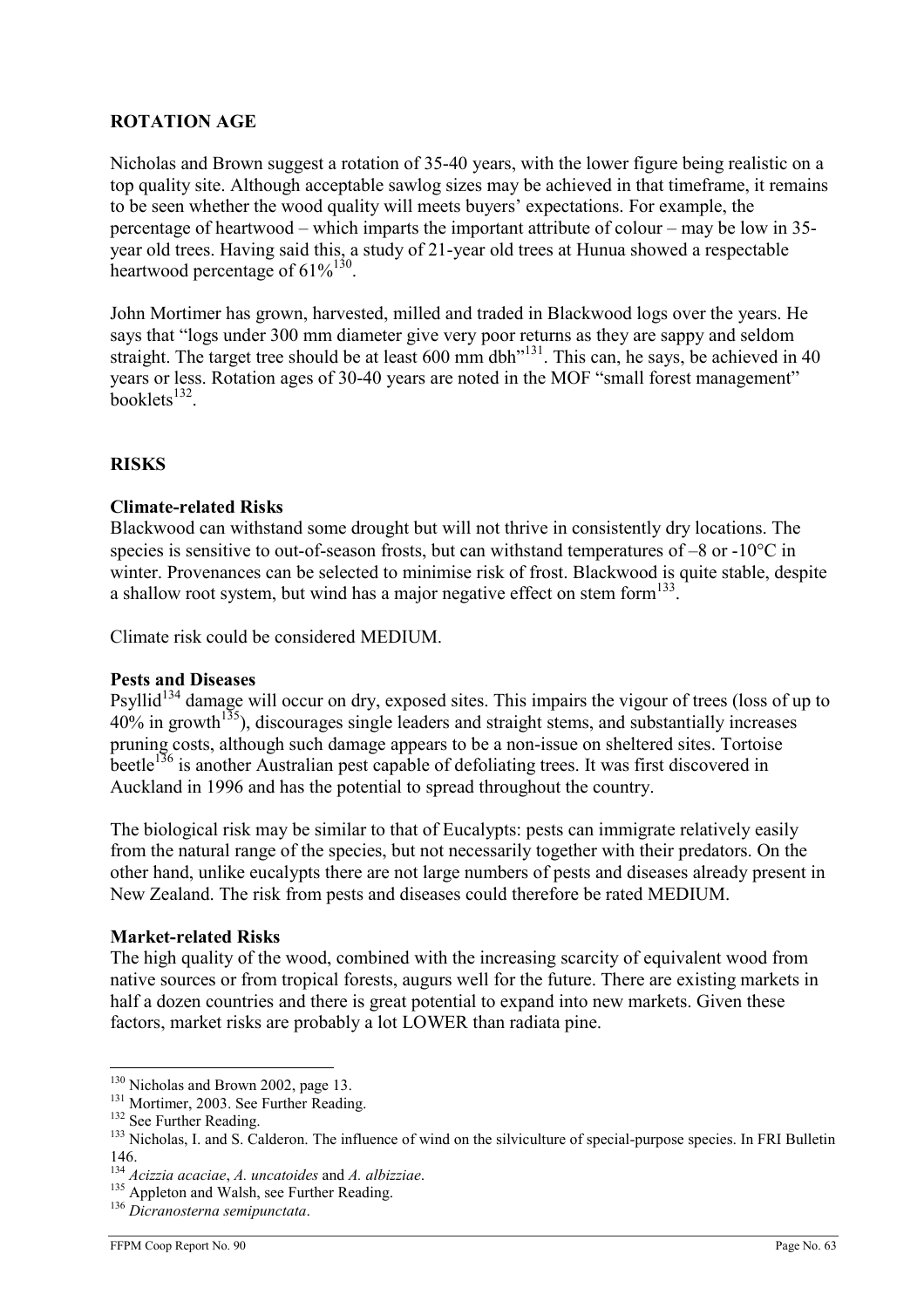## ROTATION AGE

Nicholas and Brown suggest a rotation of 35-40 years, with the lower figure being realistic on a top quality site. Although acceptable sawlog sizes may be achieved in that timeframe, it remains to be seen whether the wood quality will meets buyers' expectations. For example, the percentage of heartwood – which imparts the important attribute of colour – may be low in 35-year old trees. Having said this, a study of 21-year old trees at Hunua showed a respectable heartwood percentage of 61%[130].

John Mortimer has grown, harvested, milled and traded in Blackwood logs over the years. He says that "logs under 300 mm diameter give very poor returns as they are sappy and seldom straight. The target tree should be at least 600 mm dbh"[131]. This can, he says, be achieved in 40 years or less. Rotation ages of 30-40 years are noted in the MOF "small forest management" booklets[132].

## RISKS

### Climate-related Risks

Blackwood can withstand some drought but will not thrive in consistently dry locations. The species is sensitive to out-of-season frosts, but can withstand temperatures of –8 or -10°C in winter. Provenances can be selected to minimise risk of frost. Blackwood is quite stable, despite a shallow root system, but wind has a major negative effect on stem form[133].

Climate risk could be considered MEDIUM.

### Pests and Diseases

Psyllid[134] damage will occur on dry, exposed sites. This impairs the vigour of trees (loss of up to 40% in growth[135]), discourages single leaders and straight stems, and substantially increases pruning costs, although such damage appears to be a non-issue on sheltered sites. Tortoise beetle[136] is another Australian pest capable of defoliating trees. It was first discovered in Auckland in 1996 and has the potential to spread throughout the country.

The biological risk may be similar to that of Eucalypts: pests can immigrate relatively easily from the natural range of the species, but not necessarily together with their predators. On the other hand, unlike eucalypts there are not large numbers of pests and diseases already present in New Zealand. The risk from pests and diseases could therefore be rated MEDIUM.

### Market-related Risks

The high quality of the wood, combined with the increasing scarcity of equivalent wood from native sources or from tropical forests, augurs well for the future. There are existing markets in half a dozen countries and there is great potential to expand into new markets. Given these factors, market risks are probably a lot LOWER than radiata pine.

---

[130] Nicholas and Brown 2002, page 13.

[131] Mortimer, 2003. See Further Reading.

[132] See Further Reading.

[133] Nicholas, I. and S. Calderon. The influence of wind on the silviculture of special-purpose species. In FRI Bulletin 146.

[134] *Acizzia acaciae*, *A. uncatoides* and *A. albizziae*.

[135] Appleton and Walsh, see Further Reading.

[136] *Dicranosterna semipunctata*.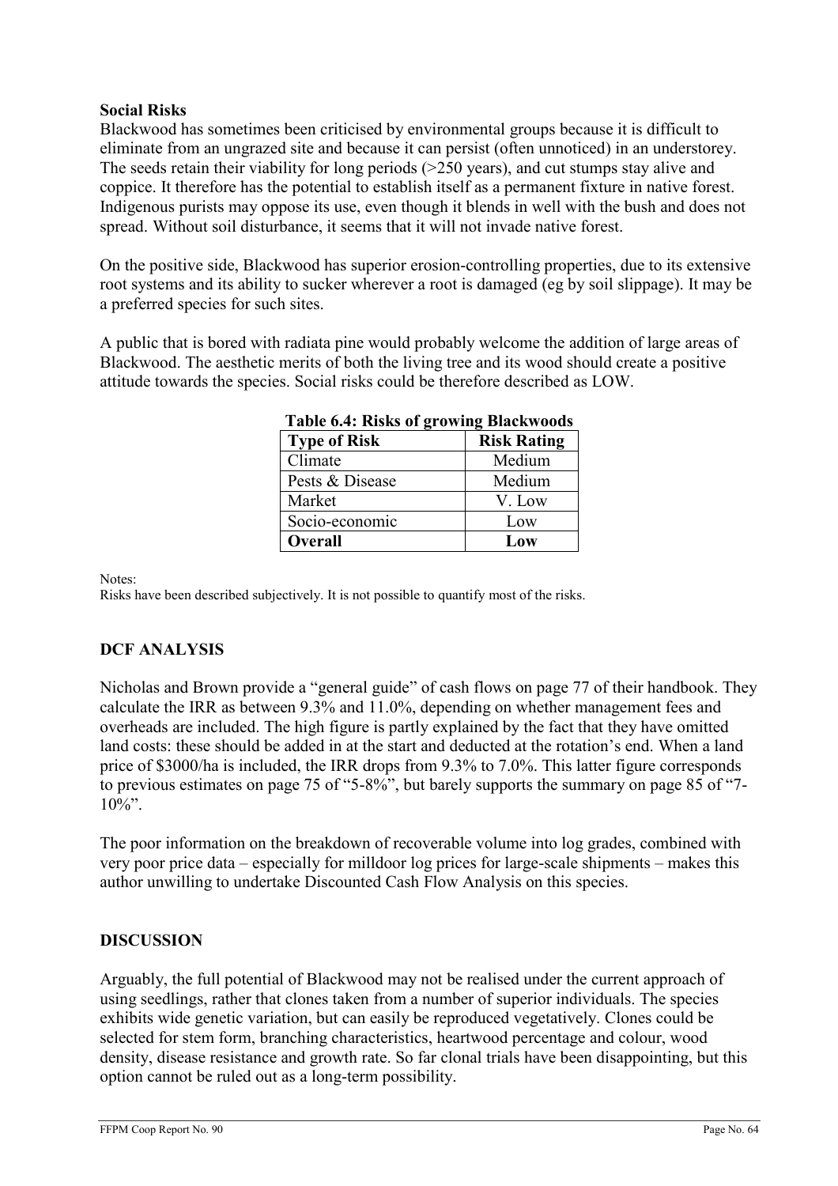**Social Risks**

Blackwood has sometimes been criticised by environmental groups because it is difficult to eliminate from an ungrazed site and because it can persist (often unnoticed) in an understorey. The seeds retain their viability for long periods (>250 years), and cut stumps stay alive and coppice. It therefore has the potential to establish itself as a permanent fixture in native forest. Indigenous purists may oppose its use, even though it blends in well with the bush and does not spread. Without soil disturbance, it seems that it will not invade native forest.

On the positive side, Blackwood has superior erosion-controlling properties, due to its extensive root systems and its ability to sucker wherever a root is damaged (eg by soil slippage). It may be a preferred species for such sites.

A public that is bored with radiata pine would probably welcome the addition of large areas of Blackwood. The aesthetic merits of both the living tree and its wood should create a positive attitude towards the species. Social risks could be therefore described as LOW.

**Table 6.4: Risks of growing Blackwoods**

| Type of Risk | Risk Rating |
|---|---|
| Climate | Medium |
| Pests & Disease | Medium |
| Market | V. Low |
| Socio-economic | Low |
| **Overall** | **Low** |

Notes:
Risks have been described subjectively. It is not possible to quantify most of the risks.

## DCF ANALYSIS

Nicholas and Brown provide a "general guide" of cash flows on page 77 of their handbook. They calculate the IRR as between 9.3% and 11.0%, depending on whether management fees and overheads are included. The high figure is partly explained by the fact that they have omitted land costs: these should be added in at the start and deducted at the rotation's end. When a land price of $3000/ha is included, the IRR drops from 9.3% to 7.0%. This latter figure corresponds to previous estimates on page 75 of "5-8%", but barely supports the summary on page 85 of "7-10%".

The poor information on the breakdown of recoverable volume into log grades, combined with very poor price data – especially for milldoor log prices for large-scale shipments – makes this author unwilling to undertake Discounted Cash Flow Analysis on this species.

## DISCUSSION

Arguably, the full potential of Blackwood may not be realised under the current approach of using seedlings, rather that clones taken from a number of superior individuals. The species exhibits wide genetic variation, but can easily be reproduced vegetatively. Clones could be selected for stem form, branching characteristics, heartwood percentage and colour, wood density, disease resistance and growth rate. So far clonal trials have been disappointing, but this option cannot be ruled out as a long-term possibility.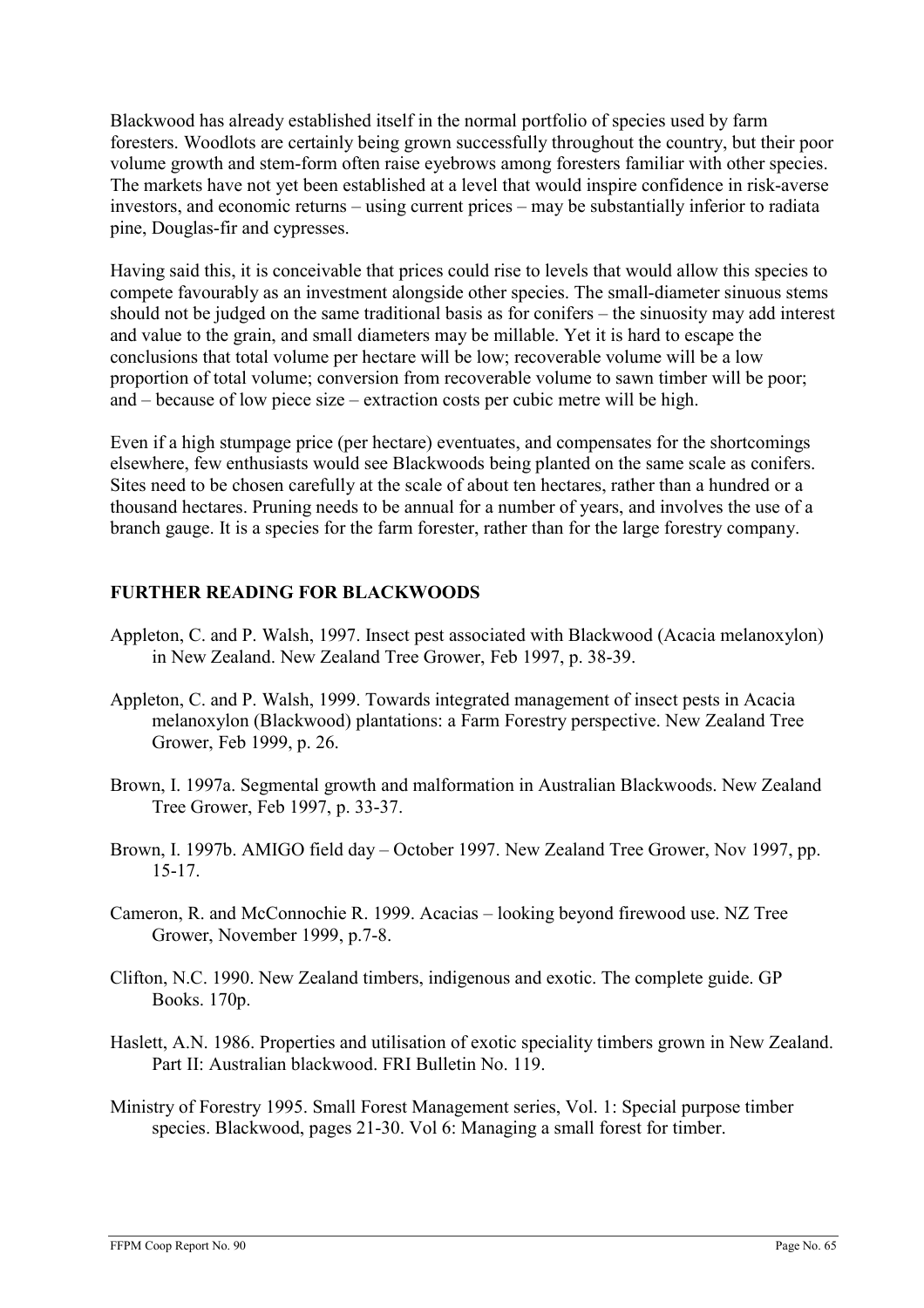Blackwood has already established itself in the normal portfolio of species used by farm foresters. Woodlots are certainly being grown successfully throughout the country, but their poor volume growth and stem-form often raise eyebrows among foresters familiar with other species. The markets have not yet been established at a level that would inspire confidence in risk-averse investors, and economic returns – using current prices – may be substantially inferior to radiata pine, Douglas-fir and cypresses.

Having said this, it is conceivable that prices could rise to levels that would allow this species to compete favourably as an investment alongside other species. The small-diameter sinuous stems should not be judged on the same traditional basis as for conifers – the sinuosity may add interest and value to the grain, and small diameters may be millable. Yet it is hard to escape the conclusions that total volume per hectare will be low; recoverable volume will be a low proportion of total volume; conversion from recoverable volume to sawn timber will be poor; and – because of low piece size – extraction costs per cubic metre will be high.

Even if a high stumpage price (per hectare) eventuates, and compensates for the shortcomings elsewhere, few enthusiasts would see Blackwoods being planted on the same scale as conifers. Sites need to be chosen carefully at the scale of about ten hectares, rather than a hundred or a thousand hectares. Pruning needs to be annual for a number of years, and involves the use of a branch gauge. It is a species for the farm forester, rather than for the large forestry company.

## FURTHER READING FOR BLACKWOODS

Appleton, C. and P. Walsh, 1997. Insect pest associated with Blackwood (Acacia melanoxylon) in New Zealand. New Zealand Tree Grower, Feb 1997, p. 38-39.

Appleton, C. and P. Walsh, 1999. Towards integrated management of insect pests in Acacia melanoxylon (Blackwood) plantations: a Farm Forestry perspective. New Zealand Tree Grower, Feb 1999, p. 26.

Brown, I. 1997a. Segmental growth and malformation in Australian Blackwoods. New Zealand Tree Grower, Feb 1997, p. 33-37.

Brown, I. 1997b. AMIGO field day – October 1997. New Zealand Tree Grower, Nov 1997, pp. 15-17.

Cameron, R. and McConnochie R. 1999. Acacias – looking beyond firewood use. NZ Tree Grower, November 1999, p.7-8.

Clifton, N.C. 1990. New Zealand timbers, indigenous and exotic. The complete guide. GP Books. 170p.

Haslett, A.N. 1986. Properties and utilisation of exotic speciality timbers grown in New Zealand. Part II: Australian blackwood. FRI Bulletin No. 119.

Ministry of Forestry 1995. Small Forest Management series, Vol. 1: Special purpose timber species. Blackwood, pages 21-30. Vol 6: Managing a small forest for timber.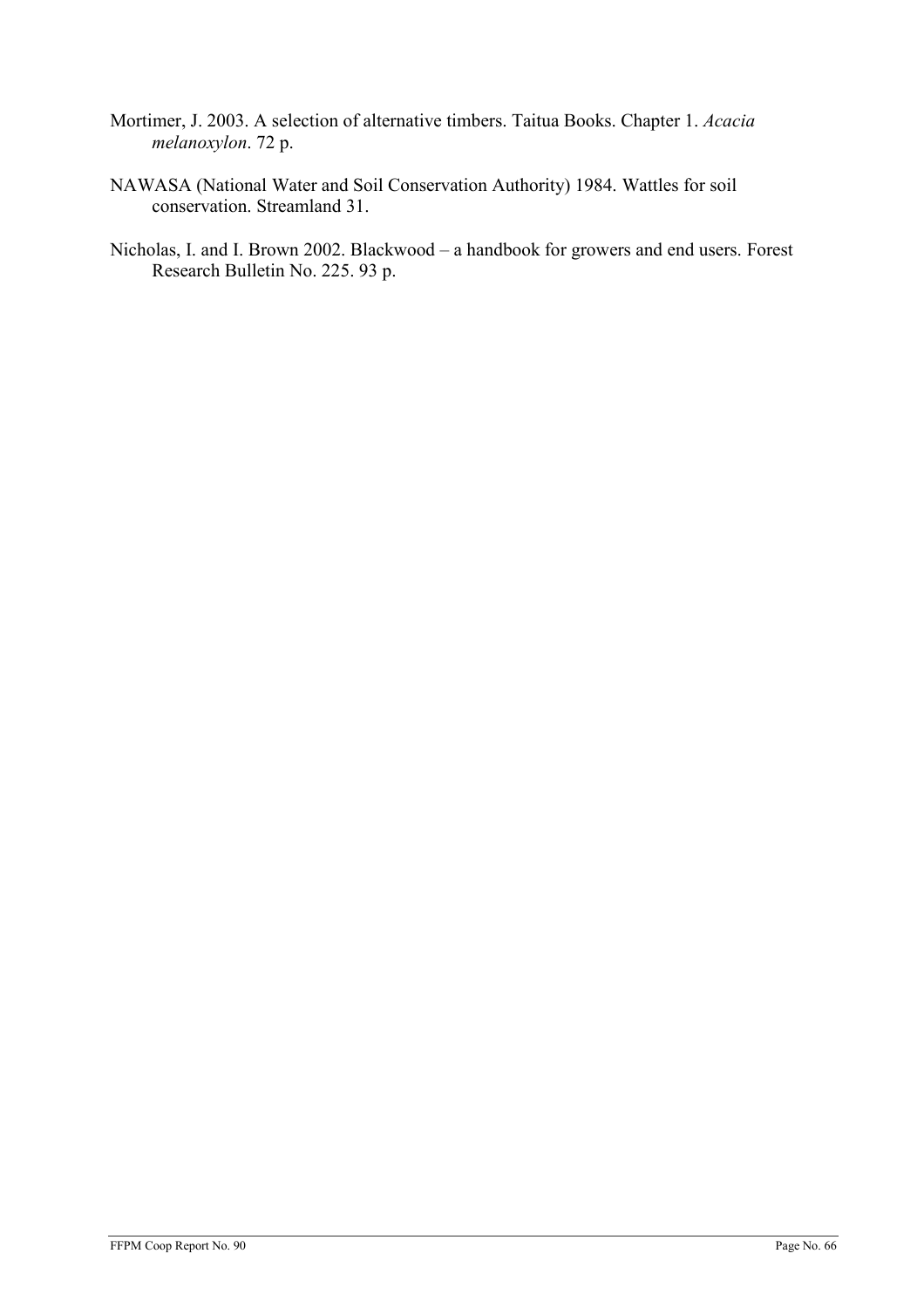Mortimer, J. 2003. A selection of alternative timbers. Taitua Books. Chapter 1. *Acacia melanoxylon*. 72 p.

NAWASA (National Water and Soil Conservation Authority) 1984. Wattles for soil conservation. Streamland 31.

Nicholas, I. and I. Brown 2002. Blackwood – a handbook for growers and end users. Forest Research Bulletin No. 225. 93 p.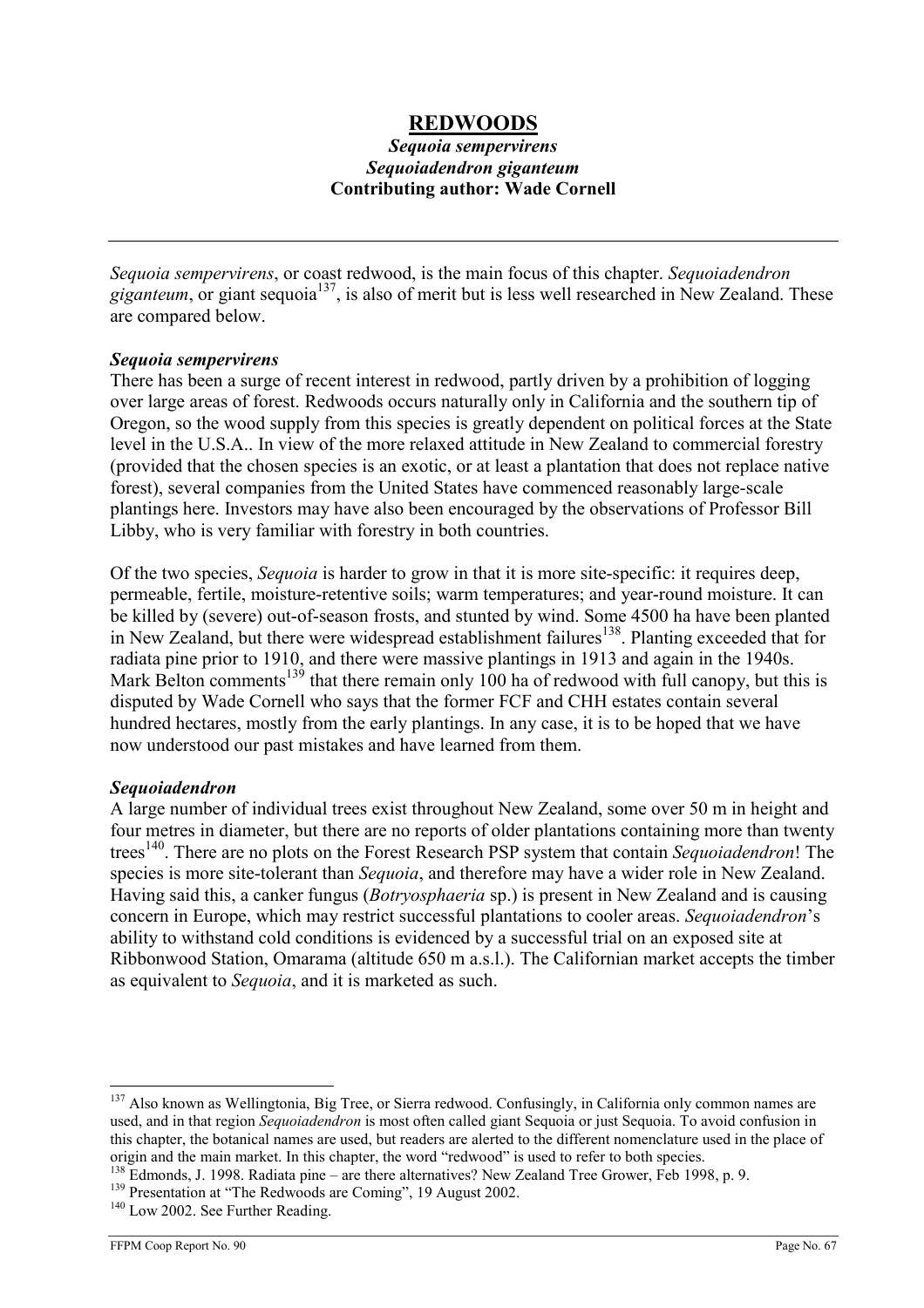# REDWOODS

### *Sequoia sempervirens*
### *Sequoiadendron giganteum*
### Contributing author: Wade Cornell

---

*Sequoia sempervirens*, or coast redwood, is the main focus of this chapter. *Sequoiadendron giganteum*, or giant sequoia[137], is also of merit but is less well researched in New Zealand. These are compared below.

### *Sequoia sempervirens*

There has been a surge of recent interest in redwood, partly driven by a prohibition of logging over large areas of forest. Redwoods occurs naturally only in California and the southern tip of Oregon, so the wood supply from this species is greatly dependent on political forces at the State level in the U.S.A.. In view of the more relaxed attitude in New Zealand to commercial forestry (provided that the chosen species is an exotic, or at least a plantation that does not replace native forest), several companies from the United States have commenced reasonably large-scale plantings here. Investors may have also been encouraged by the observations of Professor Bill Libby, who is very familiar with forestry in both countries.

Of the two species, *Sequoia* is harder to grow in that it is more site-specific: it requires deep, permeable, fertile, moisture-retentive soils; warm temperatures; and year-round moisture. It can be killed by (severe) out-of-season frosts, and stunted by wind. Some 4500 ha have been planted in New Zealand, but there were widespread establishment failures[138]. Planting exceeded that for radiata pine prior to 1910, and there were massive plantings in 1913 and again in the 1940s. Mark Belton comments[139] that there remain only 100 ha of redwood with full canopy, but this is disputed by Wade Cornell who says that the former FCF and CHH estates contain several hundred hectares, mostly from the early plantings. In any case, it is to be hoped that we have now understood our past mistakes and have learned from them.

### *Sequoiadendron*

A large number of individual trees exist throughout New Zealand, some over 50 m in height and four metres in diameter, but there are no reports of older plantations containing more than twenty trees[140]. There are no plots on the Forest Research PSP system that contain *Sequoiadendron*! The species is more site-tolerant than *Sequoia*, and therefore may have a wider role in New Zealand. Having said this, a canker fungus (*Botryosphaeria* sp.) is present in New Zealand and is causing concern in Europe, which may restrict successful plantations to cooler areas. *Sequoiadendron*'s ability to withstand cold conditions is evidenced by a successful trial on an exposed site at Ribbonwood Station, Omarama (altitude 650 m a.s.l.). The Californian market accepts the timber as equivalent to *Sequoia*, and it is marketed as such.

---

[137] Also known as Wellingtonia, Big Tree, or Sierra redwood. Confusingly, in California only common names are used, and in that region *Sequoiadendron* is most often called giant Sequoia or just Sequoia. To avoid confusion in this chapter, the botanical names are used, but readers are alerted to the different nomenclature used in the place of origin and the main market. In this chapter, the word "redwood" is used to refer to both species.

[138] Edmonds, J. 1998. Radiata pine – are there alternatives? New Zealand Tree Grower, Feb 1998, p. 9.

[139] Presentation at "The Redwoods are Coming", 19 August 2002.

[140] Low 2002. See Further Reading.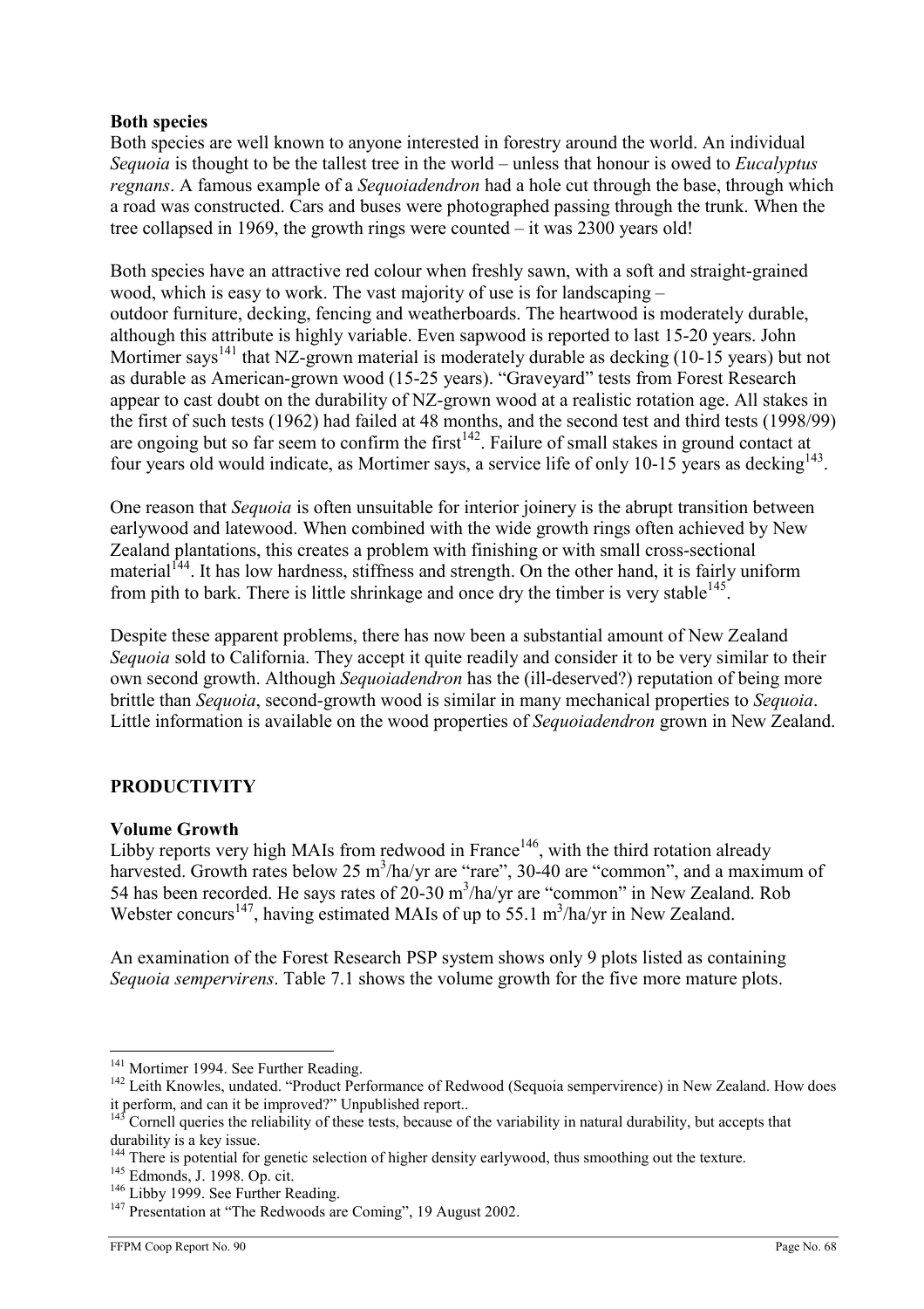**Both species**

Both species are well known to anyone interested in forestry around the world. An individual *Sequoia* is thought to be the tallest tree in the world – unless that honour is owed to *Eucalyptus regnans*. A famous example of a *Sequoiadendron* had a hole cut through the base, through which a road was constructed. Cars and buses were photographed passing through the trunk. When the tree collapsed in 1969, the growth rings were counted – it was 2300 years old!

Both species have an attractive red colour when freshly sawn, with a soft and straight-grained wood, which is easy to work. The vast majority of use is for landscaping – outdoor furniture, decking, fencing and weatherboards. The heartwood is moderately durable, although this attribute is highly variable. Even sapwood is reported to last 15-20 years. John Mortimer says[141] that NZ-grown material is moderately durable as decking (10-15 years) but not as durable as American-grown wood (15-25 years). "Graveyard" tests from Forest Research appear to cast doubt on the durability of NZ-grown wood at a realistic rotation age. All stakes in the first of such tests (1962) had failed at 48 months, and the second test and third tests (1998/99) are ongoing but so far seem to confirm the first[142]. Failure of small stakes in ground contact at four years old would indicate, as Mortimer says, a service life of only 10-15 years as decking[143].

One reason that *Sequoia* is often unsuitable for interior joinery is the abrupt transition between earlywood and latewood. When combined with the wide growth rings often achieved by New Zealand plantations, this creates a problem with finishing or with small cross-sectional material[144]. It has low hardness, stiffness and strength. On the other hand, it is fairly uniform from pith to bark. There is little shrinkage and once dry the timber is very stable[145].

Despite these apparent problems, there has now been a substantial amount of New Zealand *Sequoia* sold to California. They accept it quite readily and consider it to be very similar to their own second growth. Although *Sequoiadendron* has the (ill-deserved?) reputation of being more brittle than *Sequoia*, second-growth wood is similar in many mechanical properties to *Sequoia*. Little information is available on the wood properties of *Sequoiadendron* grown in New Zealand.

## PRODUCTIVITY

**Volume Growth**

Libby reports very high MAIs from redwood in France[146], with the third rotation already harvested. Growth rates below 25 $m^3$/ha/yr are "rare", 30-40 are "common", and a maximum of 54 has been recorded. He says rates of 20-30 $m^3$/ha/yr are "common" in New Zealand. Rob Webster concurs[147], having estimated MAIs of up to 55.1 $m^3$/ha/yr in New Zealand.

An examination of the Forest Research PSP system shows only 9 plots listed as containing *Sequoia sempervirens*. Table 7.1 shows the volume growth for the five more mature plots.

---

[141] Mortimer 1994. See Further Reading.

[142] Leith Knowles, undated. "Product Performance of Redwood (Sequoia sempervirence) in New Zealand. How does it perform, and can it be improved?" Unpublished report..

[143] Cornell queries the reliability of these tests, because of the variability in natural durability, but accepts that durability is a key issue.

[144] There is potential for genetic selection of higher density earlywood, thus smoothing out the texture.

[145] Edmonds, J. 1998. Op. cit.

[146] Libby 1999. See Further Reading.

[147] Presentation at "The Redwoods are Coming", 19 August 2002.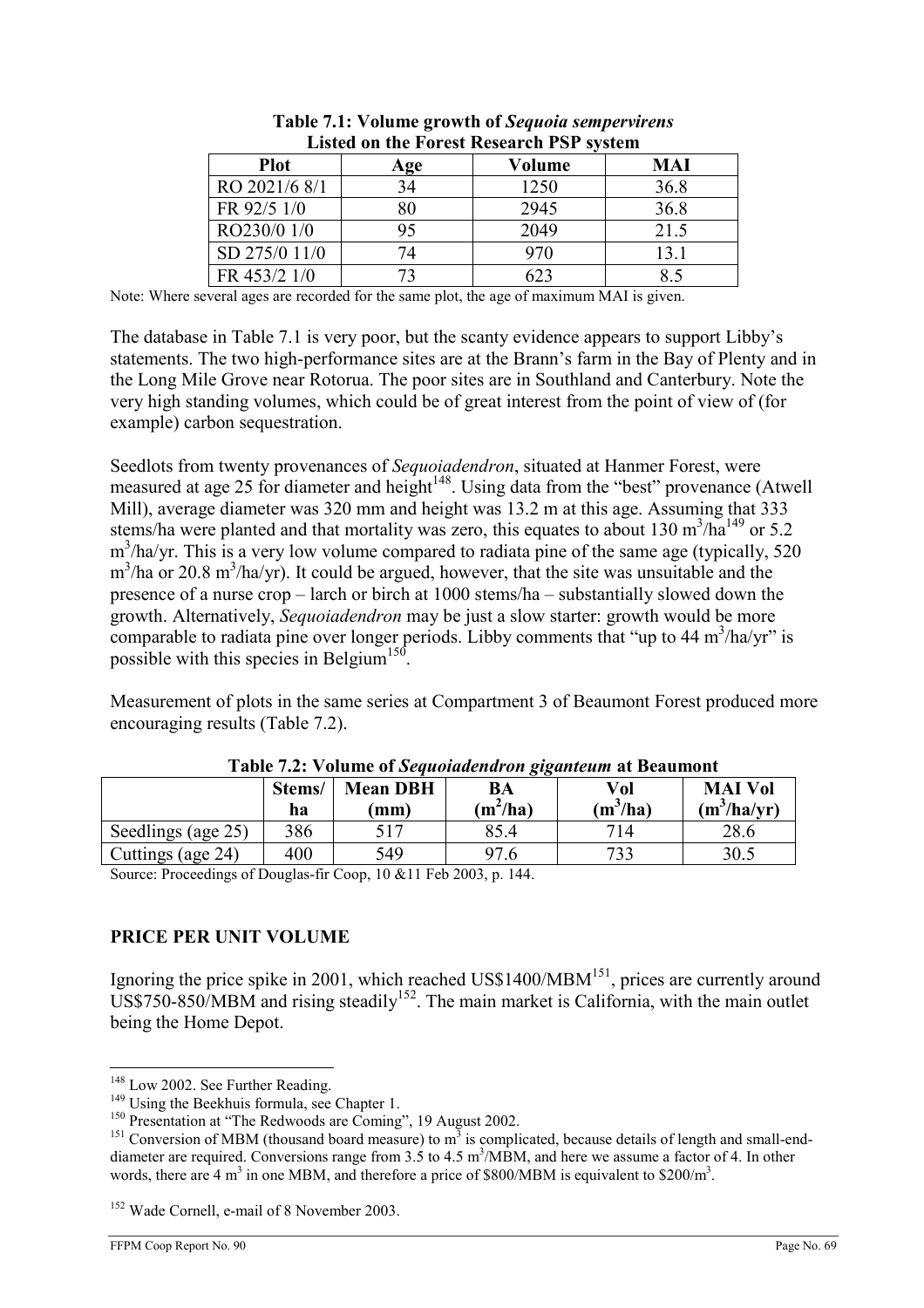**Table 7.1: Volume growth of *Sequoia sempervirens* Listed on the Forest Research PSP system**

| Plot | Age | Volume | MAI |
|---|---|---|---|
| RO 2021/6 8/1 | 34 | 1250 | 36.8 |
| FR 92/5 1/0 | 80 | 2945 | 36.8 |
| RO230/0 1/0 | 95 | 2049 | 21.5 |
| SD 275/0 11/0 | 74 | 970 | 13.1 |
| FR 453/2 1/0 | 73 | 623 | 8.5 |

Note: Where several ages are recorded for the same plot, the age of maximum MAI is given.

The database in Table 7.1 is very poor, but the scanty evidence appears to support Libby's statements. The two high-performance sites are at the Brann's farm in the Bay of Plenty and in the Long Mile Grove near Rotorua. The poor sites are in Southland and Canterbury. Note the very high standing volumes, which could be of great interest from the point of view of (for example) carbon sequestration.

Seedlots from twenty provenances of *Sequoiadendron*, situated at Hanmer Forest, were measured at age 25 for diameter and height[148]. Using data from the "best" provenance (Atwell Mill), average diameter was 320 mm and height was 13.2 m at this age. Assuming that 333 stems/ha were planted and that mortality was zero, this equates to about 130 $m^3/ha$[149] or 5.2 $m^3/ha/yr$. This is a very low volume compared to radiata pine of the same age (typically, 520 $m^3/ha$ or 20.8 $m^3/ha/yr$). It could be argued, however, that the site was unsuitable and the presence of a nurse crop – larch or birch at 1000 stems/ha – substantially slowed down the growth. Alternatively, *Sequoiadendron* may be just a slow starter: growth would be more comparable to radiata pine over longer periods. Libby comments that "up to 44 $m^3/ha/yr$" is possible with this species in Belgium[150].

Measurement of plots in the same series at Compartment 3 of Beaumont Forest produced more encouraging results (Table 7.2).

**Table 7.2: Volume of *Sequoiadendron giganteum* at Beaumont**

| | Stems/ ha | Mean DBH (mm) | BA ($m^2/ha$) | Vol ($m^3/ha$) | MAI Vol ($m^3/ha/yr$) |
|---|---|---|---|---|---|
| Seedlings (age 25) | 386 | 517 | 85.4 | 714 | 28.6 |
| Cuttings (age 24) | 400 | 549 | 97.6 | 733 | 30.5 |

Source: Proceedings of Douglas-fir Coop, 10 &11 Feb 2003, p. 144.

## PRICE PER UNIT VOLUME

Ignoring the price spike in 2001, which reached US$1400/MBM[151], prices are currently around US$750-850/MBM and rising steadily[152]. The main market is California, with the main outlet being the Home Depot.

---

[148] Low 2002. See Further Reading.

[149] Using the Beekhuis formula, see Chapter 1.

[150] Presentation at "The Redwoods are Coming", 19 August 2002.

[151] Conversion of MBM (thousand board measure) to $m^3$ is complicated, because details of length and small-end-diameter are required. Conversions range from 3.5 to 4.5 $m^3$/MBM, and here we assume a factor of 4. In other words, there are 4 $m^3$ in one MBM, and therefore a price of $800/MBM is equivalent to $200/$m^3$.

[152] Wade Cornell, e-mail of 8 November 2003.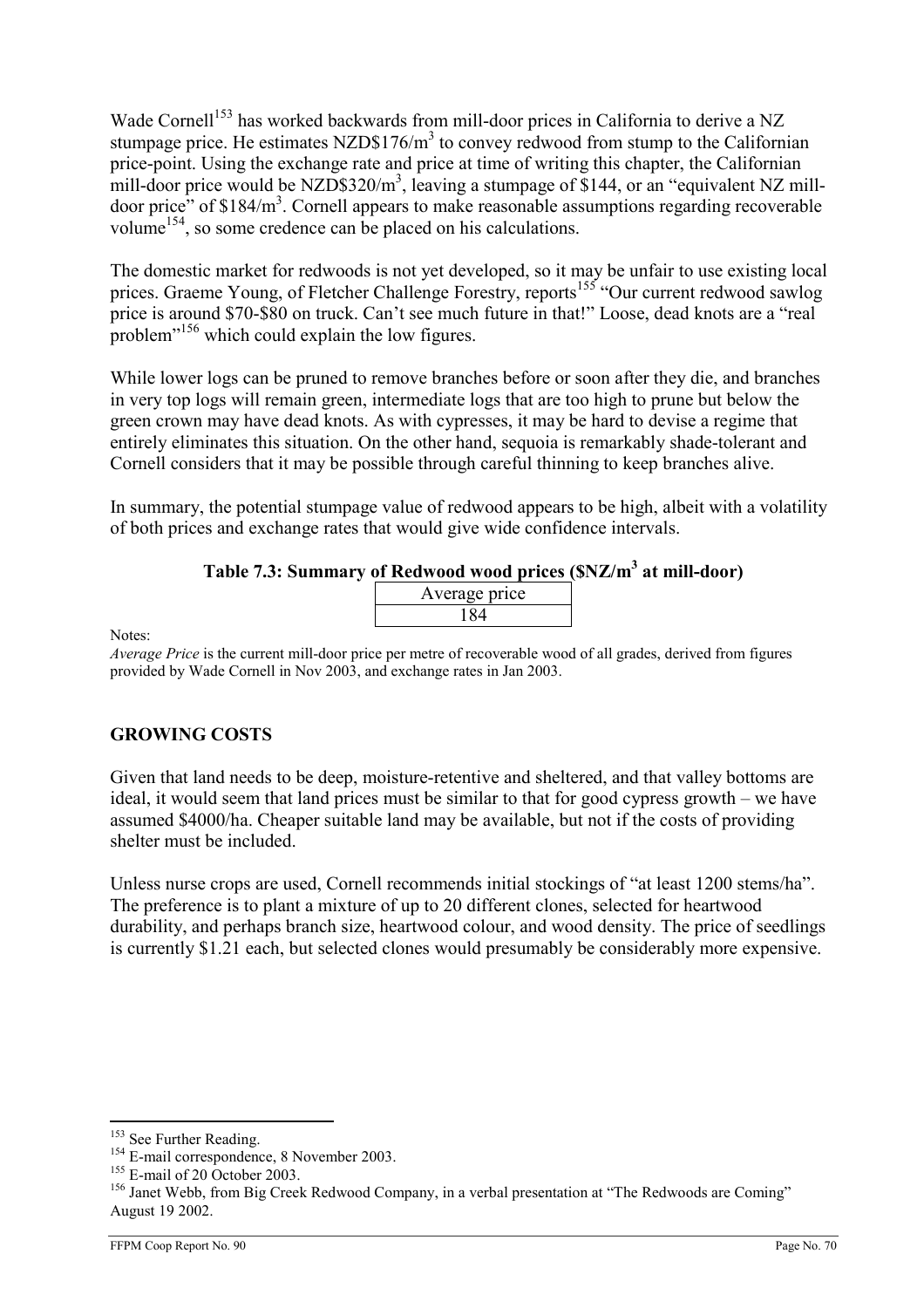Wade Cornell[153] has worked backwards from mill-door prices in California to derive a NZ stumpage price. He estimates NZD$176/$m^3$ to convey redwood from stump to the Californian price-point. Using the exchange rate and price at time of writing this chapter, the Californian mill-door price would be NZD$320/$m^3$, leaving a stumpage of $144, or an "equivalent NZ mill-door price" of $184/$m^3$. Cornell appears to make reasonable assumptions regarding recoverable volume[154], so some credence can be placed on his calculations.

The domestic market for redwoods is not yet developed, so it may be unfair to use existing local prices. Graeme Young, of Fletcher Challenge Forestry, reports[155] "Our current redwood sawlog price is around $70-$80 on truck. Can't see much future in that!" Loose, dead knots are a "real problem"[156] which could explain the low figures.

While lower logs can be pruned to remove branches before or soon after they die, and branches in very top logs will remain green, intermediate logs that are too high to prune but below the green crown may have dead knots. As with cypresses, it may be hard to devise a regime that entirely eliminates this situation. On the other hand, sequoia is remarkably shade-tolerant and Cornell considers that it may be possible through careful thinning to keep branches alive.

In summary, the potential stumpage value of redwood appears to be high, albeit with a volatility of both prices and exchange rates that would give wide confidence intervals.

**Table 7.3: Summary of Redwood wood prices ($NZ/$m^3$ at mill-door)**

| Average price |
|---|
| 184 |

Notes:
*Average Price* is the current mill-door price per metre of recoverable wood of all grades, derived from figures provided by Wade Cornell in Nov 2003, and exchange rates in Jan 2003.

## GROWING COSTS

Given that land needs to be deep, moisture-retentive and sheltered, and that valley bottoms are ideal, it would seem that land prices must be similar to that for good cypress growth – we have assumed $4000/ha. Cheaper suitable land may be available, but not if the costs of providing shelter must be included.

Unless nurse crops are used, Cornell recommends initial stockings of "at least 1200 stems/ha". The preference is to plant a mixture of up to 20 different clones, selected for heartwood durability, and perhaps branch size, heartwood colour, and wood density. The price of seedlings is currently $1.21 each, but selected clones would presumably be considerably more expensive.

---

[153] See Further Reading.
[154] E-mail correspondence, 8 November 2003.
[155] E-mail of 20 October 2003.
[156] Janet Webb, from Big Creek Redwood Company, in a verbal presentation at "The Redwoods are Coming" August 19 2002.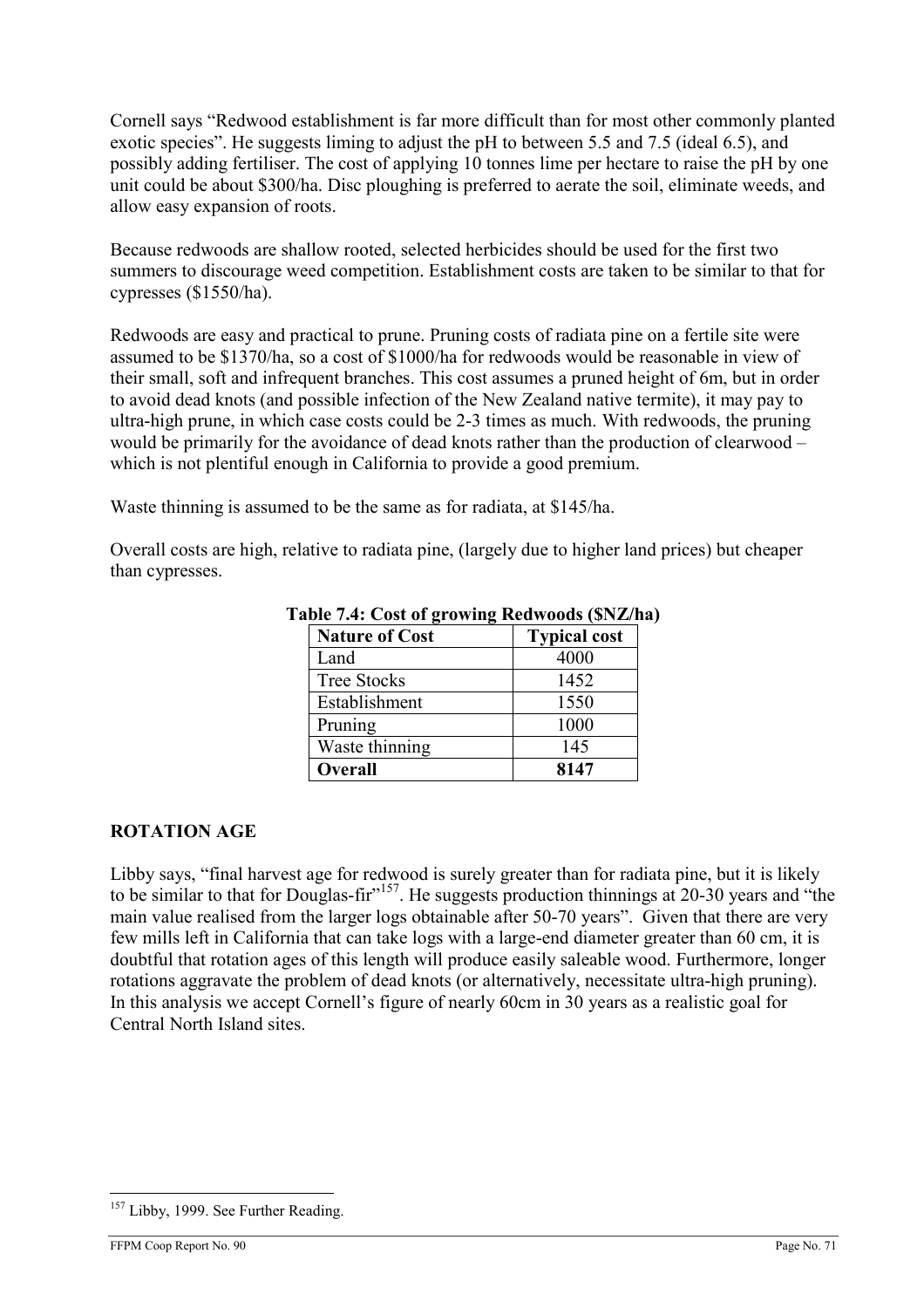Cornell says "Redwood establishment is far more difficult than for most other commonly planted exotic species". He suggests liming to adjust the pH to between 5.5 and 7.5 (ideal 6.5), and possibly adding fertiliser. The cost of applying 10 tonnes lime per hectare to raise the pH by one unit could be about \$300/ha. Disc ploughing is preferred to aerate the soil, eliminate weeds, and allow easy expansion of roots.

Because redwoods are shallow rooted, selected herbicides should be used for the first two summers to discourage weed competition. Establishment costs are taken to be similar to that for cypresses (\$1550/ha).

Redwoods are easy and practical to prune. Pruning costs of radiata pine on a fertile site were assumed to be \$1370/ha, so a cost of \$1000/ha for redwoods would be reasonable in view of their small, soft and infrequent branches. This cost assumes a pruned height of 6m, but in order to avoid dead knots (and possible infection of the New Zealand native termite), it may pay to ultra-high prune, in which case costs could be 2-3 times as much. With redwoods, the pruning would be primarily for the avoidance of dead knots rather than the production of clearwood – which is not plentiful enough in California to provide a good premium.

Waste thinning is assumed to be the same as for radiata, at \$145/ha.

Overall costs are high, relative to radiata pine, (largely due to higher land prices) but cheaper than cypresses.

**Table 7.4: Cost of growing Redwoods (\$NZ/ha)**

| Nature of Cost | Typical cost |
|---|---|
| Land | 4000 |
| Tree Stocks | 1452 |
| Establishment | 1550 |
| Pruning | 1000 |
| Waste thinning | 145 |
| **Overall** | **8147** |

## ROTATION AGE

Libby says, "final harvest age for redwood is surely greater than for radiata pine, but it is likely to be similar to that for Douglas-fir"[157]. He suggests production thinnings at 20-30 years and "the main value realised from the larger logs obtainable after 50-70 years". Given that there are very few mills left in California that can take logs with a large-end diameter greater than 60 cm, it is doubtful that rotation ages of this length will produce easily saleable wood. Furthermore, longer rotations aggravate the problem of dead knots (or alternatively, necessitate ultra-high pruning). In this analysis we accept Cornell's figure of nearly 60cm in 30 years as a realistic goal for Central North Island sites.

[157] Libby, 1999. See Further Reading.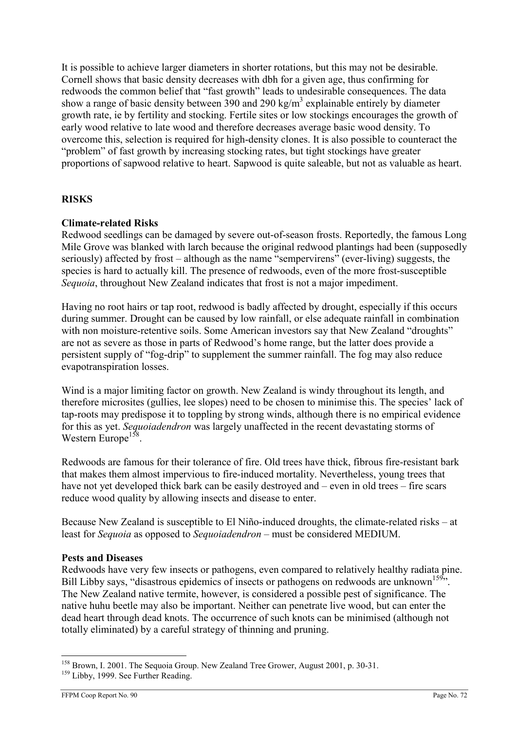It is possible to achieve larger diameters in shorter rotations, but this may not be desirable. Cornell shows that basic density decreases with dbh for a given age, thus confirming for redwoods the common belief that "fast growth" leads to undesirable consequences. The data show a range of basic density between 390 and 290 kg/m$^3$ explainable entirely by diameter growth rate, ie by fertility and stocking. Fertile sites or low stockings encourages the growth of early wood relative to late wood and therefore decreases average basic wood density. To overcome this, selection is required for high-density clones. It is also possible to counteract the "problem" of fast growth by increasing stocking rates, but tight stockings have greater proportions of sapwood relative to heart. Sapwood is quite saleable, but not as valuable as heart.

## RISKS

### Climate-related Risks

Redwood seedlings can be damaged by severe out-of-season frosts. Reportedly, the famous Long Mile Grove was blanked with larch because the original redwood plantings had been (supposedly seriously) affected by frost – although as the name "sempervirens" (ever-living) suggests, the species is hard to actually kill. The presence of redwoods, even of the more frost-susceptible *Sequoia*, throughout New Zealand indicates that frost is not a major impediment.

Having no root hairs or tap root, redwood is badly affected by drought, especially if this occurs during summer. Drought can be caused by low rainfall, or else adequate rainfall in combination with non moisture-retentive soils. Some American investors say that New Zealand "droughts" are not as severe as those in parts of Redwood's home range, but the latter does provide a persistent supply of "fog-drip" to supplement the summer rainfall. The fog may also reduce evapotranspiration losses.

Wind is a major limiting factor on growth. New Zealand is windy throughout its length, and therefore microsites (gullies, lee slopes) need to be chosen to minimise this. The species' lack of tap-roots may predispose it to toppling by strong winds, although there is no empirical evidence for this as yet. *Sequoiadendron* was largely unaffected in the recent devastating storms of Western Europe[158].

Redwoods are famous for their tolerance of fire. Old trees have thick, fibrous fire-resistant bark that makes them almost impervious to fire-induced mortality. Nevertheless, young trees that have not yet developed thick bark can be easily destroyed and – even in old trees – fire scars reduce wood quality by allowing insects and disease to enter.

Because New Zealand is susceptible to El Niño-induced droughts, the climate-related risks – at least for *Sequoia* as opposed to *Sequoiadendron* – must be considered MEDIUM.

### Pests and Diseases

Redwoods have very few insects or pathogens, even compared to relatively healthy radiata pine. Bill Libby says, "disastrous epidemics of insects or pathogens on redwoods are unknown[159]". The New Zealand native termite, however, is considered a possible pest of significance. The native huhu beetle may also be important. Neither can penetrate live wood, but can enter the dead heart through dead knots. The occurrence of such knots can be minimised (although not totally eliminated) by a careful strategy of thinning and pruning.

---

[158] Brown, I. 2001. The Sequoia Group. New Zealand Tree Grower, August 2001, p. 30-31.

[159] Libby, 1999. See Further Reading.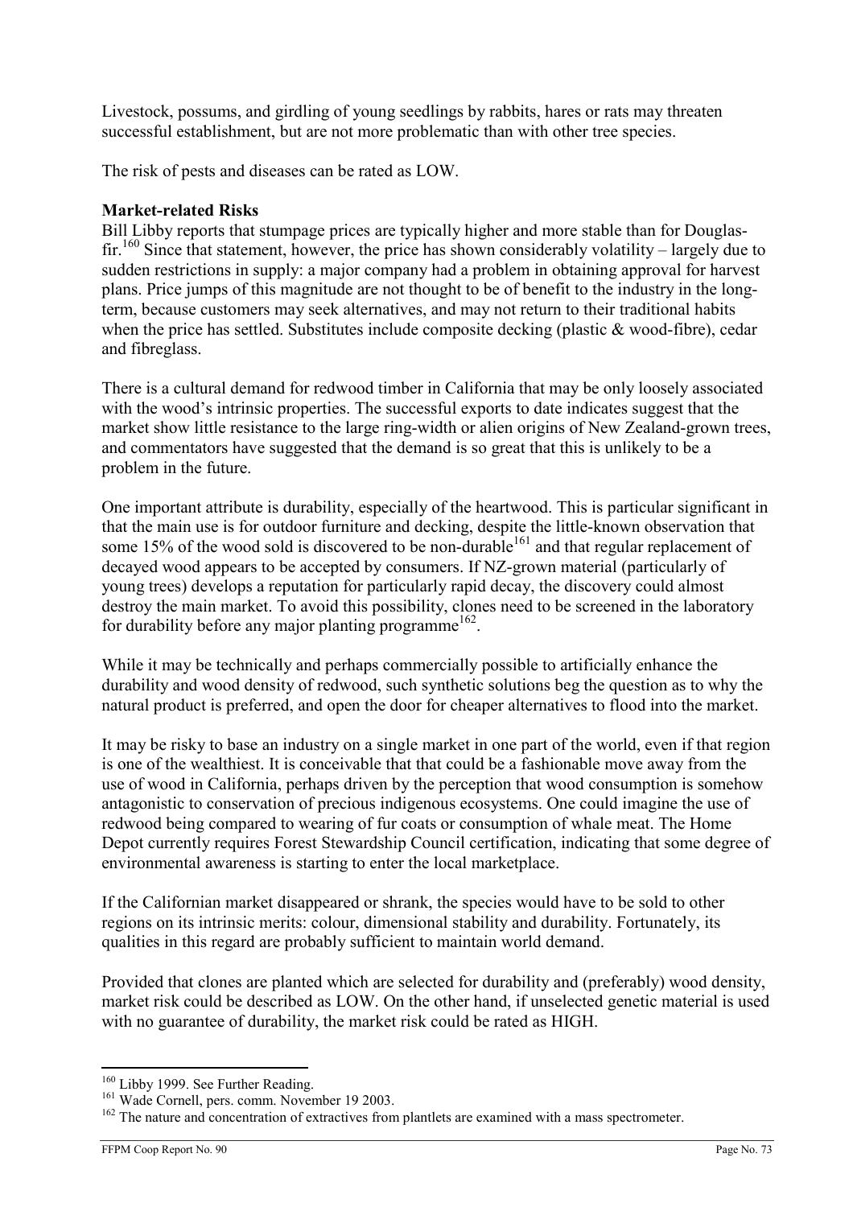Livestock, possums, and girdling of young seedlings by rabbits, hares or rats may threaten successful establishment, but are not more problematic than with other tree species.

The risk of pests and diseases can be rated as LOW.

**Market-related Risks**

Bill Libby reports that stumpage prices are typically higher and more stable than for Douglas-fir.[160] Since that statement, however, the price has shown considerably volatility – largely due to sudden restrictions in supply: a major company had a problem in obtaining approval for harvest plans. Price jumps of this magnitude are not thought to be of benefit to the industry in the long-term, because customers may seek alternatives, and may not return to their traditional habits when the price has settled. Substitutes include composite decking (plastic & wood-fibre), cedar and fibreglass.

There is a cultural demand for redwood timber in California that may be only loosely associated with the wood's intrinsic properties. The successful exports to date indicates suggest that the market show little resistance to the large ring-width or alien origins of New Zealand-grown trees, and commentators have suggested that the demand is so great that this is unlikely to be a problem in the future.

One important attribute is durability, especially of the heartwood. This is particular significant in that the main use is for outdoor furniture and decking, despite the little-known observation that some 15% of the wood sold is discovered to be non-durable[161] and that regular replacement of decayed wood appears to be accepted by consumers. If NZ-grown material (particularly of young trees) develops a reputation for particularly rapid decay, the discovery could almost destroy the main market. To avoid this possibility, clones need to be screened in the laboratory for durability before any major planting programme[162].

While it may be technically and perhaps commercially possible to artificially enhance the durability and wood density of redwood, such synthetic solutions beg the question as to why the natural product is preferred, and open the door for cheaper alternatives to flood into the market.

It may be risky to base an industry on a single market in one part of the world, even if that region is one of the wealthiest. It is conceivable that that could be a fashionable move away from the use of wood in California, perhaps driven by the perception that wood consumption is somehow antagonistic to conservation of precious indigenous ecosystems. One could imagine the use of redwood being compared to wearing of fur coats or consumption of whale meat. The Home Depot currently requires Forest Stewardship Council certification, indicating that some degree of environmental awareness is starting to enter the local marketplace.

If the Californian market disappeared or shrank, the species would have to be sold to other regions on its intrinsic merits: colour, dimensional stability and durability. Fortunately, its qualities in this regard are probably sufficient to maintain world demand.

Provided that clones are planted which are selected for durability and (preferably) wood density, market risk could be described as LOW. On the other hand, if unselected genetic material is used with no guarantee of durability, the market risk could be rated as HIGH.

---

[160] Libby 1999. See Further Reading.

[161] Wade Cornell, pers. comm. November 19 2003.

[162] The nature and concentration of extractives from plantlets are examined with a mass spectrometer.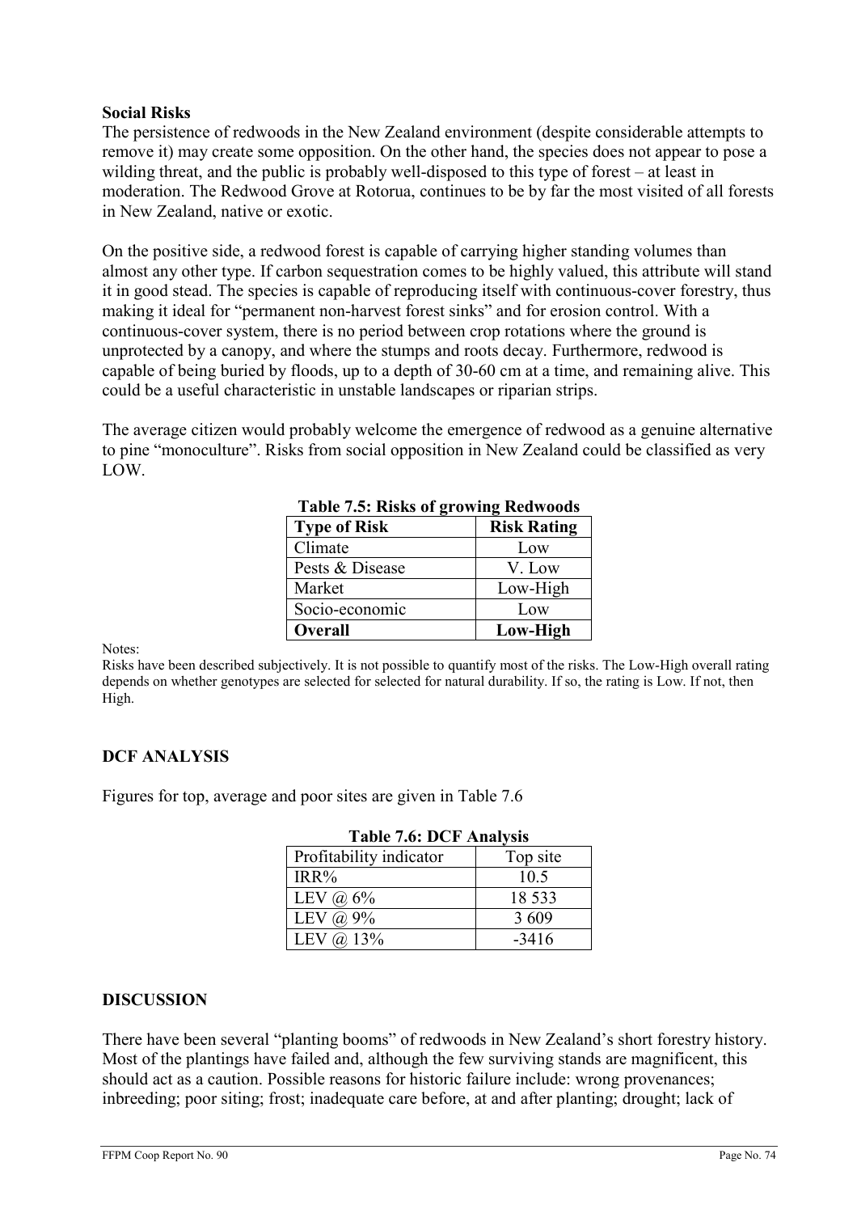**Social Risks**

The persistence of redwoods in the New Zealand environment (despite considerable attempts to remove it) may create some opposition. On the other hand, the species does not appear to pose a wilding threat, and the public is probably well-disposed to this type of forest – at least in moderation. The Redwood Grove at Rotorua, continues to be by far the most visited of all forests in New Zealand, native or exotic.

On the positive side, a redwood forest is capable of carrying higher standing volumes than almost any other type. If carbon sequestration comes to be highly valued, this attribute will stand it in good stead. The species is capable of reproducing itself with continuous-cover forestry, thus making it ideal for "permanent non-harvest forest sinks" and for erosion control. With a continuous-cover system, there is no period between crop rotations where the ground is unprotected by a canopy, and where the stumps and roots decay. Furthermore, redwood is capable of being buried by floods, up to a depth of 30-60 cm at a time, and remaining alive. This could be a useful characteristic in unstable landscapes or riparian strips.

The average citizen would probably welcome the emergence of redwood as a genuine alternative to pine "monoculture". Risks from social opposition in New Zealand could be classified as very LOW.

**Table 7.5: Risks of growing Redwoods**

| Type of Risk | Risk Rating |
|---|---|
| Climate | Low |
| Pests & Disease | V. Low |
| Market | Low-High |
| Socio-economic | Low |
| **Overall** | **Low-High** |

Notes:
Risks have been described subjectively. It is not possible to quantify most of the risks. The Low-High overall rating depends on whether genotypes are selected for selected for natural durability. If so, the rating is Low. If not, then High.

## DCF ANALYSIS

Figures for top, average and poor sites are given in Table 7.6

**Table 7.6: DCF Analysis**

| Profitability indicator | Top site |
|---|---|
| IRR% | 10.5 |
| LEV @ 6% | 18 533 |
| LEV @ 9% | 3 609 |
| LEV @ 13% | -3416 |

## DISCUSSION

There have been several "planting booms" of redwoods in New Zealand's short forestry history. Most of the plantings have failed and, although the few surviving stands are magnificent, this should act as a caution. Possible reasons for historic failure include: wrong provenances; inbreeding; poor siting; frost; inadequate care before, at and after planting; drought; lack of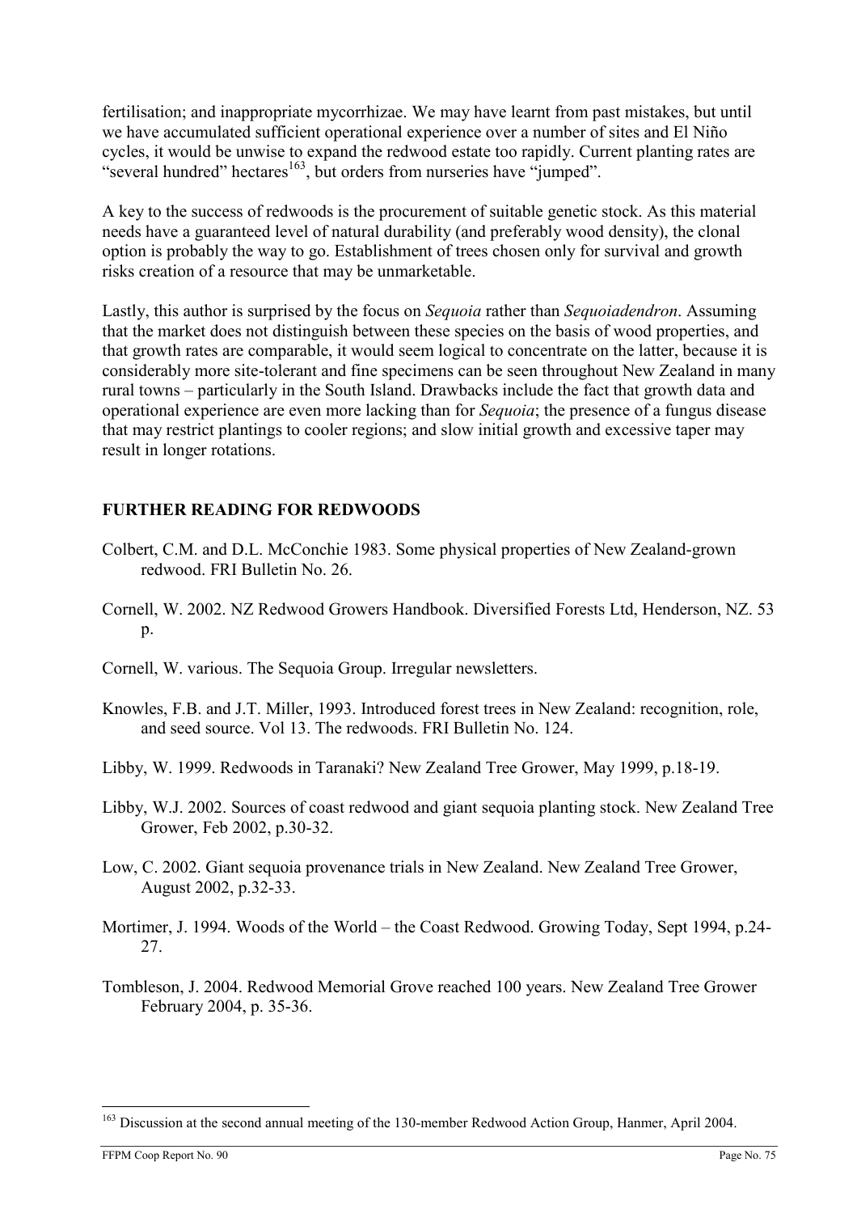fertilisation; and inappropriate mycorrhizae. We may have learnt from past mistakes, but until we have accumulated sufficient operational experience over a number of sites and El Niño cycles, it would be unwise to expand the redwood estate too rapidly. Current planting rates are "several hundred" hectares[163], but orders from nurseries have "jumped".

A key to the success of redwoods is the procurement of suitable genetic stock. As this material needs have a guaranteed level of natural durability (and preferably wood density), the clonal option is probably the way to go. Establishment of trees chosen only for survival and growth risks creation of a resource that may be unmarketable.

Lastly, this author is surprised by the focus on *Sequoia* rather than *Sequoiadendron*. Assuming that the market does not distinguish between these species on the basis of wood properties, and that growth rates are comparable, it would seem logical to concentrate on the latter, because it is considerably more site-tolerant and fine specimens can be seen throughout New Zealand in many rural towns – particularly in the South Island. Drawbacks include the fact that growth data and operational experience are even more lacking than for *Sequoia*; the presence of a fungus disease that may restrict plantings to cooler regions; and slow initial growth and excessive taper may result in longer rotations.

## FURTHER READING FOR REDWOODS

Colbert, C.M. and D.L. McConchie 1983. Some physical properties of New Zealand-grown redwood. FRI Bulletin No. 26.

Cornell, W. 2002. NZ Redwood Growers Handbook. Diversified Forests Ltd, Henderson, NZ. 53 p.

Cornell, W. various. The Sequoia Group. Irregular newsletters.

Knowles, F.B. and J.T. Miller, 1993. Introduced forest trees in New Zealand: recognition, role, and seed source. Vol 13. The redwoods. FRI Bulletin No. 124.

Libby, W. 1999. Redwoods in Taranaki? New Zealand Tree Grower, May 1999, p.18-19.

Libby, W.J. 2002. Sources of coast redwood and giant sequoia planting stock. New Zealand Tree Grower, Feb 2002, p.30-32.

Low, C. 2002. Giant sequoia provenance trials in New Zealand. New Zealand Tree Grower, August 2002, p.32-33.

Mortimer, J. 1994. Woods of the World – the Coast Redwood. Growing Today, Sept 1994, p.24-27.

Tombleson, J. 2004. Redwood Memorial Grove reached 100 years. New Zealand Tree Grower February 2004, p. 35-36.

---

[163] Discussion at the second annual meeting of the 130-member Redwood Action Group, Hanmer, April 2004.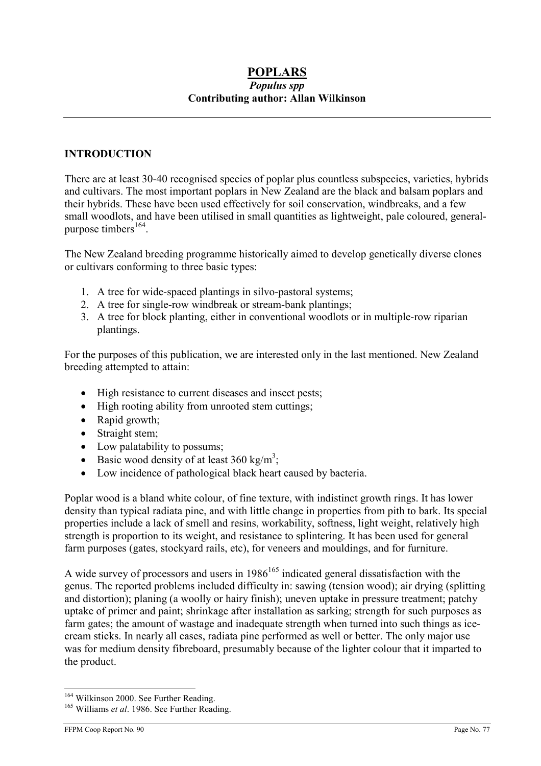# POPLARS

***Populus spp***

**Contributing author: Allan Wilkinson**

## INTRODUCTION

There are at least 30-40 recognised species of poplar plus countless subspecies, varieties, hybrids and cultivars. The most important poplars in New Zealand are the black and balsam poplars and their hybrids. These have been used effectively for soil conservation, windbreaks, and a few small woodlots, and have been utilised in small quantities as lightweight, pale coloured, general-purpose timbers[164].

The New Zealand breeding programme historically aimed to develop genetically diverse clones or cultivars conforming to three basic types:

1. A tree for wide-spaced plantings in silvo-pastoral systems;
2. A tree for single-row windbreak or stream-bank plantings;
3. A tree for block planting, either in conventional woodlots or in multiple-row riparian plantings.

For the purposes of this publication, we are interested only in the last mentioned. New Zealand breeding attempted to attain:

- High resistance to current diseases and insect pests;
- High rooting ability from unrooted stem cuttings;
- Rapid growth;
- Straight stem;
- Low palatability to possums;
- Basic wood density of at least 360 kg/m$^3$;
- Low incidence of pathological black heart caused by bacteria.

Poplar wood is a bland white colour, of fine texture, with indistinct growth rings. It has lower density than typical radiata pine, and with little change in properties from pith to bark. Its special properties include a lack of smell and resins, workability, softness, light weight, relatively high strength is proportion to its weight, and resistance to splintering. It has been used for general farm purposes (gates, stockyard rails, etc), for veneers and mouldings, and for furniture.

A wide survey of processors and users in 1986[165] indicated general dissatisfaction with the genus. The reported problems included difficulty in: sawing (tension wood); air drying (splitting and distortion); planing (a woolly or hairy finish); uneven uptake in pressure treatment; patchy uptake of primer and paint; shrinkage after installation as sarking; strength for such purposes as farm gates; the amount of wastage and inadequate strength when turned into such things as ice-cream sticks. In nearly all cases, radiata pine performed as well or better. The only major use was for medium density fibreboard, presumably because of the lighter colour that it imparted to the product.

---

[164] Wilkinson 2000. See Further Reading.

[165] Williams *et al*. 1986. See Further Reading.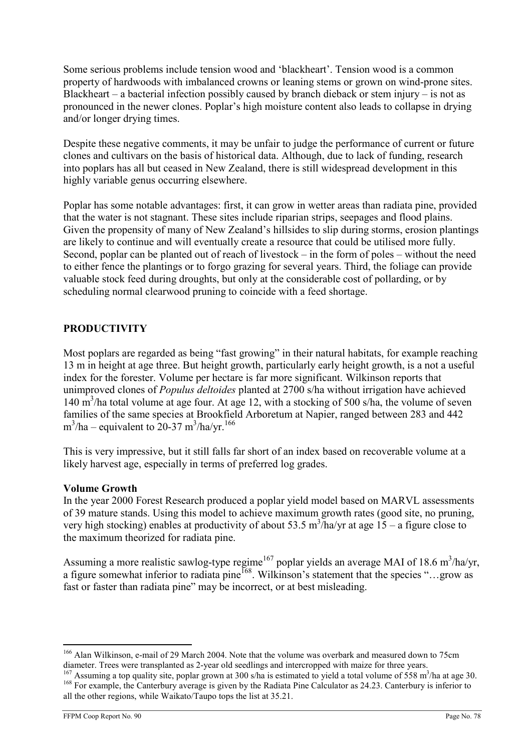Some serious problems include tension wood and 'blackheart'. Tension wood is a common property of hardwoods with imbalanced crowns or leaning stems or grown on wind-prone sites. Blackheart – a bacterial infection possibly caused by branch dieback or stem injury – is not as pronounced in the newer clones. Poplar's high moisture content also leads to collapse in drying and/or longer drying times.

Despite these negative comments, it may be unfair to judge the performance of current or future clones and cultivars on the basis of historical data. Although, due to lack of funding, research into poplars has all but ceased in New Zealand, there is still widespread development in this highly variable genus occurring elsewhere.

Poplar has some notable advantages: first, it can grow in wetter areas than radiata pine, provided that the water is not stagnant. These sites include riparian strips, seepages and flood plains. Given the propensity of many of New Zealand's hillsides to slip during storms, erosion plantings are likely to continue and will eventually create a resource that could be utilised more fully. Second, poplar can be planted out of reach of livestock – in the form of poles – without the need to either fence the plantings or to forgo grazing for several years. Third, the foliage can provide valuable stock feed during droughts, but only at the considerable cost of pollarding, or by scheduling normal clearwood pruning to coincide with a feed shortage.

## PRODUCTIVITY

Most poplars are regarded as being "fast growing" in their natural habitats, for example reaching 13 m in height at age three. But height growth, particularly early height growth, is a not a useful index for the forester. Volume per hectare is far more significant. Wilkinson reports that unimproved clones of *Populus deltoides* planted at 2700 s/ha without irrigation have achieved 140 $m^3$/ha total volume at age four. At age 12, with a stocking of 500 s/ha, the volume of seven families of the same species at Brookfield Arboretum at Napier, ranged between 283 and 442 $m^3$/ha – equivalent to 20-37 $m^3$/ha/yr.[166]

This is very impressive, but it still falls far short of an index based on recoverable volume at a likely harvest age, especially in terms of preferred log grades.

### Volume Growth

In the year 2000 Forest Research produced a poplar yield model based on MARVL assessments of 39 mature stands. Using this model to achieve maximum growth rates (good site, no pruning, very high stocking) enables at productivity of about 53.5 $m^3$/ha/yr at age 15 – a figure close to the maximum theorized for radiata pine.

Assuming a more realistic sawlog-type regime[167] poplar yields an average MAI of 18.6 $m^3$/ha/yr, a figure somewhat inferior to radiata pine[168]. Wilkinson's statement that the species "…grow as fast or faster than radiata pine" may be incorrect, or at best misleading.

---

[166] Alan Wilkinson, e-mail of 29 March 2004. Note that the volume was overbark and measured down to 75cm diameter. Trees were transplanted as 2-year old seedlings and intercropped with maize for three years.

[167] Assuming a top quality site, poplar grown at 300 s/ha is estimated to yield a total volume of 558 $m^3$/ha at age 30.

[168] For example, the Canterbury average is given by the Radiata Pine Calculator as 24.23. Canterbury is inferior to all the other regions, while Waikato/Taupo tops the list at 35.21.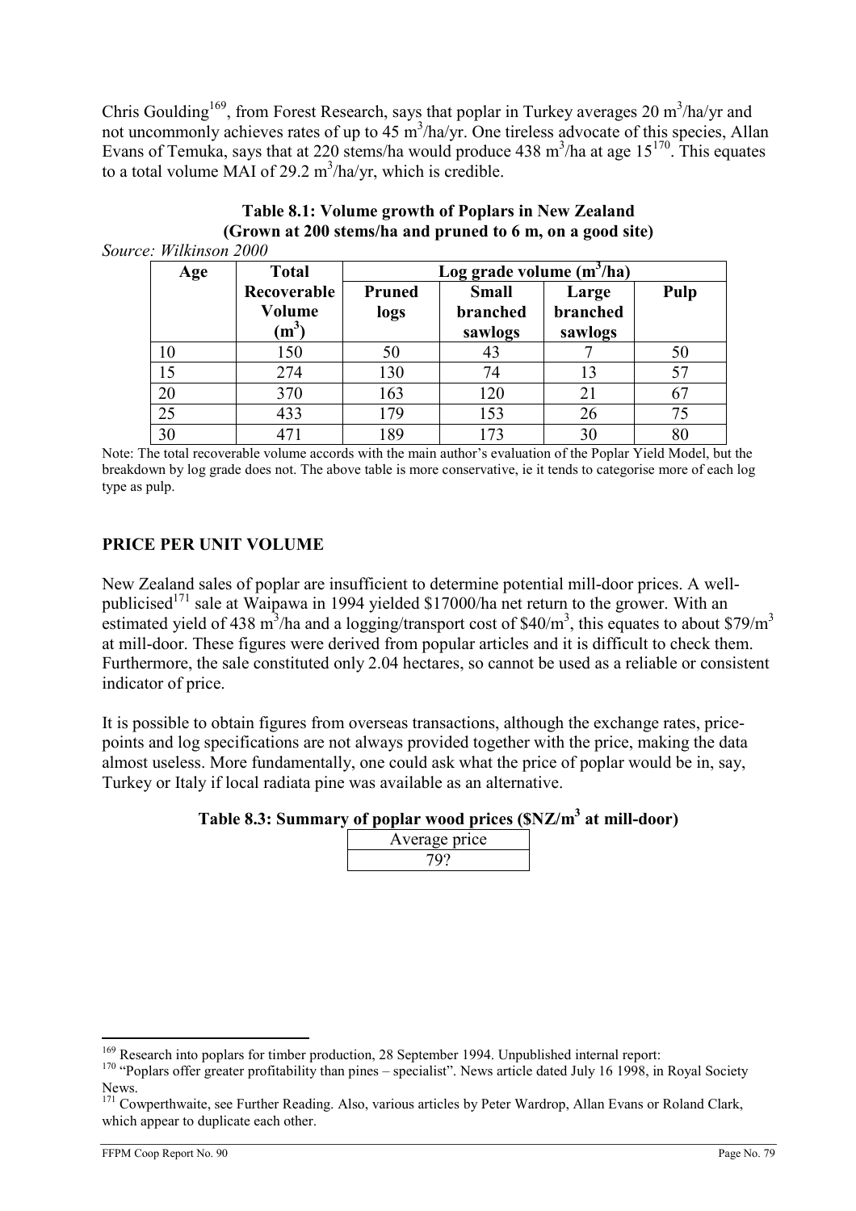Chris Goulding[169], from Forest Research, says that poplar in Turkey averages 20 $m^3$/ha/yr and not uncommonly achieves rates of up to 45 $m^3$/ha/yr. One tireless advocate of this species, Allan Evans of Temuka, says that at 220 stems/ha would produce 438 $m^3$/ha at age 15[170]. This equates to a total volume MAI of 29.2 $m^3$/ha/yr, which is credible.

**Table 8.1: Volume growth of Poplars in New Zealand (Grown at 200 stems/ha and pruned to 6 m, on a good site)**

*Source: Wilkinson 2000*

| Age | Total Recoverable Volume ($m^3$) | Log grade volume ($m^3$/ha) | | | |
|---|---|---|---|---|---|
| | | Pruned logs | Small branched sawlogs | Large branched sawlogs | Pulp |
| 10 | 150 | 50 | 43 | 7 | 50 |
| 15 | 274 | 130 | 74 | 13 | 57 |
| 20 | 370 | 163 | 120 | 21 | 67 |
| 25 | 433 | 179 | 153 | 26 | 75 |
| 30 | 471 | 189 | 173 | 30 | 80 |

Note: The total recoverable volume accords with the main author's evaluation of the Poplar Yield Model, but the breakdown by log grade does not. The above table is more conservative, ie it tends to categorise more of each log type as pulp.

## PRICE PER UNIT VOLUME

New Zealand sales of poplar are insufficient to determine potential mill-door prices. A well-publicised[171] sale at Waipawa in 1994 yielded \$17000/ha net return to the grower. With an estimated yield of 438 $m^3$/ha and a logging/transport cost of \$40/$m^3$, this equates to about \$79/$m^3$ at mill-door. These figures were derived from popular articles and it is difficult to check them. Furthermore, the sale constituted only 2.04 hectares, so cannot be used as a reliable or consistent indicator of price.

It is possible to obtain figures from overseas transactions, although the exchange rates, price-points and log specifications are not always provided together with the price, making the data almost useless. More fundamentally, one could ask what the price of poplar would be in, say, Turkey or Italy if local radiata pine was available as an alternative.

**Table 8.3: Summary of poplar wood prices (\$NZ/$m^3$ at mill-door)**

| Average price |
|---|
| 79? |

[169] Research into poplars for timber production, 28 September 1994. Unpublished internal report:

[170] "Poplars offer greater profitability than pines – specialist". News article dated July 16 1998, in Royal Society News.

[171] Cowperthwaite, see Further Reading. Also, various articles by Peter Wardrop, Allan Evans or Roland Clark, which appear to duplicate each other.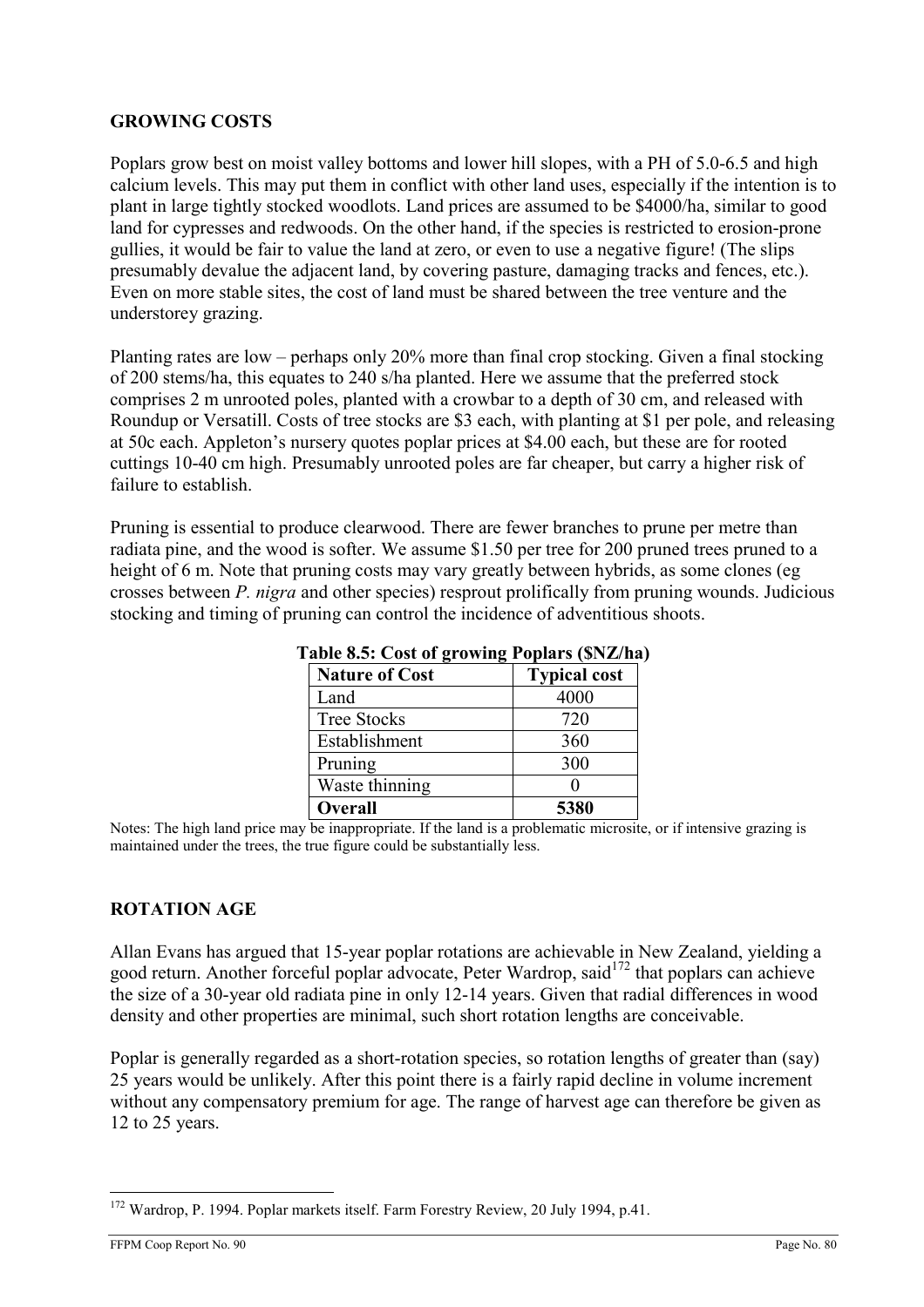## GROWING COSTS

Poplars grow best on moist valley bottoms and lower hill slopes, with a PH of 5.0-6.5 and high calcium levels. This may put them in conflict with other land uses, especially if the intention is to plant in large tightly stocked woodlots. Land prices are assumed to be $4000/ha, similar to good land for cypresses and redwoods. On the other hand, if the species is restricted to erosion-prone gullies, it would be fair to value the land at zero, or even to use a negative figure! (The slips presumably devalue the adjacent land, by covering pasture, damaging tracks and fences, etc.). Even on more stable sites, the cost of land must be shared between the tree venture and the understorey grazing.

Planting rates are low – perhaps only 20% more than final crop stocking. Given a final stocking of 200 stems/ha, this equates to 240 s/ha planted. Here we assume that the preferred stock comprises 2 m unrooted poles, planted with a crowbar to a depth of 30 cm, and released with Roundup or Versatill. Costs of tree stocks are $3 each, with planting at $1 per pole, and releasing at 50c each. Appleton's nursery quotes poplar prices at $4.00 each, but these are for rooted cuttings 10-40 cm high. Presumably unrooted poles are far cheaper, but carry a higher risk of failure to establish.

Pruning is essential to produce clearwood. There are fewer branches to prune per metre than radiata pine, and the wood is softer. We assume $1.50 per tree for 200 pruned trees pruned to a height of 6 m. Note that pruning costs may vary greatly between hybrids, as some clones (eg crosses between *P. nigra* and other species) resprout prolifically from pruning wounds. Judicious stocking and timing of pruning can control the incidence of adventitious shoots.

**Table 8.5: Cost of growing Poplars ($NZ/ha)**

| Nature of Cost | Typical cost |
|---|---|
| Land | 4000 |
| Tree Stocks | 720 |
| Establishment | 360 |
| Pruning | 300 |
| Waste thinning | 0 |
| **Overall** | **5380** |

Notes: The high land price may be inappropriate. If the land is a problematic microsite, or if intensive grazing is maintained under the trees, the true figure could be substantially less.

## ROTATION AGE

Allan Evans has argued that 15-year poplar rotations are achievable in New Zealand, yielding a good return. Another forceful poplar advocate, Peter Wardrop, said[172] that poplars can achieve the size of a 30-year old radiata pine in only 12-14 years. Given that radial differences in wood density and other properties are minimal, such short rotation lengths are conceivable.

Poplar is generally regarded as a short-rotation species, so rotation lengths of greater than (say) 25 years would be unlikely. After this point there is a fairly rapid decline in volume increment without any compensatory premium for age. The range of harvest age can therefore be given as 12 to 25 years.

[172] Wardrop, P. 1994. Poplar markets itself. Farm Forestry Review, 20 July 1994, p.41.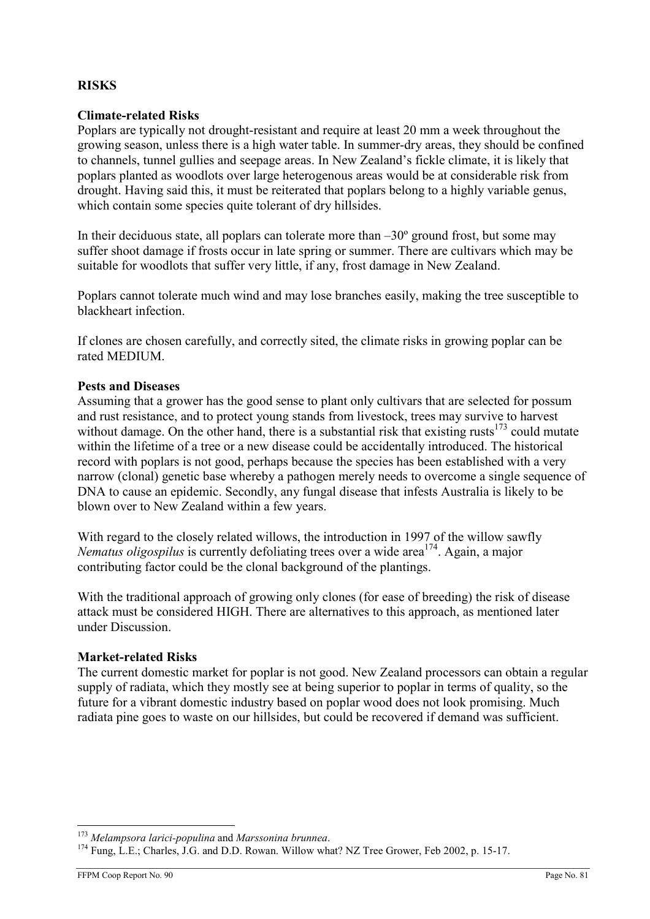## RISKS

### Climate-related Risks

Poplars are typically not drought-resistant and require at least 20 mm a week throughout the growing season, unless there is a high water table. In summer-dry areas, they should be confined to channels, tunnel gullies and seepage areas. In New Zealand's fickle climate, it is likely that poplars planted as woodlots over large heterogenous areas would be at considerable risk from drought. Having said this, it must be reiterated that poplars belong to a highly variable genus, which contain some species quite tolerant of dry hillsides.

In their deciduous state, all poplars can tolerate more than –30º ground frost, but some may suffer shoot damage if frosts occur in late spring or summer. There are cultivars which may be suitable for woodlots that suffer very little, if any, frost damage in New Zealand.

Poplars cannot tolerate much wind and may lose branches easily, making the tree susceptible to blackheart infection.

If clones are chosen carefully, and correctly sited, the climate risks in growing poplar can be rated MEDIUM.

### Pests and Diseases

Assuming that a grower has the good sense to plant only cultivars that are selected for possum and rust resistance, and to protect young stands from livestock, trees may survive to harvest without damage. On the other hand, there is a substantial risk that existing rusts[173] could mutate within the lifetime of a tree or a new disease could be accidentally introduced. The historical record with poplars is not good, perhaps because the species has been established with a very narrow (clonal) genetic base whereby a pathogen merely needs to overcome a single sequence of DNA to cause an epidemic. Secondly, any fungal disease that infests Australia is likely to be blown over to New Zealand within a few years.

With regard to the closely related willows, the introduction in 1997 of the willow sawfly *Nematus oligospilus* is currently defoliating trees over a wide area[174]. Again, a major contributing factor could be the clonal background of the plantings.

With the traditional approach of growing only clones (for ease of breeding) the risk of disease attack must be considered HIGH. There are alternatives to this approach, as mentioned later under Discussion.

### Market-related Risks

The current domestic market for poplar is not good. New Zealand processors can obtain a regular supply of radiata, which they mostly see at being superior to poplar in terms of quality, so the future for a vibrant domestic industry based on poplar wood does not look promising. Much radiata pine goes to waste on our hillsides, but could be recovered if demand was sufficient.

---

[173] *Melampsora larici-populina* and *Marssonina brunnea*.

[174] Fung, L.E.; Charles, J.G. and D.D. Rowan. Willow what? NZ Tree Grower, Feb 2002, p. 15-17.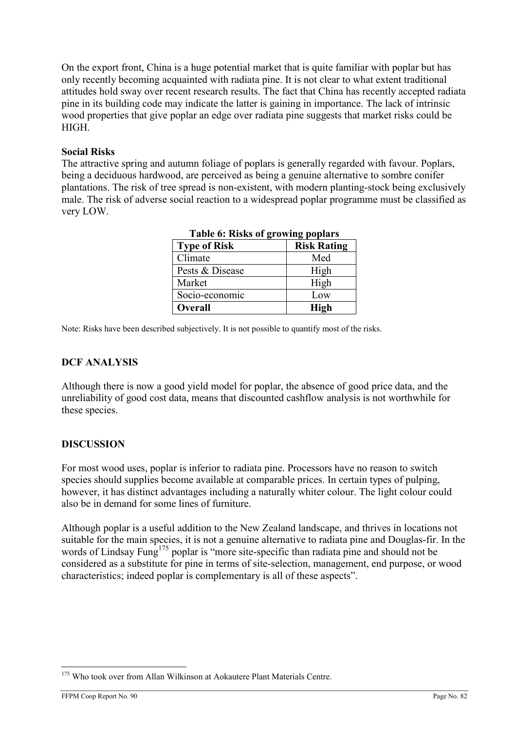On the export front, China is a huge potential market that is quite familiar with poplar but has only recently becoming acquainted with radiata pine. It is not clear to what extent traditional attitudes hold sway over recent research results. The fact that China has recently accepted radiata pine in its building code may indicate the latter is gaining in importance. The lack of intrinsic wood properties that give poplar an edge over radiata pine suggests that market risks could be HIGH.

**Social Risks**
The attractive spring and autumn foliage of poplars is generally regarded with favour. Poplars, being a deciduous hardwood, are perceived as being a genuine alternative to sombre conifer plantations. The risk of tree spread is non-existent, with modern planting-stock being exclusively male. The risk of adverse social reaction to a widespread poplar programme must be classified as very LOW.

**Table 6: Risks of growing poplars**

| Type of Risk | Risk Rating |
| --- | --- |
| Climate | Med |
| Pests & Disease | High |
| Market | High |
| Socio-economic | Low |
| **Overall** | **High** |

Note: Risks have been described subjectively. It is not possible to quantify most of the risks.

## DCF ANALYSIS

Although there is now a good yield model for poplar, the absence of good price data, and the unreliability of good cost data, means that discounted cashflow analysis is not worthwhile for these species.

## DISCUSSION

For most wood uses, poplar is inferior to radiata pine. Processors have no reason to switch species should supplies become available at comparable prices. In certain types of pulping, however, it has distinct advantages including a naturally whiter colour. The light colour could also be in demand for some lines of furniture.

Although poplar is a useful addition to the New Zealand landscape, and thrives in locations not suitable for the main species, it is not a genuine alternative to radiata pine and Douglas-fir. In the words of Lindsay Fung[175] poplar is "more site-specific than radiata pine and should not be considered as a substitute for pine in terms of site-selection, management, end purpose, or wood characteristics; indeed poplar is complementary is all of these aspects".

[175] Who took over from Allan Wilkinson at Aokautere Plant Materials Centre.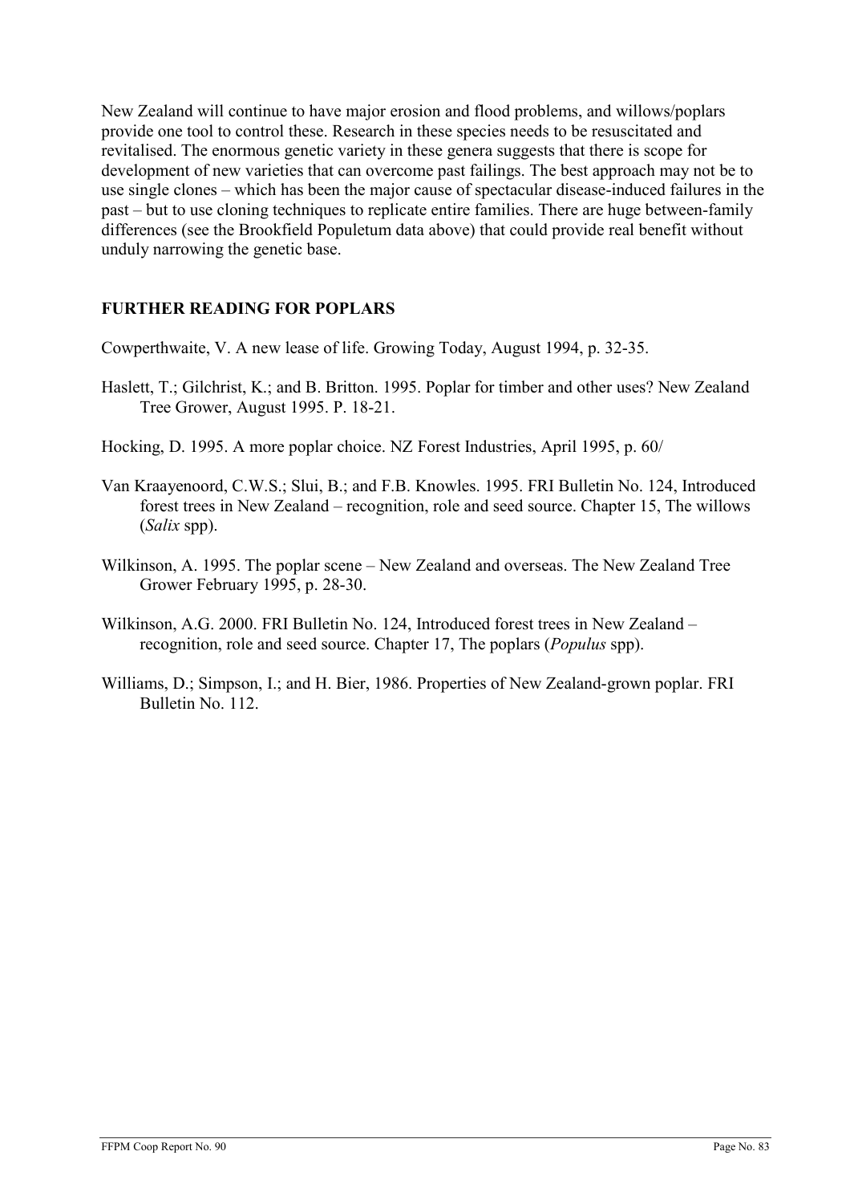New Zealand will continue to have major erosion and flood problems, and willows/poplars provide one tool to control these. Research in these species needs to be resuscitated and revitalised. The enormous genetic variety in these genera suggests that there is scope for development of new varieties that can overcome past failings. The best approach may not be to use single clones – which has been the major cause of spectacular disease-induced failures in the past – but to use cloning techniques to replicate entire families. There are huge between-family differences (see the Brookfield Populetum data above) that could provide real benefit without unduly narrowing the genetic base.

## FURTHER READING FOR POPLARS

Cowperthwaite, V. A new lease of life. Growing Today, August 1994, p. 32-35.

Haslett, T.; Gilchrist, K.; and B. Britton. 1995. Poplar for timber and other uses? New Zealand Tree Grower, August 1995. P. 18-21.

Hocking, D. 1995. A more poplar choice. NZ Forest Industries, April 1995, p. 60/

Van Kraayenoord, C.W.S.; Slui, B.; and F.B. Knowles. 1995. FRI Bulletin No. 124, Introduced forest trees in New Zealand – recognition, role and seed source. Chapter 15, The willows (*Salix* spp).

Wilkinson, A. 1995. The poplar scene – New Zealand and overseas. The New Zealand Tree Grower February 1995, p. 28-30.

Wilkinson, A.G. 2000. FRI Bulletin No. 124, Introduced forest trees in New Zealand – recognition, role and seed source. Chapter 17, The poplars (*Populus* spp).

Williams, D.; Simpson, I.; and H. Bier, 1986. Properties of New Zealand-grown poplar. FRI Bulletin No. 112.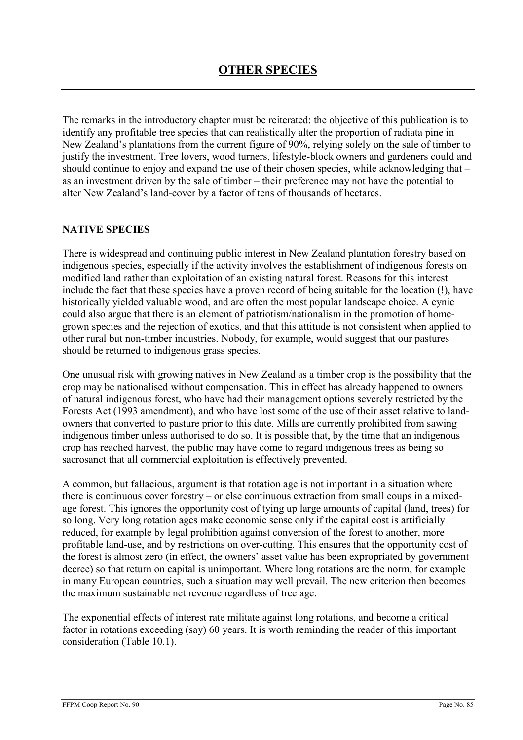# OTHER SPECIES

The remarks in the introductory chapter must be reiterated: the objective of this publication is to identify any profitable tree species that can realistically alter the proportion of radiata pine in New Zealand's plantations from the current figure of 90%, relying solely on the sale of timber to justify the investment. Tree lovers, wood turners, lifestyle-block owners and gardeners could and should continue to enjoy and expand the use of their chosen species, while acknowledging that – as an investment driven by the sale of timber – their preference may not have the potential to alter New Zealand's land-cover by a factor of tens of thousands of hectares.

## NATIVE SPECIES

There is widespread and continuing public interest in New Zealand plantation forestry based on indigenous species, especially if the activity involves the establishment of indigenous forests on modified land rather than exploitation of an existing natural forest. Reasons for this interest include the fact that these species have a proven record of being suitable for the location (!), have historically yielded valuable wood, and are often the most popular landscape choice. A cynic could also argue that there is an element of patriotism/nationalism in the promotion of home-grown species and the rejection of exotics, and that this attitude is not consistent when applied to other rural but non-timber industries. Nobody, for example, would suggest that our pastures should be returned to indigenous grass species.

One unusual risk with growing natives in New Zealand as a timber crop is the possibility that the crop may be nationalised without compensation. This in effect has already happened to owners of natural indigenous forest, who have had their management options severely restricted by the Forests Act (1993 amendment), and who have lost some of the use of their asset relative to land-owners that converted to pasture prior to this date. Mills are currently prohibited from sawing indigenous timber unless authorised to do so. It is possible that, by the time that an indigenous crop has reached harvest, the public may have come to regard indigenous trees as being so sacrosanct that all commercial exploitation is effectively prevented.

A common, but fallacious, argument is that rotation age is not important in a situation where there is continuous cover forestry – or else continuous extraction from small coups in a mixed-age forest. This ignores the opportunity cost of tying up large amounts of capital (land, trees) for so long. Very long rotation ages make economic sense only if the capital cost is artificially reduced, for example by legal prohibition against conversion of the forest to another, more profitable land-use, and by restrictions on over-cutting. This ensures that the opportunity cost of the forest is almost zero (in effect, the owners' asset value has been expropriated by government decree) so that return on capital is unimportant. Where long rotations are the norm, for example in many European countries, such a situation may well prevail. The new criterion then becomes the maximum sustainable net revenue regardless of tree age.

The exponential effects of interest rate militate against long rotations, and become a critical factor in rotations exceeding (say) 60 years. It is worth reminding the reader of this important consideration (Table 10.1).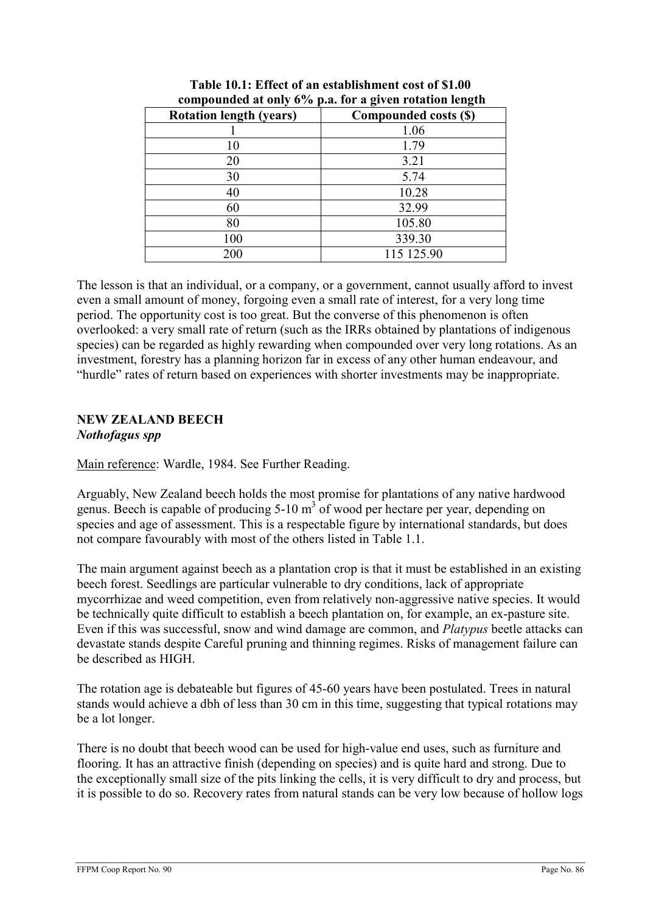**Table 10.1: Effect of an establishment cost of $1.00 compounded at only 6% p.a. for a given rotation length**

| Rotation length (years) | Compounded costs ($) |
|---|---|
| 1 | 1.06 |
| 10 | 1.79 |
| 20 | 3.21 |
| 30 | 5.74 |
| 40 | 10.28 |
| 60 | 32.99 |
| 80 | 105.80 |
| 100 | 339.30 |
| 200 | 115 125.90 |

The lesson is that an individual, or a company, or a government, cannot usually afford to invest even a small amount of money, forgoing even a small rate of interest, for a very long time period. The opportunity cost is too great. But the converse of this phenomenon is often overlooked: a very small rate of return (such as the IRRs obtained by plantations of indigenous species) can be regarded as highly rewarding when compounded over very long rotations. As an investment, forestry has a planning horizon far in excess of any other human endeavour, and "hurdle" rates of return based on experiences with shorter investments may be inappropriate.

## NEW ZEALAND BEECH
### *Nothofagus spp*

Main reference: Wardle, 1984. See Further Reading.

Arguably, New Zealand beech holds the most promise for plantations of any native hardwood genus. Beech is capable of producing 5-10 $m^3$ of wood per hectare per year, depending on species and age of assessment. This is a respectable figure by international standards, but does not compare favourably with most of the others listed in Table 1.1.

The main argument against beech as a plantation crop is that it must be established in an existing beech forest. Seedlings are particular vulnerable to dry conditions, lack of appropriate mycorrhizae and weed competition, even from relatively non-aggressive native species. It would be technically quite difficult to establish a beech plantation on, for example, an ex-pasture site. Even if this was successful, snow and wind damage are common, and *Platypus* beetle attacks can devastate stands despite Careful pruning and thinning regimes. Risks of management failure can be described as HIGH.

The rotation age is debateable but figures of 45-60 years have been postulated. Trees in natural stands would achieve a dbh of less than 30 cm in this time, suggesting that typical rotations may be a lot longer.

There is no doubt that beech wood can be used for high-value end uses, such as furniture and flooring. It has an attractive finish (depending on species) and is quite hard and strong. Due to the exceptionally small size of the pits linking the cells, it is very difficult to dry and process, but it is possible to do so. Recovery rates from natural stands can be very low because of hollow logs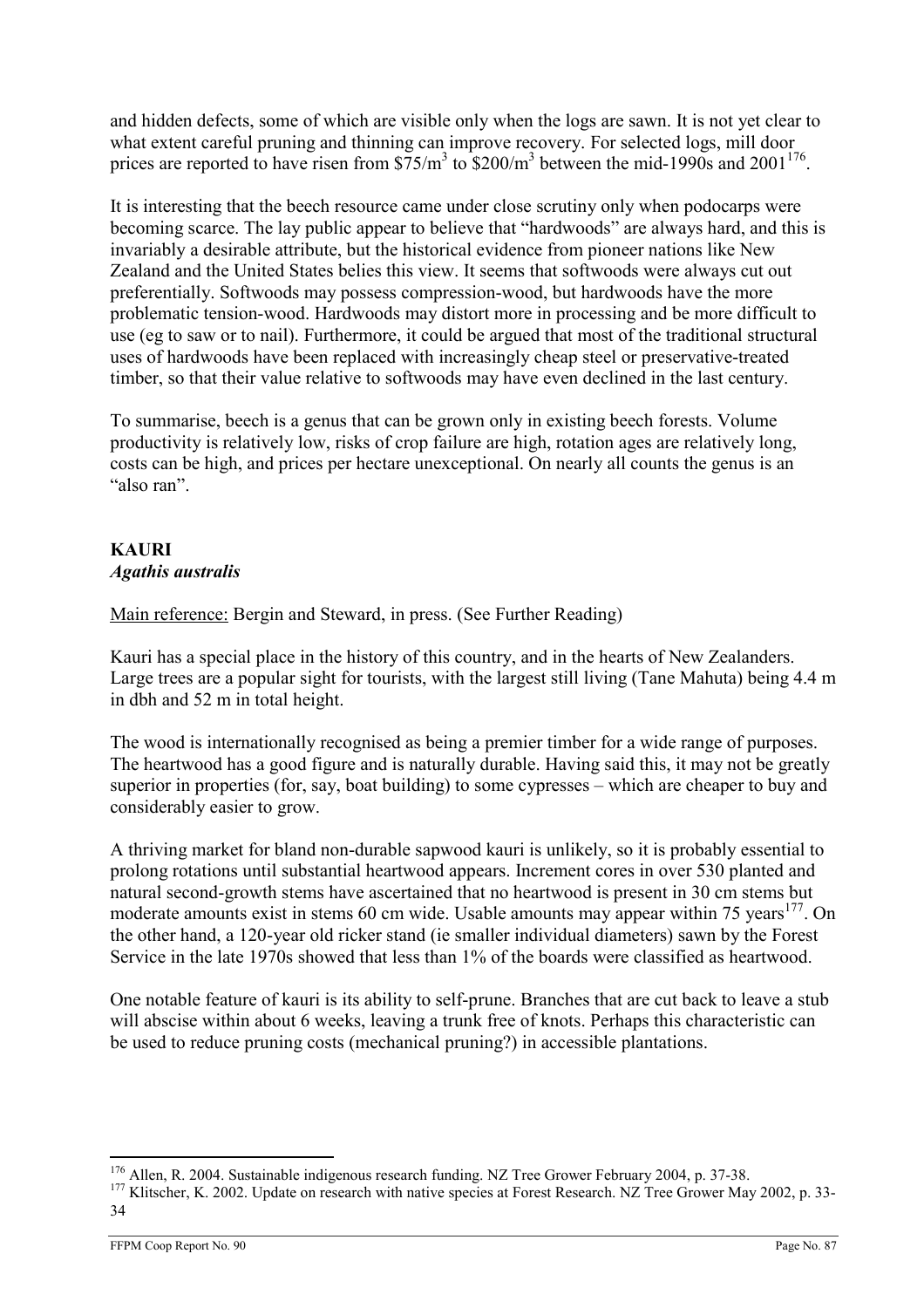and hidden defects, some of which are visible only when the logs are sawn. It is not yet clear to what extent careful pruning and thinning can improve recovery. For selected logs, mill door prices are reported to have risen from $\$75/m^3$ to $\$200/m^3$ between the mid-1990s and 2001[176].

It is interesting that the beech resource came under close scrutiny only when podocarps were becoming scarce. The lay public appear to believe that "hardwoods" are always hard, and this is invariably a desirable attribute, but the historical evidence from pioneer nations like New Zealand and the United States belies this view. It seems that softwoods were always cut out preferentially. Softwoods may possess compression-wood, but hardwoods have the more problematic tension-wood. Hardwoods may distort more in processing and be more difficult to use (eg to saw or to nail). Furthermore, it could be argued that most of the traditional structural uses of hardwoods have been replaced with increasingly cheap steel or preservative-treated timber, so that their value relative to softwoods may have even declined in the last century.

To summarise, beech is a genus that can be grown only in existing beech forests. Volume productivity is relatively low, risks of crop failure are high, rotation ages are relatively long, costs can be high, and prices per hectare unexceptional. On nearly all counts the genus is an "also ran".

## KAURI
### *Agathis australis*

Main reference: Bergin and Steward, in press. (See Further Reading)

Kauri has a special place in the history of this country, and in the hearts of New Zealanders. Large trees are a popular sight for tourists, with the largest still living (Tane Mahuta) being 4.4 m in dbh and 52 m in total height.

The wood is internationally recognised as being a premier timber for a wide range of purposes. The heartwood has a good figure and is naturally durable. Having said this, it may not be greatly superior in properties (for, say, boat building) to some cypresses – which are cheaper to buy and considerably easier to grow.

A thriving market for bland non-durable sapwood kauri is unlikely, so it is probably essential to prolong rotations until substantial heartwood appears. Increment cores in over 530 planted and natural second-growth stems have ascertained that no heartwood is present in 30 cm stems but moderate amounts exist in stems 60 cm wide. Usable amounts may appear within 75 years[177]. On the other hand, a 120-year old ricker stand (ie smaller individual diameters) sawn by the Forest Service in the late 1970s showed that less than 1% of the boards were classified as heartwood.

One notable feature of kauri is its ability to self-prune. Branches that are cut back to leave a stub will abscise within about 6 weeks, leaving a trunk free of knots. Perhaps this characteristic can be used to reduce pruning costs (mechanical pruning?) in accessible plantations.

---

[176] Allen, R. 2004. Sustainable indigenous research funding. NZ Tree Grower February 2004, p. 37-38.

[177] Klitscher, K. 2002. Update on research with native species at Forest Research. NZ Tree Grower May 2002, p. 33-34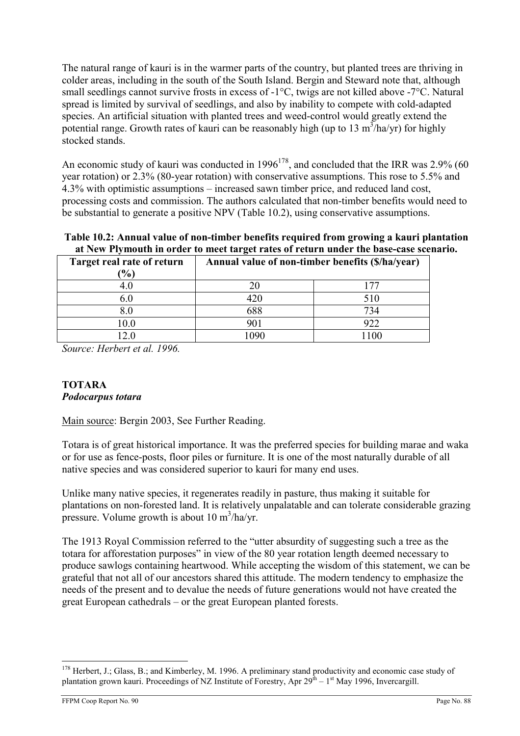The natural range of kauri is in the warmer parts of the country, but planted trees are thriving in colder areas, including in the south of the South Island. Bergin and Steward note that, although small seedlings cannot survive frosts in excess of -1°C, twigs are not killed above -7°C. Natural spread is limited by survival of seedlings, and also by inability to compete with cold-adapted species. An artificial situation with planted trees and weed-control would greatly extend the potential range. Growth rates of kauri can be reasonably high (up to 13 $m^3$/ha/yr) for highly stocked stands.

An economic study of kauri was conducted in 1996[178], and concluded that the IRR was 2.9% (60 year rotation) or 2.3% (80-year rotation) with conservative assumptions. This rose to 5.5% and 4.3% with optimistic assumptions – increased sawn timber price, and reduced land cost, processing costs and commission. The authors calculated that non-timber benefits would need to be substantial to generate a positive NPV (Table 10.2), using conservative assumptions.

**Table 10.2: Annual value of non-timber benefits required from growing a kauri plantation at New Plymouth in order to meet target rates of return under the base-case scenario.**

| Target real rate of return (%) | Annual value of non-timber benefits ($/ha/year) | |
|---|---|---|
| 4.0 | 20 | 177 |
| 6.0 | 420 | 510 |
| 8.0 | 688 | 734 |
| 10.0 | 901 | 922 |
| 12.0 | 1090 | 1100 |

*Source: Herbert et al. 1996.*

## TOTARA

***Podocarpus totara***

Main source: Bergin 2003, See Further Reading.

Totara is of great historical importance. It was the preferred species for building marae and waka or for use as fence-posts, floor piles or furniture. It is one of the most naturally durable of all native species and was considered superior to kauri for many end uses.

Unlike many native species, it regenerates readily in pasture, thus making it suitable for plantations on non-forested land. It is relatively unpalatable and can tolerate considerable grazing pressure. Volume growth is about 10 $m^3$/ha/yr.

The 1913 Royal Commission referred to the "utter absurdity of suggesting such a tree as the totara for afforestation purposes" in view of the 80 year rotation length deemed necessary to produce sawlogs containing heartwood. While accepting the wisdom of this statement, we can be grateful that not all of our ancestors shared this attitude. The modern tendency to emphasize the needs of the present and to devalue the needs of future generations would not have created the great European cathedrals – or the great European planted forests.

---

[178] Herbert, J.; Glass, B.; and Kimberley, M. 1996. A preliminary stand productivity and economic case study of plantation grown kauri. Proceedings of NZ Institute of Forestry, Apr 29th – 1st May 1996, Invercargill.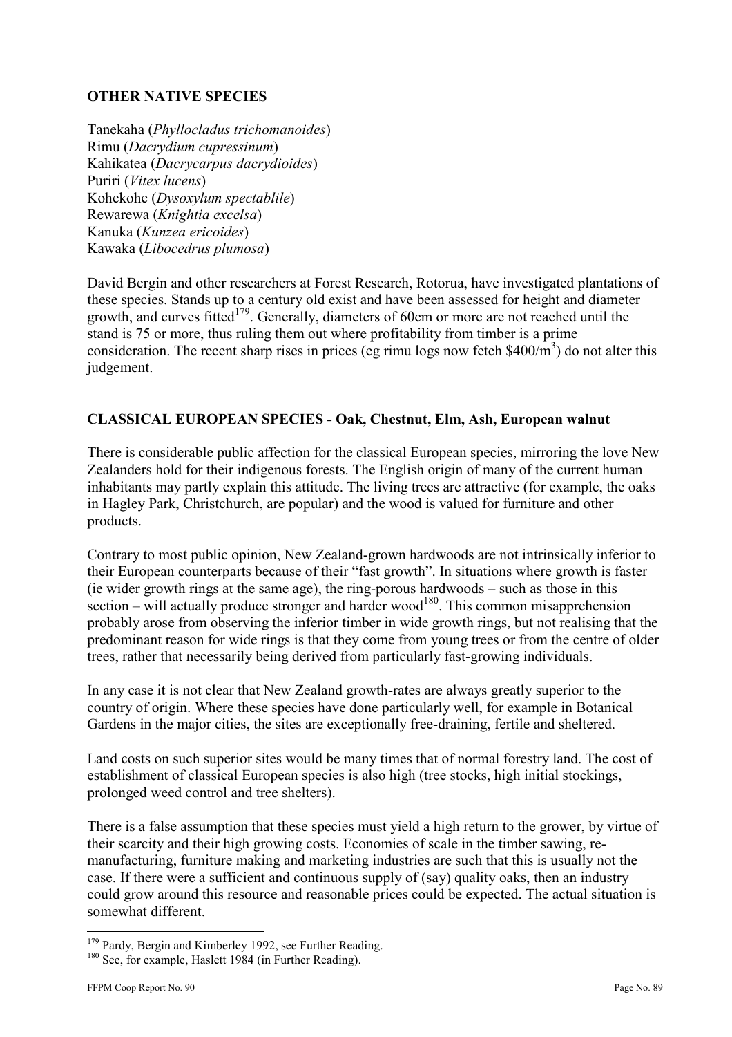**OTHER NATIVE SPECIES**

Tanekaha (*Phyllocladus trichomanoides*)
Rimu (*Dacrydium cupressinum*)
Kahikatea (*Dacrycarpus dacrydioides*)
Puriri (*Vitex lucens*)
Kohekohe (*Dysoxylum spectablile*)
Rewarewa (*Knightia excelsa*)
Kanuka (*Kunzea ericoides*)
Kawaka (*Libocedrus plumosa*)

David Bergin and other researchers at Forest Research, Rotorua, have investigated plantations of these species. Stands up to a century old exist and have been assessed for height and diameter growth, and curves fitted[179]. Generally, diameters of 60cm or more are not reached until the stand is 75 or more, thus ruling them out where profitability from timber is a prime consideration. The recent sharp rises in prices (eg rimu logs now fetch $400/m^3$) do not alter this judgement.

**CLASSICAL EUROPEAN SPECIES - Oak, Chestnut, Elm, Ash, European walnut**

There is considerable public affection for the classical European species, mirroring the love New Zealanders hold for their indigenous forests. The English origin of many of the current human inhabitants may partly explain this attitude. The living trees are attractive (for example, the oaks in Hagley Park, Christchurch, are popular) and the wood is valued for furniture and other products.

Contrary to most public opinion, New Zealand-grown hardwoods are not intrinsically inferior to their European counterparts because of their "fast growth". In situations where growth is faster (ie wider growth rings at the same age), the ring-porous hardwoods – such as those in this section – will actually produce stronger and harder wood[180]. This common misapprehension probably arose from observing the inferior timber in wide growth rings, but not realising that the predominant reason for wide rings is that they come from young trees or from the centre of older trees, rather that necessarily being derived from particularly fast-growing individuals.

In any case it is not clear that New Zealand growth-rates are always greatly superior to the country of origin. Where these species have done particularly well, for example in Botanical Gardens in the major cities, the sites are exceptionally free-draining, fertile and sheltered.

Land costs on such superior sites would be many times that of normal forestry land. The cost of establishment of classical European species is also high (tree stocks, high initial stockings, prolonged weed control and tree shelters).

There is a false assumption that these species must yield a high return to the grower, by virtue of their scarcity and their high growing costs. Economies of scale in the timber sawing, re-manufacturing, furniture making and marketing industries are such that this is usually not the case. If there were a sufficient and continuous supply of (say) quality oaks, then an industry could grow around this resource and reasonable prices could be expected. The actual situation is somewhat different.

---

[179] Pardy, Bergin and Kimberley 1992, see Further Reading.

[180] See, for example, Haslett 1984 (in Further Reading).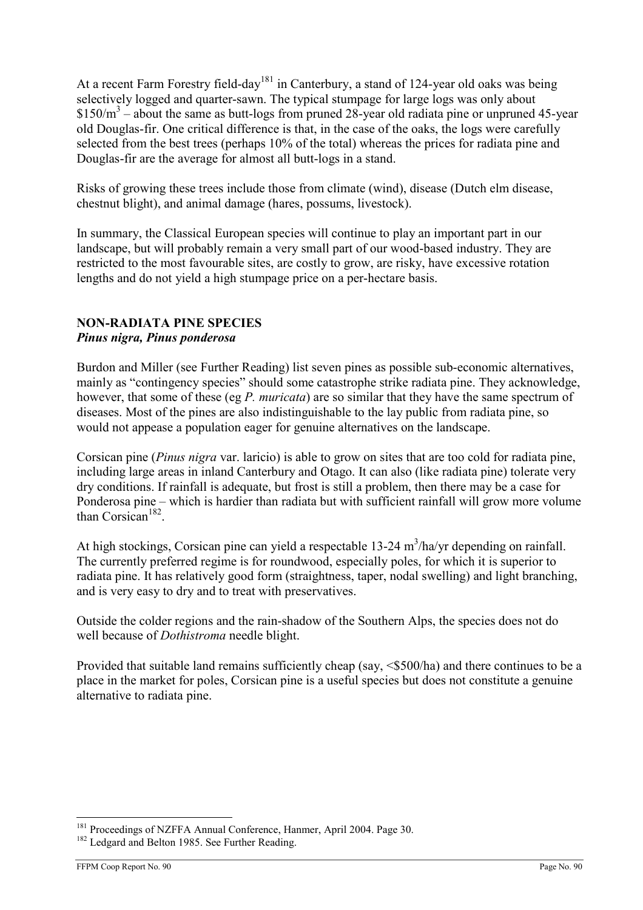At a recent Farm Forestry field-day[181] in Canterbury, a stand of 124-year old oaks was being selectively logged and quarter-sawn. The typical stumpage for large logs was only about $\$150/m^3$ – about the same as butt-logs from pruned 28-year old radiata pine or unpruned 45-year old Douglas-fir. One critical difference is that, in the case of the oaks, the logs were carefully selected from the best trees (perhaps 10% of the total) whereas the prices for radiata pine and Douglas-fir are the average for almost all butt-logs in a stand.

Risks of growing these trees include those from climate (wind), disease (Dutch elm disease, chestnut blight), and animal damage (hares, possums, livestock).

In summary, the Classical European species will continue to play an important part in our landscape, but will probably remain a very small part of our wood-based industry. They are restricted to the most favourable sites, are costly to grow, are risky, have excessive rotation lengths and do not yield a high stumpage price on a per-hectare basis.

### NON-RADIATA PINE SPECIES
***Pinus nigra, Pinus ponderosa***

Burdon and Miller (see Further Reading) list seven pines as possible sub-economic alternatives, mainly as "contingency species" should some catastrophe strike radiata pine. They acknowledge, however, that some of these (eg *P. muricata*) are so similar that they have the same spectrum of diseases. Most of the pines are also indistinguishable to the lay public from radiata pine, so would not appease a population eager for genuine alternatives on the landscape.

Corsican pine (*Pinus nigra* var. laricio) is able to grow on sites that are too cold for radiata pine, including large areas in inland Canterbury and Otago. It can also (like radiata pine) tolerate very dry conditions. If rainfall is adequate, but frost is still a problem, then there may be a case for Ponderosa pine – which is hardier than radiata but with sufficient rainfall will grow more volume than Corsican[182].

At high stockings, Corsican pine can yield a respectable 13-24 $m^3$/ha/yr depending on rainfall. The currently preferred regime is for roundwood, especially poles, for which it is superior to radiata pine. It has relatively good form (straightness, taper, nodal swelling) and light branching, and is very easy to dry and to treat with preservatives.

Outside the colder regions and the rain-shadow of the Southern Alps, the species does not do well because of *Dothistroma* needle blight.

Provided that suitable land remains sufficiently cheap (say, <$500/ha) and there continues to be a place in the market for poles, Corsican pine is a useful species but does not constitute a genuine alternative to radiata pine.

---

[181] Proceedings of NZFFA Annual Conference, Hanmer, April 2004. Page 30.

[182] Ledgard and Belton 1985. See Further Reading.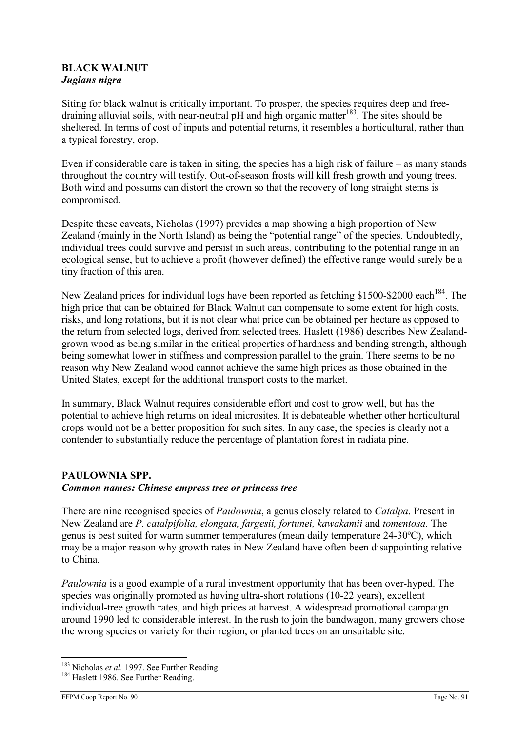## BLACK WALNUT
### *Juglans nigra*

Siting for black walnut is critically important. To prosper, the species requires deep and free-draining alluvial soils, with near-neutral pH and high organic matter[183]. The sites should be sheltered. In terms of cost of inputs and potential returns, it resembles a horticultural, rather than a typical forestry, crop.

Even if considerable care is taken in siting, the species has a high risk of failure – as many stands throughout the country will testify. Out-of-season frosts will kill fresh growth and young trees. Both wind and possums can distort the crown so that the recovery of long straight stems is compromised.

Despite these caveats, Nicholas (1997) provides a map showing a high proportion of New Zealand (mainly in the North Island) as being the "potential range" of the species. Undoubtedly, individual trees could survive and persist in such areas, contributing to the potential range in an ecological sense, but to achieve a profit (however defined) the effective range would surely be a tiny fraction of this area.

New Zealand prices for individual logs have been reported as fetching $1500-$2000 each[184]. The high price that can be obtained for Black Walnut can compensate to some extent for high costs, risks, and long rotations, but it is not clear what price can be obtained per hectare as opposed to the return from selected logs, derived from selected trees. Haslett (1986) describes New Zealand-grown wood as being similar in the critical properties of hardness and bending strength, although being somewhat lower in stiffness and compression parallel to the grain. There seems to be no reason why New Zealand wood cannot achieve the same high prices as those obtained in the United States, except for the additional transport costs to the market.

In summary, Black Walnut requires considerable effort and cost to grow well, but has the potential to achieve high returns on ideal microsites. It is debateable whether other horticultural crops would not be a better proposition for such sites. In any case, the species is clearly not a contender to substantially reduce the percentage of plantation forest in radiata pine.

## PAULOWNIA SPP.
### *Common names: Chinese empress tree or princess tree*

There are nine recognised species of *Paulownia*, a genus closely related to *Catalpa*. Present in New Zealand are *P. catalpifolia, elongata, fargesii, fortunei, kawakamii* and *tomentosa.* The genus is best suited for warm summer temperatures (mean daily temperature 24-30ºC), which may be a major reason why growth rates in New Zealand have often been disappointing relative to China.

*Paulownia* is a good example of a rural investment opportunity that has been over-hyped. The species was originally promoted as having ultra-short rotations (10-22 years), excellent individual-tree growth rates, and high prices at harvest. A widespread promotional campaign around 1990 led to considerable interest. In the rush to join the bandwagon, many growers chose the wrong species or variety for their region, or planted trees on an unsuitable site.

---

[183] Nicholas *et al.* 1997. See Further Reading.

[184] Haslett 1986. See Further Reading.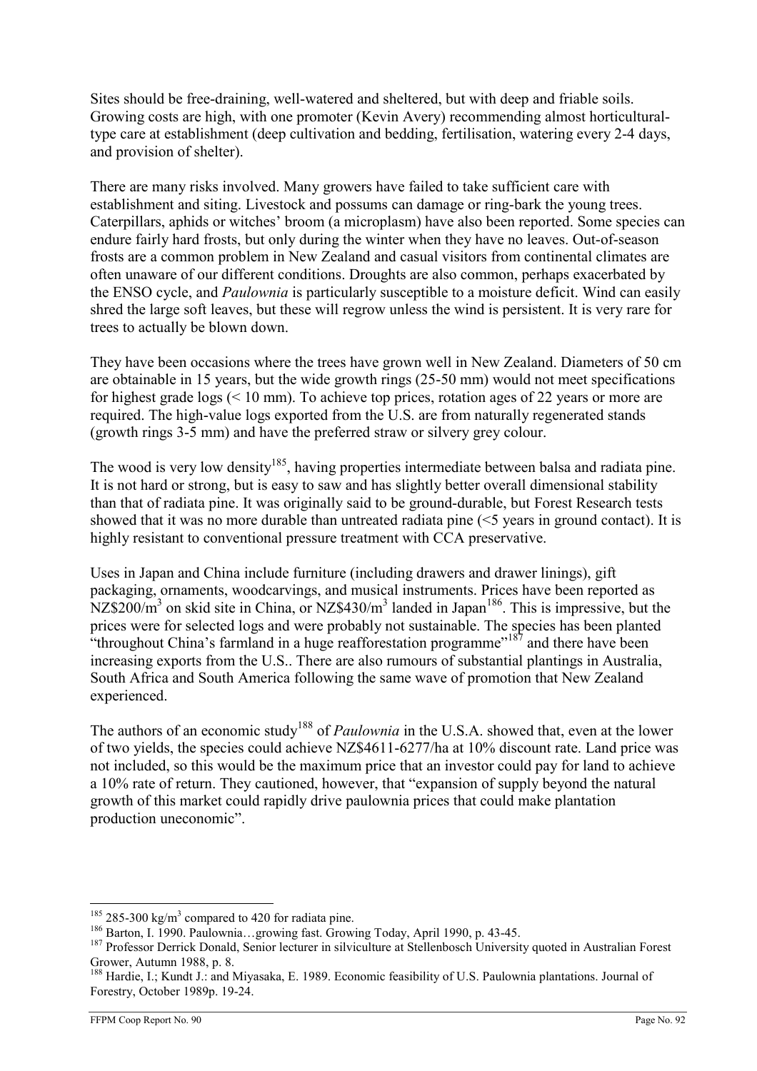Sites should be free-draining, well-watered and sheltered, but with deep and friable soils. Growing costs are high, with one promoter (Kevin Avery) recommending almost horticultural-type care at establishment (deep cultivation and bedding, fertilisation, watering every 2-4 days, and provision of shelter).

There are many risks involved. Many growers have failed to take sufficient care with establishment and siting. Livestock and possums can damage or ring-bark the young trees. Caterpillars, aphids or witches' broom (a microplasm) have also been reported. Some species can endure fairly hard frosts, but only during the winter when they have no leaves. Out-of-season frosts are a common problem in New Zealand and casual visitors from continental climates are often unaware of our different conditions. Droughts are also common, perhaps exacerbated by the ENSO cycle, and *Paulownia* is particularly susceptible to a moisture deficit. Wind can easily shred the large soft leaves, but these will regrow unless the wind is persistent. It is very rare for trees to actually be blown down.

They have been occasions where the trees have grown well in New Zealand. Diameters of 50 cm are obtainable in 15 years, but the wide growth rings (25-50 mm) would not meet specifications for highest grade logs (< 10 mm). To achieve top prices, rotation ages of 22 years or more are required. The high-value logs exported from the U.S. are from naturally regenerated stands (growth rings 3-5 mm) and have the preferred straw or silvery grey colour.

The wood is very low density[185], having properties intermediate between balsa and radiata pine. It is not hard or strong, but is easy to saw and has slightly better overall dimensional stability than that of radiata pine. It was originally said to be ground-durable, but Forest Research tests showed that it was no more durable than untreated radiata pine (<5 years in ground contact). It is highly resistant to conventional pressure treatment with CCA preservative.

Uses in Japan and China include furniture (including drawers and drawer linings), gift packaging, ornaments, woodcarvings, and musical instruments. Prices have been reported as NZ$200/m$^3$ on skid site in China, or NZ$430/m$^3$ landed in Japan[186]. This is impressive, but the prices were for selected logs and were probably not sustainable. The species has been planted "throughout China's farmland in a huge reafforestation programme"[187] and there have been increasing exports from the U.S.. There are also rumours of substantial plantings in Australia, South Africa and South America following the same wave of promotion that New Zealand experienced.

The authors of an economic study[188] of *Paulownia* in the U.S.A. showed that, even at the lower of two yields, the species could achieve NZ$4611-6277/ha at 10% discount rate. Land price was not included, so this would be the maximum price that an investor could pay for land to achieve a 10% rate of return. They cautioned, however, that "expansion of supply beyond the natural growth of this market could rapidly drive paulownia prices that could make plantation production uneconomic".

---

[185] 285-300 kg/m$^3$ compared to 420 for radiata pine.

[186] Barton, I. 1990. Paulownia…growing fast. Growing Today, April 1990, p. 43-45.

[187] Professor Derrick Donald, Senior lecturer in silviculture at Stellenbosch University quoted in Australian Forest Grower, Autumn 1988, p. 8.

[188] Hardie, I.; Kundt J.: and Miyasaka, E. 1989. Economic feasibility of U.S. Paulownia plantations. Journal of Forestry, October 1989p. 19-24.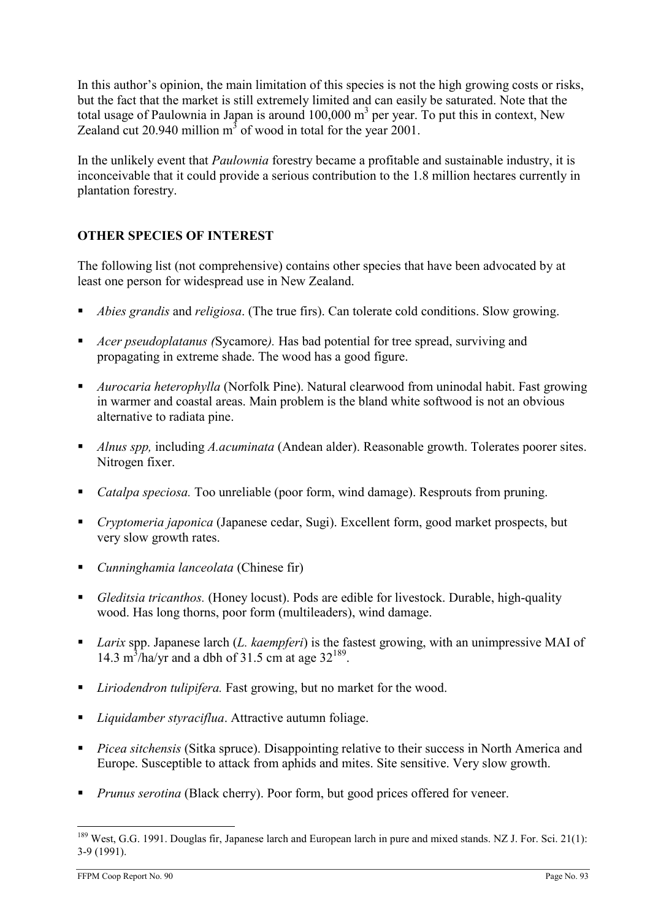In this author's opinion, the main limitation of this species is not the high growing costs or risks, but the fact that the market is still extremely limited and can easily be saturated. Note that the total usage of Paulownia in Japan is around 100,000 $m^3$ per year. To put this in context, New Zealand cut 20.940 million $m^3$ of wood in total for the year 2001.

In the unlikely event that *Paulownia* forestry became a profitable and sustainable industry, it is inconceivable that it could provide a serious contribution to the 1.8 million hectares currently in plantation forestry.

## OTHER SPECIES OF INTEREST

The following list (not comprehensive) contains other species that have been advocated by at least one person for widespread use in New Zealand.

- *Abies grandis* and *religiosa*. (The true firs). Can tolerate cold conditions. Slow growing.
- *Acer pseudoplatanus (*Sycamore*).* Has bad potential for tree spread, surviving and propagating in extreme shade. The wood has a good figure.
- *Aurocaria heterophylla* (Norfolk Pine). Natural clearwood from uninodal habit. Fast growing in warmer and coastal areas. Main problem is the bland white softwood is not an obvious alternative to radiata pine.
- *Alnus spp,* including *A.acuminata* (Andean alder). Reasonable growth. Tolerates poorer sites. Nitrogen fixer.
- *Catalpa speciosa.* Too unreliable (poor form, wind damage). Resprouts from pruning.
- *Cryptomeria japonica* (Japanese cedar, Sugi). Excellent form, good market prospects, but very slow growth rates.
- *Cunninghamia lanceolata* (Chinese fir)
- *Gleditsia tricanthos.* (Honey locust). Pods are edible for livestock. Durable, high-quality wood. Has long thorns, poor form (multileaders), wind damage.
- *Larix* spp. Japanese larch (*L. kaempferi*) is the fastest growing, with an unimpressive MAI of 14.3 $m^3$/ha/yr and a dbh of 31.5 cm at age 32[189].
- *Liriodendron tulipifera.* Fast growing, but no market for the wood.
- *Liquidamber styraciflua*. Attractive autumn foliage.
- *Picea sitchensis* (Sitka spruce). Disappointing relative to their success in North America and Europe. Susceptible to attack from aphids and mites. Site sensitive. Very slow growth.
- *Prunus serotina* (Black cherry). Poor form, but good prices offered for veneer.

[189] West, G.G. 1991. Douglas fir, Japanese larch and European larch in pure and mixed stands. NZ J. For. Sci. 21(1): 3-9 (1991).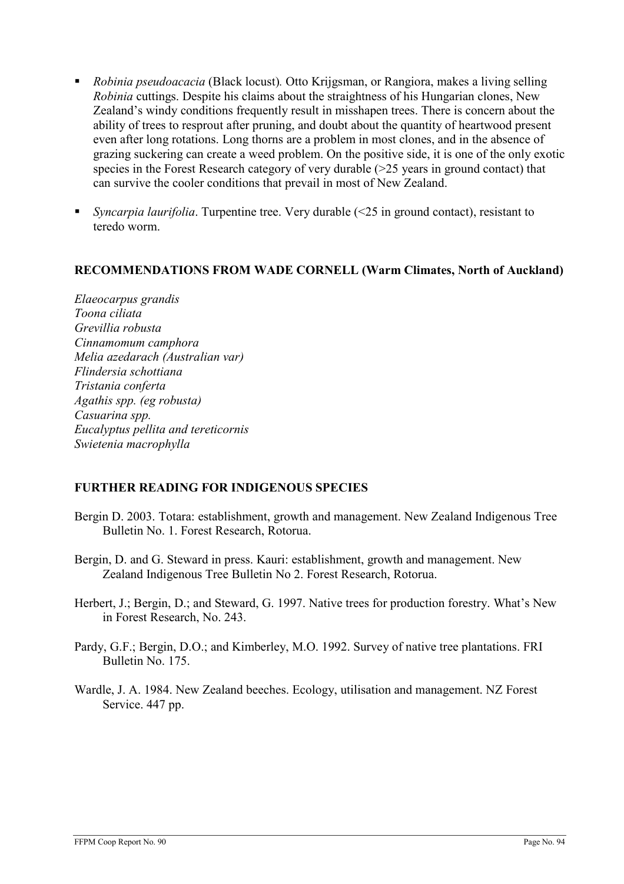- *Robinia pseudoacacia* (Black locust). Otto Krijgsman, or Rangiora, makes a living selling *Robinia* cuttings. Despite his claims about the straightness of his Hungarian clones, New Zealand's windy conditions frequently result in misshapen trees. There is concern about the ability of trees to resprout after pruning, and doubt about the quantity of heartwood present even after long rotations. Long thorns are a problem in most clones, and in the absence of grazing suckering can create a weed problem. On the positive side, it is one of the only exotic species in the Forest Research category of very durable (>25 years in ground contact) that can survive the cooler conditions that prevail in most of New Zealand.

- *Syncarpia laurifolia*. Turpentine tree. Very durable (<25 in ground contact), resistant to teredo worm.

## RECOMMENDATIONS FROM WADE CORNELL (Warm Climates, North of Auckland)

*Elaeocarpus grandis*
*Toona ciliata*
*Grevillia robusta*
*Cinnamomum camphora*
*Melia azedarach (Australian var)*
*Flindersia schottiana*
*Tristania conferta*
*Agathis spp. (eg robusta)*
*Casuarina spp.*
*Eucalyptus pellita and tereticornis*
*Swietenia macrophylla*

## FURTHER READING FOR INDIGENOUS SPECIES

Bergin D. 2003. Totara: establishment, growth and management. New Zealand Indigenous Tree Bulletin No. 1. Forest Research, Rotorua.

Bergin, D. and G. Steward in press. Kauri: establishment, growth and management. New Zealand Indigenous Tree Bulletin No 2. Forest Research, Rotorua.

Herbert, J.; Bergin, D.; and Steward, G. 1997. Native trees for production forestry. What's New in Forest Research, No. 243.

Pardy, G.F.; Bergin, D.O.; and Kimberley, M.O. 1992. Survey of native tree plantations. FRI Bulletin No. 175.

Wardle, J. A. 1984. New Zealand beeches. Ecology, utilisation and management. NZ Forest Service. 447 pp.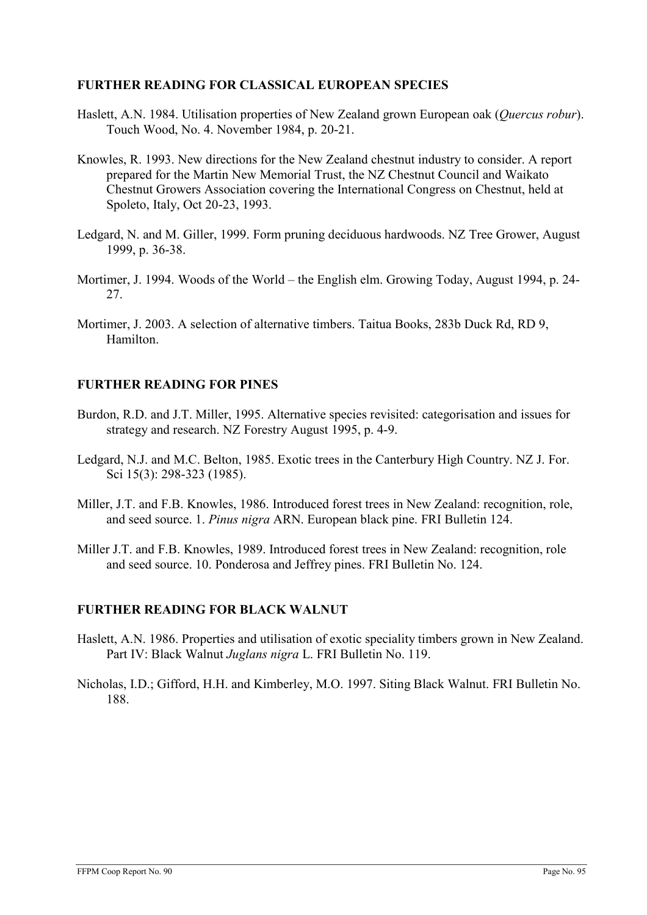## FURTHER READING FOR CLASSICAL EUROPEAN SPECIES

Haslett, A.N. 1984. Utilisation properties of New Zealand grown European oak (*Quercus robur*). Touch Wood, No. 4. November 1984, p. 20-21.

Knowles, R. 1993. New directions for the New Zealand chestnut industry to consider. A report prepared for the Martin New Memorial Trust, the NZ Chestnut Council and Waikato Chestnut Growers Association covering the International Congress on Chestnut, held at Spoleto, Italy, Oct 20-23, 1993.

Ledgard, N. and M. Giller, 1999. Form pruning deciduous hardwoods. NZ Tree Grower, August 1999, p. 36-38.

Mortimer, J. 1994. Woods of the World – the English elm. Growing Today, August 1994, p. 24-27.

Mortimer, J. 2003. A selection of alternative timbers. Taitua Books, 283b Duck Rd, RD 9, Hamilton.

## FURTHER READING FOR PINES

Burdon, R.D. and J.T. Miller, 1995. Alternative species revisited: categorisation and issues for strategy and research. NZ Forestry August 1995, p. 4-9.

Ledgard, N.J. and M.C. Belton, 1985. Exotic trees in the Canterbury High Country. NZ J. For. Sci 15(3): 298-323 (1985).

Miller, J.T. and F.B. Knowles, 1986. Introduced forest trees in New Zealand: recognition, role, and seed source. 1. *Pinus nigra* ARN. European black pine. FRI Bulletin 124.

Miller J.T. and F.B. Knowles, 1989. Introduced forest trees in New Zealand: recognition, role and seed source. 10. Ponderosa and Jeffrey pines. FRI Bulletin No. 124.

## FURTHER READING FOR BLACK WALNUT

Haslett, A.N. 1986. Properties and utilisation of exotic speciality timbers grown in New Zealand. Part IV: Black Walnut *Juglans nigra* L. FRI Bulletin No. 119.

Nicholas, I.D.; Gifford, H.H. and Kimberley, M.O. 1997. Siting Black Walnut. FRI Bulletin No. 188.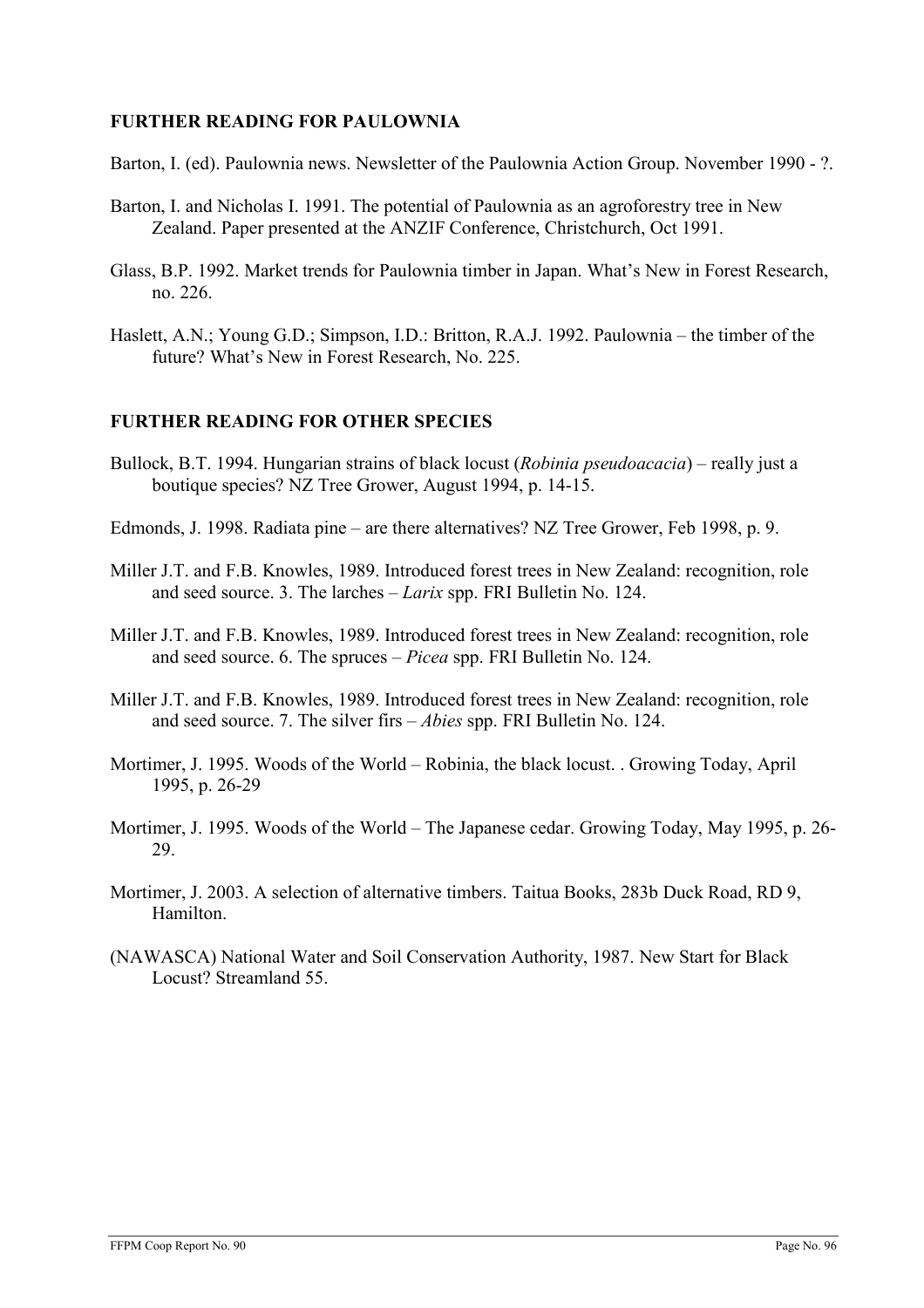## FURTHER READING FOR PAULOWNIA

Barton, I. (ed). Paulownia news. Newsletter of the Paulownia Action Group. November 1990 - ?.

Barton, I. and Nicholas I. 1991. The potential of Paulownia as an agroforestry tree in New Zealand. Paper presented at the ANZIF Conference, Christchurch, Oct 1991.

Glass, B.P. 1992. Market trends for Paulownia timber in Japan. What's New in Forest Research, no. 226.

Haslett, A.N.; Young G.D.; Simpson, I.D.: Britton, R.A.J. 1992. Paulownia – the timber of the future? What's New in Forest Research, No. 225.

## FURTHER READING FOR OTHER SPECIES

Bullock, B.T. 1994. Hungarian strains of black locust (*Robinia pseudoacacia*) – really just a boutique species? NZ Tree Grower, August 1994, p. 14-15.

Edmonds, J. 1998. Radiata pine – are there alternatives? NZ Tree Grower, Feb 1998, p. 9.

Miller J.T. and F.B. Knowles, 1989. Introduced forest trees in New Zealand: recognition, role and seed source. 3. The larches – *Larix* spp. FRI Bulletin No. 124.

Miller J.T. and F.B. Knowles, 1989. Introduced forest trees in New Zealand: recognition, role and seed source. 6. The spruces – *Picea* spp. FRI Bulletin No. 124.

Miller J.T. and F.B. Knowles, 1989. Introduced forest trees in New Zealand: recognition, role and seed source. 7. The silver firs – *Abies* spp. FRI Bulletin No. 124.

Mortimer, J. 1995. Woods of the World – Robinia, the black locust. . Growing Today, April 1995, p. 26-29

Mortimer, J. 1995. Woods of the World – The Japanese cedar. Growing Today, May 1995, p. 26-29.

Mortimer, J. 2003. A selection of alternative timbers. Taitua Books, 283b Duck Road, RD 9, Hamilton.

(NAWASCA) National Water and Soil Conservation Authority, 1987. New Start for Black Locust? Streamland 55.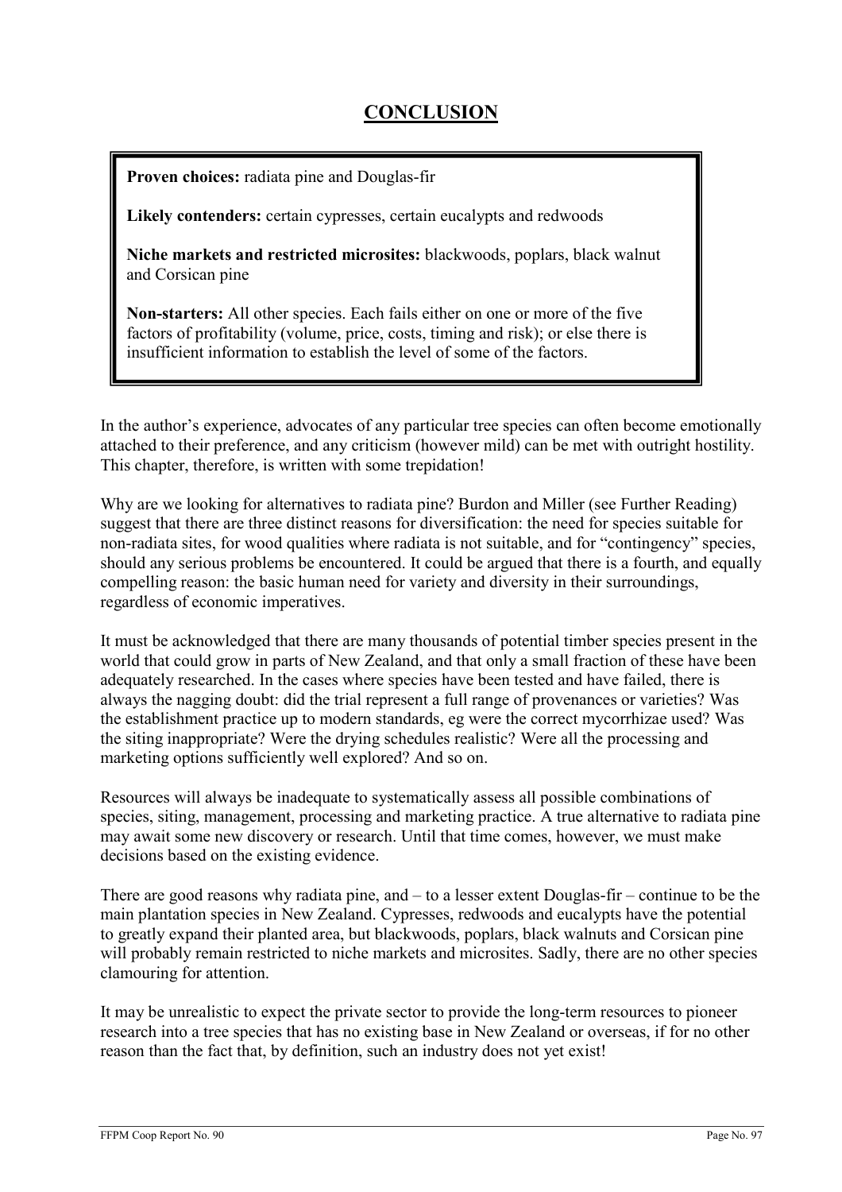# CONCLUSION

**Proven choices:** radiata pine and Douglas-fir

**Likely contenders:** certain cypresses, certain eucalypts and redwoods

**Niche markets and restricted microsites:** blackwoods, poplars, black walnut and Corsican pine

**Non-starters:** All other species. Each fails either on one or more of the five factors of profitability (volume, price, costs, timing and risk); or else there is insufficient information to establish the level of some of the factors.

In the author's experience, advocates of any particular tree species can often become emotionally attached to their preference, and any criticism (however mild) can be met with outright hostility. This chapter, therefore, is written with some trepidation!

Why are we looking for alternatives to radiata pine? Burdon and Miller (see Further Reading) suggest that there are three distinct reasons for diversification: the need for species suitable for non-radiata sites, for wood qualities where radiata is not suitable, and for "contingency" species, should any serious problems be encountered. It could be argued that there is a fourth, and equally compelling reason: the basic human need for variety and diversity in their surroundings, regardless of economic imperatives.

It must be acknowledged that there are many thousands of potential timber species present in the world that could grow in parts of New Zealand, and that only a small fraction of these have been adequately researched. In the cases where species have been tested and have failed, there is always the nagging doubt: did the trial represent a full range of provenances or varieties? Was the establishment practice up to modern standards, eg were the correct mycorrhizae used? Was the siting inappropriate? Were the drying schedules realistic? Were all the processing and marketing options sufficiently well explored? And so on.

Resources will always be inadequate to systematically assess all possible combinations of species, siting, management, processing and marketing practice. A true alternative to radiata pine may await some new discovery or research. Until that time comes, however, we must make decisions based on the existing evidence.

There are good reasons why radiata pine, and – to a lesser extent Douglas-fir – continue to be the main plantation species in New Zealand. Cypresses, redwoods and eucalypts have the potential to greatly expand their planted area, but blackwoods, poplars, black walnuts and Corsican pine will probably remain restricted to niche markets and microsites. Sadly, there are no other species clamouring for attention.

It may be unrealistic to expect the private sector to provide the long-term resources to pioneer research into a tree species that has no existing base in New Zealand or overseas, if for no other reason than the fact that, by definition, such an industry does not yet exist!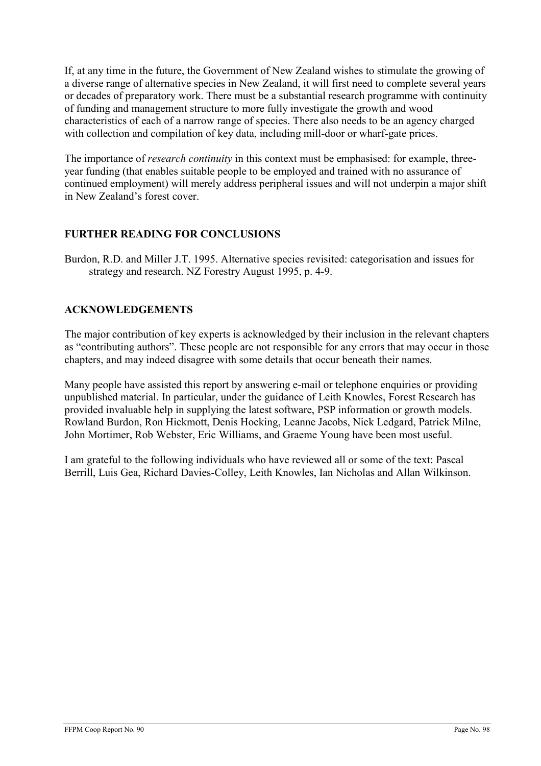If, at any time in the future, the Government of New Zealand wishes to stimulate the growing of a diverse range of alternative species in New Zealand, it will first need to complete several years or decades of preparatory work. There must be a substantial research programme with continuity of funding and management structure to more fully investigate the growth and wood characteristics of each of a narrow range of species. There also needs to be an agency charged with collection and compilation of key data, including mill-door or wharf-gate prices.

The importance of *research continuity* in this context must be emphasised: for example, three-year funding (that enables suitable people to be employed and trained with no assurance of continued employment) will merely address peripheral issues and will not underpin a major shift in New Zealand's forest cover.

## FURTHER READING FOR CONCLUSIONS

Burdon, R.D. and Miller J.T. 1995. Alternative species revisited: categorisation and issues for strategy and research. NZ Forestry August 1995, p. 4-9.

## ACKNOWLEDGEMENTS

The major contribution of key experts is acknowledged by their inclusion in the relevant chapters as "contributing authors". These people are not responsible for any errors that may occur in those chapters, and may indeed disagree with some details that occur beneath their names.

Many people have assisted this report by answering e-mail or telephone enquiries or providing unpublished material. In particular, under the guidance of Leith Knowles, Forest Research has provided invaluable help in supplying the latest software, PSP information or growth models. Rowland Burdon, Ron Hickmott, Denis Hocking, Leanne Jacobs, Nick Ledgard, Patrick Milne, John Mortimer, Rob Webster, Eric Williams, and Graeme Young have been most useful.

I am grateful to the following individuals who have reviewed all or some of the text: Pascal Berrill, Luis Gea, Richard Davies-Colley, Leith Knowles, Ian Nicholas and Allan Wilkinson.